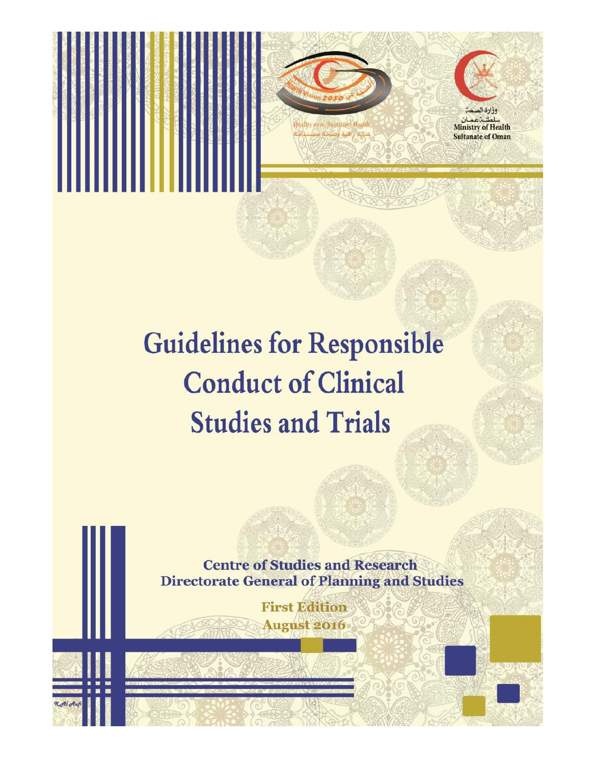وزارة الصحة
سلطنة عمان
Ministry of Health
Sultanate of Oman

Health Vision 2050

Quality care, Sustained Health

عناية راقية وصحة مستدامة

# Guidelines for Responsible Conduct of Clinical Studies and Trials

**Centre of Studies and Research**
**Directorate General of Planning and Studies**

**First Edition**
**August 2016**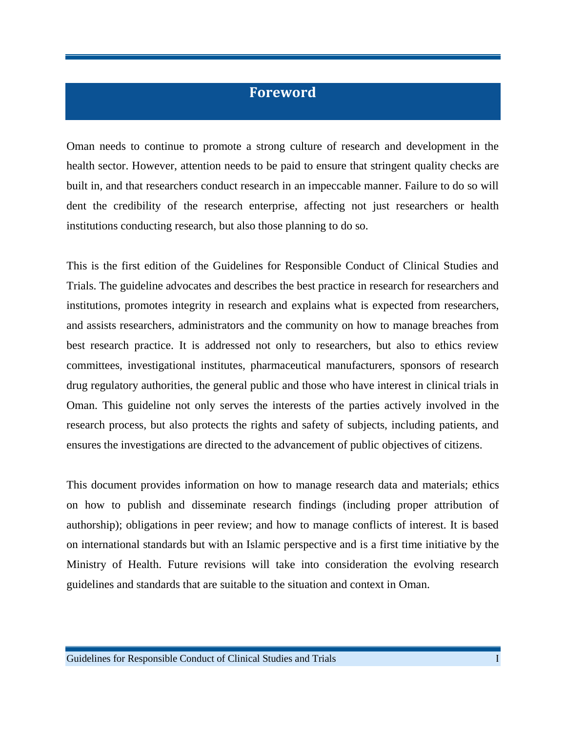# Foreword

Oman needs to continue to promote a strong culture of research and development in the health sector. However, attention needs to be paid to ensure that stringent quality checks are built in, and that researchers conduct research in an impeccable manner. Failure to do so will dent the credibility of the research enterprise, affecting not just researchers or health institutions conducting research, but also those planning to do so.

This is the first edition of the Guidelines for Responsible Conduct of Clinical Studies and Trials. The guideline advocates and describes the best practice in research for researchers and institutions, promotes integrity in research and explains what is expected from researchers, and assists researchers, administrators and the community on how to manage breaches from best research practice. It is addressed not only to researchers, but also to ethics review committees, investigational institutes, pharmaceutical manufacturers, sponsors of research drug regulatory authorities, the general public and those who have interest in clinical trials in Oman. This guideline not only serves the interests of the parties actively involved in the research process, but also protects the rights and safety of subjects, including patients, and ensures the investigations are directed to the advancement of public objectives of citizens.

This document provides information on how to manage research data and materials; ethics on how to publish and disseminate research findings (including proper attribution of authorship); obligations in peer review; and how to manage conflicts of interest. It is based on international standards but with an Islamic perspective and is a first time initiative by the Ministry of Health. Future revisions will take into consideration the evolving research guidelines and standards that are suitable to the situation and context in Oman.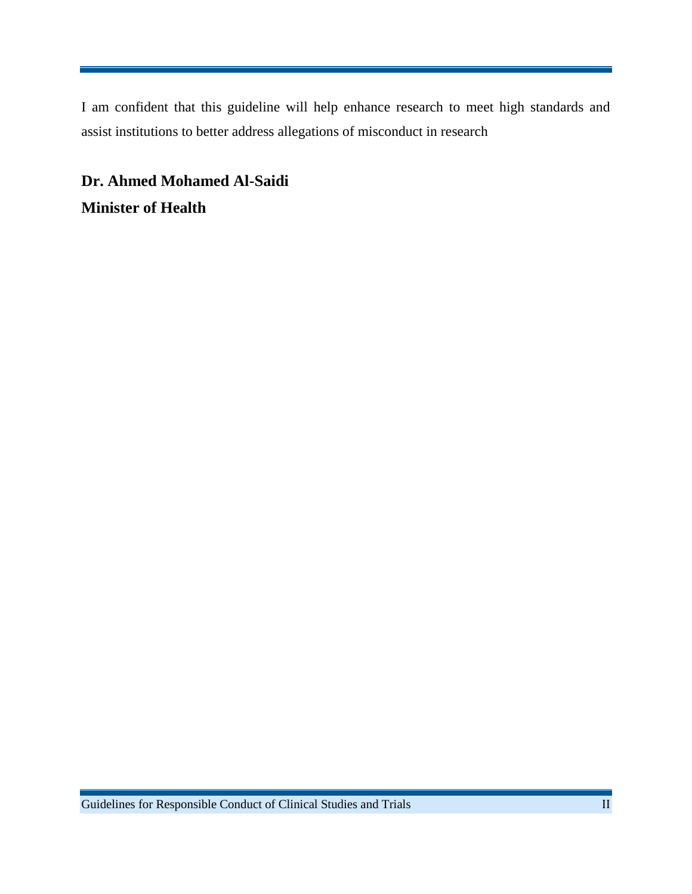I am confident that this guideline will help enhance research to meet high standards and assist institutions to better address allegations of misconduct in research

**Dr. Ahmed Mohamed Al-Saidi**

**Minister of Health**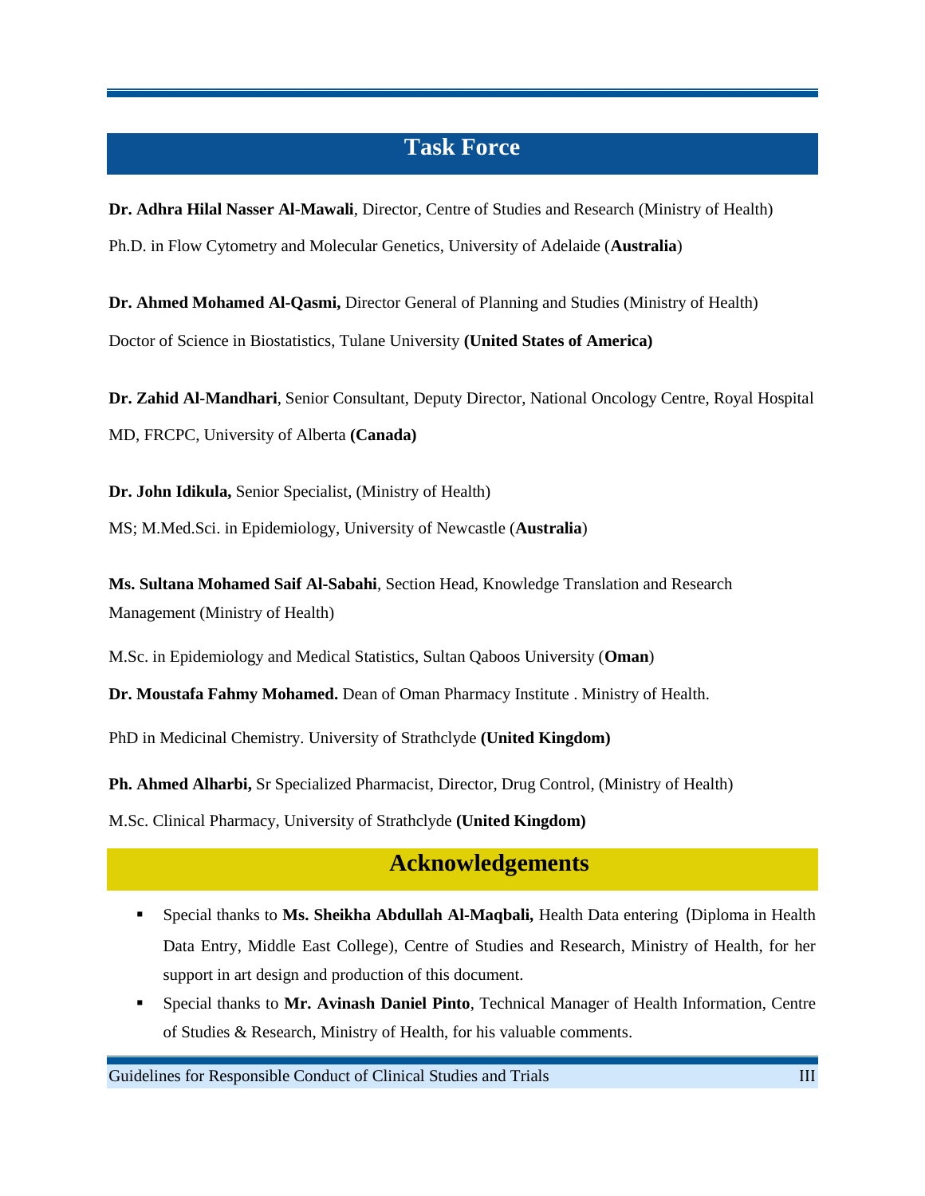## Task Force

**Dr. Adhra Hilal Nasser Al-Mawali**, Director, Centre of Studies and Research (Ministry of Health)

Ph.D. in Flow Cytometry and Molecular Genetics, University of Adelaide (**Australia**)

**Dr. Ahmed Mohamed Al-Qasmi,** Director General of Planning and Studies (Ministry of Health)

Doctor of Science in Biostatistics, Tulane University **(United States of America)**

**Dr. Zahid Al-Mandhari**, Senior Consultant, Deputy Director, National Oncology Centre, Royal Hospital

MD, FRCPC, University of Alberta **(Canada)**

**Dr. John Idikula,** Senior Specialist, (Ministry of Health)

MS; M.Med.Sci. in Epidemiology, University of Newcastle (**Australia**)

**Ms. Sultana Mohamed Saif Al-Sabahi**, Section Head, Knowledge Translation and Research Management (Ministry of Health)

M.Sc. in Epidemiology and Medical Statistics, Sultan Qaboos University (**Oman**)

**Dr. Moustafa Fahmy Mohamed.** Dean of Oman Pharmacy Institute . Ministry of Health.

PhD in Medicinal Chemistry. University of Strathclyde **(United Kingdom)**

**Ph. Ahmed Alharbi,** Sr Specialized Pharmacist, Director, Drug Control, (Ministry of Health)

M.Sc. Clinical Pharmacy, University of Strathclyde **(United Kingdom)**

## Acknowledgements

- Special thanks to **Ms. Sheikha Abdullah Al-Maqbali,** Health Data entering (Diploma in Health Data Entry, Middle East College), Centre of Studies and Research, Ministry of Health, for her support in art design and production of this document.
- Special thanks to **Mr. Avinash Daniel Pinto**, Technical Manager of Health Information, Centre of Studies & Research, Ministry of Health, for his valuable comments.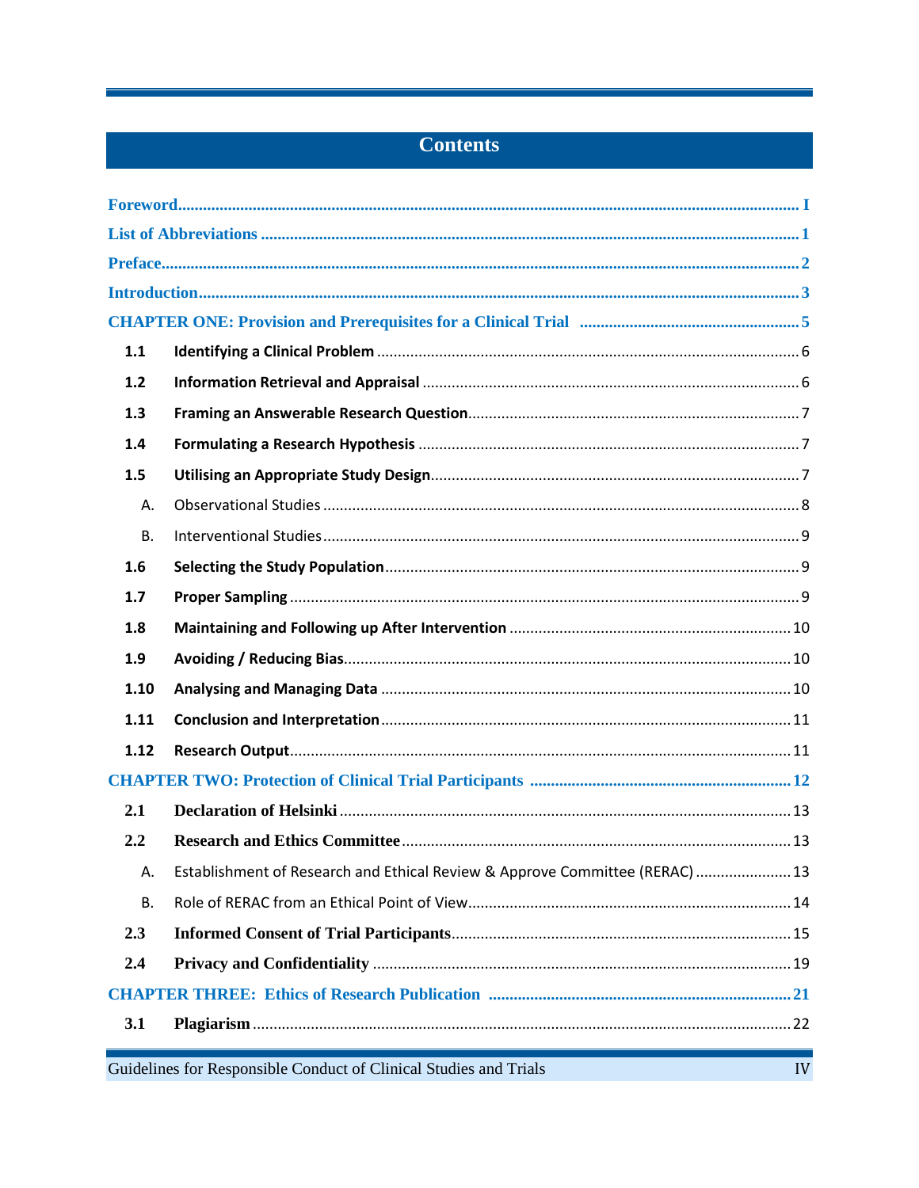# Contents

**Foreword** ..... I

**List of Abbreviations** ..... 1

**Preface** ..... 2

**Introduction** ..... 3

**CHAPTER ONE: Provision and Prerequisites for a Clinical Trial** ..... 5

- **1.1 Identifying a Clinical Problem** ..... 6
- **1.2 Information Retrieval and Appraisal** ..... 6
- **1.3 Framing an Answerable Research Question** ..... 7
- **1.4 Formulating a Research Hypothesis** ..... 7
- **1.5 Utilising an Appropriate Study Design** ..... 7
  - A. Observational Studies ..... 8
  - B. Interventional Studies ..... 9
- **1.6 Selecting the Study Population** ..... 9
- **1.7 Proper Sampling** ..... 9
- **1.8 Maintaining and Following up After Intervention** ..... 10
- **1.9 Avoiding / Reducing Bias** ..... 10
- **1.10 Analysing and Managing Data** ..... 10
- **1.11 Conclusion and Interpretation** ..... 11
- **1.12 Research Output** ..... 11

**CHAPTER TWO: Protection of Clinical Trial Participants** ..... 12

- **2.1 Declaration of Helsinki** ..... 13
- **2.2 Research and Ethics Committee** ..... 13
  - A. Establishment of Research and Ethical Review & Approve Committee (RERAC) ..... 13
  - B. Role of RERAC from an Ethical Point of View ..... 14
- **2.3 Informed Consent of Trial Participants** ..... 15
- **2.4 Privacy and Confidentiality** ..... 19

**CHAPTER THREE: Ethics of Research Publication** ..... 21

- **3.1 Plagiarism** ..... 22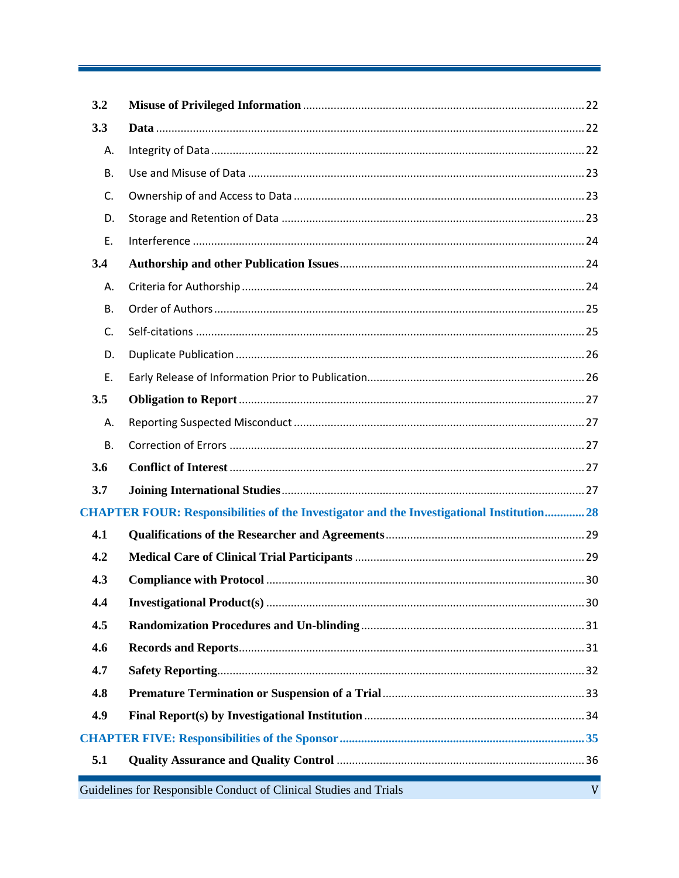| | | |
|---|---|---|
| **3.2** | **Misuse of Privileged Information** | 22 |
| **3.3** | **Data** | 22 |
| A. | Integrity of Data | 22 |
| B. | Use and Misuse of Data | 23 |
| C. | Ownership of and Access to Data | 23 |
| D. | Storage and Retention of Data | 23 |
| E. | Interference | 24 |
| **3.4** | **Authorship and other Publication Issues** | 24 |
| A. | Criteria for Authorship | 24 |
| B. | Order of Authors | 25 |
| C. | Self-citations | 25 |
| D. | Duplicate Publication | 26 |
| E. | Early Release of Information Prior to Publication | 26 |
| **3.5** | **Obligation to Report** | 27 |
| A. | Reporting Suspected Misconduct | 27 |
| B. | Correction of Errors | 27 |
| **3.6** | **Conflict of Interest** | 27 |
| **3.7** | **Joining International Studies** | 27 |
| **CHAPTER FOUR: Responsibilities of the Investigator and the Investigational Institution** | | **28** |
| **4.1** | **Qualifications of the Researcher and Agreements** | 29 |
| **4.2** | **Medical Care of Clinical Trial Participants** | 29 |
| **4.3** | **Compliance with Protocol** | 30 |
| **4.4** | **Investigational Product(s)** | 30 |
| **4.5** | **Randomization Procedures and Un-blinding** | 31 |
| **4.6** | **Records and Reports** | 31 |
| **4.7** | **Safety Reporting** | 32 |
| **4.8** | **Premature Termination or Suspension of a Trial** | 33 |
| **4.9** | **Final Report(s) by Investigational Institution** | 34 |
| **CHAPTER FIVE: Responsibilities of the Sponsor** | | **35** |
| **5.1** | **Quality Assurance and Quality Control** | 36 |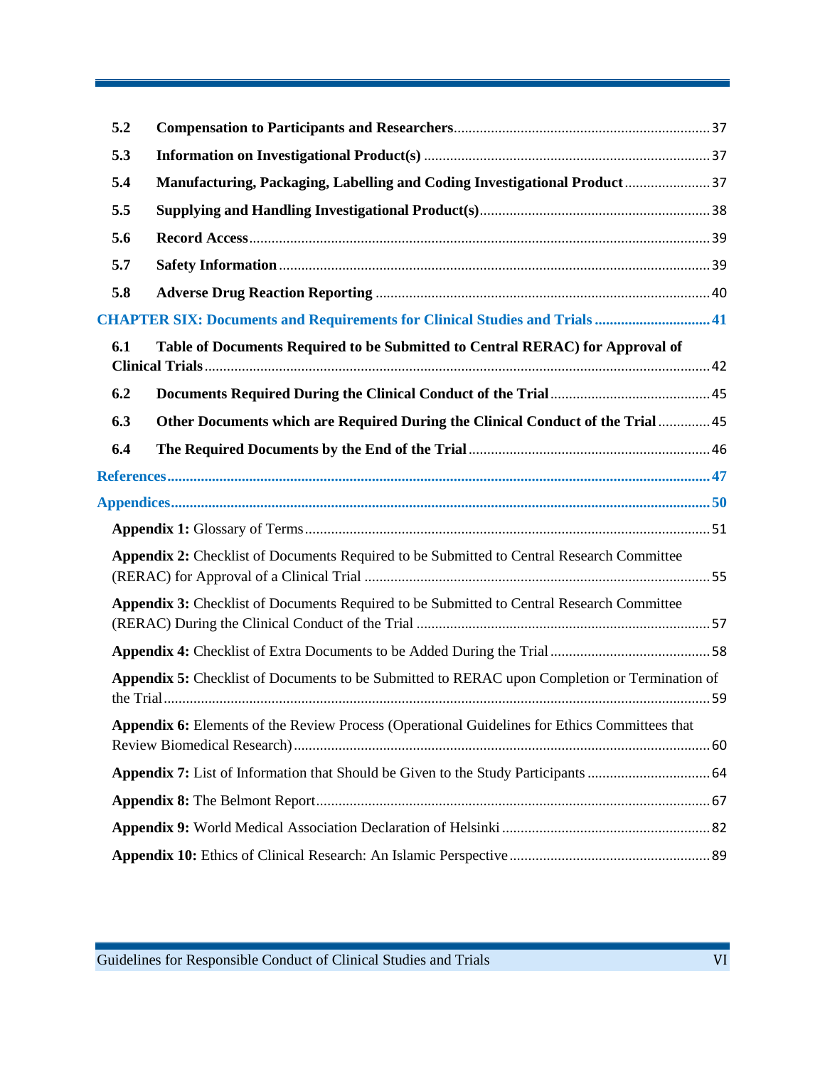**5.2 Compensation to Participants and Researchers** .......... 37

**5.3 Information on Investigational Product(s)** .......... 37

**5.4 Manufacturing, Packaging, Labelling and Coding Investigational Product** .......... 37

**5.5 Supplying and Handling Investigational Product(s)** .......... 38

**5.6 Record Access** .......... 39

**5.7 Safety Information** .......... 39

**5.8 Adverse Drug Reaction Reporting** .......... 40

**CHAPTER SIX: Documents and Requirements for Clinical Studies and Trials** .......... 41

**6.1 Table of Documents Required to be Submitted to Central RERAC) for Approval of Clinical Trials** .......... 42

**6.2 Documents Required During the Clinical Conduct of the Trial** .......... 45

**6.3 Other Documents which are Required During the Clinical Conduct of the Trial** .......... 45

**6.4 The Required Documents by the End of the Trial** .......... 46

**References** .......... 47

**Appendices** .......... 50

**Appendix 1:** Glossary of Terms .......... 51

**Appendix 2:** Checklist of Documents Required to be Submitted to Central Research Committee (RERAC) for Approval of a Clinical Trial .......... 55

**Appendix 3:** Checklist of Documents Required to be Submitted to Central Research Committee (RERAC) During the Clinical Conduct of the Trial .......... 57

**Appendix 4:** Checklist of Extra Documents to be Added During the Trial .......... 58

**Appendix 5:** Checklist of Documents to be Submitted to RERAC upon Completion or Termination of the Trial .......... 59

**Appendix 6:** Elements of the Review Process (Operational Guidelines for Ethics Committees that Review Biomedical Research) .......... 60

**Appendix 7:** List of Information that Should be Given to the Study Participants .......... 64

**Appendix 8:** The Belmont Report .......... 67

**Appendix 9:** World Medical Association Declaration of Helsinki .......... 82

**Appendix 10:** Ethics of Clinical Research: An Islamic Perspective .......... 89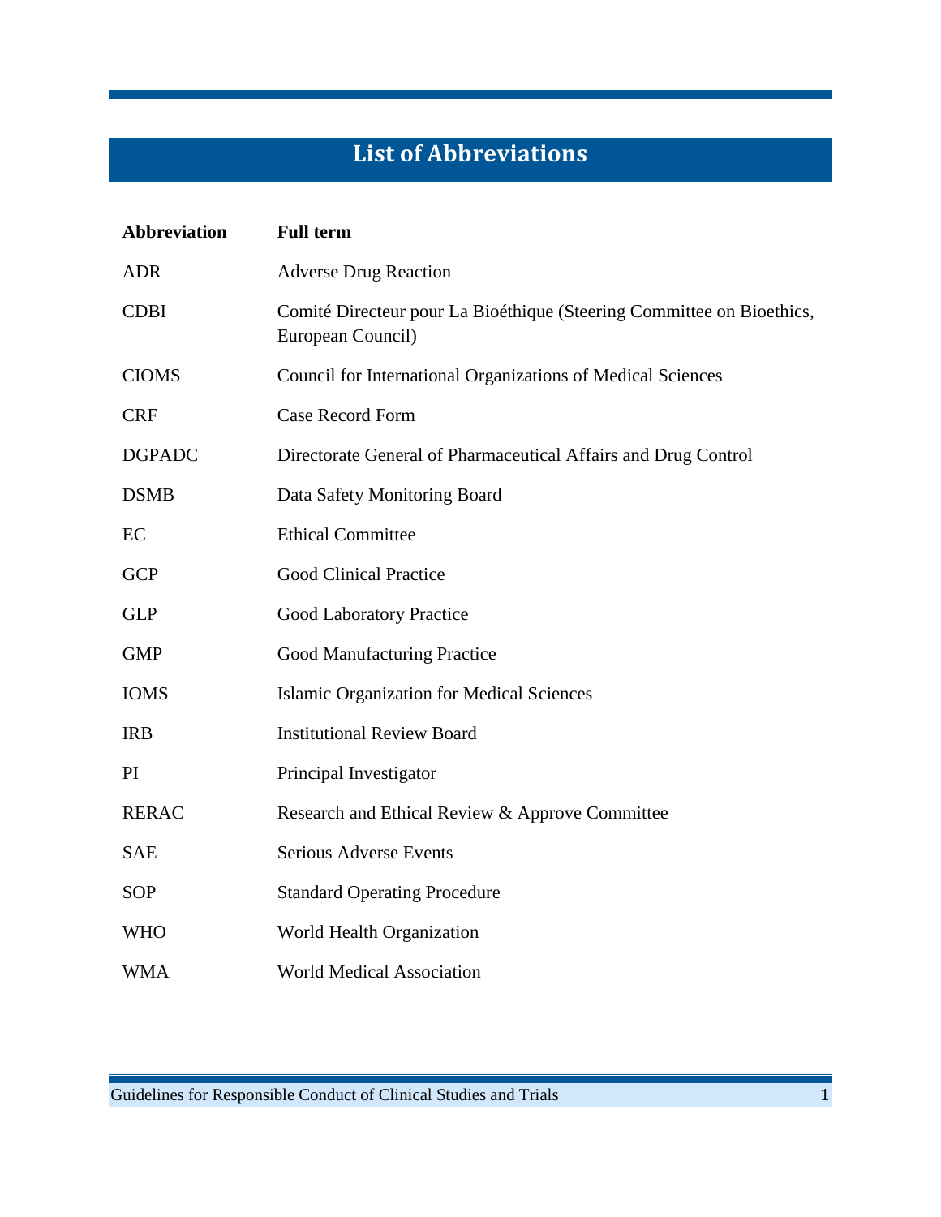# List of Abbreviations

| Abbreviation | Full term |
| --- | --- |
| ADR | Adverse Drug Reaction |
| CDBI | Comité Directeur pour La Bioéthique (Steering Committee on Bioethics, European Council) |
| CIOMS | Council for International Organizations of Medical Sciences |
| CRF | Case Record Form |
| DGPADC | Directorate General of Pharmaceutical Affairs and Drug Control |
| DSMB | Data Safety Monitoring Board |
| EC | Ethical Committee |
| GCP | Good Clinical Practice |
| GLP | Good Laboratory Practice |
| GMP | Good Manufacturing Practice |
| IOMS | Islamic Organization for Medical Sciences |
| IRB | Institutional Review Board |
| PI | Principal Investigator |
| RERAC | Research and Ethical Review & Approve Committee |
| SAE | Serious Adverse Events |
| SOP | Standard Operating Procedure |
| WHO | World Health Organization |
| WMA | World Medical Association |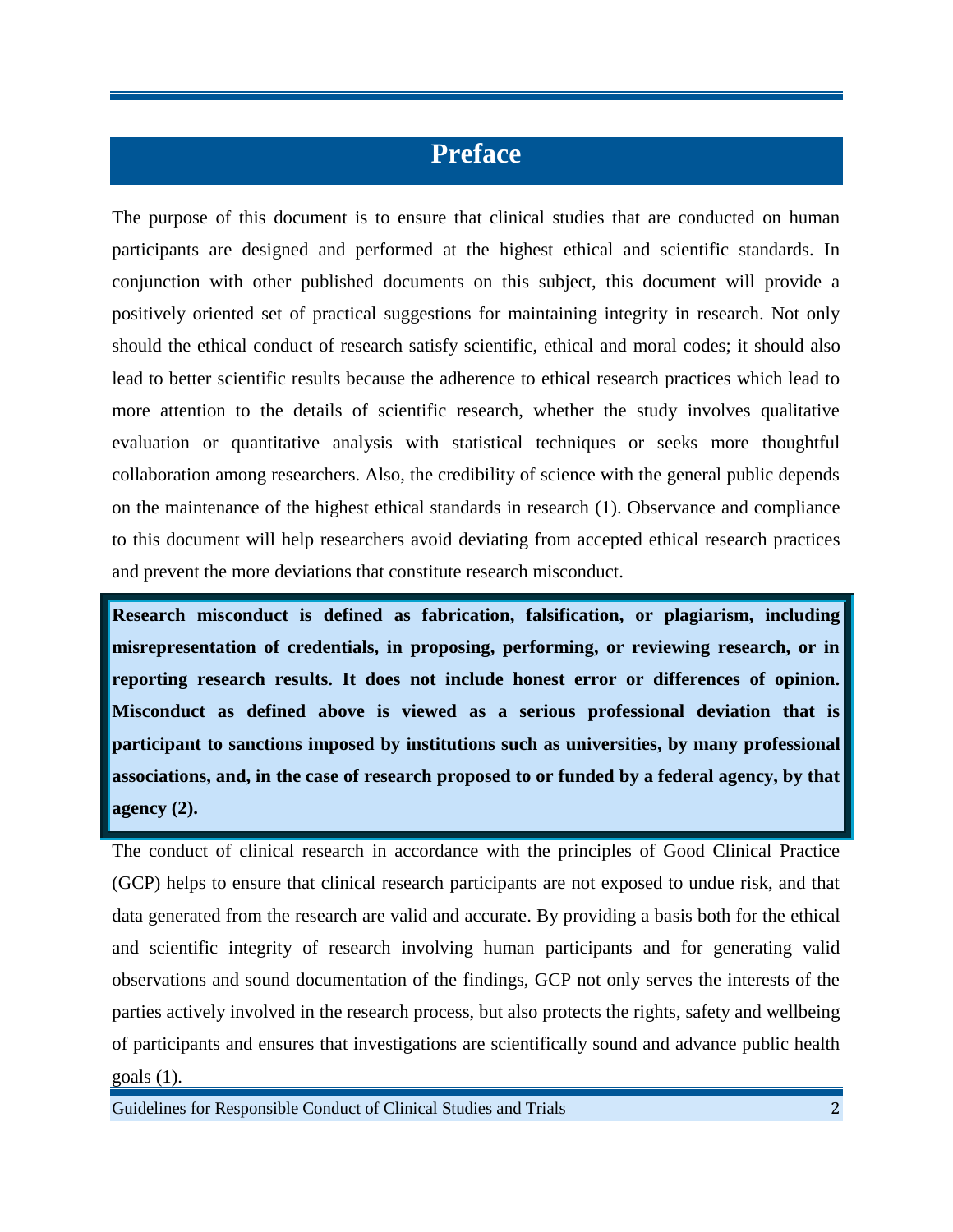# Preface

The purpose of this document is to ensure that clinical studies that are conducted on human participants are designed and performed at the highest ethical and scientific standards. In conjunction with other published documents on this subject, this document will provide a positively oriented set of practical suggestions for maintaining integrity in research. Not only should the ethical conduct of research satisfy scientific, ethical and moral codes; it should also lead to better scientific results because the adherence to ethical research practices which lead to more attention to the details of scientific research, whether the study involves qualitative evaluation or quantitative analysis with statistical techniques or seeks more thoughtful collaboration among researchers. Also, the credibility of science with the general public depends on the maintenance of the highest ethical standards in research (1). Observance and compliance to this document will help researchers avoid deviating from accepted ethical research practices and prevent the more deviations that constitute research misconduct.

**Research misconduct is defined as fabrication, falsification, or plagiarism, including misrepresentation of credentials, in proposing, performing, or reviewing research, or in reporting research results. It does not include honest error or differences of opinion. Misconduct as defined above is viewed as a serious professional deviation that is participant to sanctions imposed by institutions such as universities, by many professional associations, and, in the case of research proposed to or funded by a federal agency, by that agency (2).**

The conduct of clinical research in accordance with the principles of Good Clinical Practice (GCP) helps to ensure that clinical research participants are not exposed to undue risk, and that data generated from the research are valid and accurate. By providing a basis both for the ethical and scientific integrity of research involving human participants and for generating valid observations and sound documentation of the findings, GCP not only serves the interests of the parties actively involved in the research process, but also protects the rights, safety and wellbeing of participants and ensures that investigations are scientifically sound and advance public health goals (1).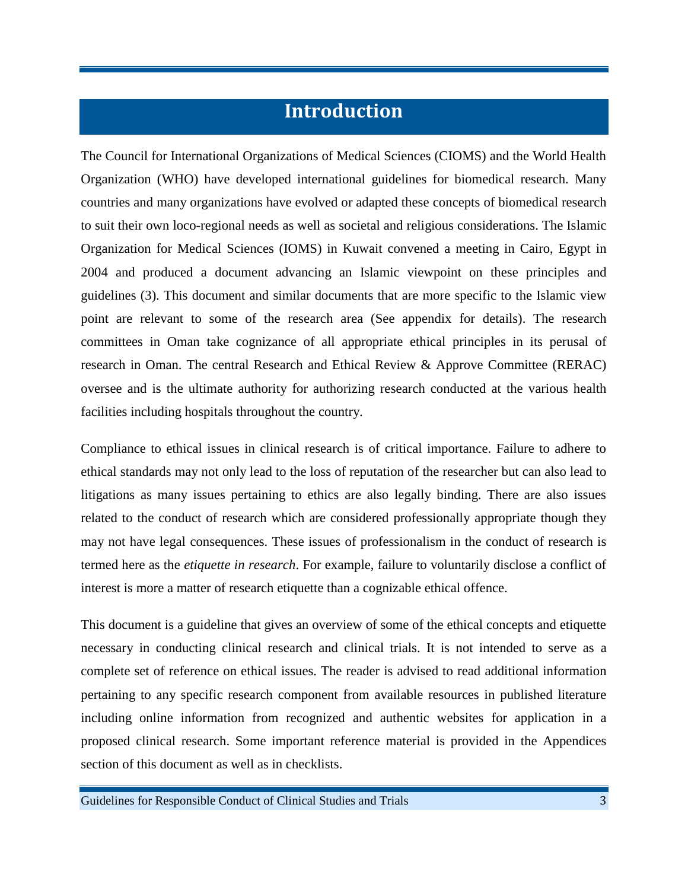# Introduction

The Council for International Organizations of Medical Sciences (CIOMS) and the World Health Organization (WHO) have developed international guidelines for biomedical research. Many countries and many organizations have evolved or adapted these concepts of biomedical research to suit their own loco-regional needs as well as societal and religious considerations. The Islamic Organization for Medical Sciences (IOMS) in Kuwait convened a meeting in Cairo, Egypt in 2004 and produced a document advancing an Islamic viewpoint on these principles and guidelines (3). This document and similar documents that are more specific to the Islamic view point are relevant to some of the research area (See appendix for details). The research committees in Oman take cognizance of all appropriate ethical principles in its perusal of research in Oman. The central Research and Ethical Review & Approve Committee (RERAC) oversee and is the ultimate authority for authorizing research conducted at the various health facilities including hospitals throughout the country.

Compliance to ethical issues in clinical research is of critical importance. Failure to adhere to ethical standards may not only lead to the loss of reputation of the researcher but can also lead to litigations as many issues pertaining to ethics are also legally binding. There are also issues related to the conduct of research which are considered professionally appropriate though they may not have legal consequences. These issues of professionalism in the conduct of research is termed here as the *etiquette in research*. For example, failure to voluntarily disclose a conflict of interest is more a matter of research etiquette than a cognizable ethical offence.

This document is a guideline that gives an overview of some of the ethical concepts and etiquette necessary in conducting clinical research and clinical trials. It is not intended to serve as a complete set of reference on ethical issues. The reader is advised to read additional information pertaining to any specific research component from available resources in published literature including online information from recognized and authentic websites for application in a proposed clinical research. Some important reference material is provided in the Appendices section of this document as well as in checklists.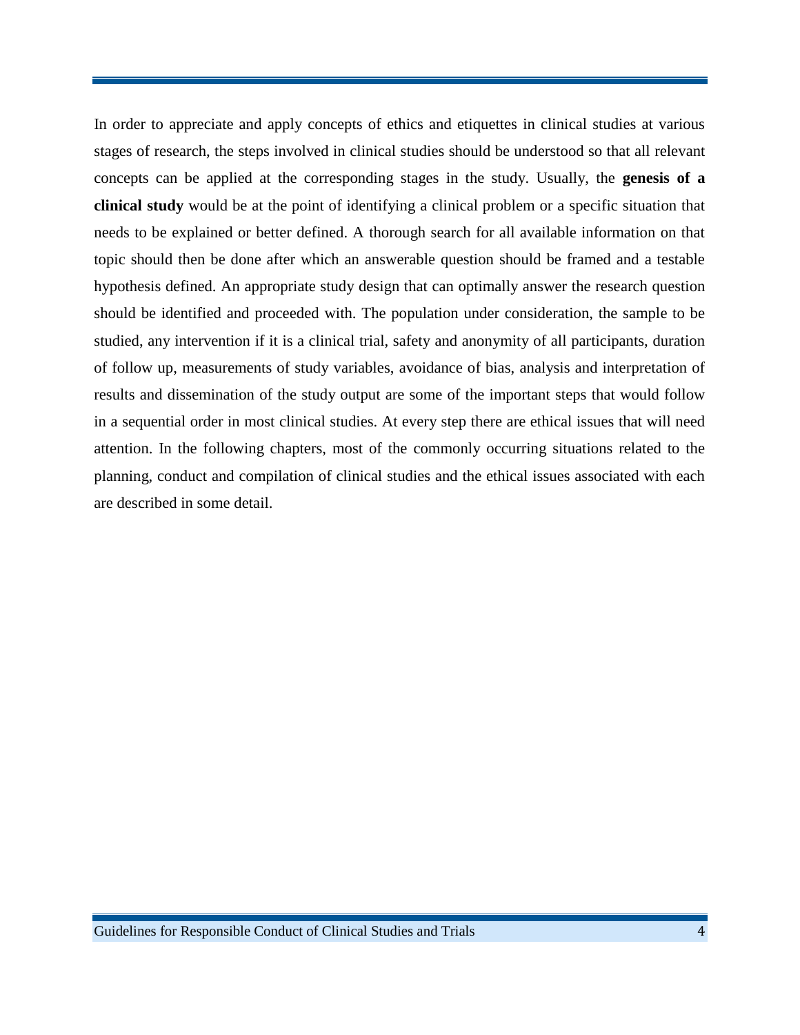In order to appreciate and apply concepts of ethics and etiquettes in clinical studies at various stages of research, the steps involved in clinical studies should be understood so that all relevant concepts can be applied at the corresponding stages in the study. Usually, the **genesis of a clinical study** would be at the point of identifying a clinical problem or a specific situation that needs to be explained or better defined. A thorough search for all available information on that topic should then be done after which an answerable question should be framed and a testable hypothesis defined. An appropriate study design that can optimally answer the research question should be identified and proceeded with. The population under consideration, the sample to be studied, any intervention if it is a clinical trial, safety and anonymity of all participants, duration of follow up, measurements of study variables, avoidance of bias, analysis and interpretation of results and dissemination of the study output are some of the important steps that would follow in a sequential order in most clinical studies. At every step there are ethical issues that will need attention. In the following chapters, most of the commonly occurring situations related to the planning, conduct and compilation of clinical studies and the ethical issues associated with each are described in some detail.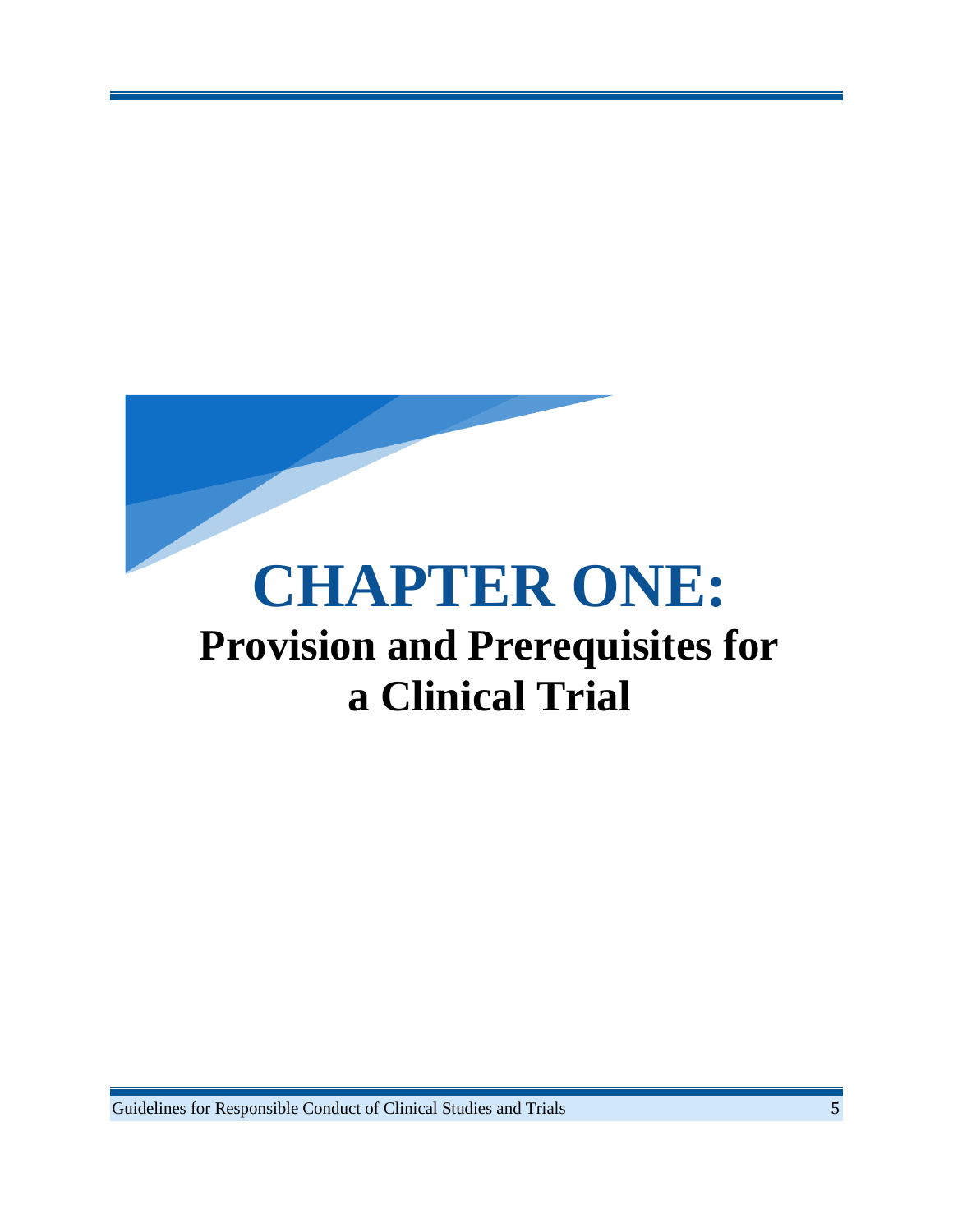# CHAPTER ONE:

## Provision and Prerequisites for a Clinical Trial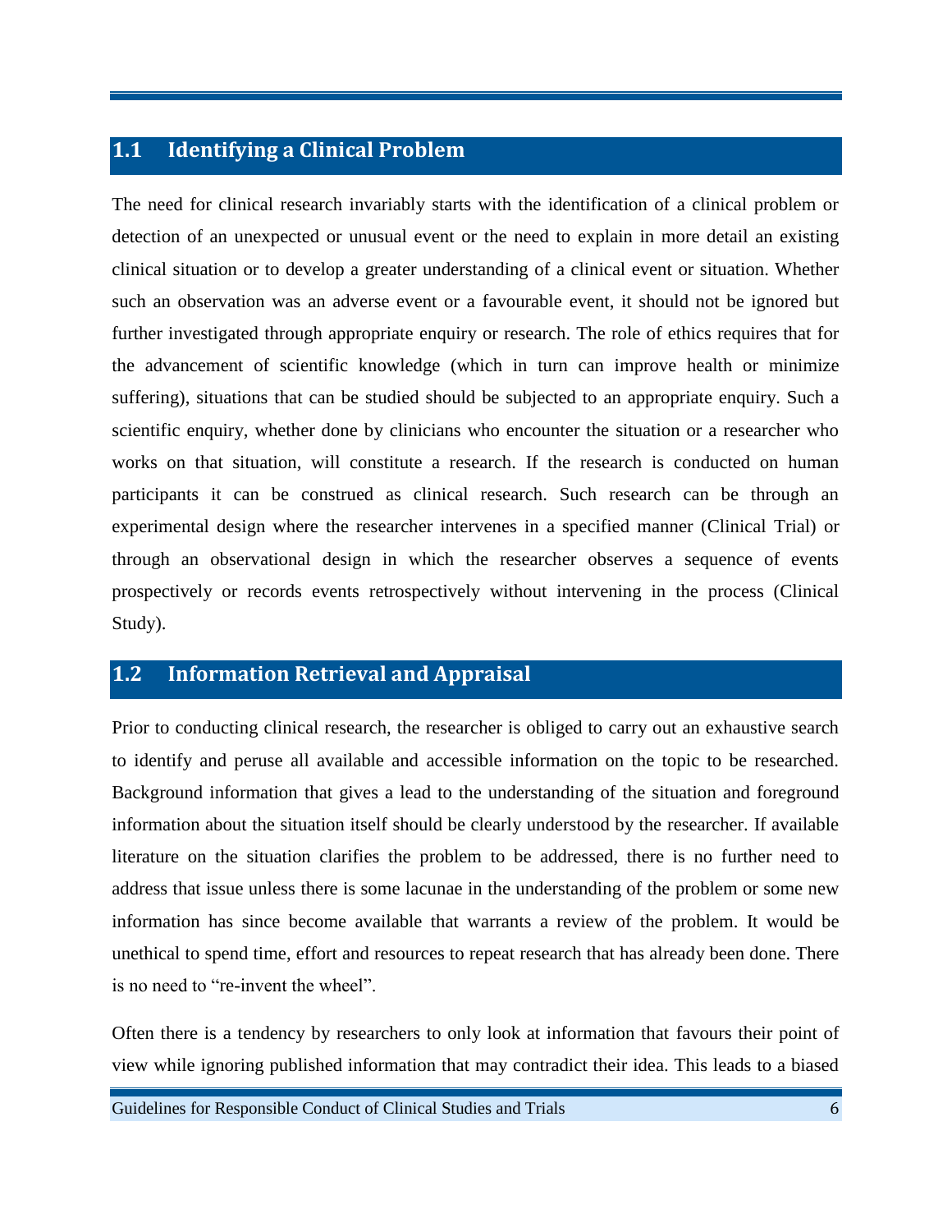## 1.1 Identifying a Clinical Problem

The need for clinical research invariably starts with the identification of a clinical problem or detection of an unexpected or unusual event or the need to explain in more detail an existing clinical situation or to develop a greater understanding of a clinical event or situation. Whether such an observation was an adverse event or a favourable event, it should not be ignored but further investigated through appropriate enquiry or research. The role of ethics requires that for the advancement of scientific knowledge (which in turn can improve health or minimize suffering), situations that can be studied should be subjected to an appropriate enquiry. Such a scientific enquiry, whether done by clinicians who encounter the situation or a researcher who works on that situation, will constitute a research. If the research is conducted on human participants it can be construed as clinical research. Such research can be through an experimental design where the researcher intervenes in a specified manner (Clinical Trial) or through an observational design in which the researcher observes a sequence of events prospectively or records events retrospectively without intervening in the process (Clinical Study).

## 1.2 Information Retrieval and Appraisal

Prior to conducting clinical research, the researcher is obliged to carry out an exhaustive search to identify and peruse all available and accessible information on the topic to be researched. Background information that gives a lead to the understanding of the situation and foreground information about the situation itself should be clearly understood by the researcher. If available literature on the situation clarifies the problem to be addressed, there is no further need to address that issue unless there is some lacunae in the understanding of the problem or some new information has since become available that warrants a review of the problem. It would be unethical to spend time, effort and resources to repeat research that has already been done. There is no need to "re-invent the wheel".

Often there is a tendency by researchers to only look at information that favours their point of view while ignoring published information that may contradict their idea. This leads to a biased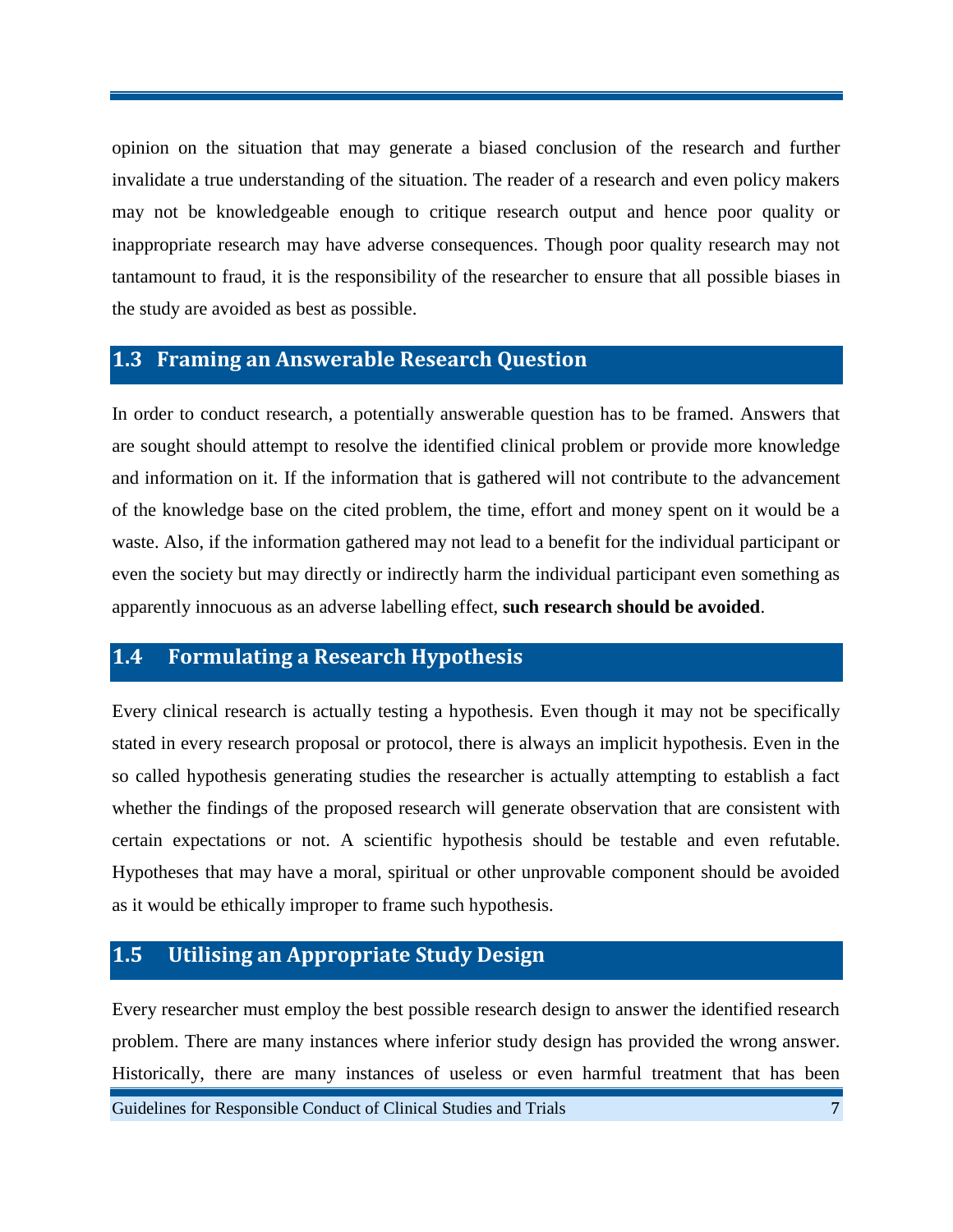opinion on the situation that may generate a biased conclusion of the research and further invalidate a true understanding of the situation. The reader of a research and even policy makers may not be knowledgeable enough to critique research output and hence poor quality or inappropriate research may have adverse consequences. Though poor quality research may not tantamount to fraud, it is the responsibility of the researcher to ensure that all possible biases in the study are avoided as best as possible.

## 1.3 Framing an Answerable Research Question

In order to conduct research, a potentially answerable question has to be framed. Answers that are sought should attempt to resolve the identified clinical problem or provide more knowledge and information on it. If the information that is gathered will not contribute to the advancement of the knowledge base on the cited problem, the time, effort and money spent on it would be a waste. Also, if the information gathered may not lead to a benefit for the individual participant or even the society but may directly or indirectly harm the individual participant even something as apparently innocuous as an adverse labelling effect, **such research should be avoided**.

## 1.4 Formulating a Research Hypothesis

Every clinical research is actually testing a hypothesis. Even though it may not be specifically stated in every research proposal or protocol, there is always an implicit hypothesis. Even in the so called hypothesis generating studies the researcher is actually attempting to establish a fact whether the findings of the proposed research will generate observation that are consistent with certain expectations or not. A scientific hypothesis should be testable and even refutable. Hypotheses that may have a moral, spiritual or other unprovable component should be avoided as it would be ethically improper to frame such hypothesis.

## 1.5 Utilising an Appropriate Study Design

Every researcher must employ the best possible research design to answer the identified research problem. There are many instances where inferior study design has provided the wrong answer. Historically, there are many instances of useless or even harmful treatment that has been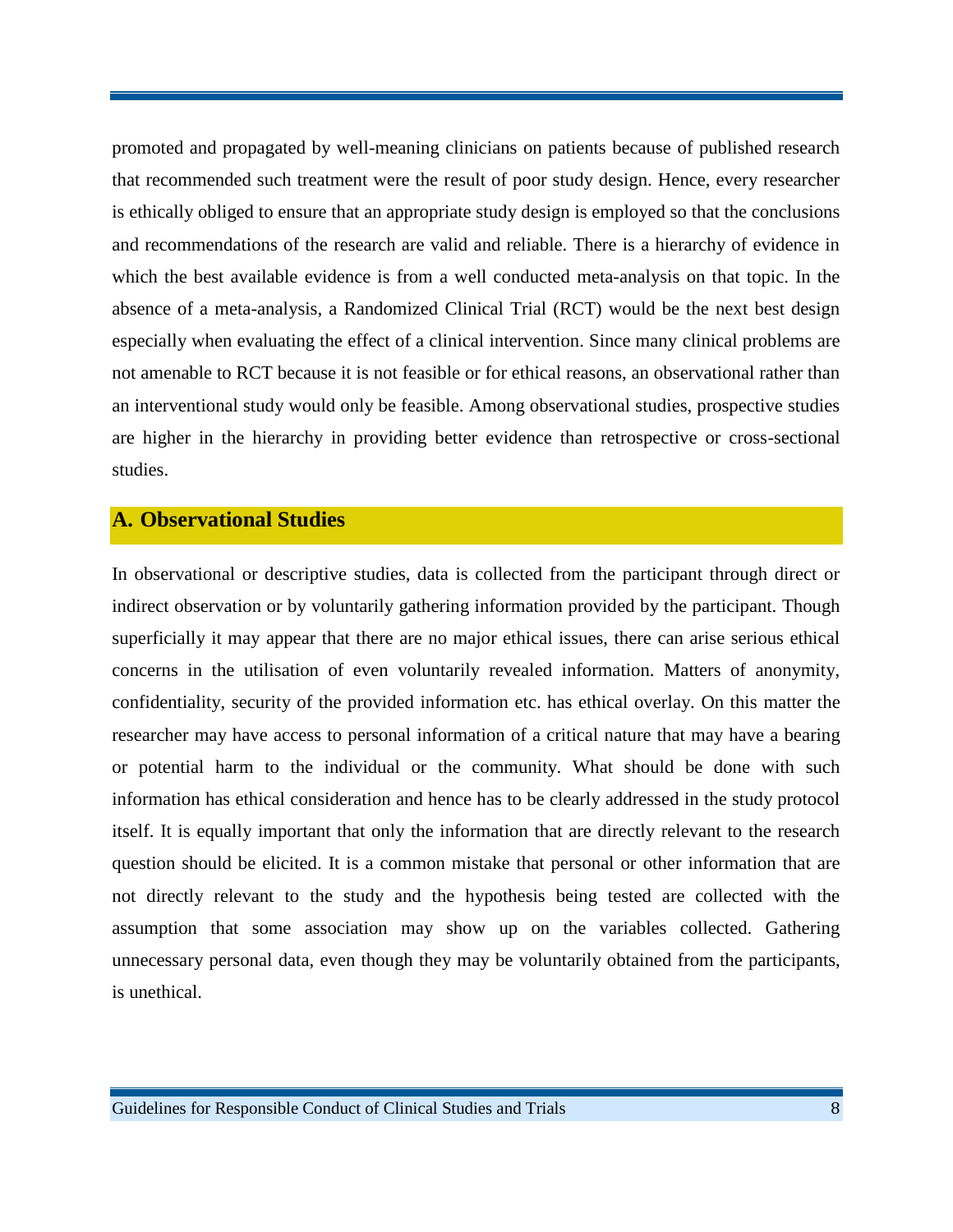promoted and propagated by well-meaning clinicians on patients because of published research that recommended such treatment were the result of poor study design. Hence, every researcher is ethically obliged to ensure that an appropriate study design is employed so that the conclusions and recommendations of the research are valid and reliable. There is a hierarchy of evidence in which the best available evidence is from a well conducted meta-analysis on that topic. In the absence of a meta-analysis, a Randomized Clinical Trial (RCT) would be the next best design especially when evaluating the effect of a clinical intervention. Since many clinical problems are not amenable to RCT because it is not feasible or for ethical reasons, an observational rather than an interventional study would only be feasible. Among observational studies, prospective studies are higher in the hierarchy in providing better evidence than retrospective or cross-sectional studies.

## A. Observational Studies

In observational or descriptive studies, data is collected from the participant through direct or indirect observation or by voluntarily gathering information provided by the participant. Though superficially it may appear that there are no major ethical issues, there can arise serious ethical concerns in the utilisation of even voluntarily revealed information. Matters of anonymity, confidentiality, security of the provided information etc. has ethical overlay. On this matter the researcher may have access to personal information of a critical nature that may have a bearing or potential harm to the individual or the community. What should be done with such information has ethical consideration and hence has to be clearly addressed in the study protocol itself. It is equally important that only the information that are directly relevant to the research question should be elicited. It is a common mistake that personal or other information that are not directly relevant to the study and the hypothesis being tested are collected with the assumption that some association may show up on the variables collected. Gathering unnecessary personal data, even though they may be voluntarily obtained from the participants, is unethical.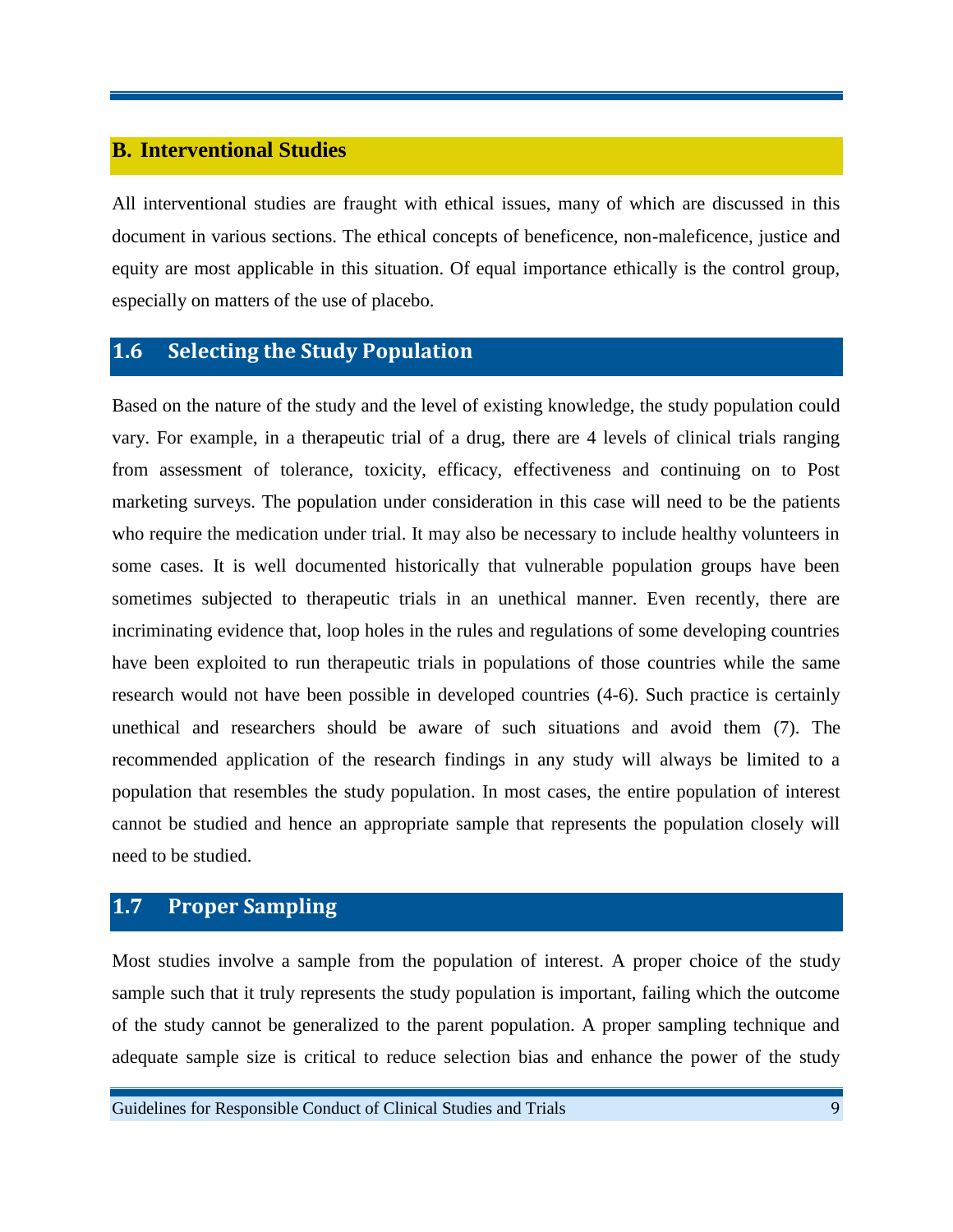## B. Interventional Studies

All interventional studies are fraught with ethical issues, many of which are discussed in this document in various sections. The ethical concepts of beneficence, non-maleficence, justice and equity are most applicable in this situation. Of equal importance ethically is the control group, especially on matters of the use of placebo.

## 1.6 Selecting the Study Population

Based on the nature of the study and the level of existing knowledge, the study population could vary. For example, in a therapeutic trial of a drug, there are 4 levels of clinical trials ranging from assessment of tolerance, toxicity, efficacy, effectiveness and continuing on to Post marketing surveys. The population under consideration in this case will need to be the patients who require the medication under trial. It may also be necessary to include healthy volunteers in some cases. It is well documented historically that vulnerable population groups have been sometimes subjected to therapeutic trials in an unethical manner. Even recently, there are incriminating evidence that, loop holes in the rules and regulations of some developing countries have been exploited to run therapeutic trials in populations of those countries while the same research would not have been possible in developed countries (4-6). Such practice is certainly unethical and researchers should be aware of such situations and avoid them (7). The recommended application of the research findings in any study will always be limited to a population that resembles the study population. In most cases, the entire population of interest cannot be studied and hence an appropriate sample that represents the population closely will need to be studied.

## 1.7 Proper Sampling

Most studies involve a sample from the population of interest. A proper choice of the study sample such that it truly represents the study population is important, failing which the outcome of the study cannot be generalized to the parent population. A proper sampling technique and adequate sample size is critical to reduce selection bias and enhance the power of the study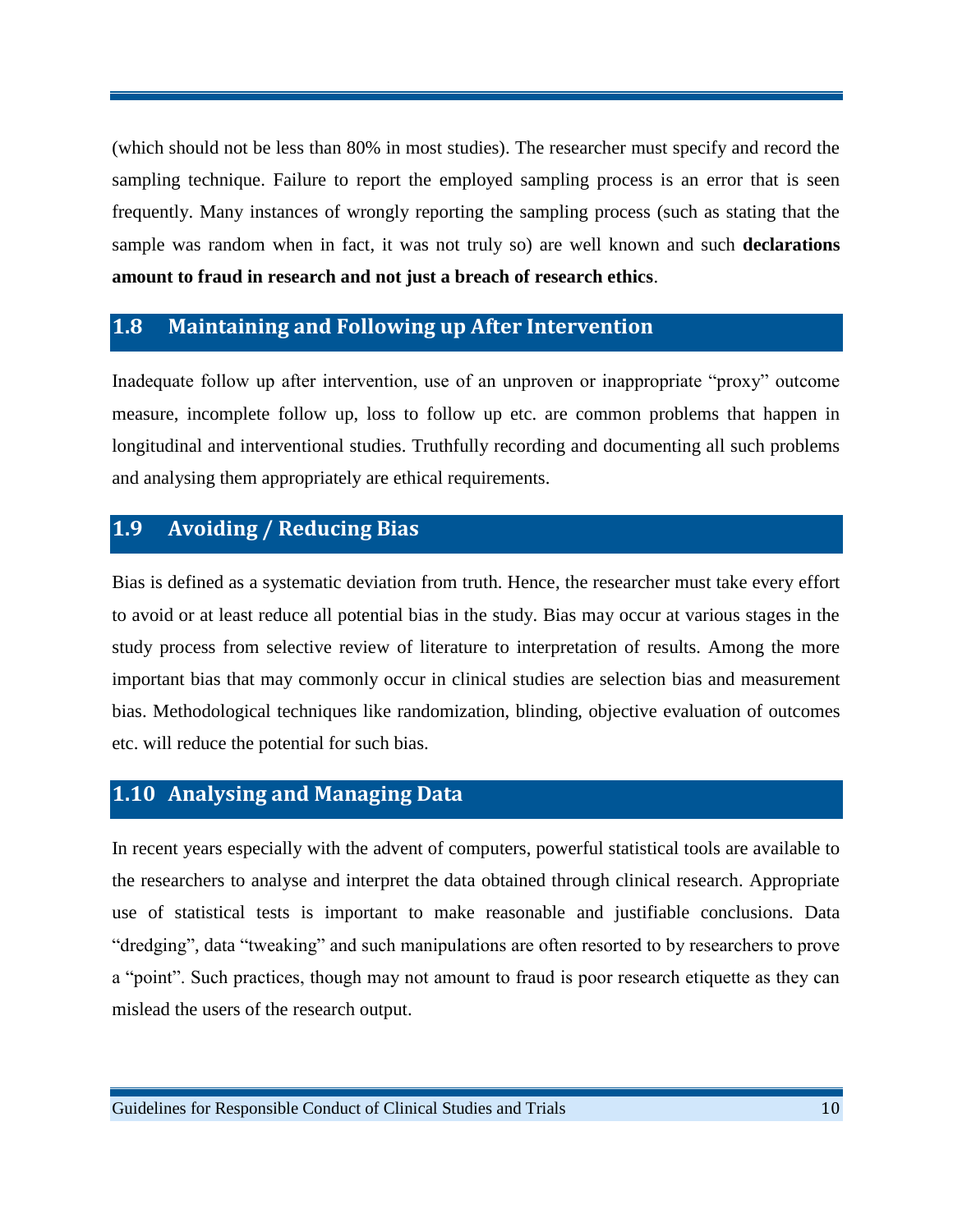(which should not be less than 80% in most studies). The researcher must specify and record the sampling technique. Failure to report the employed sampling process is an error that is seen frequently. Many instances of wrongly reporting the sampling process (such as stating that the sample was random when in fact, it was not truly so) are well known and such **declarations amount to fraud in research and not just a breach of research ethics**.

## 1.8 Maintaining and Following up After Intervention

Inadequate follow up after intervention, use of an unproven or inappropriate "proxy" outcome measure, incomplete follow up, loss to follow up etc. are common problems that happen in longitudinal and interventional studies. Truthfully recording and documenting all such problems and analysing them appropriately are ethical requirements.

## 1.9 Avoiding / Reducing Bias

Bias is defined as a systematic deviation from truth. Hence, the researcher must take every effort to avoid or at least reduce all potential bias in the study. Bias may occur at various stages in the study process from selective review of literature to interpretation of results. Among the more important bias that may commonly occur in clinical studies are selection bias and measurement bias. Methodological techniques like randomization, blinding, objective evaluation of outcomes etc. will reduce the potential for such bias.

## 1.10 Analysing and Managing Data

In recent years especially with the advent of computers, powerful statistical tools are available to the researchers to analyse and interpret the data obtained through clinical research. Appropriate use of statistical tests is important to make reasonable and justifiable conclusions. Data "dredging", data "tweaking" and such manipulations are often resorted to by researchers to prove a "point". Such practices, though may not amount to fraud is poor research etiquette as they can mislead the users of the research output.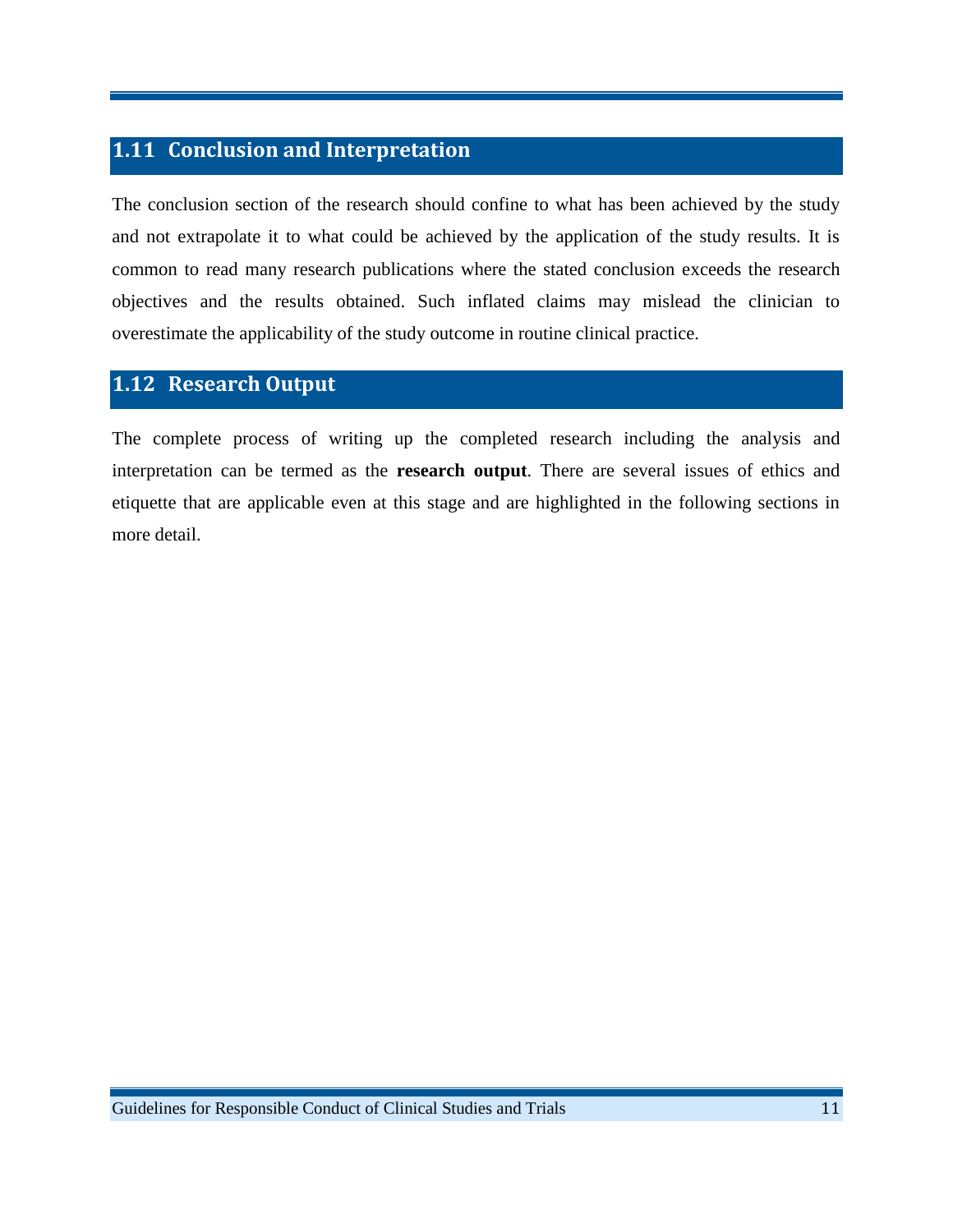## 1.11 Conclusion and Interpretation

The conclusion section of the research should confine to what has been achieved by the study and not extrapolate it to what could be achieved by the application of the study results. It is common to read many research publications where the stated conclusion exceeds the research objectives and the results obtained. Such inflated claims may mislead the clinician to overestimate the applicability of the study outcome in routine clinical practice.

## 1.12 Research Output

The complete process of writing up the completed research including the analysis and interpretation can be termed as the **research output**. There are several issues of ethics and etiquette that are applicable even at this stage and are highlighted in the following sections in more detail.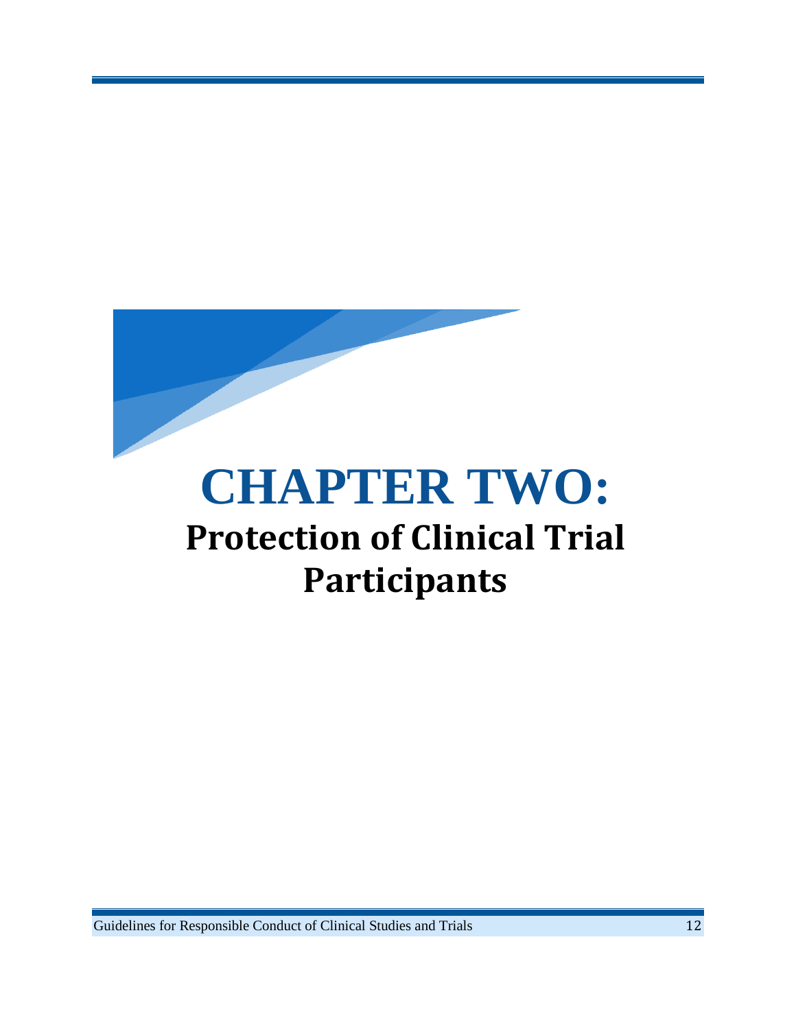# CHAPTER TWO:

## Protection of Clinical Trial Participants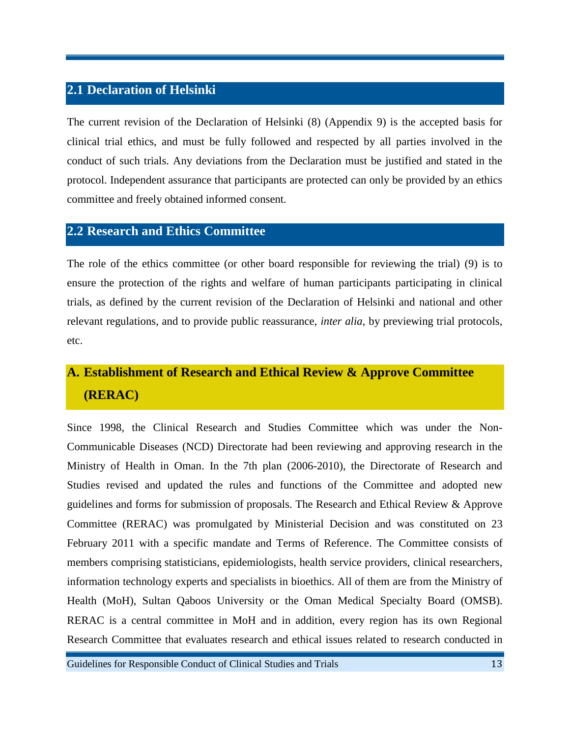## 2.1 Declaration of Helsinki

The current revision of the Declaration of Helsinki (8) (Appendix 9) is the accepted basis for clinical trial ethics, and must be fully followed and respected by all parties involved in the conduct of such trials. Any deviations from the Declaration must be justified and stated in the protocol. Independent assurance that participants are protected can only be provided by an ethics committee and freely obtained informed consent.

## 2.2 Research and Ethics Committee

The role of the ethics committee (or other board responsible for reviewing the trial) (9) is to ensure the protection of the rights and welfare of human participants participating in clinical trials, as defined by the current revision of the Declaration of Helsinki and national and other relevant regulations, and to provide public reassurance, *inter alia*, by previewing trial protocols, etc.

### A. Establishment of Research and Ethical Review & Approve Committee (RERAC)

Since 1998, the Clinical Research and Studies Committee which was under the Non-Communicable Diseases (NCD) Directorate had been reviewing and approving research in the Ministry of Health in Oman. In the 7th plan (2006-2010), the Directorate of Research and Studies revised and updated the rules and functions of the Committee and adopted new guidelines and forms for submission of proposals. The Research and Ethical Review & Approve Committee (RERAC) was promulgated by Ministerial Decision and was constituted on 23 February 2011 with a specific mandate and Terms of Reference. The Committee consists of members comprising statisticians, epidemiologists, health service providers, clinical researchers, information technology experts and specialists in bioethics. All of them are from the Ministry of Health (MoH), Sultan Qaboos University or the Oman Medical Specialty Board (OMSB). RERAC is a central committee in MoH and in addition, every region has its own Regional Research Committee that evaluates research and ethical issues related to research conducted in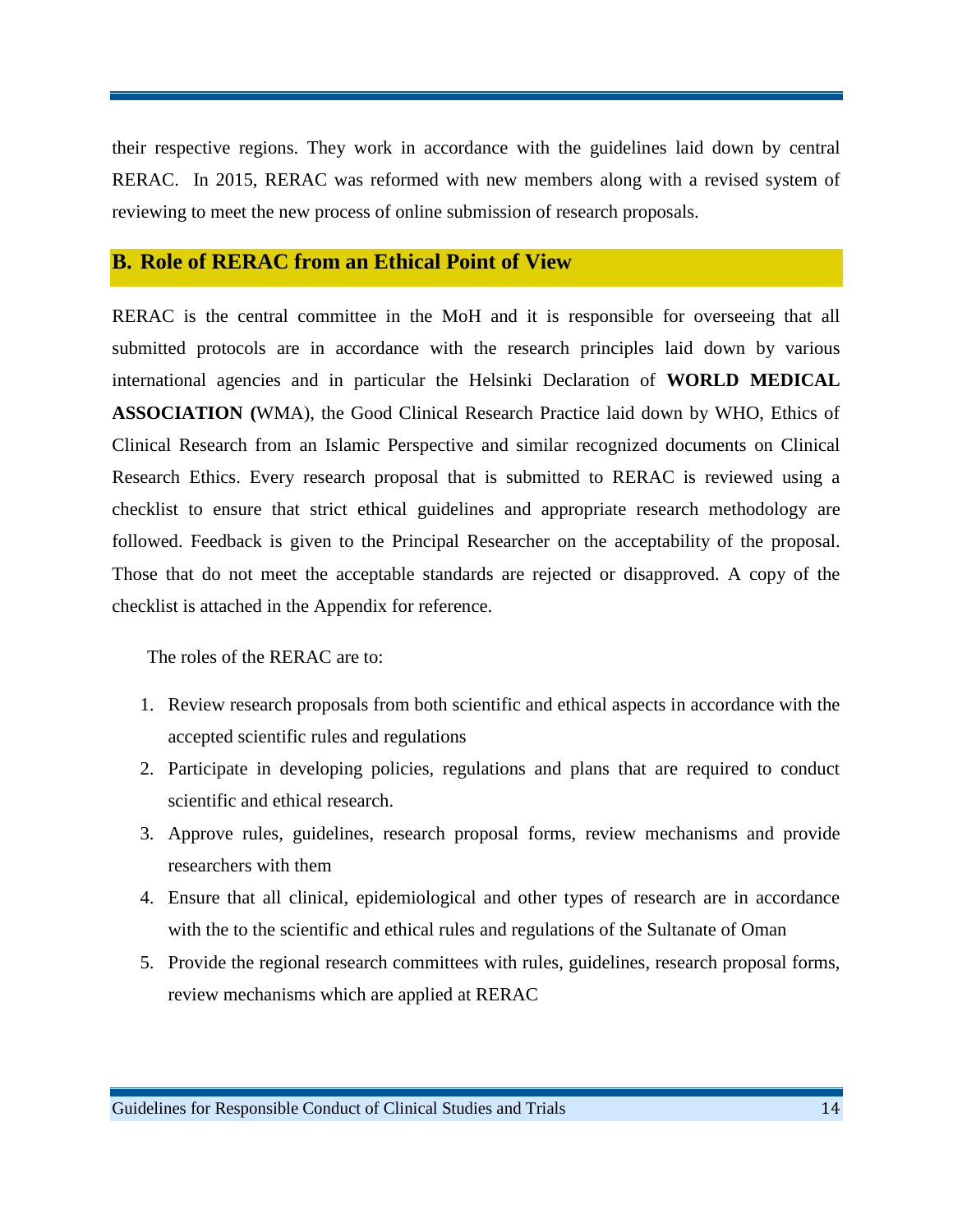their respective regions. They work in accordance with the guidelines laid down by central RERAC. In 2015, RERAC was reformed with new members along with a revised system of reviewing to meet the new process of online submission of research proposals.

## B. Role of RERAC from an Ethical Point of View

RERAC is the central committee in the MoH and it is responsible for overseeing that all submitted protocols are in accordance with the research principles laid down by various international agencies and in particular the Helsinki Declaration of **WORLD MEDICAL ASSOCIATION (**WMA), the Good Clinical Research Practice laid down by WHO, Ethics of Clinical Research from an Islamic Perspective and similar recognized documents on Clinical Research Ethics. Every research proposal that is submitted to RERAC is reviewed using a checklist to ensure that strict ethical guidelines and appropriate research methodology are followed. Feedback is given to the Principal Researcher on the acceptability of the proposal. Those that do not meet the acceptable standards are rejected or disapproved. A copy of the checklist is attached in the Appendix for reference.

The roles of the RERAC are to:

1. Review research proposals from both scientific and ethical aspects in accordance with the accepted scientific rules and regulations
2. Participate in developing policies, regulations and plans that are required to conduct scientific and ethical research.
3. Approve rules, guidelines, research proposal forms, review mechanisms and provide researchers with them
4. Ensure that all clinical, epidemiological and other types of research are in accordance with the to the scientific and ethical rules and regulations of the Sultanate of Oman
5. Provide the regional research committees with rules, guidelines, research proposal forms, review mechanisms which are applied at RERAC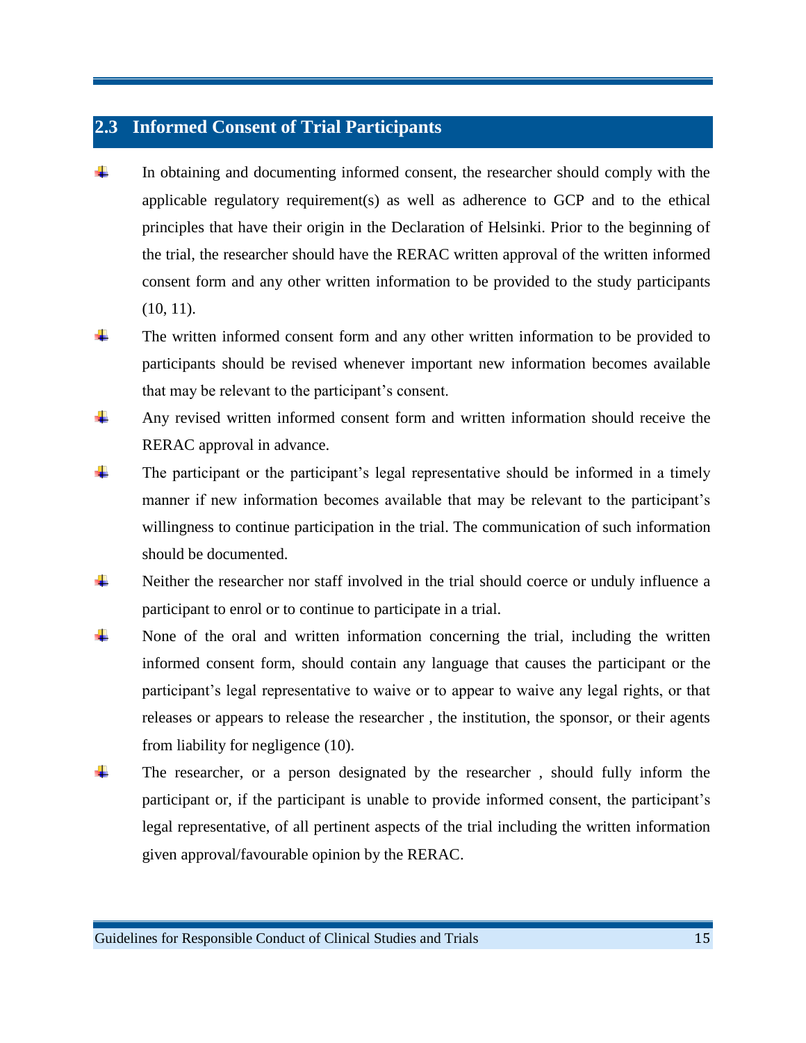## 2.3 Informed Consent of Trial Participants

- In obtaining and documenting informed consent, the researcher should comply with the applicable regulatory requirement(s) as well as adherence to GCP and to the ethical principles that have their origin in the Declaration of Helsinki. Prior to the beginning of the trial, the researcher should have the RERAC written approval of the written informed consent form and any other written information to be provided to the study participants (10, 11).
- The written informed consent form and any other written information to be provided to participants should be revised whenever important new information becomes available that may be relevant to the participant's consent.
- Any revised written informed consent form and written information should receive the RERAC approval in advance.
- The participant or the participant's legal representative should be informed in a timely manner if new information becomes available that may be relevant to the participant's willingness to continue participation in the trial. The communication of such information should be documented.
- Neither the researcher nor staff involved in the trial should coerce or unduly influence a participant to enrol or to continue to participate in a trial.
- None of the oral and written information concerning the trial, including the written informed consent form, should contain any language that causes the participant or the participant's legal representative to waive or to appear to waive any legal rights, or that releases or appears to release the researcher , the institution, the sponsor, or their agents from liability for negligence (10).
- The researcher, or a person designated by the researcher , should fully inform the participant or, if the participant is unable to provide informed consent, the participant's legal representative, of all pertinent aspects of the trial including the written information given approval/favourable opinion by the RERAC.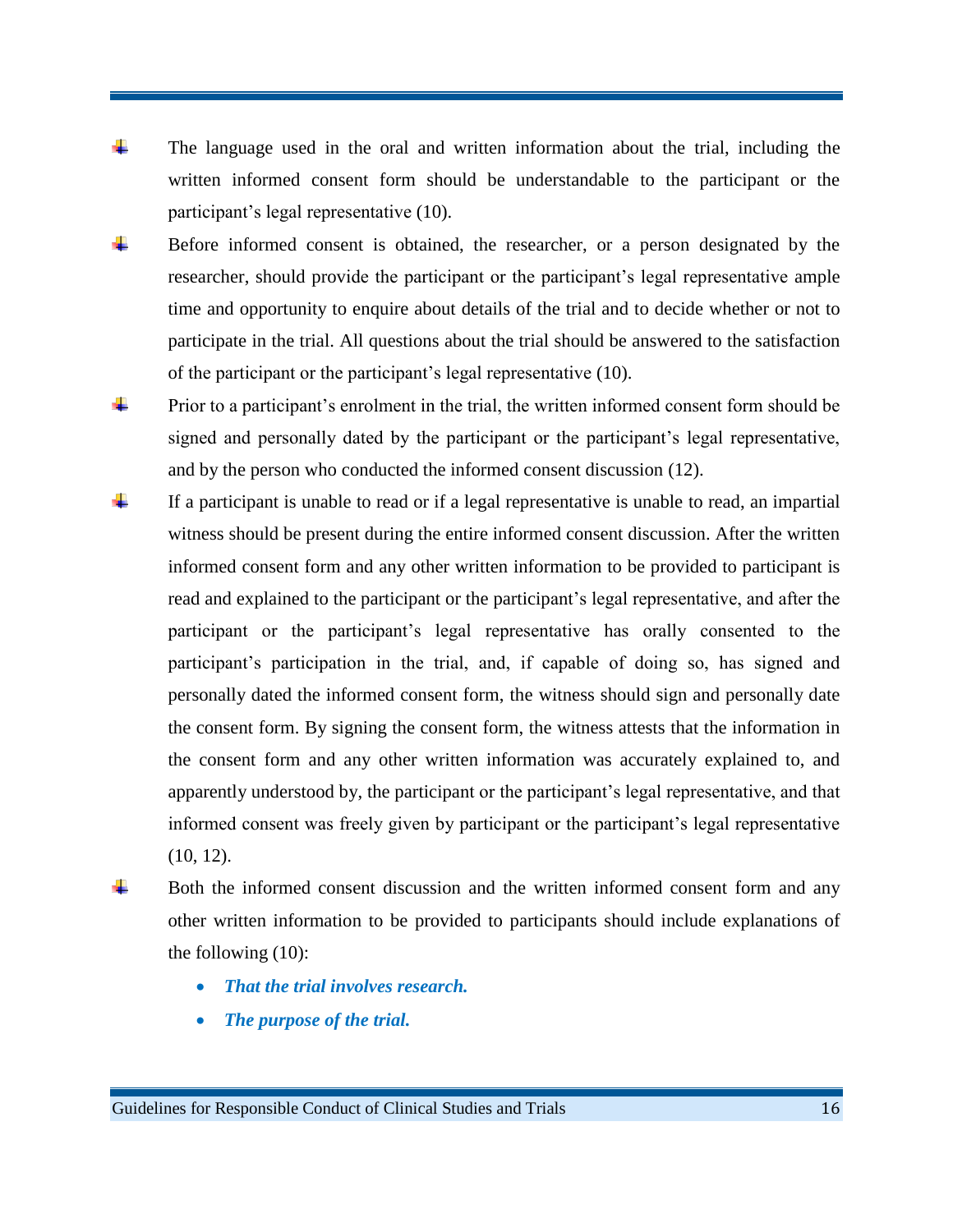- The language used in the oral and written information about the trial, including the written informed consent form should be understandable to the participant or the participant's legal representative (10).
- Before informed consent is obtained, the researcher, or a person designated by the researcher, should provide the participant or the participant's legal representative ample time and opportunity to enquire about details of the trial and to decide whether or not to participate in the trial. All questions about the trial should be answered to the satisfaction of the participant or the participant's legal representative (10).
- Prior to a participant's enrolment in the trial, the written informed consent form should be signed and personally dated by the participant or the participant's legal representative, and by the person who conducted the informed consent discussion (12).
- If a participant is unable to read or if a legal representative is unable to read, an impartial witness should be present during the entire informed consent discussion. After the written informed consent form and any other written information to be provided to participant is read and explained to the participant or the participant's legal representative, and after the participant or the participant's legal representative has orally consented to the participant's participation in the trial, and, if capable of doing so, has signed and personally dated the informed consent form, the witness should sign and personally date the consent form. By signing the consent form, the witness attests that the information in the consent form and any other written information was accurately explained to, and apparently understood by, the participant or the participant's legal representative, and that informed consent was freely given by participant or the participant's legal representative (10, 12).
- Both the informed consent discussion and the written informed consent form and any other written information to be provided to participants should include explanations of the following (10):
  - ***That the trial involves research.***
  - ***The purpose of the trial.***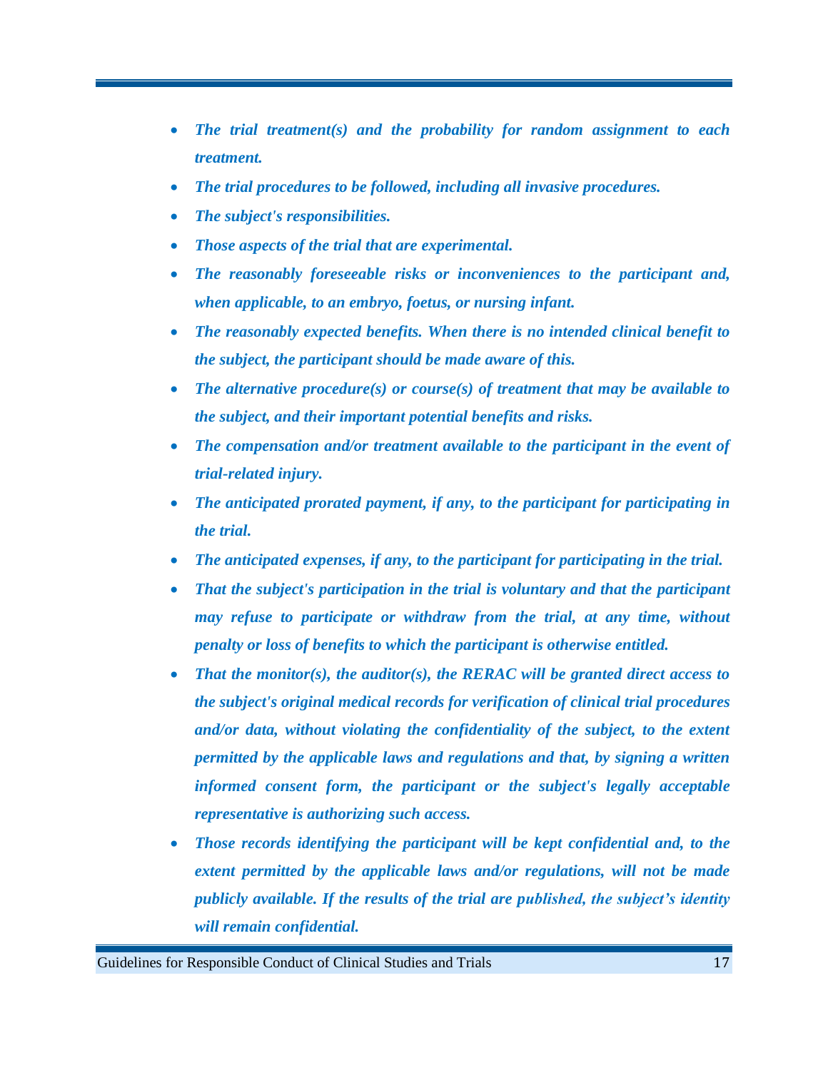- ***The trial treatment(s) and the probability for random assignment to each treatment.***
- ***The trial procedures to be followed, including all invasive procedures.***
- ***The subject's responsibilities.***
- ***Those aspects of the trial that are experimental.***
- ***The reasonably foreseeable risks or inconveniences to the participant and, when applicable, to an embryo, foetus, or nursing infant.***
- ***The reasonably expected benefits. When there is no intended clinical benefit to the subject, the participant should be made aware of this.***
- ***The alternative procedure(s) or course(s) of treatment that may be available to the subject, and their important potential benefits and risks.***
- ***The compensation and/or treatment available to the participant in the event of trial-related injury.***
- ***The anticipated prorated payment, if any, to the participant for participating in the trial.***
- ***The anticipated expenses, if any, to the participant for participating in the trial.***
- ***That the subject's participation in the trial is voluntary and that the participant may refuse to participate or withdraw from the trial, at any time, without penalty or loss of benefits to which the participant is otherwise entitled.***
- ***That the monitor(s), the auditor(s), the RERAC will be granted direct access to the subject's original medical records for verification of clinical trial procedures and/or data, without violating the confidentiality of the subject, to the extent permitted by the applicable laws and regulations and that, by signing a written informed consent form, the participant or the subject's legally acceptable representative is authorizing such access.***
- ***Those records identifying the participant will be kept confidential and, to the extent permitted by the applicable laws and/or regulations, will not be made publicly available. If the results of the trial are published, the subject's identity will remain confidential.***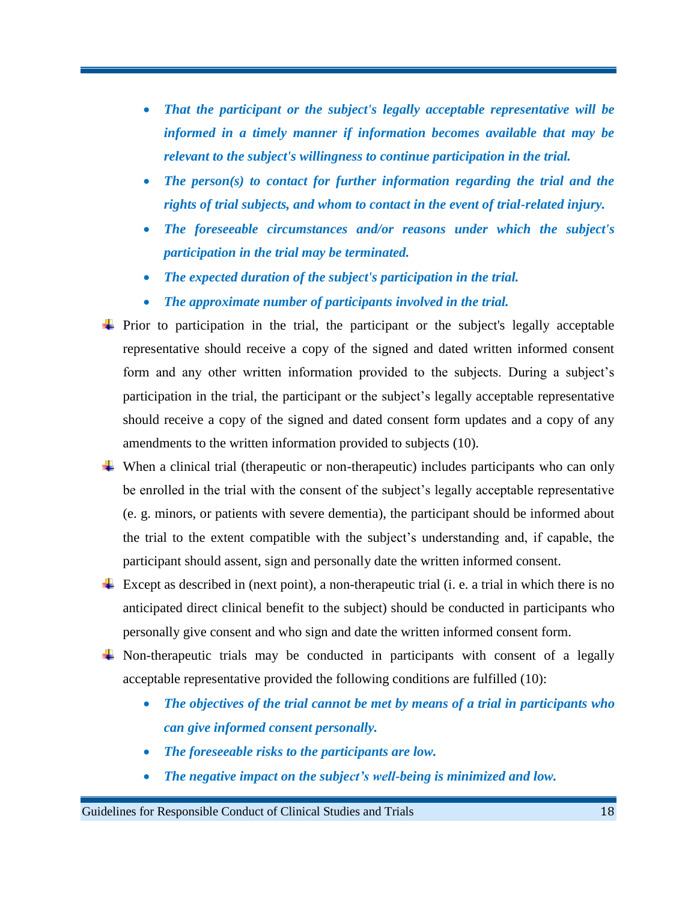- ***That the participant or the subject's legally acceptable representative will be informed in a timely manner if information becomes available that may be relevant to the subject's willingness to continue participation in the trial.***
- ***The person(s) to contact for further information regarding the trial and the rights of trial subjects, and whom to contact in the event of trial-related injury.***
- ***The foreseeable circumstances and/or reasons under which the subject's participation in the trial may be terminated.***
- ***The expected duration of the subject's participation in the trial.***
- ***The approximate number of participants involved in the trial.***

- Prior to participation in the trial, the participant or the subject's legally acceptable representative should receive a copy of the signed and dated written informed consent form and any other written information provided to the subjects. During a subject's participation in the trial, the participant or the subject's legally acceptable representative should receive a copy of the signed and dated consent form updates and a copy of any amendments to the written information provided to subjects (10).
- When a clinical trial (therapeutic or non-therapeutic) includes participants who can only be enrolled in the trial with the consent of the subject's legally acceptable representative (e. g. minors, or patients with severe dementia), the participant should be informed about the trial to the extent compatible with the subject's understanding and, if capable, the participant should assent, sign and personally date the written informed consent.
- Except as described in (next point), a non-therapeutic trial (i. e. a trial in which there is no anticipated direct clinical benefit to the subject) should be conducted in participants who personally give consent and who sign and date the written informed consent form.
- Non-therapeutic trials may be conducted in participants with consent of a legally acceptable representative provided the following conditions are fulfilled (10):
  - ***The objectives of the trial cannot be met by means of a trial in participants who can give informed consent personally.***
  - ***The foreseeable risks to the participants are low.***
  - ***The negative impact on the subject's well-being is minimized and low.***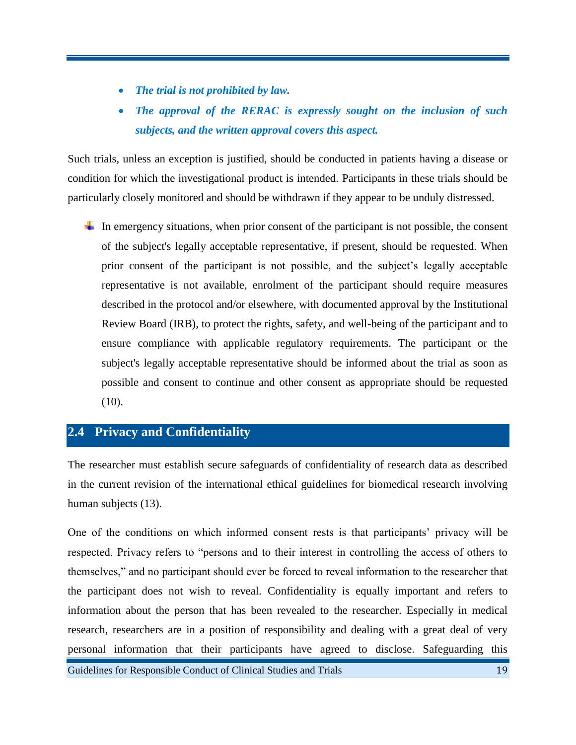- ***The trial is not prohibited by law.***
- ***The approval of the RERAC is expressly sought on the inclusion of such subjects, and the written approval covers this aspect.***

Such trials, unless an exception is justified, should be conducted in patients having a disease or condition for which the investigational product is intended. Participants in these trials should be particularly closely monitored and should be withdrawn if they appear to be unduly distressed.

- In emergency situations, when prior consent of the participant is not possible, the consent of the subject's legally acceptable representative, if present, should be requested. When prior consent of the participant is not possible, and the subject's legally acceptable representative is not available, enrolment of the participant should require measures described in the protocol and/or elsewhere, with documented approval by the Institutional Review Board (IRB), to protect the rights, safety, and well-being of the participant and to ensure compliance with applicable regulatory requirements. The participant or the subject's legally acceptable representative should be informed about the trial as soon as possible and consent to continue and other consent as appropriate should be requested (10).

## 2.4 Privacy and Confidentiality

The researcher must establish secure safeguards of confidentiality of research data as described in the current revision of the international ethical guidelines for biomedical research involving human subjects (13).

One of the conditions on which informed consent rests is that participants' privacy will be respected. Privacy refers to "persons and to their interest in controlling the access of others to themselves," and no participant should ever be forced to reveal information to the researcher that the participant does not wish to reveal. Confidentiality is equally important and refers to information about the person that has been revealed to the researcher. Especially in medical research, researchers are in a position of responsibility and dealing with a great deal of very personal information that their participants have agreed to disclose. Safeguarding this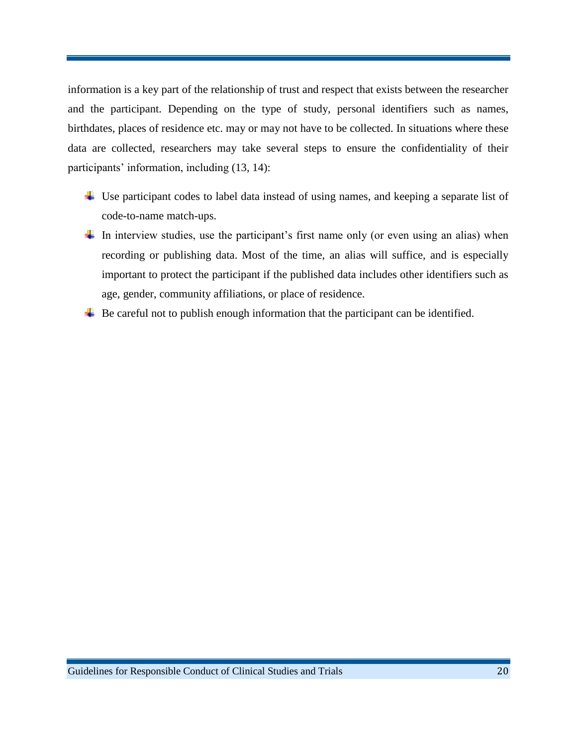information is a key part of the relationship of trust and respect that exists between the researcher and the participant. Depending on the type of study, personal identifiers such as names, birthdates, places of residence etc. may or may not have to be collected. In situations where these data are collected, researchers may take several steps to ensure the confidentiality of their participants' information, including (13, 14):

- Use participant codes to label data instead of using names, and keeping a separate list of code-to-name match-ups.
- In interview studies, use the participant's first name only (or even using an alias) when recording or publishing data. Most of the time, an alias will suffice, and is especially important to protect the participant if the published data includes other identifiers such as age, gender, community affiliations, or place of residence.
- Be careful not to publish enough information that the participant can be identified.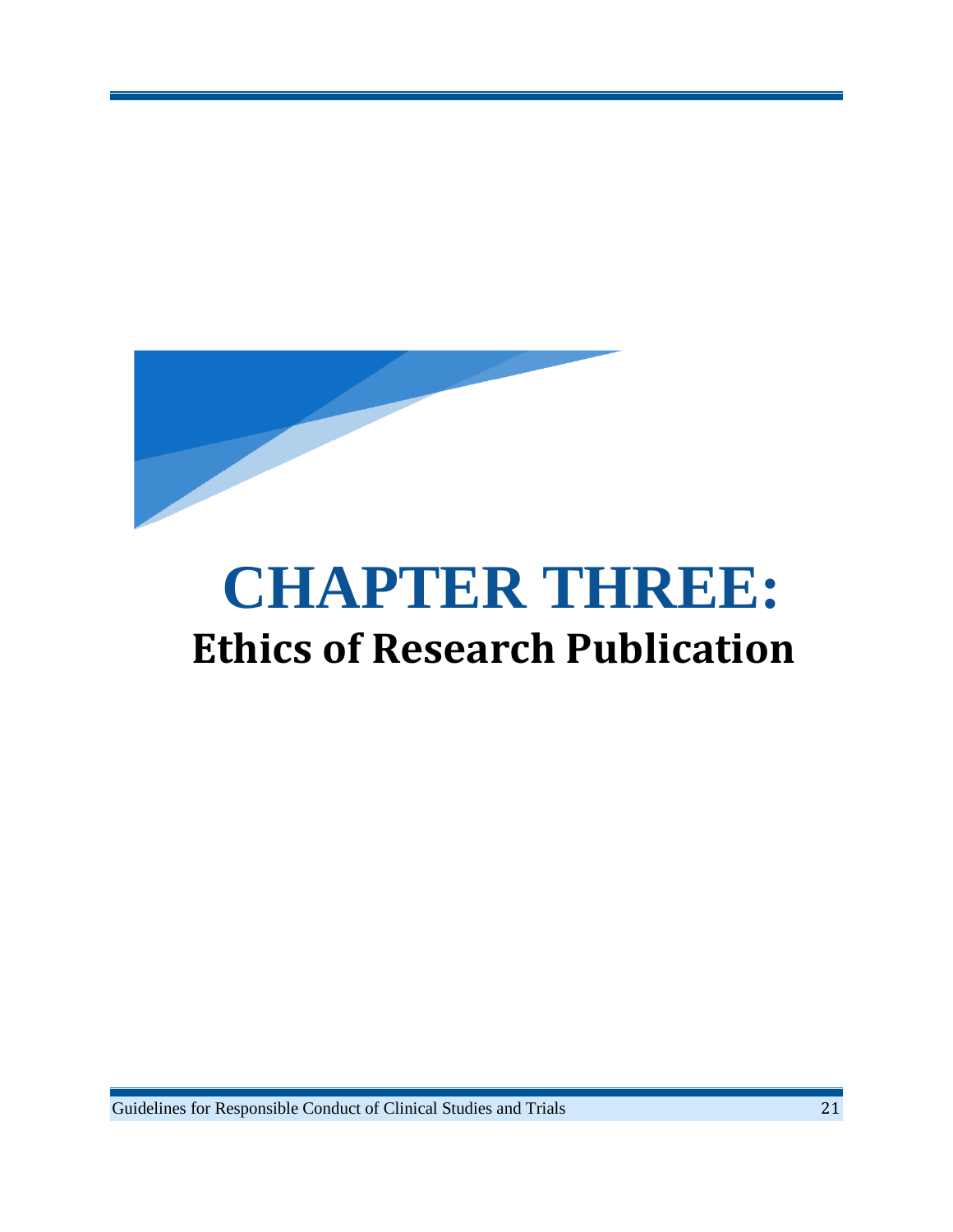# CHAPTER THREE:

## Ethics of Research Publication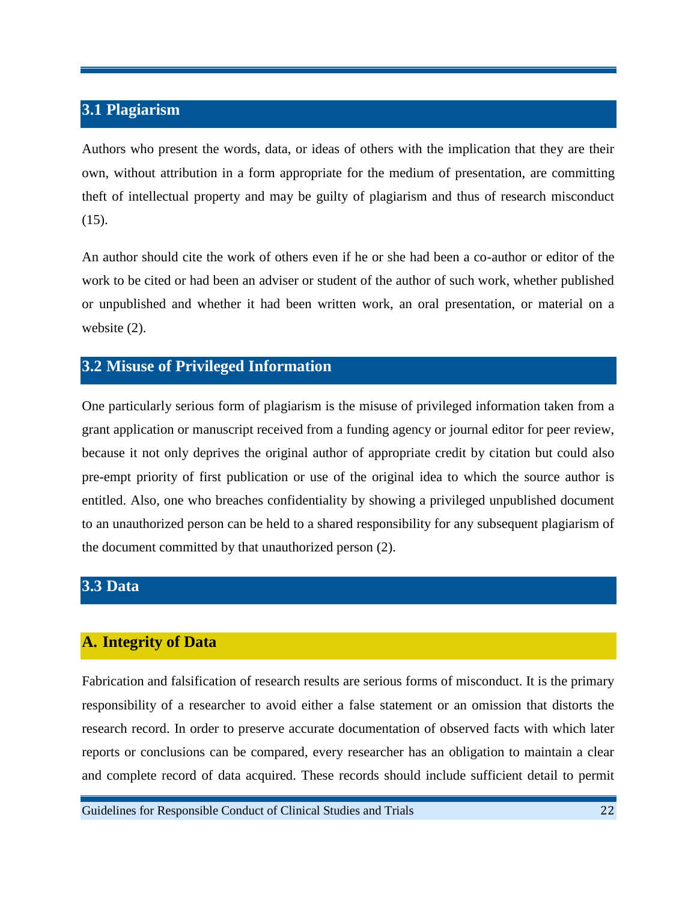## 3.1 Plagiarism

Authors who present the words, data, or ideas of others with the implication that they are their own, without attribution in a form appropriate for the medium of presentation, are committing theft of intellectual property and may be guilty of plagiarism and thus of research misconduct (15).

An author should cite the work of others even if he or she had been a co-author or editor of the work to be cited or had been an adviser or student of the author of such work, whether published or unpublished and whether it had been written work, an oral presentation, or material on a website (2).

## 3.2 Misuse of Privileged Information

One particularly serious form of plagiarism is the misuse of privileged information taken from a grant application or manuscript received from a funding agency or journal editor for peer review, because it not only deprives the original author of appropriate credit by citation but could also pre-empt priority of first publication or use of the original idea to which the source author is entitled. Also, one who breaches confidentiality by showing a privileged unpublished document to an unauthorized person can be held to a shared responsibility for any subsequent plagiarism of the document committed by that unauthorized person (2).

## 3.3 Data

### A. Integrity of Data

Fabrication and falsification of research results are serious forms of misconduct. It is the primary responsibility of a researcher to avoid either a false statement or an omission that distorts the research record. In order to preserve accurate documentation of observed facts with which later reports or conclusions can be compared, every researcher has an obligation to maintain a clear and complete record of data acquired. These records should include sufficient detail to permit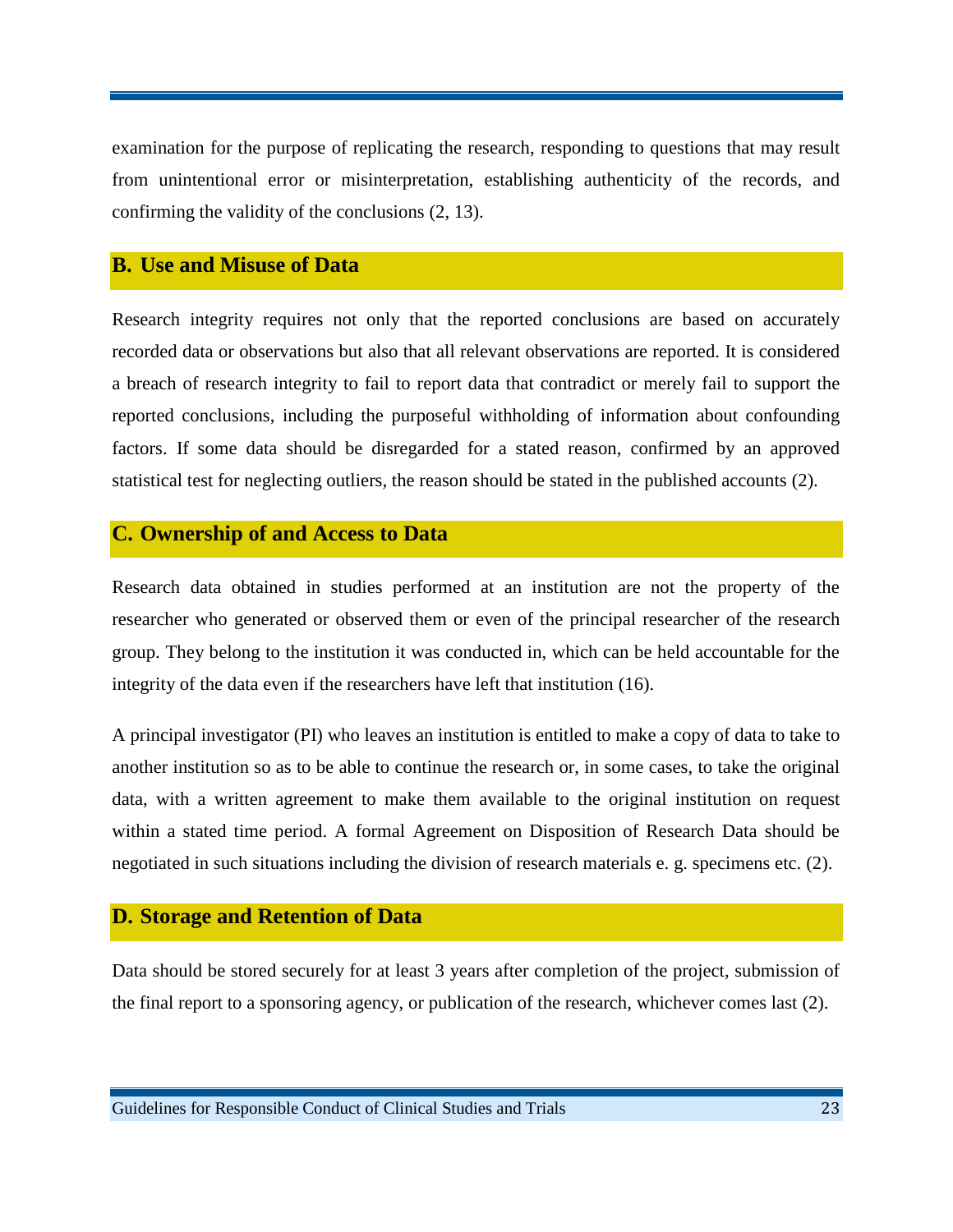examination for the purpose of replicating the research, responding to questions that may result from unintentional error or misinterpretation, establishing authenticity of the records, and confirming the validity of the conclusions (2, 13).

## B. Use and Misuse of Data

Research integrity requires not only that the reported conclusions are based on accurately recorded data or observations but also that all relevant observations are reported. It is considered a breach of research integrity to fail to report data that contradict or merely fail to support the reported conclusions, including the purposeful withholding of information about confounding factors. If some data should be disregarded for a stated reason, confirmed by an approved statistical test for neglecting outliers, the reason should be stated in the published accounts (2).

## C. Ownership of and Access to Data

Research data obtained in studies performed at an institution are not the property of the researcher who generated or observed them or even of the principal researcher of the research group. They belong to the institution it was conducted in, which can be held accountable for the integrity of the data even if the researchers have left that institution (16).

A principal investigator (PI) who leaves an institution is entitled to make a copy of data to take to another institution so as to be able to continue the research or, in some cases, to take the original data, with a written agreement to make them available to the original institution on request within a stated time period. A formal Agreement on Disposition of Research Data should be negotiated in such situations including the division of research materials e. g. specimens etc. (2).

## D. Storage and Retention of Data

Data should be stored securely for at least 3 years after completion of the project, submission of the final report to a sponsoring agency, or publication of the research, whichever comes last (2).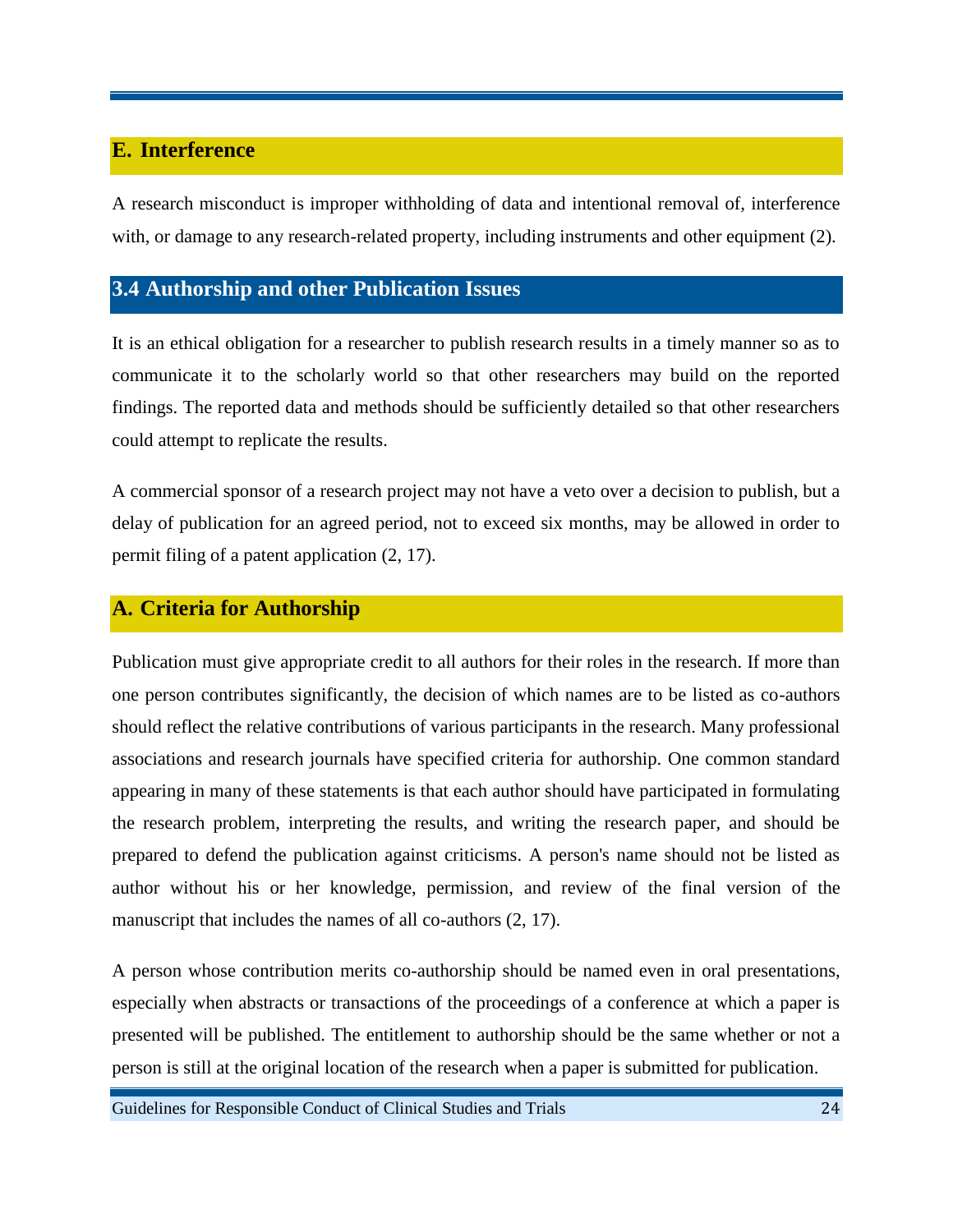### E. Interference

A research misconduct is improper withholding of data and intentional removal of, interference with, or damage to any research-related property, including instruments and other equipment (2).

## 3.4 Authorship and other Publication Issues

It is an ethical obligation for a researcher to publish research results in a timely manner so as to communicate it to the scholarly world so that other researchers may build on the reported findings. The reported data and methods should be sufficiently detailed so that other researchers could attempt to replicate the results.

A commercial sponsor of a research project may not have a veto over a decision to publish, but a delay of publication for an agreed period, not to exceed six months, may be allowed in order to permit filing of a patent application (2, 17).

### A. Criteria for Authorship

Publication must give appropriate credit to all authors for their roles in the research. If more than one person contributes significantly, the decision of which names are to be listed as co-authors should reflect the relative contributions of various participants in the research. Many professional associations and research journals have specified criteria for authorship. One common standard appearing in many of these statements is that each author should have participated in formulating the research problem, interpreting the results, and writing the research paper, and should be prepared to defend the publication against criticisms. A person's name should not be listed as author without his or her knowledge, permission, and review of the final version of the manuscript that includes the names of all co-authors (2, 17).

A person whose contribution merits co-authorship should be named even in oral presentations, especially when abstracts or transactions of the proceedings of a conference at which a paper is presented will be published. The entitlement to authorship should be the same whether or not a person is still at the original location of the research when a paper is submitted for publication.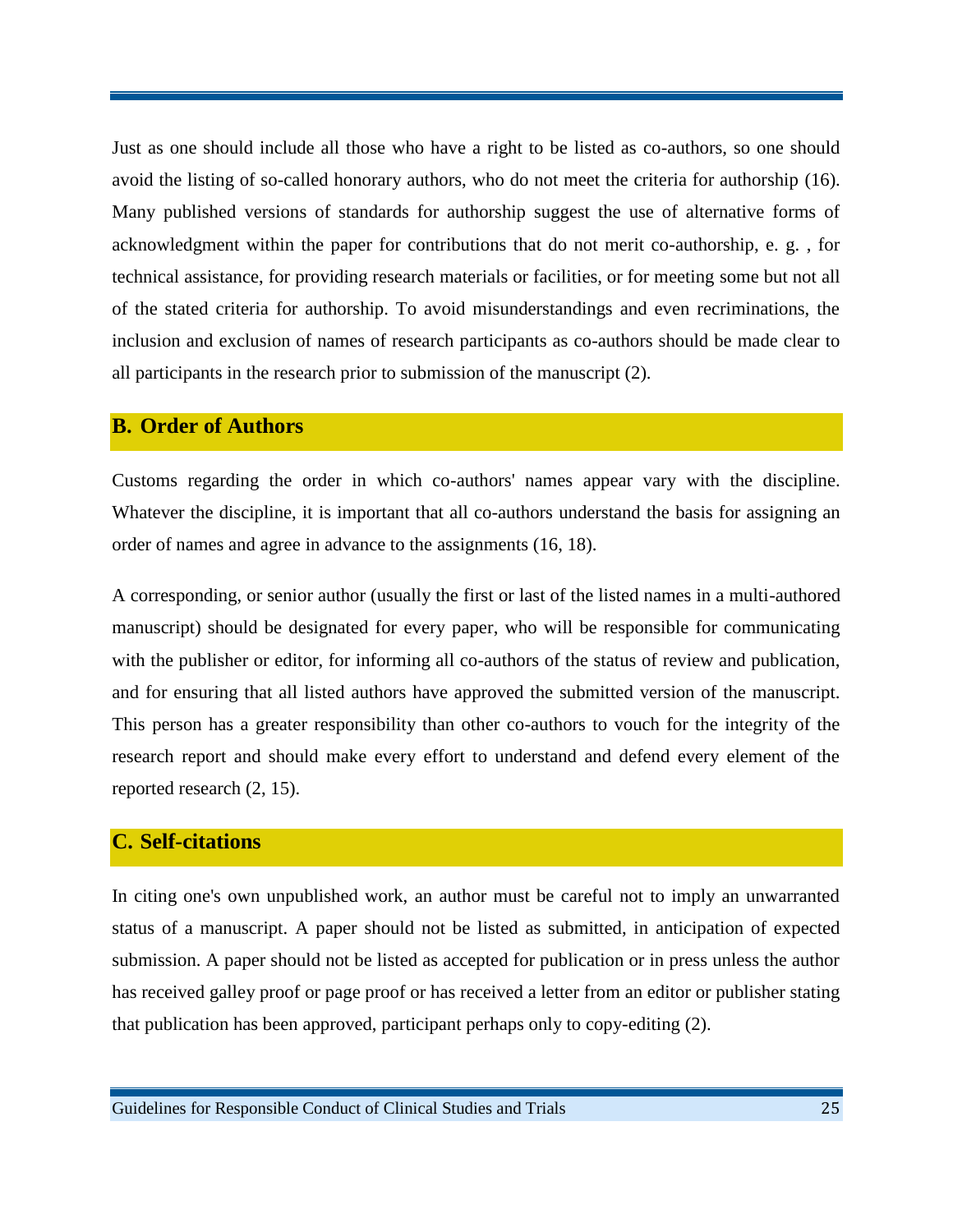Just as one should include all those who have a right to be listed as co-authors, so one should avoid the listing of so-called honorary authors, who do not meet the criteria for authorship (16). Many published versions of standards for authorship suggest the use of alternative forms of acknowledgment within the paper for contributions that do not merit co-authorship, e. g. , for technical assistance, for providing research materials or facilities, or for meeting some but not all of the stated criteria for authorship. To avoid misunderstandings and even recriminations, the inclusion and exclusion of names of research participants as co-authors should be made clear to all participants in the research prior to submission of the manuscript (2).

## B. Order of Authors

Customs regarding the order in which co-authors' names appear vary with the discipline. Whatever the discipline, it is important that all co-authors understand the basis for assigning an order of names and agree in advance to the assignments (16, 18).

A corresponding, or senior author (usually the first or last of the listed names in a multi-authored manuscript) should be designated for every paper, who will be responsible for communicating with the publisher or editor, for informing all co-authors of the status of review and publication, and for ensuring that all listed authors have approved the submitted version of the manuscript. This person has a greater responsibility than other co-authors to vouch for the integrity of the research report and should make every effort to understand and defend every element of the reported research (2, 15).

## C. Self-citations

In citing one's own unpublished work, an author must be careful not to imply an unwarranted status of a manuscript. A paper should not be listed as submitted, in anticipation of expected submission. A paper should not be listed as accepted for publication or in press unless the author has received galley proof or page proof or has received a letter from an editor or publisher stating that publication has been approved, participant perhaps only to copy-editing (2).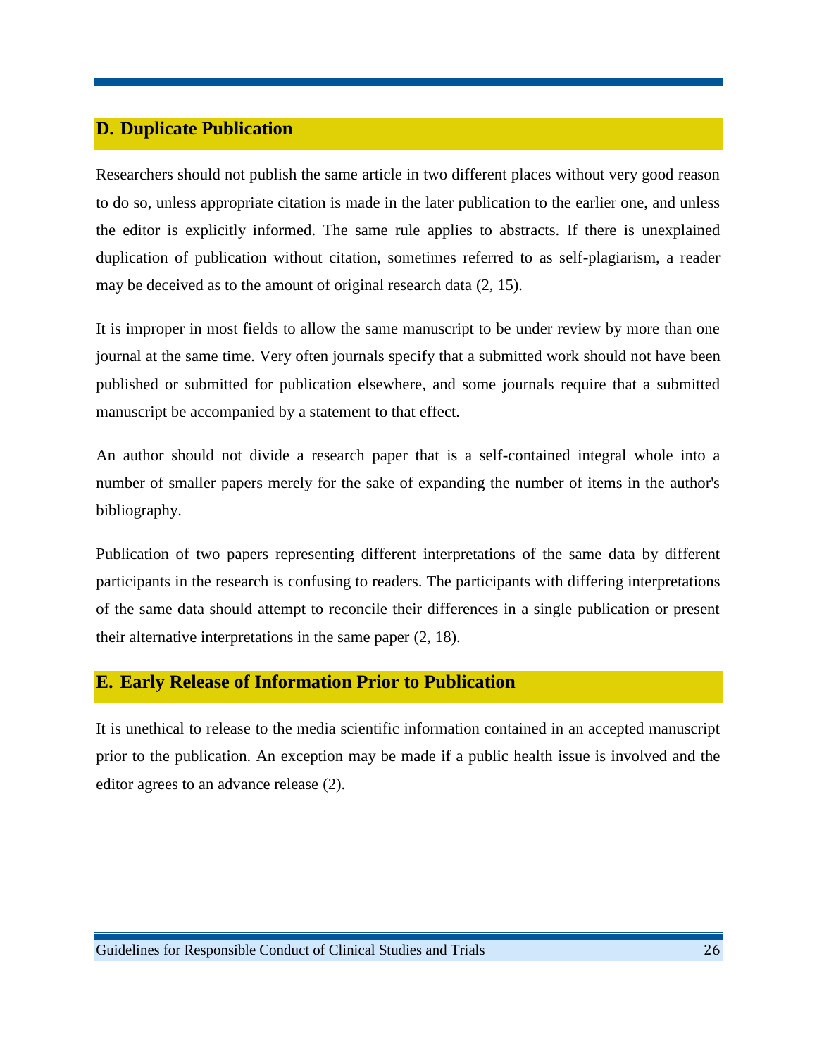## D. Duplicate Publication

Researchers should not publish the same article in two different places without very good reason to do so, unless appropriate citation is made in the later publication to the earlier one, and unless the editor is explicitly informed. The same rule applies to abstracts. If there is unexplained duplication of publication without citation, sometimes referred to as self-plagiarism, a reader may be deceived as to the amount of original research data (2, 15).

It is improper in most fields to allow the same manuscript to be under review by more than one journal at the same time. Very often journals specify that a submitted work should not have been published or submitted for publication elsewhere, and some journals require that a submitted manuscript be accompanied by a statement to that effect.

An author should not divide a research paper that is a self-contained integral whole into a number of smaller papers merely for the sake of expanding the number of items in the author's bibliography.

Publication of two papers representing different interpretations of the same data by different participants in the research is confusing to readers. The participants with differing interpretations of the same data should attempt to reconcile their differences in a single publication or present their alternative interpretations in the same paper (2, 18).

## E. Early Release of Information Prior to Publication

It is unethical to release to the media scientific information contained in an accepted manuscript prior to the publication. An exception may be made if a public health issue is involved and the editor agrees to an advance release (2).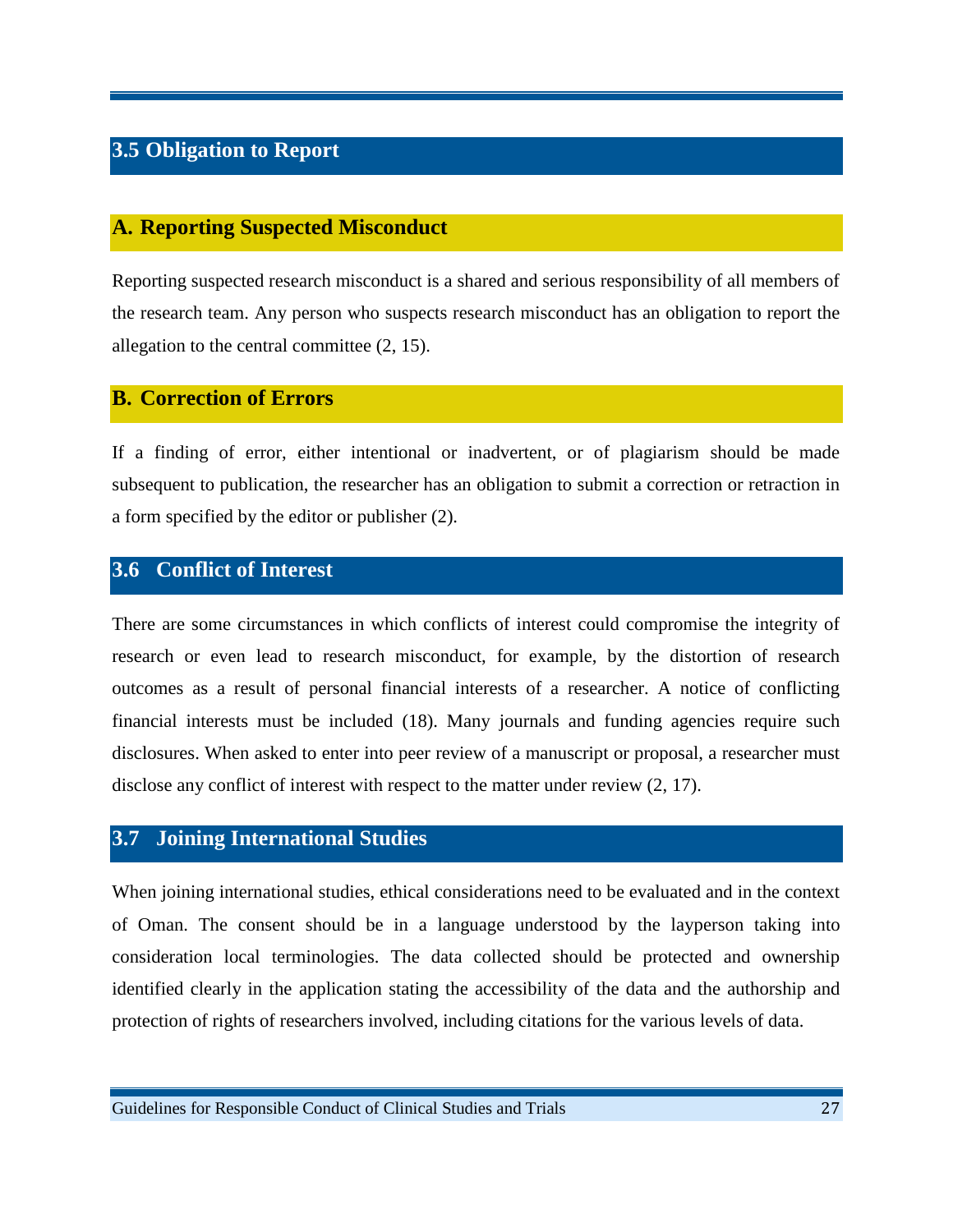## 3.5 Obligation to Report

### A. Reporting Suspected Misconduct

Reporting suspected research misconduct is a shared and serious responsibility of all members of the research team. Any person who suspects research misconduct has an obligation to report the allegation to the central committee (2, 15).

### B. Correction of Errors

If a finding of error, either intentional or inadvertent, or of plagiarism should be made subsequent to publication, the researcher has an obligation to submit a correction or retraction in a form specified by the editor or publisher (2).

## 3.6 Conflict of Interest

There are some circumstances in which conflicts of interest could compromise the integrity of research or even lead to research misconduct, for example, by the distortion of research outcomes as a result of personal financial interests of a researcher. A notice of conflicting financial interests must be included (18). Many journals and funding agencies require such disclosures. When asked to enter into peer review of a manuscript or proposal, a researcher must disclose any conflict of interest with respect to the matter under review (2, 17).

## 3.7 Joining International Studies

When joining international studies, ethical considerations need to be evaluated and in the context of Oman. The consent should be in a language understood by the layperson taking into consideration local terminologies. The data collected should be protected and ownership identified clearly in the application stating the accessibility of the data and the authorship and protection of rights of researchers involved, including citations for the various levels of data.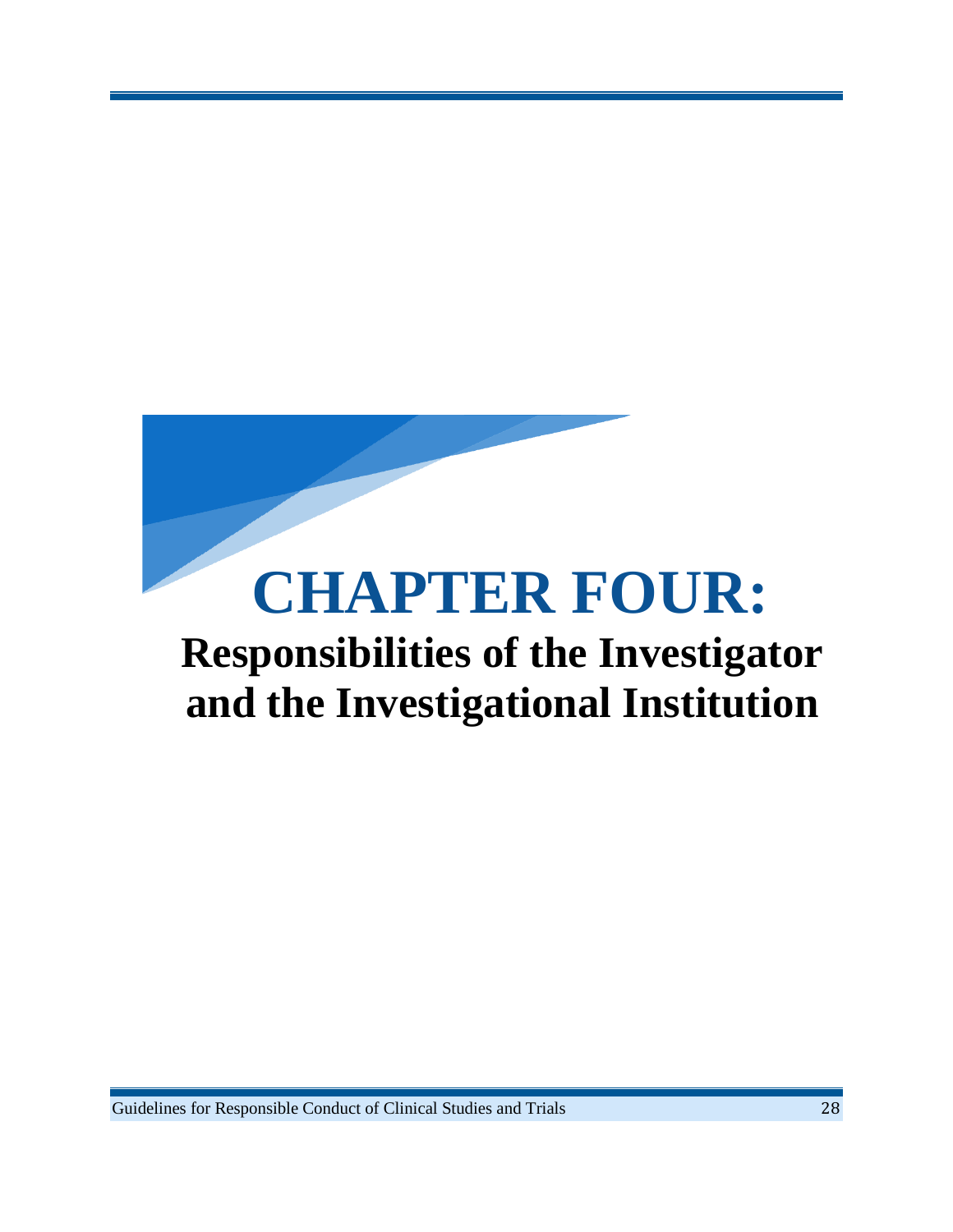# CHAPTER FOUR:

## Responsibilities of the Investigator and the Investigational Institution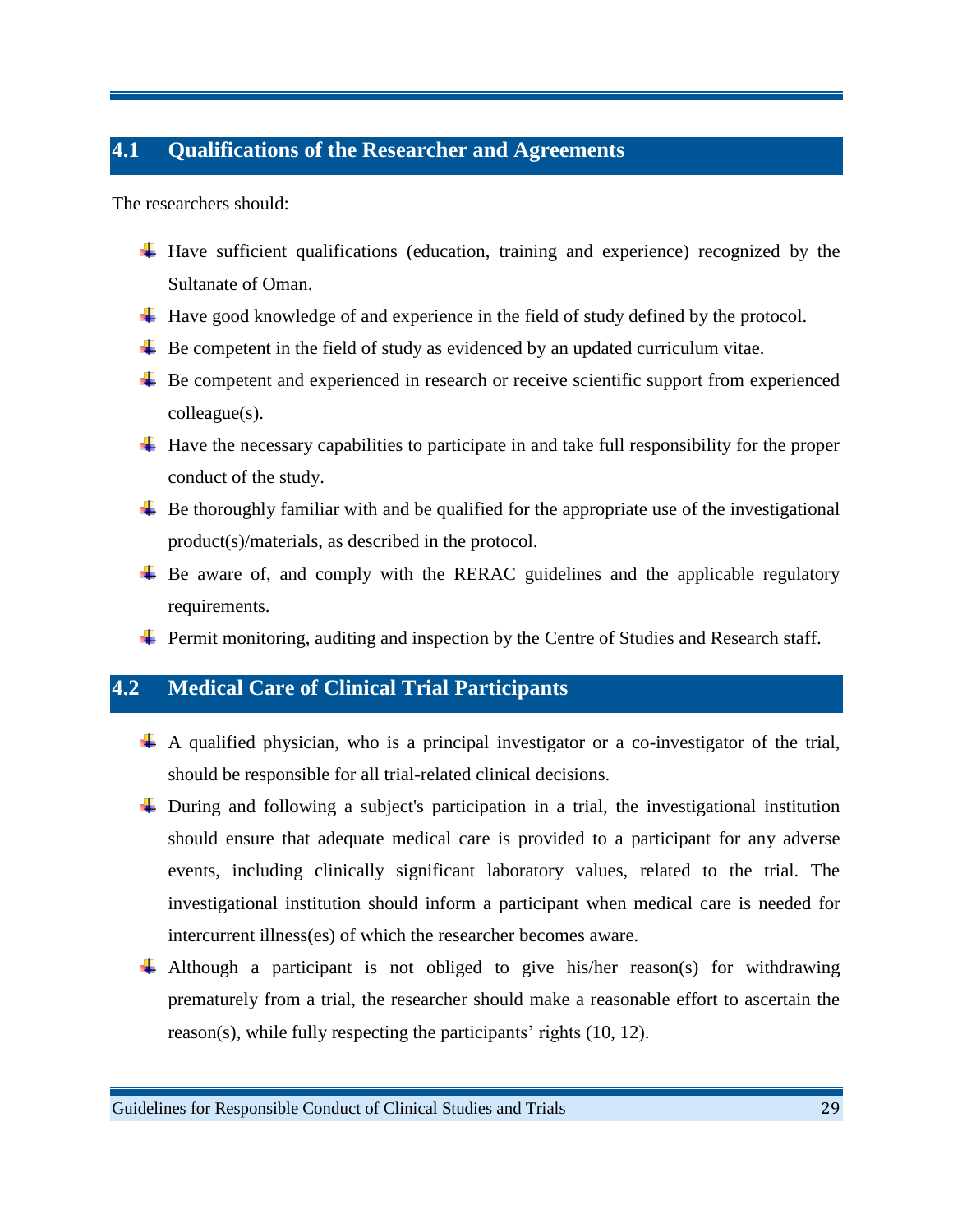## 4.1 Qualifications of the Researcher and Agreements

The researchers should:

- Have sufficient qualifications (education, training and experience) recognized by the Sultanate of Oman.
- Have good knowledge of and experience in the field of study defined by the protocol.
- Be competent in the field of study as evidenced by an updated curriculum vitae.
- Be competent and experienced in research or receive scientific support from experienced colleague(s).
- Have the necessary capabilities to participate in and take full responsibility for the proper conduct of the study.
- Be thoroughly familiar with and be qualified for the appropriate use of the investigational product(s)/materials, as described in the protocol.
- Be aware of, and comply with the RERAC guidelines and the applicable regulatory requirements.
- Permit monitoring, auditing and inspection by the Centre of Studies and Research staff.

## 4.2 Medical Care of Clinical Trial Participants

- A qualified physician, who is a principal investigator or a co-investigator of the trial, should be responsible for all trial-related clinical decisions.
- During and following a subject's participation in a trial, the investigational institution should ensure that adequate medical care is provided to a participant for any adverse events, including clinically significant laboratory values, related to the trial. The investigational institution should inform a participant when medical care is needed for intercurrent illness(es) of which the researcher becomes aware.
- Although a participant is not obliged to give his/her reason(s) for withdrawing prematurely from a trial, the researcher should make a reasonable effort to ascertain the reason(s), while fully respecting the participants' rights (10, 12).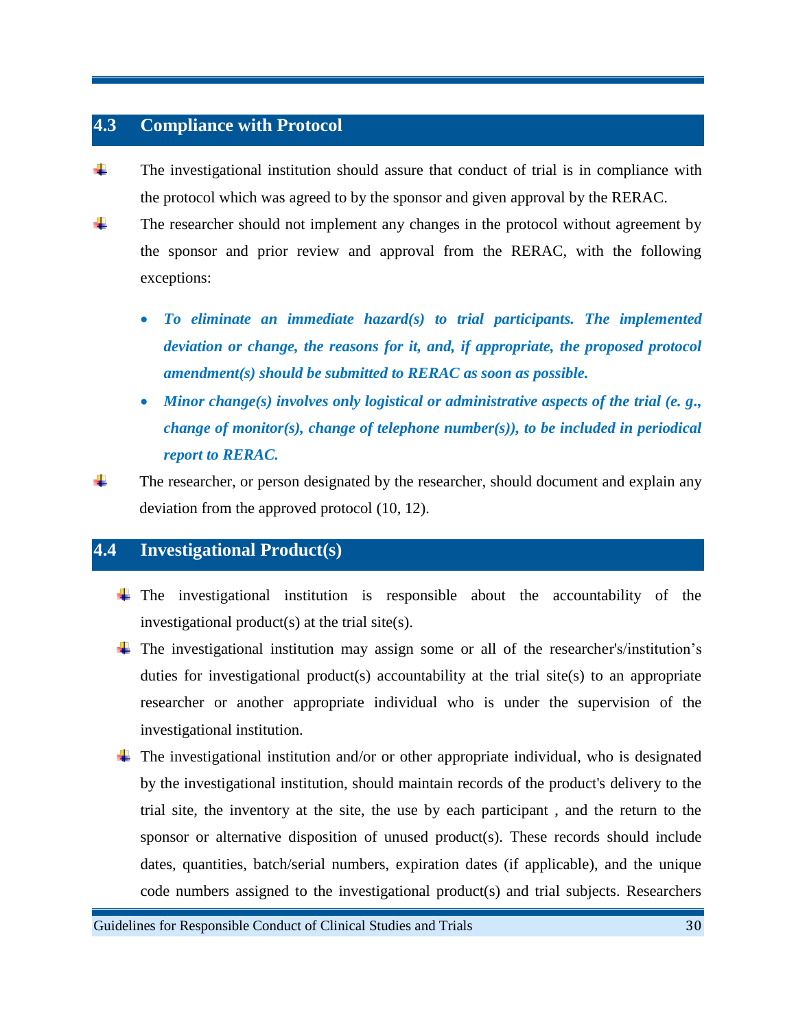## 4.3 Compliance with Protocol

- The investigational institution should assure that conduct of trial is in compliance with the protocol which was agreed to by the sponsor and given approval by the RERAC.
- The researcher should not implement any changes in the protocol without agreement by the sponsor and prior review and approval from the RERAC, with the following exceptions:
  - ***To eliminate an immediate hazard(s) to trial participants. The implemented deviation or change, the reasons for it, and, if appropriate, the proposed protocol amendment(s) should be submitted to RERAC as soon as possible.***
  - ***Minor change(s) involves only logistical or administrative aspects of the trial (e. g., change of monitor(s), change of telephone number(s)), to be included in periodical report to RERAC.***
- The researcher, or person designated by the researcher, should document and explain any deviation from the approved protocol (10, 12).

## 4.4 Investigational Product(s)

- The investigational institution is responsible about the accountability of the investigational product(s) at the trial site(s).
- The investigational institution may assign some or all of the researcher's/institution's duties for investigational product(s) accountability at the trial site(s) to an appropriate researcher or another appropriate individual who is under the supervision of the investigational institution.
- The investigational institution and/or or other appropriate individual, who is designated by the investigational institution, should maintain records of the product's delivery to the trial site, the inventory at the site, the use by each participant , and the return to the sponsor or alternative disposition of unused product(s). These records should include dates, quantities, batch/serial numbers, expiration dates (if applicable), and the unique code numbers assigned to the investigational product(s) and trial subjects. Researchers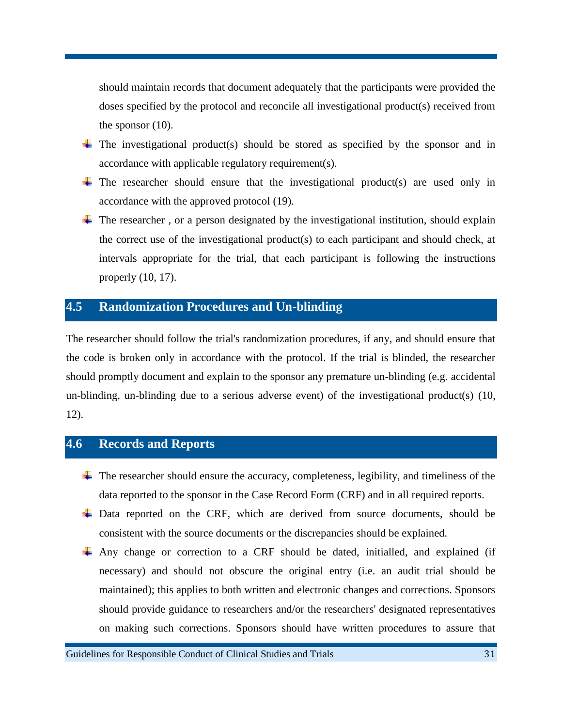should maintain records that document adequately that the participants were provided the doses specified by the protocol and reconcile all investigational product(s) received from the sponsor (10).

- The investigational product(s) should be stored as specified by the sponsor and in accordance with applicable regulatory requirement(s).
- The researcher should ensure that the investigational product(s) are used only in accordance with the approved protocol (19).
- The researcher , or a person designated by the investigational institution, should explain the correct use of the investigational product(s) to each participant and should check, at intervals appropriate for the trial, that each participant is following the instructions properly (10, 17).

## 4.5 Randomization Procedures and Un-blinding

The researcher should follow the trial's randomization procedures, if any, and should ensure that the code is broken only in accordance with the protocol. If the trial is blinded, the researcher should promptly document and explain to the sponsor any premature un-blinding (e.g. accidental un-blinding, un-blinding due to a serious adverse event) of the investigational product(s) (10, 12).

## 4.6 Records and Reports

- The researcher should ensure the accuracy, completeness, legibility, and timeliness of the data reported to the sponsor in the Case Record Form (CRF) and in all required reports.
- Data reported on the CRF, which are derived from source documents, should be consistent with the source documents or the discrepancies should be explained.
- Any change or correction to a CRF should be dated, initialled, and explained (if necessary) and should not obscure the original entry (i.e. an audit trial should be maintained); this applies to both written and electronic changes and corrections. Sponsors should provide guidance to researchers and/or the researchers' designated representatives on making such corrections. Sponsors should have written procedures to assure that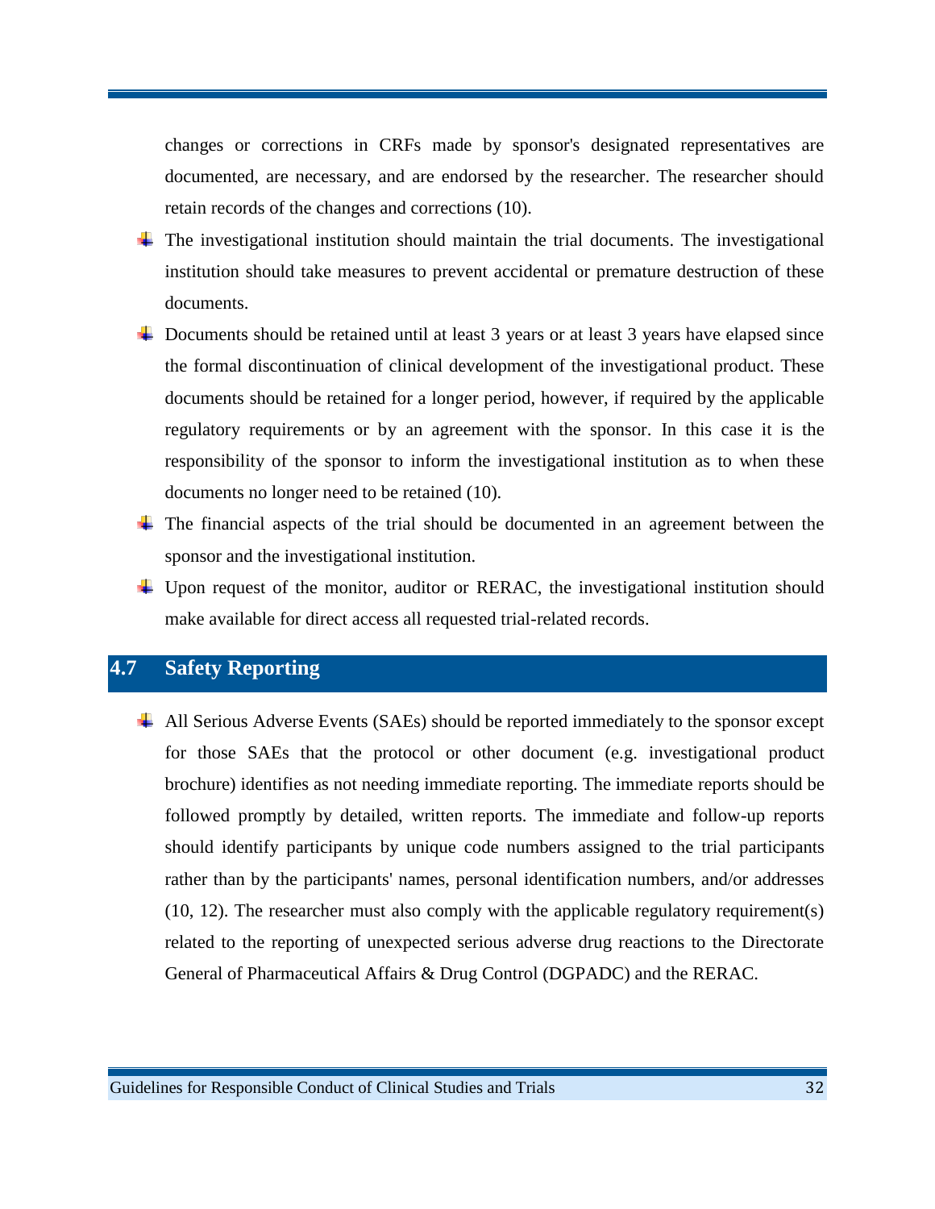changes or corrections in CRFs made by sponsor's designated representatives are documented, are necessary, and are endorsed by the researcher. The researcher should retain records of the changes and corrections (10).

- The investigational institution should maintain the trial documents. The investigational institution should take measures to prevent accidental or premature destruction of these documents.
- Documents should be retained until at least 3 years or at least 3 years have elapsed since the formal discontinuation of clinical development of the investigational product. These documents should be retained for a longer period, however, if required by the applicable regulatory requirements or by an agreement with the sponsor. In this case it is the responsibility of the sponsor to inform the investigational institution as to when these documents no longer need to be retained (10).
- The financial aspects of the trial should be documented in an agreement between the sponsor and the investigational institution.
- Upon request of the monitor, auditor or RERAC, the investigational institution should make available for direct access all requested trial-related records.

## 4.7 Safety Reporting

- All Serious Adverse Events (SAEs) should be reported immediately to the sponsor except for those SAEs that the protocol or other document (e.g. investigational product brochure) identifies as not needing immediate reporting. The immediate reports should be followed promptly by detailed, written reports. The immediate and follow-up reports should identify participants by unique code numbers assigned to the trial participants rather than by the participants' names, personal identification numbers, and/or addresses (10, 12). The researcher must also comply with the applicable regulatory requirement(s) related to the reporting of unexpected serious adverse drug reactions to the Directorate General of Pharmaceutical Affairs & Drug Control (DGPADC) and the RERAC.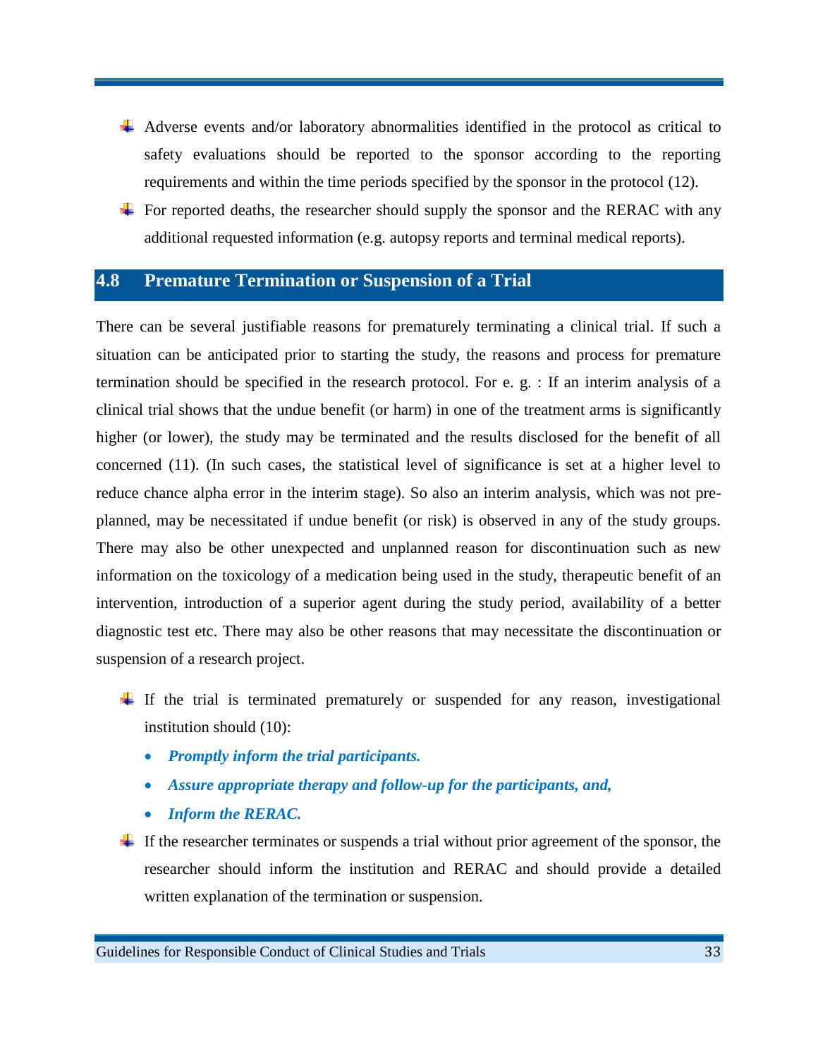- Adverse events and/or laboratory abnormalities identified in the protocol as critical to safety evaluations should be reported to the sponsor according to the reporting requirements and within the time periods specified by the sponsor in the protocol (12).
- For reported deaths, the researcher should supply the sponsor and the RERAC with any additional requested information (e.g. autopsy reports and terminal medical reports).

## 4.8 Premature Termination or Suspension of a Trial

There can be several justifiable reasons for prematurely terminating a clinical trial. If such a situation can be anticipated prior to starting the study, the reasons and process for premature termination should be specified in the research protocol. For e. g. : If an interim analysis of a clinical trial shows that the undue benefit (or harm) in one of the treatment arms is significantly higher (or lower), the study may be terminated and the results disclosed for the benefit of all concerned (11). (In such cases, the statistical level of significance is set at a higher level to reduce chance alpha error in the interim stage). So also an interim analysis, which was not pre-planned, may be necessitated if undue benefit (or risk) is observed in any of the study groups. There may also be other unexpected and unplanned reason for discontinuation such as new information on the toxicology of a medication being used in the study, therapeutic benefit of an intervention, introduction of a superior agent during the study period, availability of a better diagnostic test etc. There may also be other reasons that may necessitate the discontinuation or suspension of a research project.

- If the trial is terminated prematurely or suspended for any reason, investigational institution should (10):
  - ***Promptly inform the trial participants.***
  - ***Assure appropriate therapy and follow-up for the participants, and,***
  - ***Inform the RERAC.***
- If the researcher terminates or suspends a trial without prior agreement of the sponsor, the researcher should inform the institution and RERAC and should provide a detailed written explanation of the termination or suspension.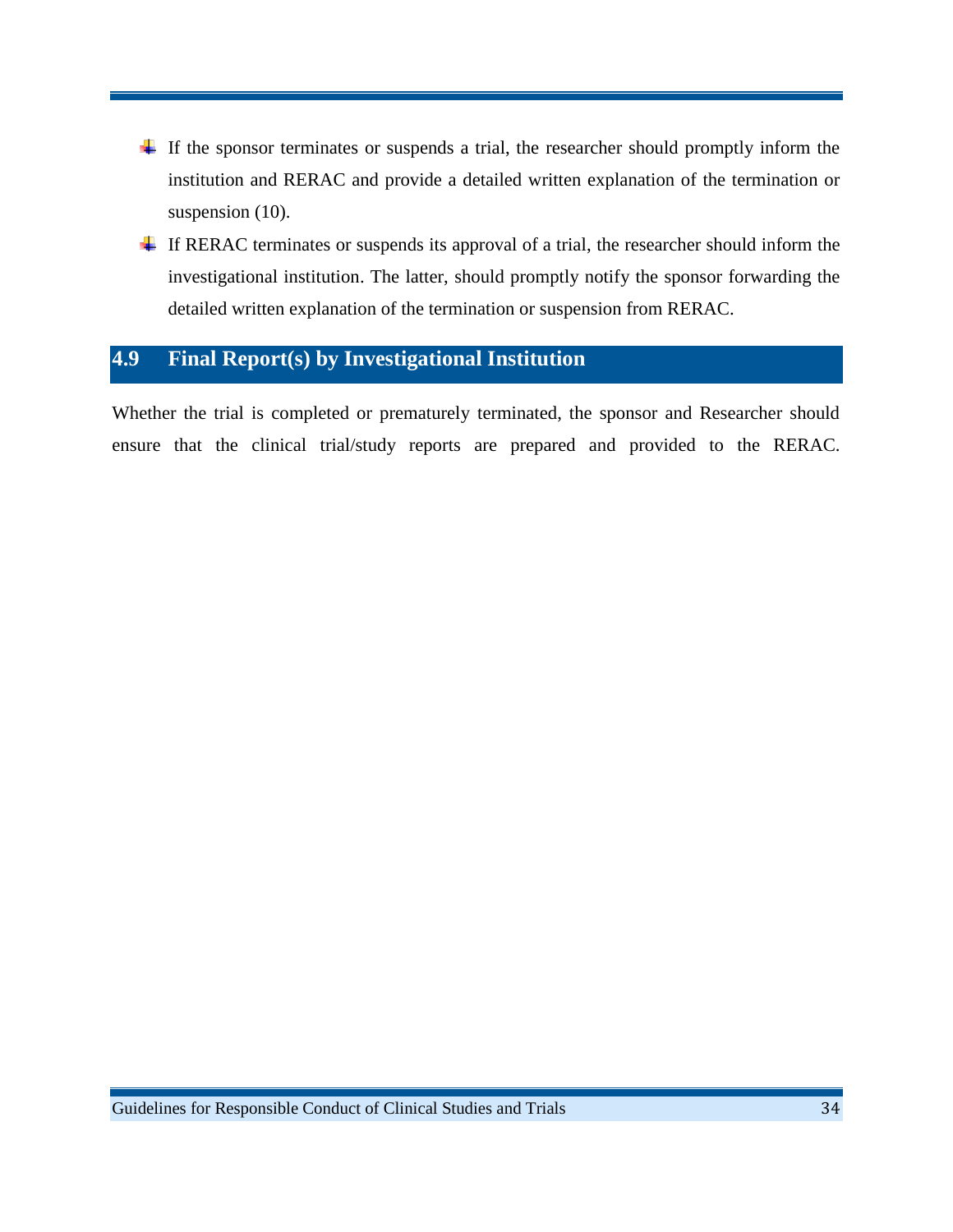- If the sponsor terminates or suspends a trial, the researcher should promptly inform the institution and RERAC and provide a detailed written explanation of the termination or suspension (10).
- If RERAC terminates or suspends its approval of a trial, the researcher should inform the investigational institution. The latter, should promptly notify the sponsor forwarding the detailed written explanation of the termination or suspension from RERAC.

## 4.9 Final Report(s) by Investigational Institution

Whether the trial is completed or prematurely terminated, the sponsor and Researcher should ensure that the clinical trial/study reports are prepared and provided to the RERAC.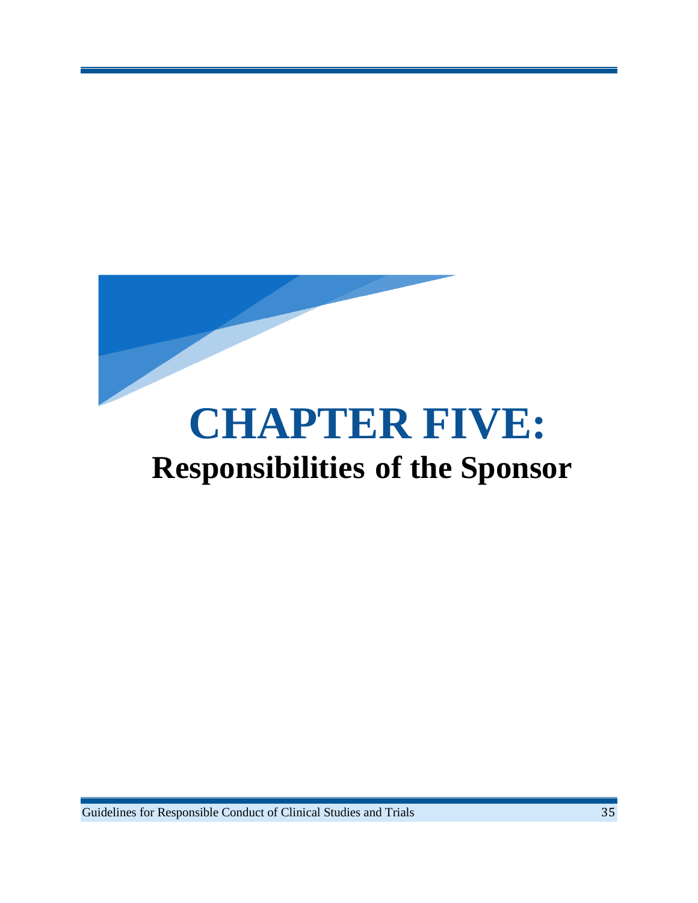# CHAPTER FIVE:
## Responsibilities of the Sponsor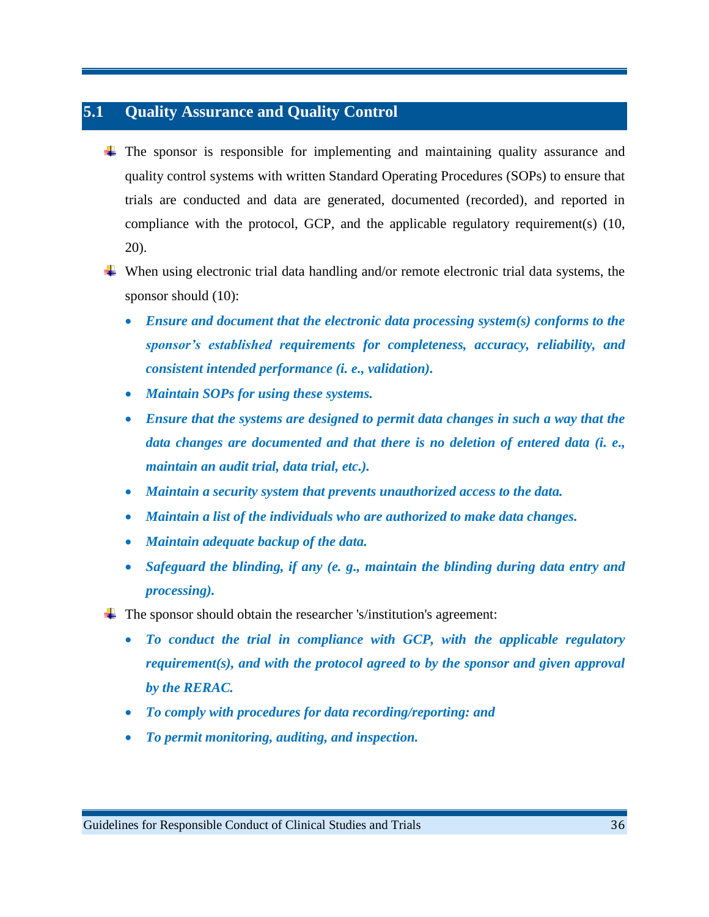## 5.1 Quality Assurance and Quality Control

- The sponsor is responsible for implementing and maintaining quality assurance and quality control systems with written Standard Operating Procedures (SOPs) to ensure that trials are conducted and data are generated, documented (recorded), and reported in compliance with the protocol, GCP, and the applicable regulatory requirement(s) (10, 20).
- When using electronic trial data handling and/or remote electronic trial data systems, the sponsor should (10):
  - ***Ensure and document that the electronic data processing system(s) conforms to the sponsor's established requirements for completeness, accuracy, reliability, and consistent intended performance (i. e., validation).***
  - ***Maintain SOPs for using these systems.***
  - ***Ensure that the systems are designed to permit data changes in such a way that the data changes are documented and that there is no deletion of entered data (i. e., maintain an audit trial, data trial, etc.).***
  - ***Maintain a security system that prevents unauthorized access to the data.***
  - ***Maintain a list of the individuals who are authorized to make data changes.***
  - ***Maintain adequate backup of the data.***
  - ***Safeguard the blinding, if any (e. g., maintain the blinding during data entry and processing).***
- The sponsor should obtain the researcher 's/institution's agreement:
  - ***To conduct the trial in compliance with GCP, with the applicable regulatory requirement(s), and with the protocol agreed to by the sponsor and given approval by the RERAC.***
  - ***To comply with procedures for data recording/reporting: and***
  - ***To permit monitoring, auditing, and inspection.***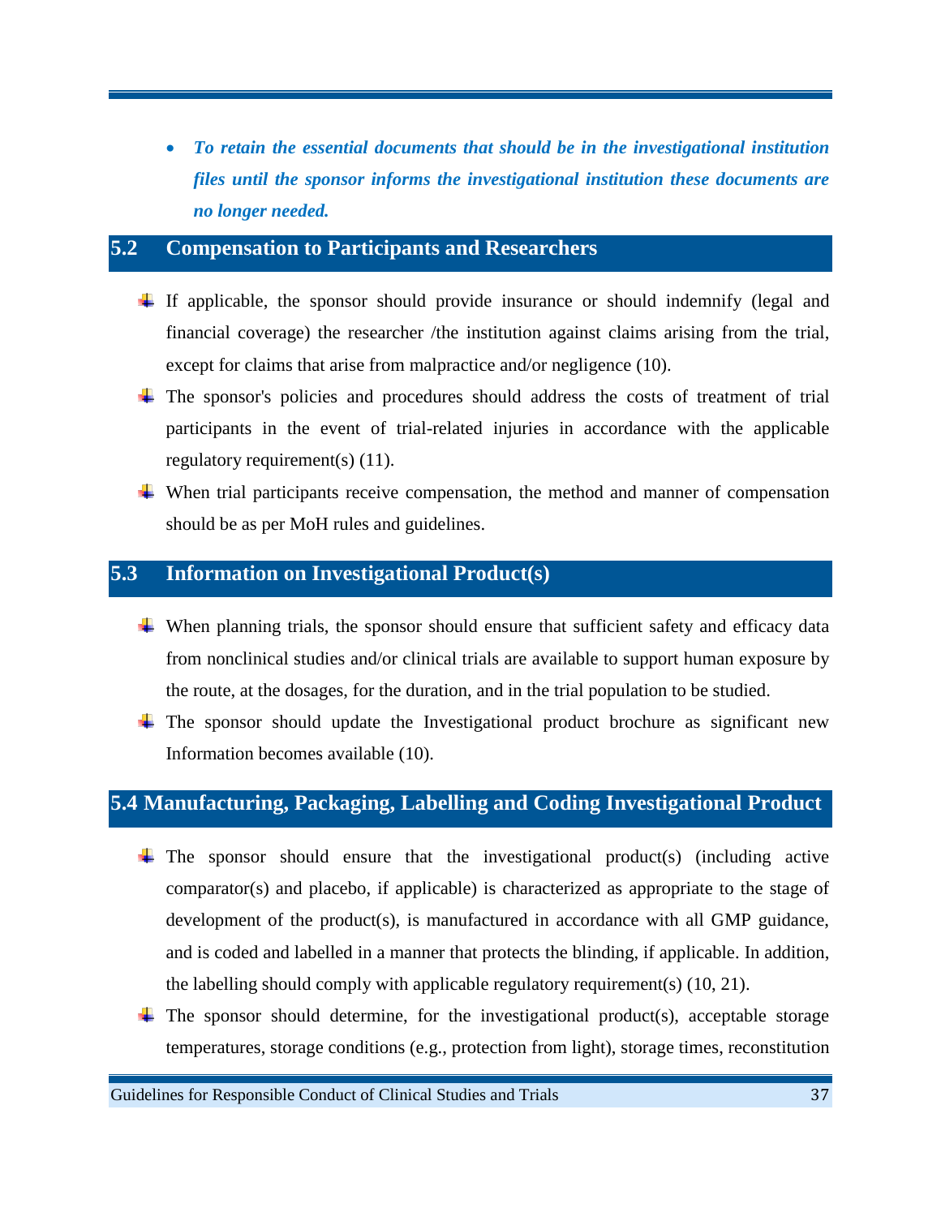- ***To retain the essential documents that should be in the investigational institution files until the sponsor informs the investigational institution these documents are no longer needed.***

## 5.2 Compensation to Participants and Researchers

- If applicable, the sponsor should provide insurance or should indemnify (legal and financial coverage) the researcher /the institution against claims arising from the trial, except for claims that arise from malpractice and/or negligence (10).
- The sponsor's policies and procedures should address the costs of treatment of trial participants in the event of trial-related injuries in accordance with the applicable regulatory requirement(s) (11).
- When trial participants receive compensation, the method and manner of compensation should be as per MoH rules and guidelines.

## 5.3 Information on Investigational Product(s)

- When planning trials, the sponsor should ensure that sufficient safety and efficacy data from nonclinical studies and/or clinical trials are available to support human exposure by the route, at the dosages, for the duration, and in the trial population to be studied.
- The sponsor should update the Investigational product brochure as significant new Information becomes available (10).

## 5.4 Manufacturing, Packaging, Labelling and Coding Investigational Product

- The sponsor should ensure that the investigational product(s) (including active comparator(s) and placebo, if applicable) is characterized as appropriate to the stage of development of the product(s), is manufactured in accordance with all GMP guidance, and is coded and labelled in a manner that protects the blinding, if applicable. In addition, the labelling should comply with applicable regulatory requirement(s) (10, 21).
- The sponsor should determine, for the investigational product(s), acceptable storage temperatures, storage conditions (e.g., protection from light), storage times, reconstitution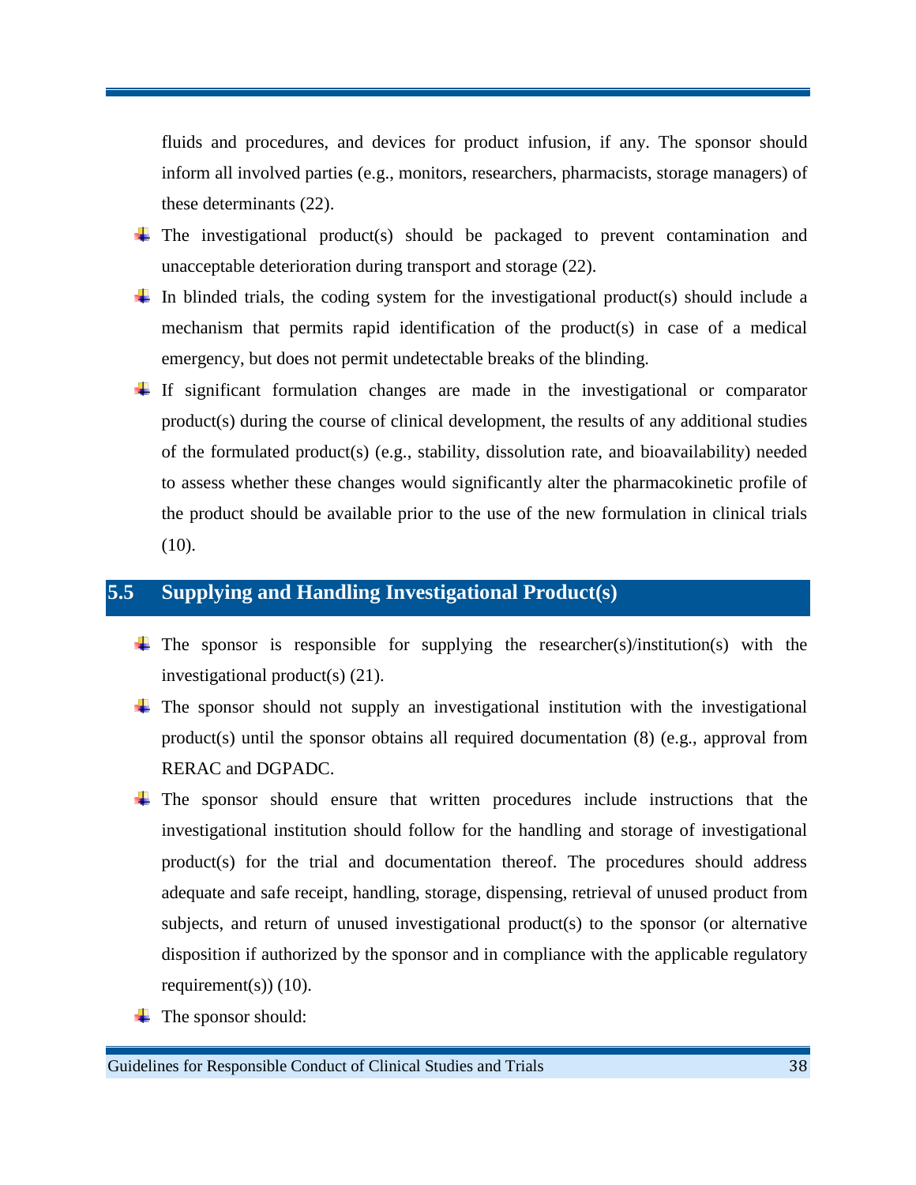fluids and procedures, and devices for product infusion, if any. The sponsor should inform all involved parties (e.g., monitors, researchers, pharmacists, storage managers) of these determinants (22).

- The investigational product(s) should be packaged to prevent contamination and unacceptable deterioration during transport and storage (22).
- In blinded trials, the coding system for the investigational product(s) should include a mechanism that permits rapid identification of the product(s) in case of a medical emergency, but does not permit undetectable breaks of the blinding.
- If significant formulation changes are made in the investigational or comparator product(s) during the course of clinical development, the results of any additional studies of the formulated product(s) (e.g., stability, dissolution rate, and bioavailability) needed to assess whether these changes would significantly alter the pharmacokinetic profile of the product should be available prior to the use of the new formulation in clinical trials (10).

## 5.5 Supplying and Handling Investigational Product(s)

- The sponsor is responsible for supplying the researcher(s)/institution(s) with the investigational product(s) (21).
- The sponsor should not supply an investigational institution with the investigational product(s) until the sponsor obtains all required documentation (8) (e.g., approval from RERAC and DGPADC.
- The sponsor should ensure that written procedures include instructions that the investigational institution should follow for the handling and storage of investigational product(s) for the trial and documentation thereof. The procedures should address adequate and safe receipt, handling, storage, dispensing, retrieval of unused product from subjects, and return of unused investigational product(s) to the sponsor (or alternative disposition if authorized by the sponsor and in compliance with the applicable regulatory requirement(s)) (10).
- The sponsor should: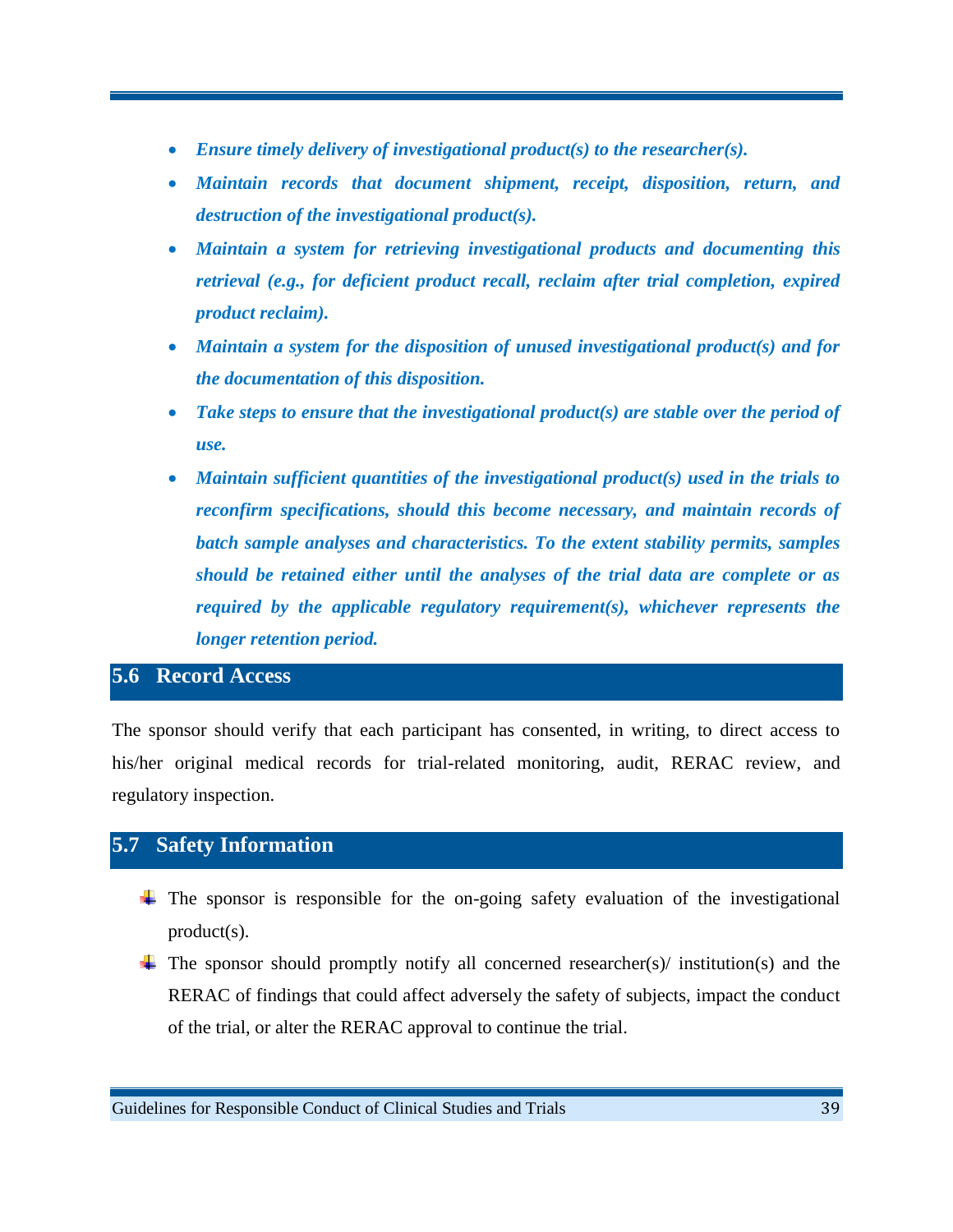- ***Ensure timely delivery of investigational product(s) to the researcher(s).***
- ***Maintain records that document shipment, receipt, disposition, return, and destruction of the investigational product(s).***
- ***Maintain a system for retrieving investigational products and documenting this retrieval (e.g., for deficient product recall, reclaim after trial completion, expired product reclaim).***
- ***Maintain a system for the disposition of unused investigational product(s) and for the documentation of this disposition.***
- ***Take steps to ensure that the investigational product(s) are stable over the period of use.***
- ***Maintain sufficient quantities of the investigational product(s) used in the trials to reconfirm specifications, should this become necessary, and maintain records of batch sample analyses and characteristics. To the extent stability permits, samples should be retained either until the analyses of the trial data are complete or as required by the applicable regulatory requirement(s), whichever represents the longer retention period.***

## 5.6 Record Access

The sponsor should verify that each participant has consented, in writing, to direct access to his/her original medical records for trial-related monitoring, audit, RERAC review, and regulatory inspection.

## 5.7 Safety Information

- The sponsor is responsible for the on-going safety evaluation of the investigational product(s).
- The sponsor should promptly notify all concerned researcher(s)/ institution(s) and the RERAC of findings that could affect adversely the safety of subjects, impact the conduct of the trial, or alter the RERAC approval to continue the trial.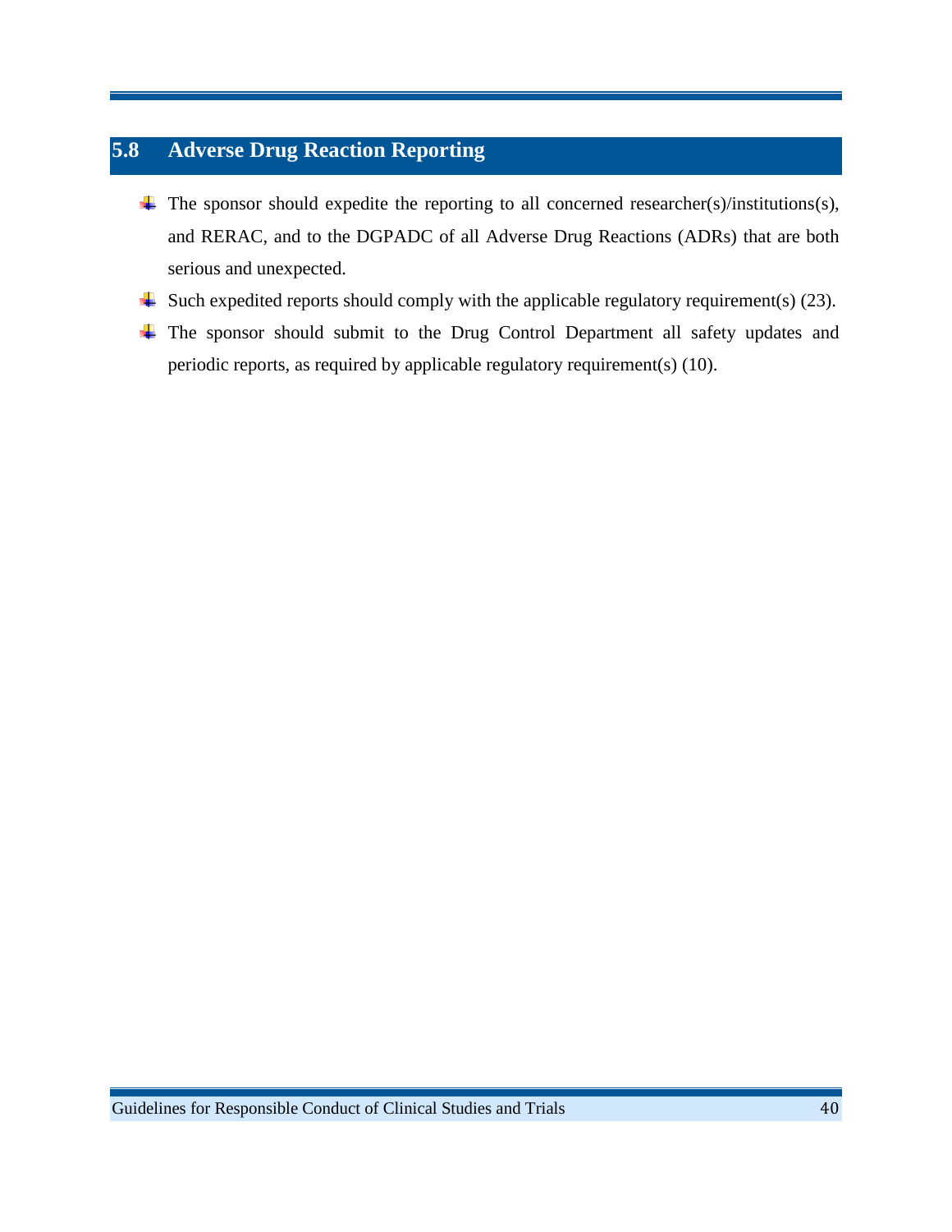## 5.8 Adverse Drug Reaction Reporting

- The sponsor should expedite the reporting to all concerned researcher(s)/institutions(s), and RERAC, and to the DGPADC of all Adverse Drug Reactions (ADRs) that are both serious and unexpected.
- Such expedited reports should comply with the applicable regulatory requirement(s) (23).
- The sponsor should submit to the Drug Control Department all safety updates and periodic reports, as required by applicable regulatory requirement(s) (10).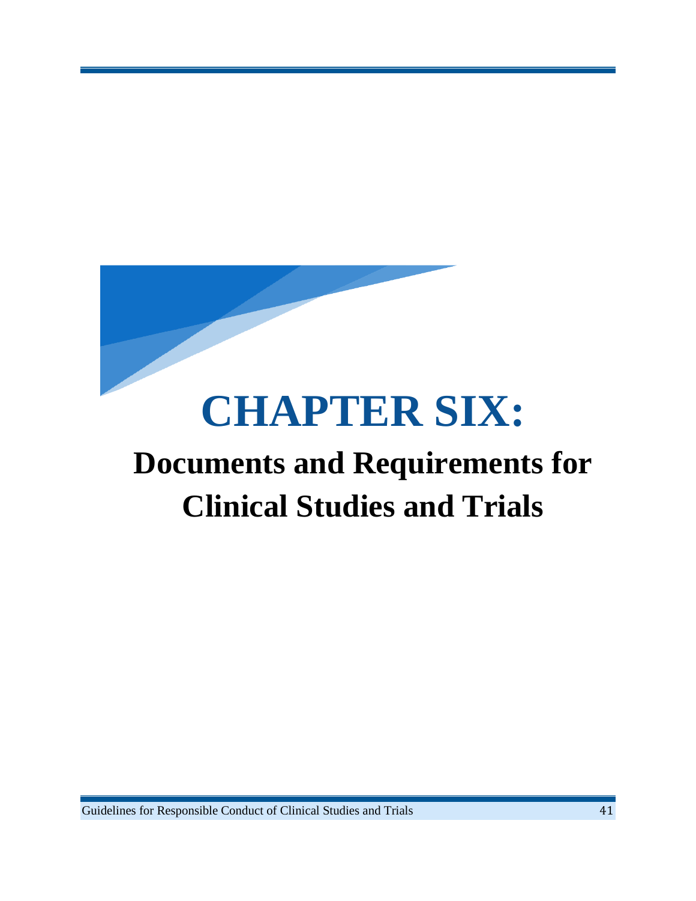# CHAPTER SIX:

## Documents and Requirements for Clinical Studies and Trials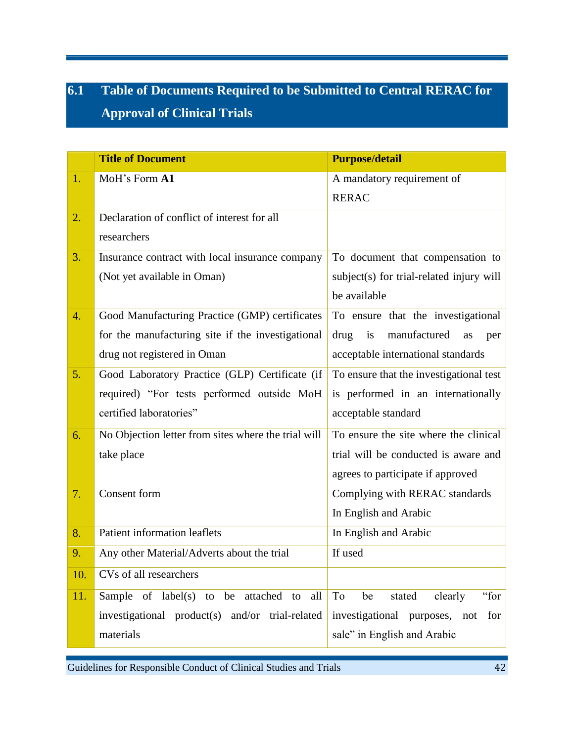## 6.1 Table of Documents Required to be Submitted to Central RERAC for Approval of Clinical Trials

| | Title of Document | Purpose/detail |
|---|---|---|
| 1. | MoH's Form **A1** | A mandatory requirement of RERAC |
| 2. | Declaration of conflict of interest for all researchers | |
| 3. | Insurance contract with local insurance company (Not yet available in Oman) | To document that compensation to subject(s) for trial-related injury will be available |
| 4. | Good Manufacturing Practice (GMP) certificates for the manufacturing site if the investigational drug not registered in Oman | To ensure that the investigational drug is manufactured as per acceptable international standards |
| 5. | Good Laboratory Practice (GLP) Certificate (if required) "For tests performed outside MoH certified laboratories" | To ensure that the investigational test is performed in an internationally acceptable standard |
| 6. | No Objection letter from sites where the trial will take place | To ensure the site where the clinical trial will be conducted is aware and agrees to participate if approved |
| 7. | Consent form | Complying with RERAC standards In English and Arabic |
| 8. | Patient information leaflets | In English and Arabic |
| 9. | Any other Material/Adverts about the trial | If used |
| 10. | CVs of all researchers | |
| 11. | Sample of label(s) to be attached to all investigational product(s) and/or trial-related materials | To be stated clearly "for investigational purposes, not for sale" in English and Arabic |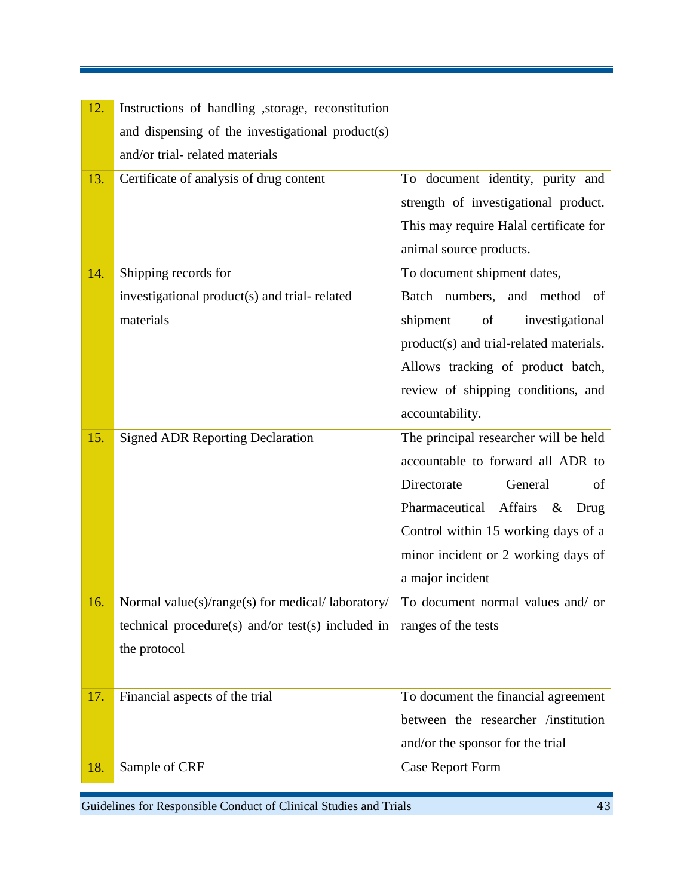| | | |
|---|---|---|
| 12. | Instructions of handling ,storage, reconstitution and dispensing of the investigational product(s) and/or trial- related materials | |
| 13. | Certificate of analysis of drug content | To document identity, purity and strength of investigational product. This may require Halal certificate for animal source products. |
| 14. | Shipping records for investigational product(s) and trial- related materials | To document shipment dates, Batch numbers, and method of shipment of investigational product(s) and trial-related materials. Allows tracking of product batch, review of shipping conditions, and accountability. |
| 15. | Signed ADR Reporting Declaration | The principal researcher will be held accountable to forward all ADR to Directorate General of Pharmaceutical Affairs & Drug Control within 15 working days of a minor incident or 2 working days of a major incident |
| 16. | Normal value(s)/range(s) for medical/ laboratory/ technical procedure(s) and/or test(s) included in the protocol | To document normal values and/ or ranges of the tests |
| 17. | Financial aspects of the trial | To document the financial agreement between the researcher /institution and/or the sponsor for the trial |
| 18. | Sample of CRF | Case Report Form |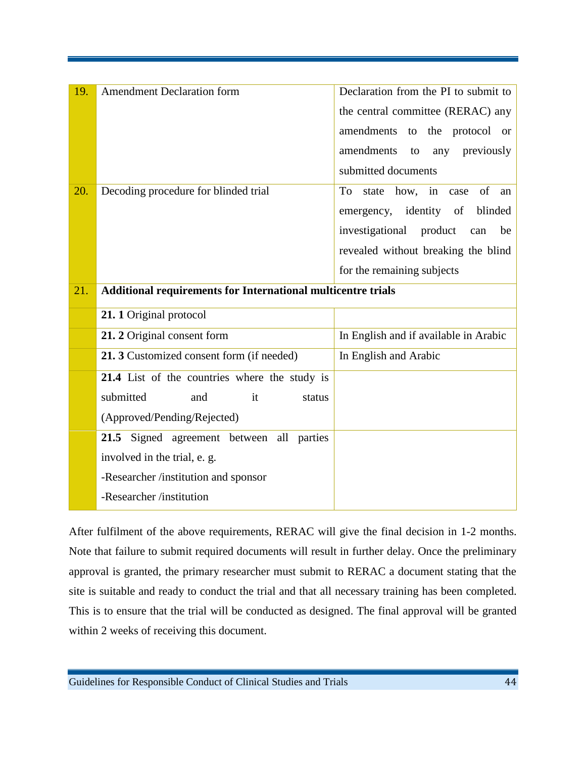| | | |
|---|---|---|
| 19. | Amendment Declaration form | Declaration from the PI to submit to the central committee (RERAC) any amendments to the protocol or amendments to any previously submitted documents |
| 20. | Decoding procedure for blinded trial | To state how, in case of an emergency, identity of blinded investigational product can be revealed without breaking the blind for the remaining subjects |
| 21. | **Additional requirements for International multicentre trials** | |
| | **21. 1** Original protocol | |
| | **21. 2** Original consent form | In English and if available in Arabic |
| | **21. 3** Customized consent form (if needed) | In English and Arabic |
| | **21.4** List of the countries where the study is submitted and it status (Approved/Pending/Rejected) | |
| | **21.5** Signed agreement between all parties involved in the trial, e. g.<br>-Researcher /institution and sponsor<br>-Researcher /institution | |

After fulfilment of the above requirements, RERAC will give the final decision in 1-2 months. Note that failure to submit required documents will result in further delay. Once the preliminary approval is granted, the primary researcher must submit to RERAC a document stating that the site is suitable and ready to conduct the trial and that all necessary training has been completed. This is to ensure that the trial will be conducted as designed. The final approval will be granted within 2 weeks of receiving this document.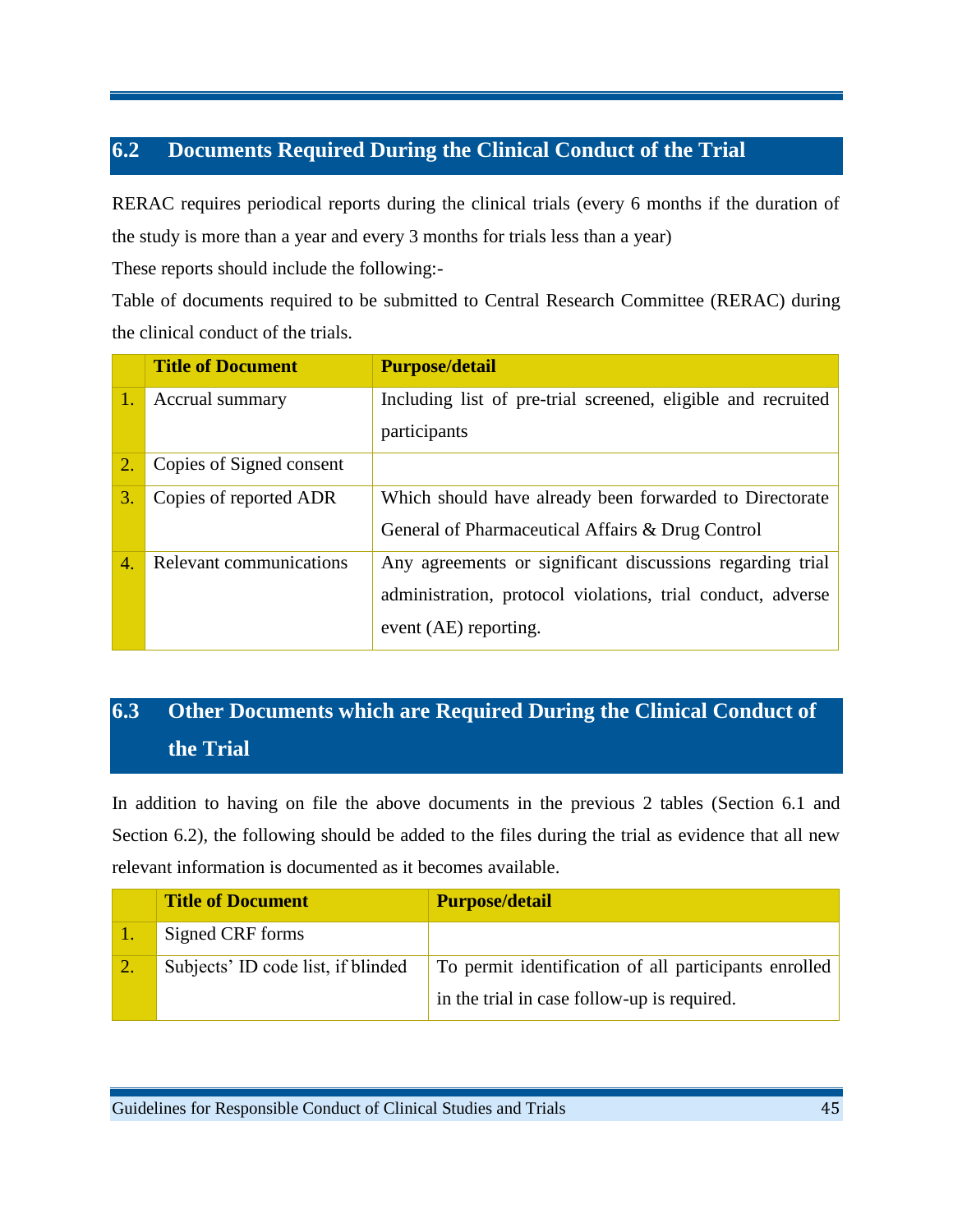## 6.2 Documents Required During the Clinical Conduct of the Trial

RERAC requires periodical reports during the clinical trials (every 6 months if the duration of the study is more than a year and every 3 months for trials less than a year)

These reports should include the following:-

Table of documents required to be submitted to Central Research Committee (RERAC) during the clinical conduct of the trials.

| | Title of Document | Purpose/detail |
|---|---|---|
| 1. | Accrual summary | Including list of pre-trial screened, eligible and recruited participants |
| 2. | Copies of Signed consent | |
| 3. | Copies of reported ADR | Which should have already been forwarded to Directorate General of Pharmaceutical Affairs & Drug Control |
| 4. | Relevant communications | Any agreements or significant discussions regarding trial administration, protocol violations, trial conduct, adverse event (AE) reporting. |

## 6.3 Other Documents which are Required During the Clinical Conduct of the Trial

In addition to having on file the above documents in the previous 2 tables (Section 6.1 and Section 6.2), the following should be added to the files during the trial as evidence that all new relevant information is documented as it becomes available.

| | Title of Document | Purpose/detail |
|---|---|---|
| 1. | Signed CRF forms | |
| 2. | Subjects' ID code list, if blinded | To permit identification of all participants enrolled in the trial in case follow-up is required. |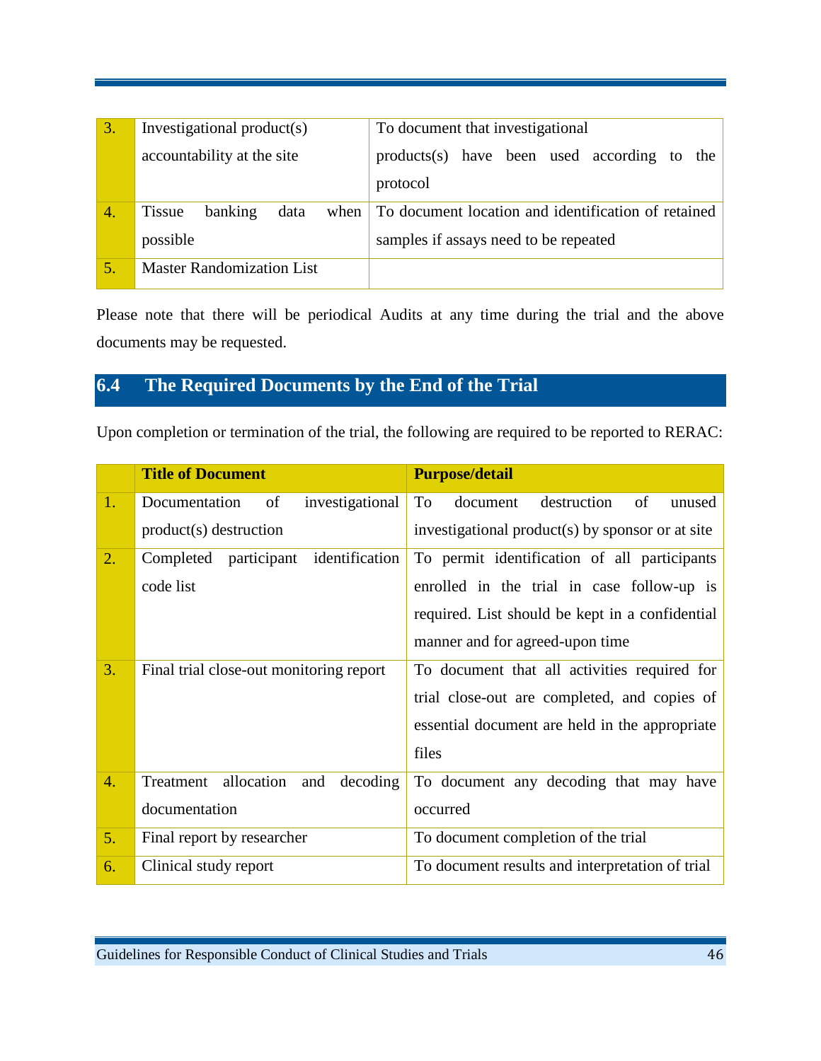| | | |
|---|---|---|
| 3. | Investigational product(s) accountability at the site | To document that investigational products(s) have been used according to the protocol |
| 4. | Tissue banking data when possible | To document location and identification of retained samples if assays need to be repeated |
| 5. | Master Randomization List | |

Please note that there will be periodical Audits at any time during the trial and the above documents may be requested.

## 6.4 The Required Documents by the End of the Trial

Upon completion or termination of the trial, the following are required to be reported to RERAC:

| | **Title of Document** | **Purpose/detail** |
|---|---|---|
| 1. | Documentation of investigational product(s) destruction | To document destruction of unused investigational product(s) by sponsor or at site |
| 2. | Completed participant identification code list | To permit identification of all participants enrolled in the trial in case follow-up is required. List should be kept in a confidential manner and for agreed-upon time |
| 3. | Final trial close-out monitoring report | To document that all activities required for trial close-out are completed, and copies of essential document are held in the appropriate files |
| 4. | Treatment allocation and decoding documentation | To document any decoding that may have occurred |
| 5. | Final report by researcher | To document completion of the trial |
| 6. | Clinical study report | To document results and interpretation of trial |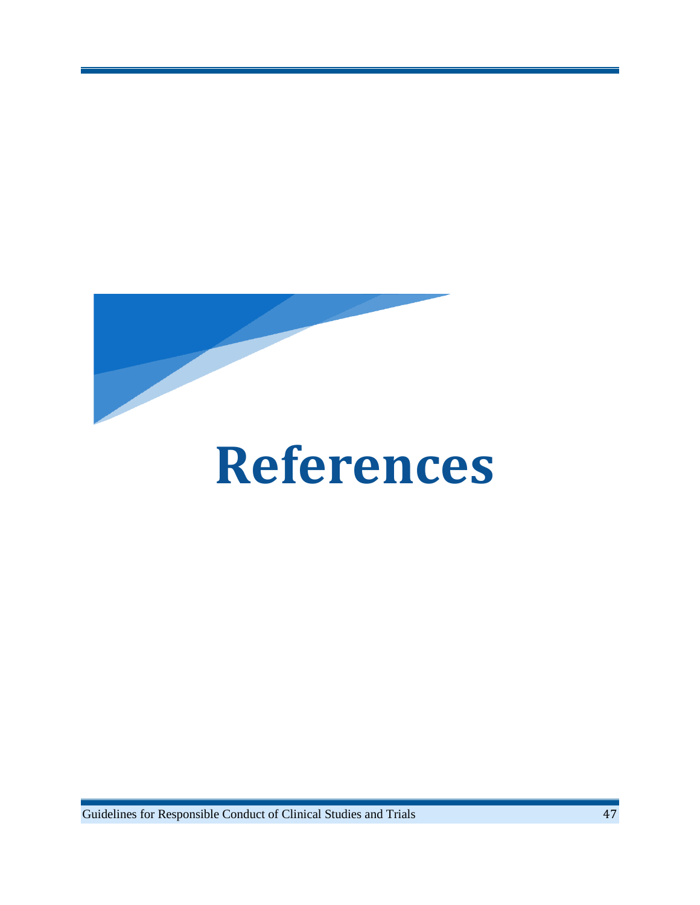# References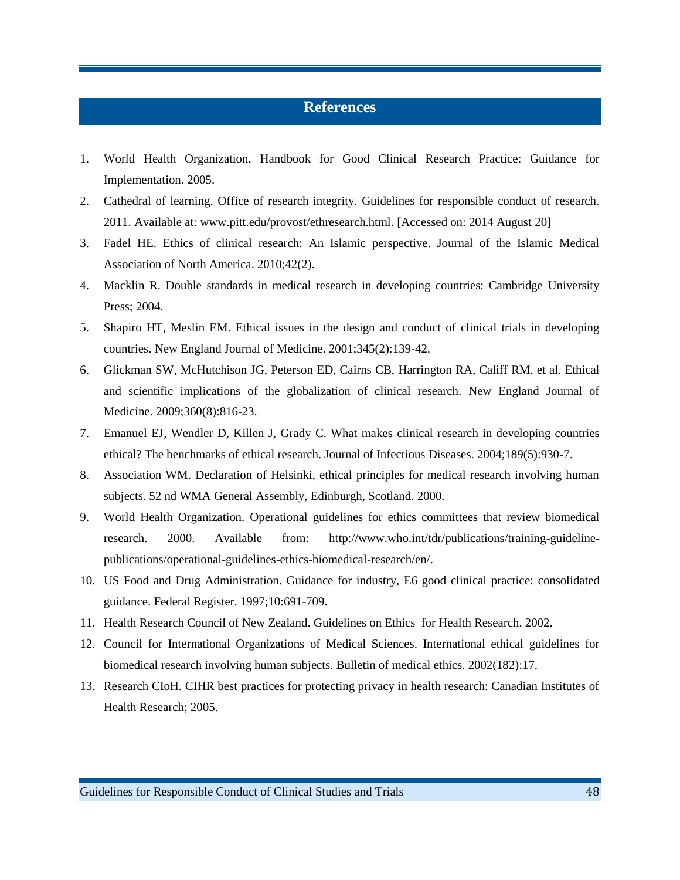# References

1. World Health Organization. Handbook for Good Clinical Research Practice: Guidance for Implementation. 2005.
2. Cathedral of learning. Office of research integrity. Guidelines for responsible conduct of research. 2011. Available at: www.pitt.edu/provost/ethresearch.html. [Accessed on: 2014 August 20]
3. Fadel HE. Ethics of clinical research: An Islamic perspective. Journal of the Islamic Medical Association of North America. 2010;42(2).
4. Macklin R. Double standards in medical research in developing countries: Cambridge University Press; 2004.
5. Shapiro HT, Meslin EM. Ethical issues in the design and conduct of clinical trials in developing countries. New England Journal of Medicine. 2001;345(2):139-42.
6. Glickman SW, McHutchison JG, Peterson ED, Cairns CB, Harrington RA, Califf RM, et al. Ethical and scientific implications of the globalization of clinical research. New England Journal of Medicine. 2009;360(8):816-23.
7. Emanuel EJ, Wendler D, Killen J, Grady C. What makes clinical research in developing countries ethical? The benchmarks of ethical research. Journal of Infectious Diseases. 2004;189(5):930-7.
8. Association WM. Declaration of Helsinki, ethical principles for medical research involving human subjects. 52 nd WMA General Assembly, Edinburgh, Scotland. 2000.
9. World Health Organization. Operational guidelines for ethics committees that review biomedical research. 2000. Available from: http://www.who.int/tdr/publications/training-guideline-publications/operational-guidelines-ethics-biomedical-research/en/.
10. US Food and Drug Administration. Guidance for industry, E6 good clinical practice: consolidated guidance. Federal Register. 1997;10:691-709.
11. Health Research Council of New Zealand. Guidelines on Ethics for Health Research. 2002.
12. Council for International Organizations of Medical Sciences. International ethical guidelines for biomedical research involving human subjects. Bulletin of medical ethics. 2002(182):17.
13. Research CIoH. CIHR best practices for protecting privacy in health research: Canadian Institutes of Health Research; 2005.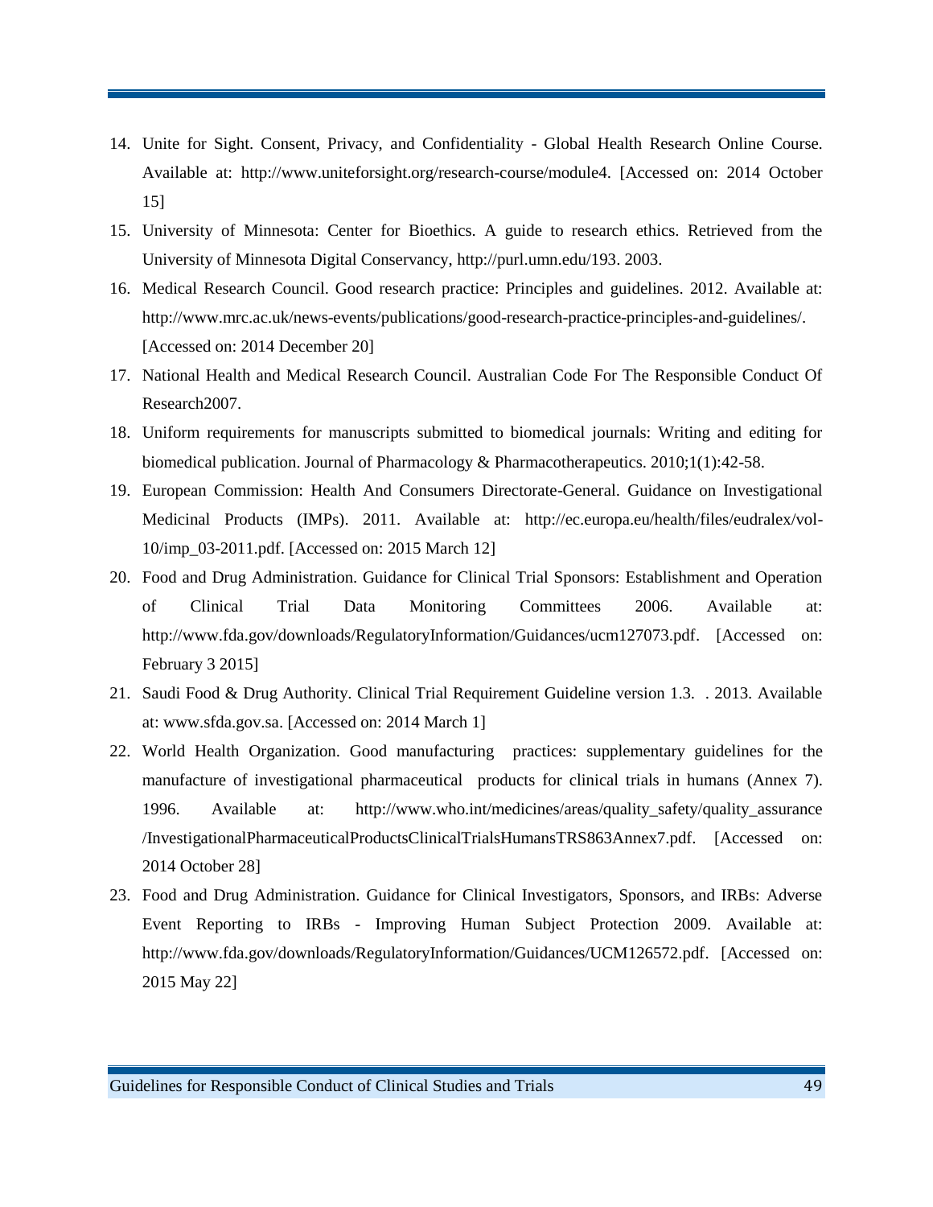14. Unite for Sight. Consent, Privacy, and Confidentiality - Global Health Research Online Course. Available at: http://www.uniteforsight.org/research-course/module4. [Accessed on: 2014 October 15]
15. University of Minnesota: Center for Bioethics. A guide to research ethics. Retrieved from the University of Minnesota Digital Conservancy, http://purl.umn.edu/193. 2003.
16. Medical Research Council. Good research practice: Principles and guidelines. 2012. Available at: http://www.mrc.ac.uk/news-events/publications/good-research-practice-principles-and-guidelines/. [Accessed on: 2014 December 20]
17. National Health and Medical Research Council. Australian Code For The Responsible Conduct Of Research2007.
18. Uniform requirements for manuscripts submitted to biomedical journals: Writing and editing for biomedical publication. Journal of Pharmacology & Pharmacotherapeutics. 2010;1(1):42-58.
19. European Commission: Health And Consumers Directorate-General. Guidance on Investigational Medicinal Products (IMPs). 2011. Available at: http://ec.europa.eu/health/files/eudralex/vol-10/imp_03-2011.pdf. [Accessed on: 2015 March 12]
20. Food and Drug Administration. Guidance for Clinical Trial Sponsors: Establishment and Operation of Clinical Trial Data Monitoring Committees 2006. Available at: http://www.fda.gov/downloads/RegulatoryInformation/Guidances/ucm127073.pdf. [Accessed on: February 3 2015]
21. Saudi Food & Drug Authority. Clinical Trial Requirement Guideline version 1.3. . 2013. Available at: www.sfda.gov.sa. [Accessed on: 2014 March 1]
22. World Health Organization. Good manufacturing practices: supplementary guidelines for the manufacture of investigational pharmaceutical products for clinical trials in humans (Annex 7). 1996. Available at: http://www.who.int/medicines/areas/quality_safety/quality_assurance/InvestigationalPharmaceuticalProductsClinicalTrialsHumansTRS863Annex7.pdf. [Accessed on: 2014 October 28]
23. Food and Drug Administration. Guidance for Clinical Investigators, Sponsors, and IRBs: Adverse Event Reporting to IRBs - Improving Human Subject Protection 2009. Available at: http://www.fda.gov/downloads/RegulatoryInformation/Guidances/UCM126572.pdf. [Accessed on: 2015 May 22]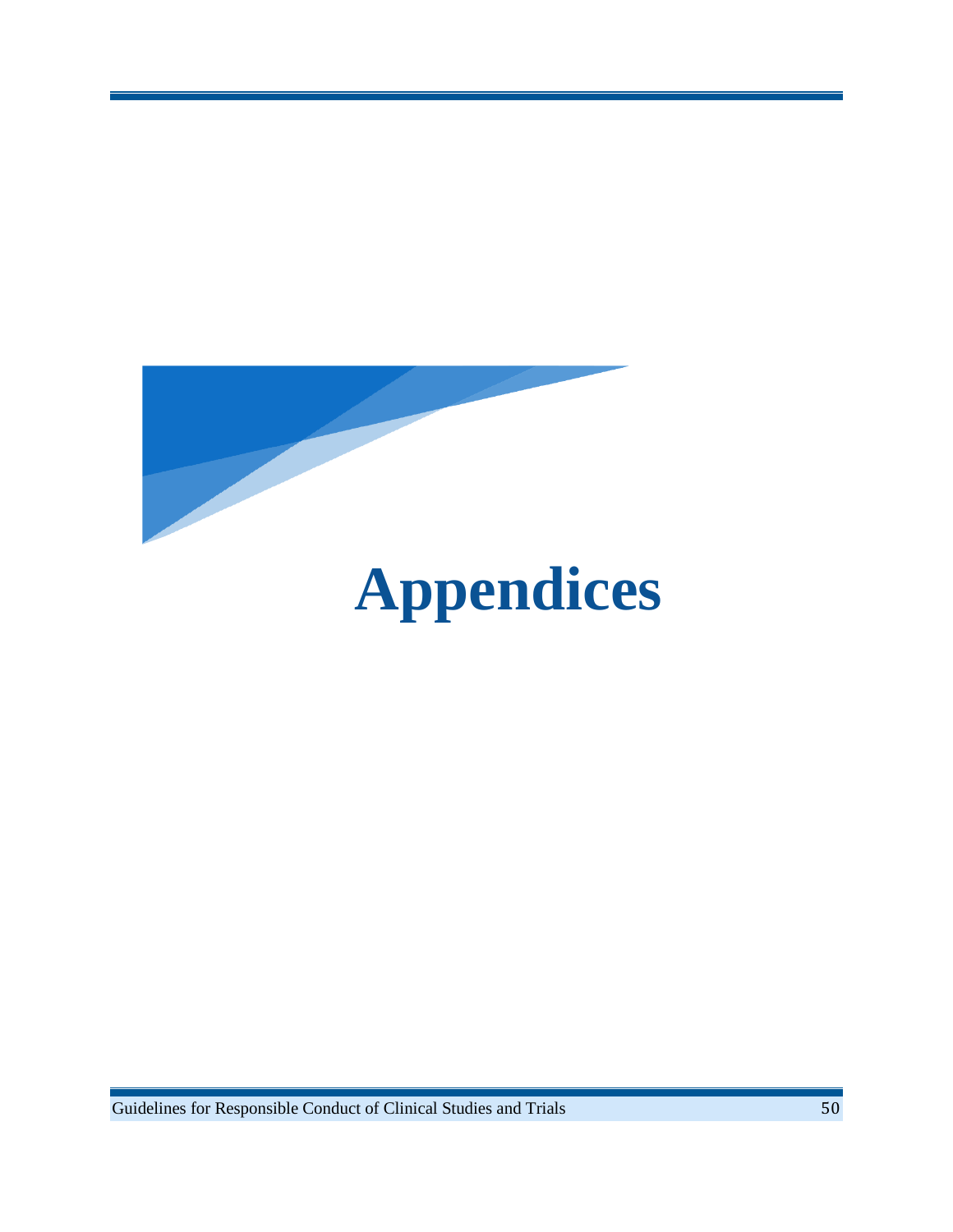# Appendices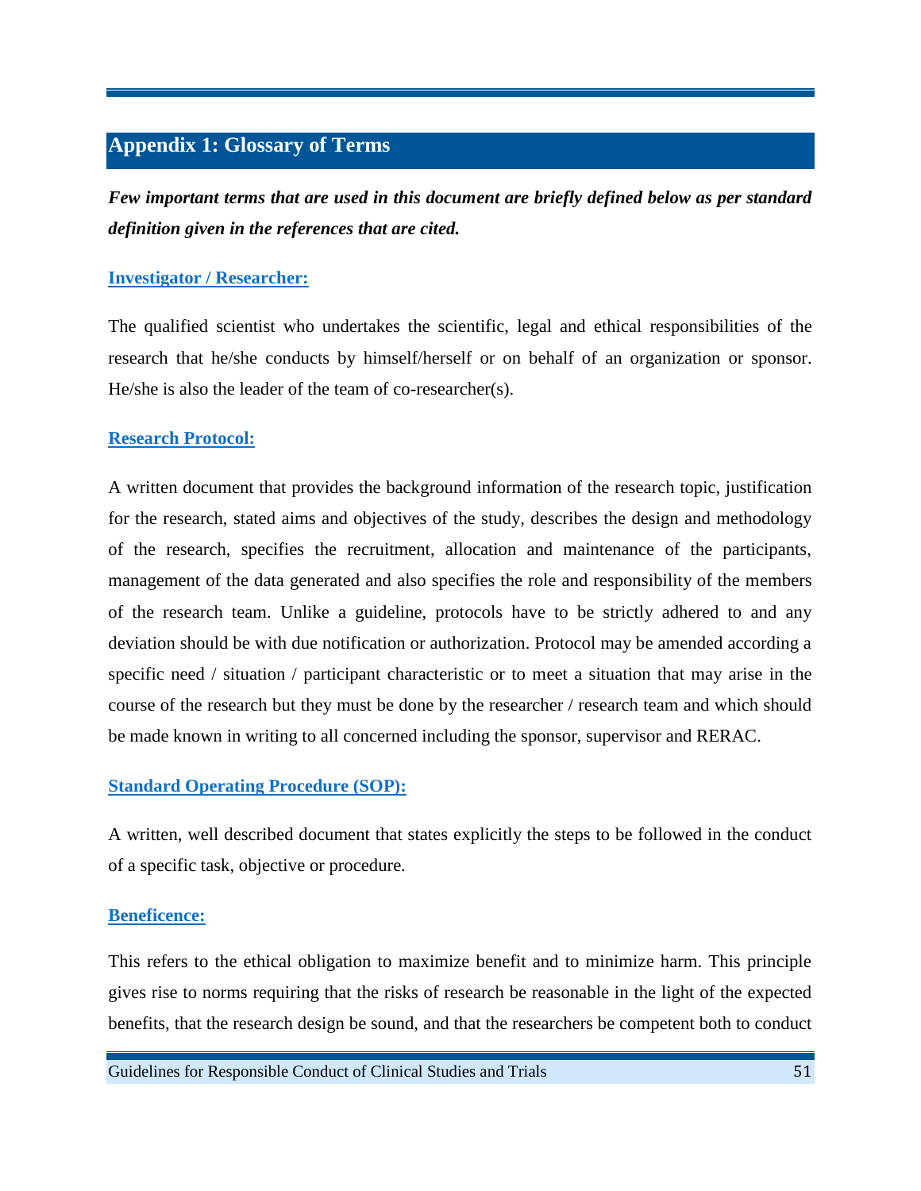## Appendix 1: Glossary of Terms

***Few important terms that are used in this document are briefly defined below as per standard definition given in the references that are cited.***

### Investigator / Researcher:

The qualified scientist who undertakes the scientific, legal and ethical responsibilities of the research that he/she conducts by himself/herself or on behalf of an organization or sponsor. He/she is also the leader of the team of co-researcher(s).

### Research Protocol:

A written document that provides the background information of the research topic, justification for the research, stated aims and objectives of the study, describes the design and methodology of the research, specifies the recruitment, allocation and maintenance of the participants, management of the data generated and also specifies the role and responsibility of the members of the research team. Unlike a guideline, protocols have to be strictly adhered to and any deviation should be with due notification or authorization. Protocol may be amended according a specific need / situation / participant characteristic or to meet a situation that may arise in the course of the research but they must be done by the researcher / research team and which should be made known in writing to all concerned including the sponsor, supervisor and RERAC.

### Standard Operating Procedure (SOP):

A written, well described document that states explicitly the steps to be followed in the conduct of a specific task, objective or procedure.

### Beneficence:

This refers to the ethical obligation to maximize benefit and to minimize harm. This principle gives rise to norms requiring that the risks of research be reasonable in the light of the expected benefits, that the research design be sound, and that the researchers be competent both to conduct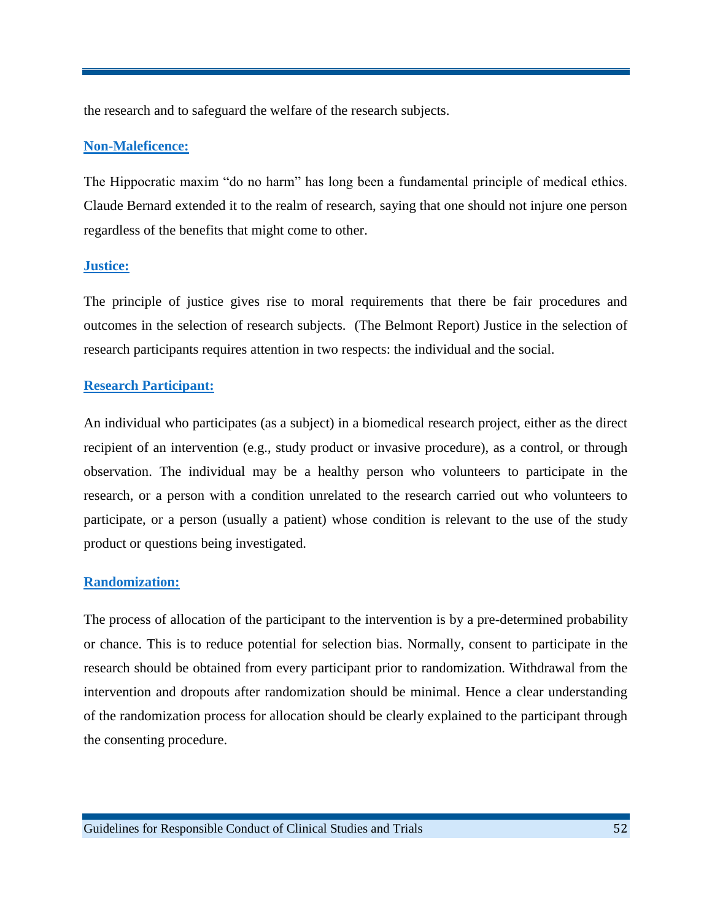the research and to safeguard the welfare of the research subjects.

**Non-Maleficence:**

The Hippocratic maxim "do no harm" has long been a fundamental principle of medical ethics. Claude Bernard extended it to the realm of research, saying that one should not injure one person regardless of the benefits that might come to other.

**Justice:**

The principle of justice gives rise to moral requirements that there be fair procedures and outcomes in the selection of research subjects. (The Belmont Report) Justice in the selection of research participants requires attention in two respects: the individual and the social.

**Research Participant:**

An individual who participates (as a subject) in a biomedical research project, either as the direct recipient of an intervention (e.g., study product or invasive procedure), as a control, or through observation. The individual may be a healthy person who volunteers to participate in the research, or a person with a condition unrelated to the research carried out who volunteers to participate, or a person (usually a patient) whose condition is relevant to the use of the study product or questions being investigated.

**Randomization:**

The process of allocation of the participant to the intervention is by a pre-determined probability or chance. This is to reduce potential for selection bias. Normally, consent to participate in the research should be obtained from every participant prior to randomization. Withdrawal from the intervention and dropouts after randomization should be minimal. Hence a clear understanding of the randomization process for allocation should be clearly explained to the participant through the consenting procedure.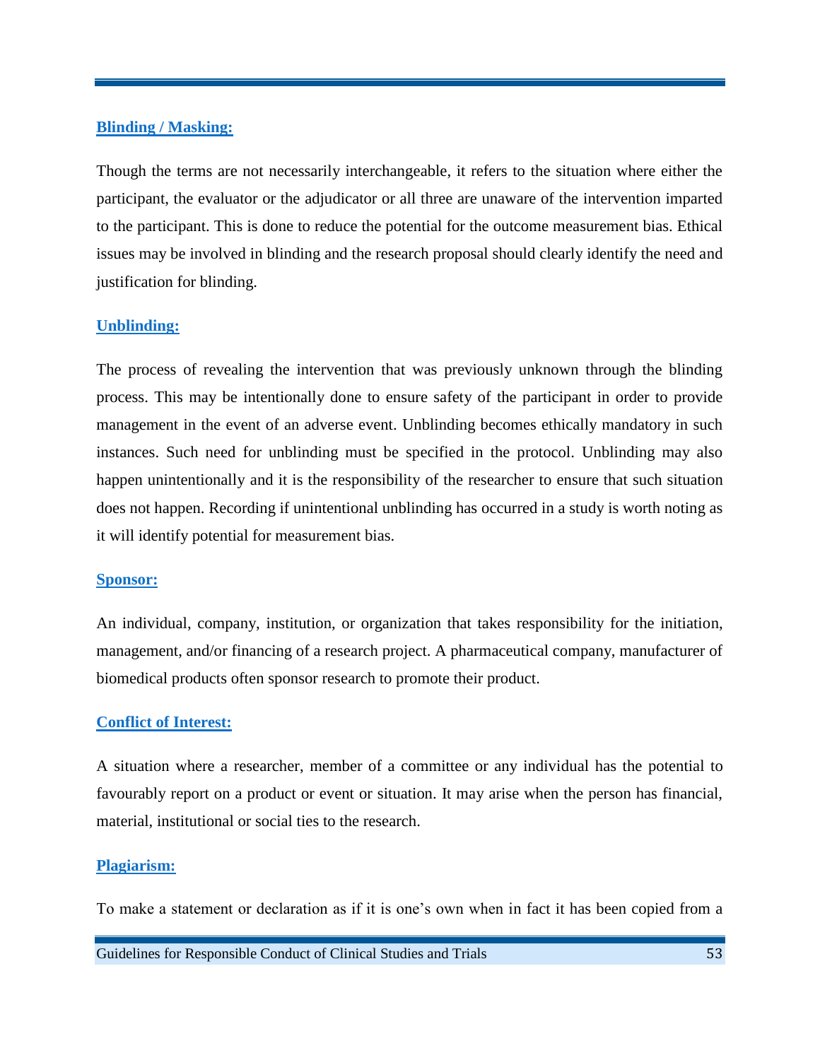**Blinding / Masking:**

Though the terms are not necessarily interchangeable, it refers to the situation where either the participant, the evaluator or the adjudicator or all three are unaware of the intervention imparted to the participant. This is done to reduce the potential for the outcome measurement bias. Ethical issues may be involved in blinding and the research proposal should clearly identify the need and justification for blinding.

**Unblinding:**

The process of revealing the intervention that was previously unknown through the blinding process. This may be intentionally done to ensure safety of the participant in order to provide management in the event of an adverse event. Unblinding becomes ethically mandatory in such instances. Such need for unblinding must be specified in the protocol. Unblinding may also happen unintentionally and it is the responsibility of the researcher to ensure that such situation does not happen. Recording if unintentional unblinding has occurred in a study is worth noting as it will identify potential for measurement bias.

**Sponsor:**

An individual, company, institution, or organization that takes responsibility for the initiation, management, and/or financing of a research project. A pharmaceutical company, manufacturer of biomedical products often sponsor research to promote their product.

**Conflict of Interest:**

A situation where a researcher, member of a committee or any individual has the potential to favourably report on a product or event or situation. It may arise when the person has financial, material, institutional or social ties to the research.

**Plagiarism:**

To make a statement or declaration as if it is one's own when in fact it has been copied from a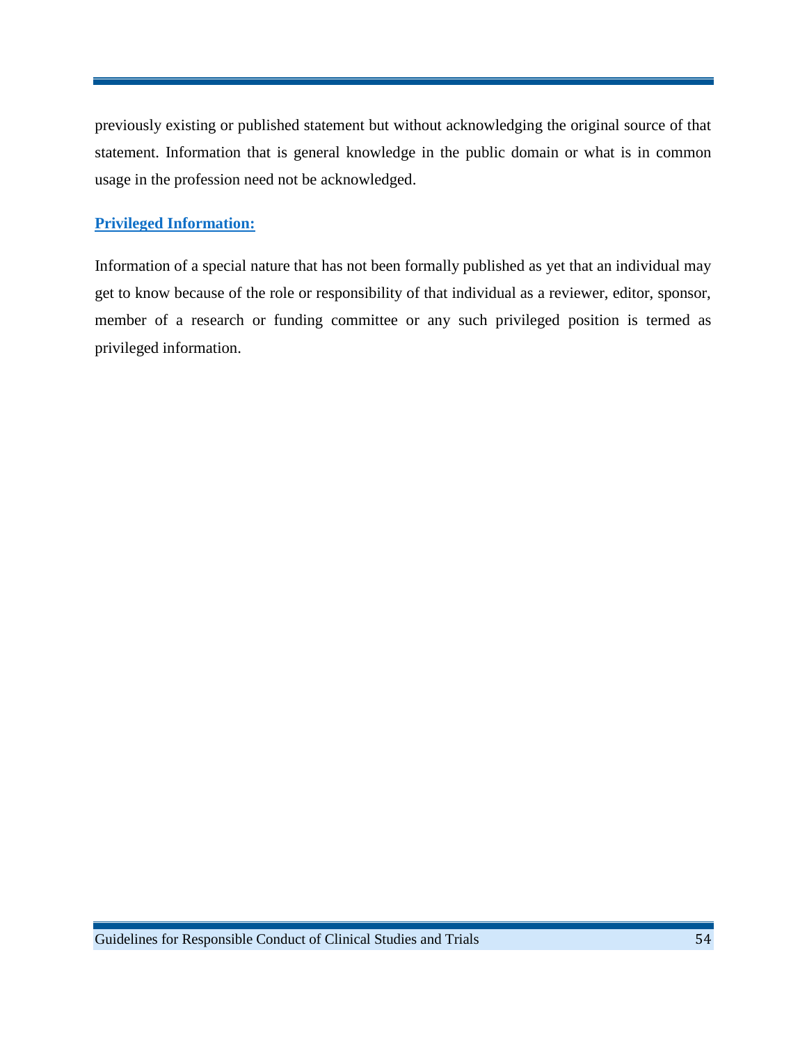previously existing or published statement but without acknowledging the original source of that statement. Information that is general knowledge in the public domain or what is in common usage in the profession need not be acknowledged.

### Privileged Information:

Information of a special nature that has not been formally published as yet that an individual may get to know because of the role or responsibility of that individual as a reviewer, editor, sponsor, member of a research or funding committee or any such privileged position is termed as privileged information.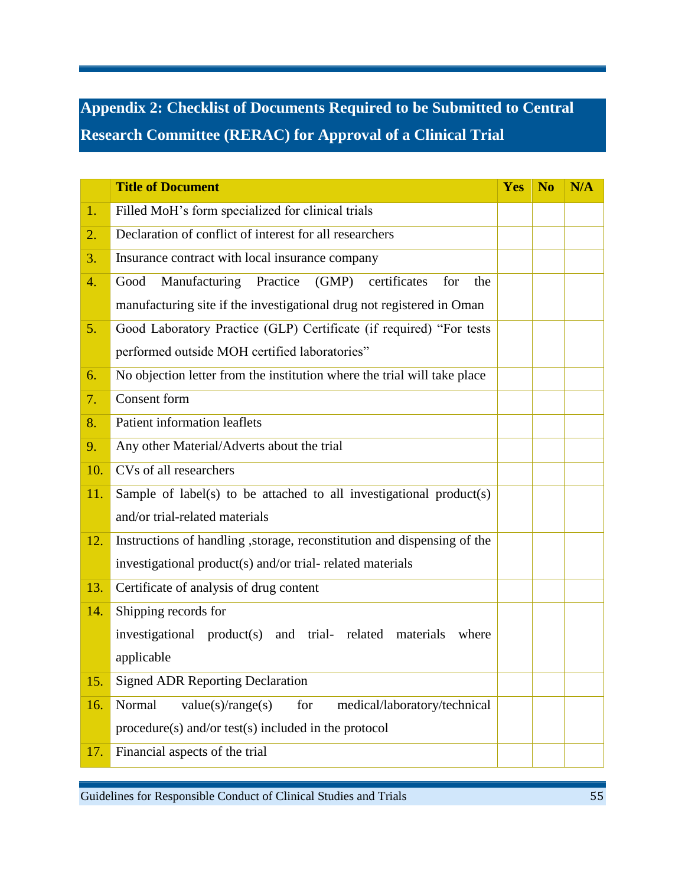## Appendix 2: Checklist of Documents Required to be Submitted to Central Research Committee (RERAC) for Approval of a Clinical Trial

| | **Title of Document** | **Yes** | **No** | **N/A** |
|---|---|---|---|---|
| 1. | Filled MoH's form specialized for clinical trials | | | |
| 2. | Declaration of conflict of interest for all researchers | | | |
| 3. | Insurance contract with local insurance company | | | |
| 4. | Good Manufacturing Practice (GMP) certificates for the manufacturing site if the investigational drug not registered in Oman | | | |
| 5. | Good Laboratory Practice (GLP) Certificate (if required) "For tests performed outside MOH certified laboratories" | | | |
| 6. | No objection letter from the institution where the trial will take place | | | |
| 7. | Consent form | | | |
| 8. | Patient information leaflets | | | |
| 9. | Any other Material/Adverts about the trial | | | |
| 10. | CVs of all researchers | | | |
| 11. | Sample of label(s) to be attached to all investigational product(s) and/or trial-related materials | | | |
| 12. | Instructions of handling ,storage, reconstitution and dispensing of the investigational product(s) and/or trial- related materials | | | |
| 13. | Certificate of analysis of drug content | | | |
| 14. | Shipping records for investigational product(s) and trial- related materials where applicable | | | |
| 15. | Signed ADR Reporting Declaration | | | |
| 16. | Normal value(s)/range(s) for medical/laboratory/technical procedure(s) and/or test(s) included in the protocol | | | |
| 17. | Financial aspects of the trial | | | |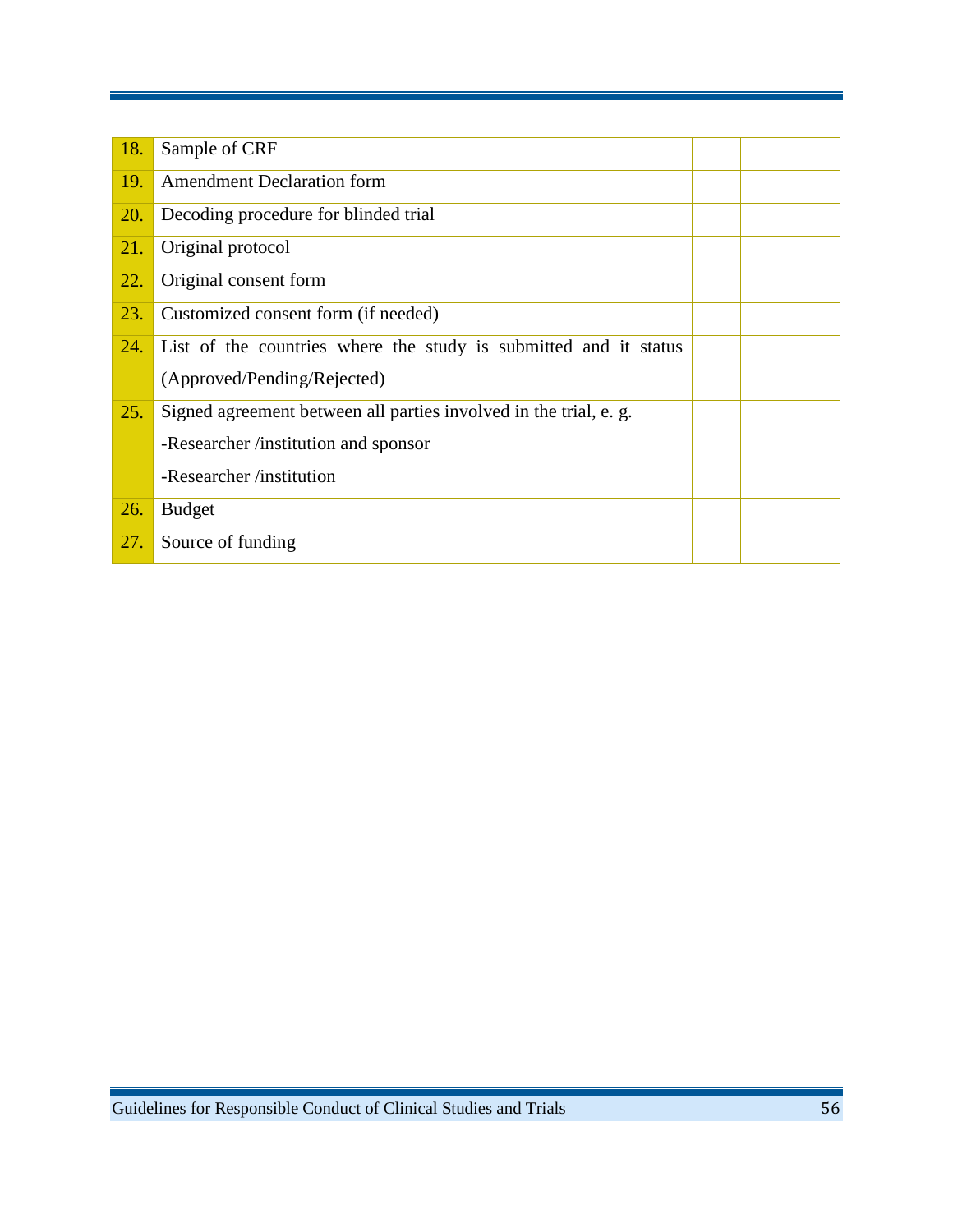| | | | | |
|---|---|---|---|---|
| 18. | Sample of CRF | | | |
| 19. | Amendment Declaration form | | | |
| 20. | Decoding procedure for blinded trial | | | |
| 21. | Original protocol | | | |
| 22. | Original consent form | | | |
| 23. | Customized consent form (if needed) | | | |
| 24. | List of the countries where the study is submitted and it status (Approved/Pending/Rejected) | | | |
| 25. | Signed agreement between all parties involved in the trial, e. g.<br>-Researcher /institution and sponsor<br>-Researcher /institution | | | |
| 26. | Budget | | | |
| 27. | Source of funding | | | |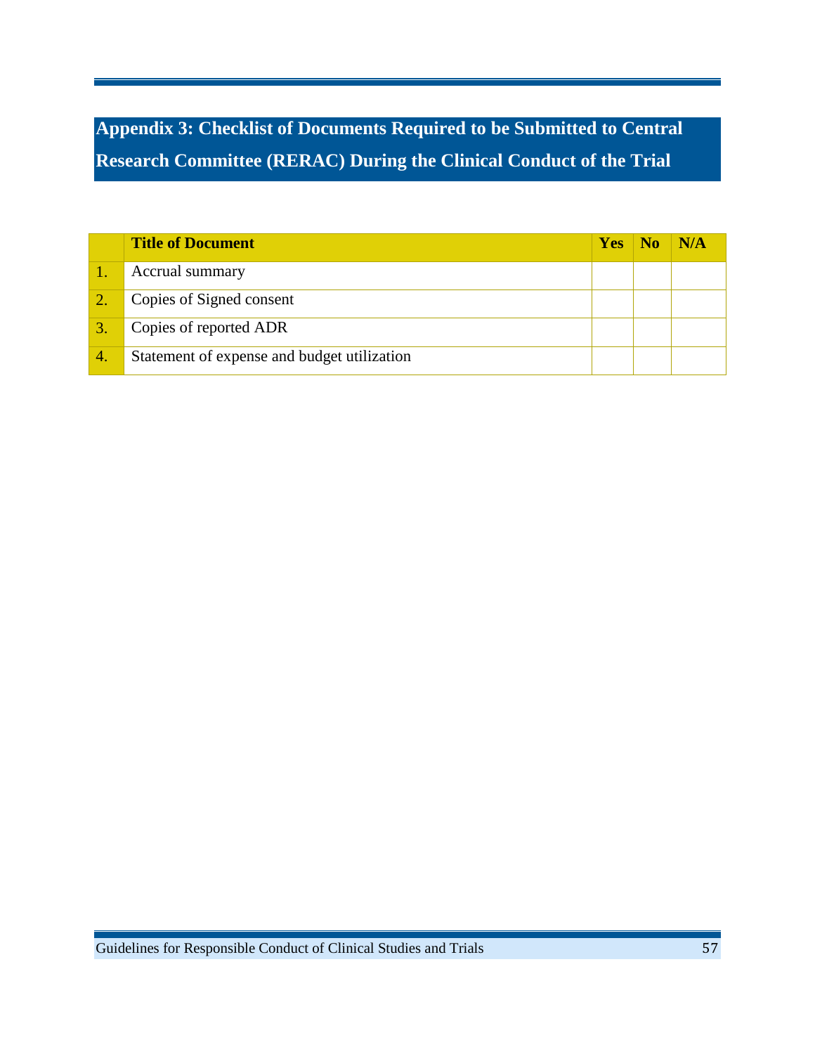# Appendix 3: Checklist of Documents Required to be Submitted to Central Research Committee (RERAC) During the Clinical Conduct of the Trial

| | Title of Document | Yes | No | N/A |
|---|---|---|---|---|
| 1. | Accrual summary | | | |
| 2. | Copies of Signed consent | | | |
| 3. | Copies of reported ADR | | | |
| 4. | Statement of expense and budget utilization | | | |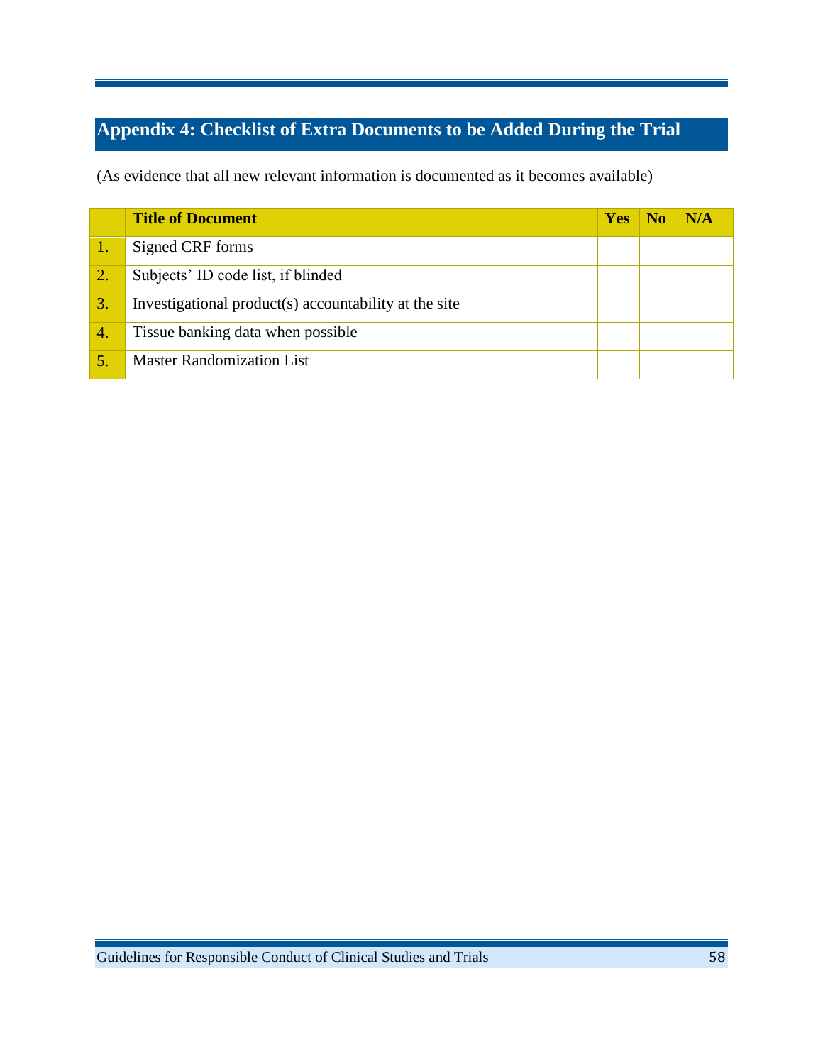## Appendix 4: Checklist of Extra Documents to be Added During the Trial

(As evidence that all new relevant information is documented as it becomes available)

| | Title of Document | Yes | No | N/A |
|---|---|---|---|---|
| 1. | Signed CRF forms | | | |
| 2. | Subjects' ID code list, if blinded | | | |
| 3. | Investigational product(s) accountability at the site | | | |
| 4. | Tissue banking data when possible | | | |
| 5. | Master Randomization List | | | |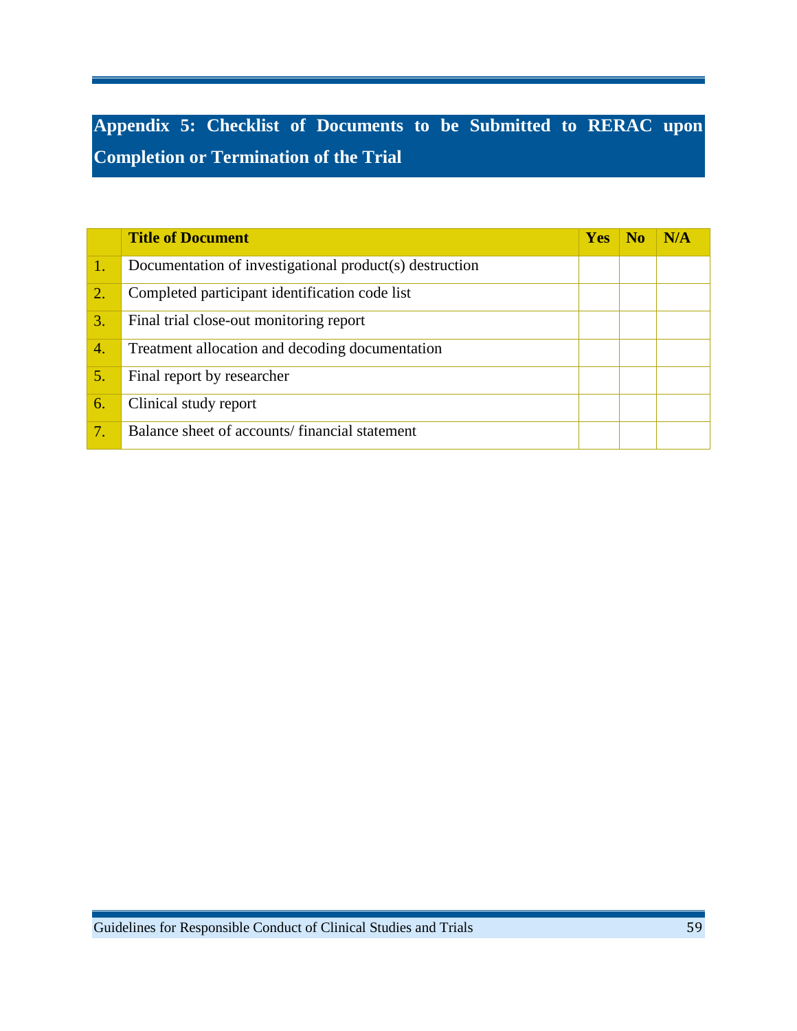## Appendix 5: Checklist of Documents to be Submitted to RERAC upon Completion or Termination of the Trial

| | Title of Document | Yes | No | N/A |
|---|---|---|---|---|
| 1. | Documentation of investigational product(s) destruction | | | |
| 2. | Completed participant identification code list | | | |
| 3. | Final trial close-out monitoring report | | | |
| 4. | Treatment allocation and decoding documentation | | | |
| 5. | Final report by researcher | | | |
| 6. | Clinical study report | | | |
| 7. | Balance sheet of accounts/ financial statement | | | |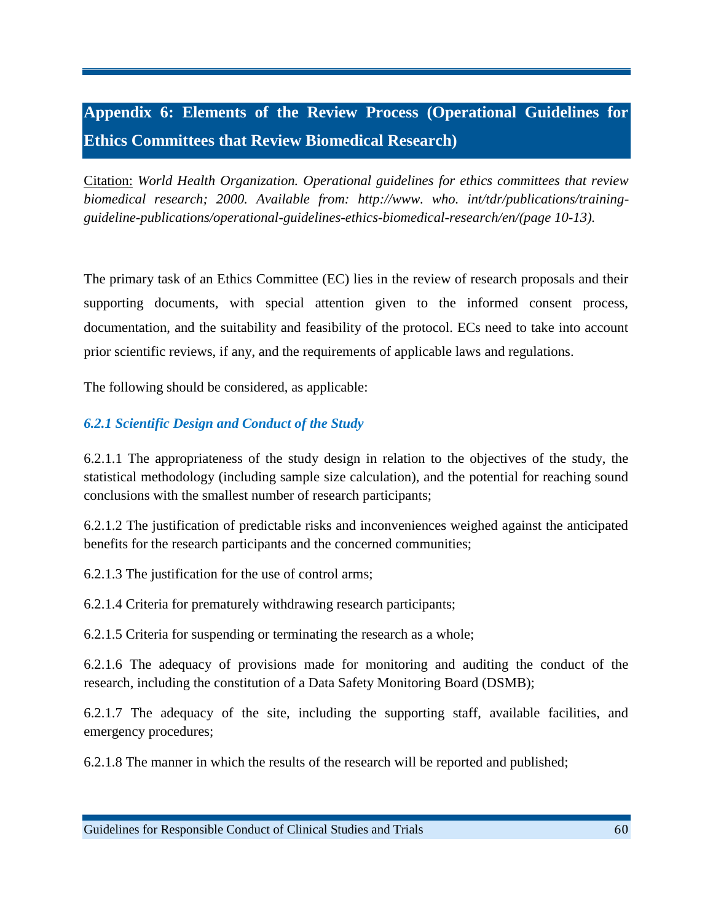## Appendix 6: Elements of the Review Process (Operational Guidelines for Ethics Committees that Review Biomedical Research)

Citation: *World Health Organization. Operational guidelines for ethics committees that review biomedical research; 2000. Available from: http://www. who. int/tdr/publications/training-guideline-publications/operational-guidelines-ethics-biomedical-research/en/(page 10-13).*

The primary task of an Ethics Committee (EC) lies in the review of research proposals and their supporting documents, with special attention given to the informed consent process, documentation, and the suitability and feasibility of the protocol. ECs need to take into account prior scientific reviews, if any, and the requirements of applicable laws and regulations.

The following should be considered, as applicable:

### *6.2.1 Scientific Design and Conduct of the Study*

6.2.1.1 The appropriateness of the study design in relation to the objectives of the study, the statistical methodology (including sample size calculation), and the potential for reaching sound conclusions with the smallest number of research participants;

6.2.1.2 The justification of predictable risks and inconveniences weighed against the anticipated benefits for the research participants and the concerned communities;

6.2.1.3 The justification for the use of control arms;

6.2.1.4 Criteria for prematurely withdrawing research participants;

6.2.1.5 Criteria for suspending or terminating the research as a whole;

6.2.1.6 The adequacy of provisions made for monitoring and auditing the conduct of the research, including the constitution of a Data Safety Monitoring Board (DSMB);

6.2.1.7 The adequacy of the site, including the supporting staff, available facilities, and emergency procedures;

6.2.1.8 The manner in which the results of the research will be reported and published;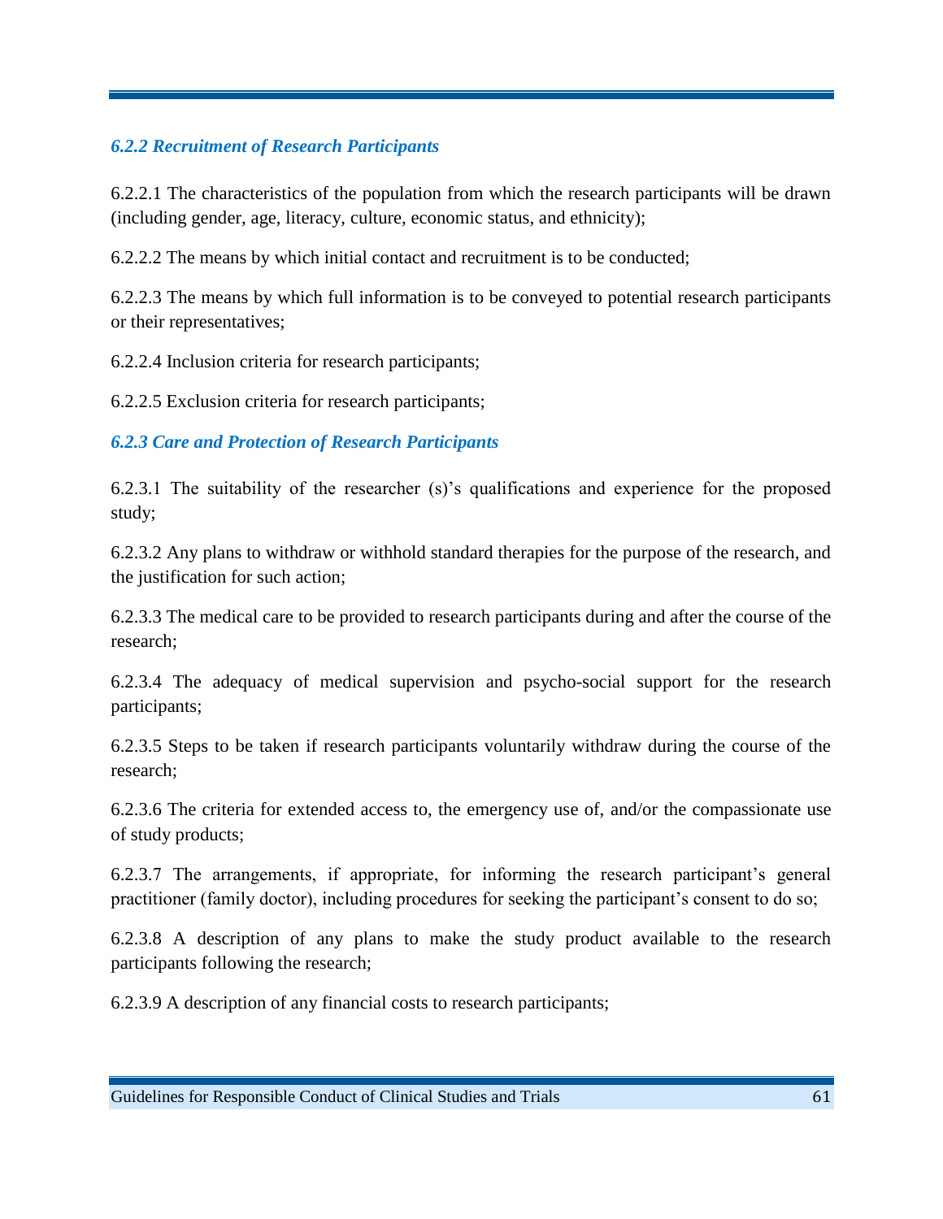### *6.2.2 Recruitment of Research Participants*

6.2.2.1 The characteristics of the population from which the research participants will be drawn (including gender, age, literacy, culture, economic status, and ethnicity);

6.2.2.2 The means by which initial contact and recruitment is to be conducted;

6.2.2.3 The means by which full information is to be conveyed to potential research participants or their representatives;

6.2.2.4 Inclusion criteria for research participants;

6.2.2.5 Exclusion criteria for research participants;

### *6.2.3 Care and Protection of Research Participants*

6.2.3.1 The suitability of the researcher (s)'s qualifications and experience for the proposed study;

6.2.3.2 Any plans to withdraw or withhold standard therapies for the purpose of the research, and the justification for such action;

6.2.3.3 The medical care to be provided to research participants during and after the course of the research;

6.2.3.4 The adequacy of medical supervision and psycho-social support for the research participants;

6.2.3.5 Steps to be taken if research participants voluntarily withdraw during the course of the research;

6.2.3.6 The criteria for extended access to, the emergency use of, and/or the compassionate use of study products;

6.2.3.7 The arrangements, if appropriate, for informing the research participant's general practitioner (family doctor), including procedures for seeking the participant's consent to do so;

6.2.3.8 A description of any plans to make the study product available to the research participants following the research;

6.2.3.9 A description of any financial costs to research participants;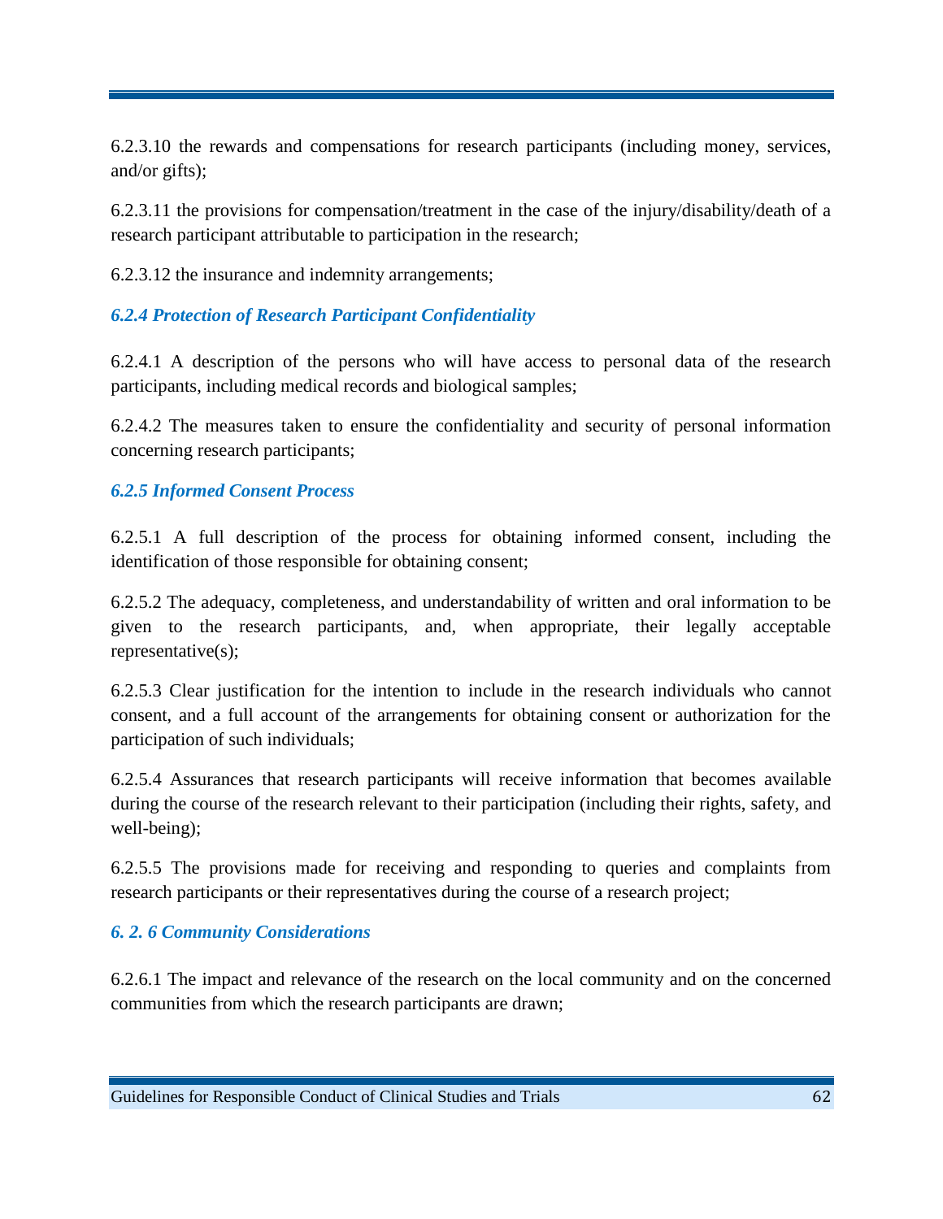6.2.3.10 the rewards and compensations for research participants (including money, services, and/or gifts);

6.2.3.11 the provisions for compensation/treatment in the case of the injury/disability/death of a research participant attributable to participation in the research;

6.2.3.12 the insurance and indemnity arrangements;

### *6.2.4 Protection of Research Participant Confidentiality*

6.2.4.1 A description of the persons who will have access to personal data of the research participants, including medical records and biological samples;

6.2.4.2 The measures taken to ensure the confidentiality and security of personal information concerning research participants;

### *6.2.5 Informed Consent Process*

6.2.5.1 A full description of the process for obtaining informed consent, including the identification of those responsible for obtaining consent;

6.2.5.2 The adequacy, completeness, and understandability of written and oral information to be given to the research participants, and, when appropriate, their legally acceptable representative(s);

6.2.5.3 Clear justification for the intention to include in the research individuals who cannot consent, and a full account of the arrangements for obtaining consent or authorization for the participation of such individuals;

6.2.5.4 Assurances that research participants will receive information that becomes available during the course of the research relevant to their participation (including their rights, safety, and well-being);

6.2.5.5 The provisions made for receiving and responding to queries and complaints from research participants or their representatives during the course of a research project;

### *6. 2. 6 Community Considerations*

6.2.6.1 The impact and relevance of the research on the local community and on the concerned communities from which the research participants are drawn;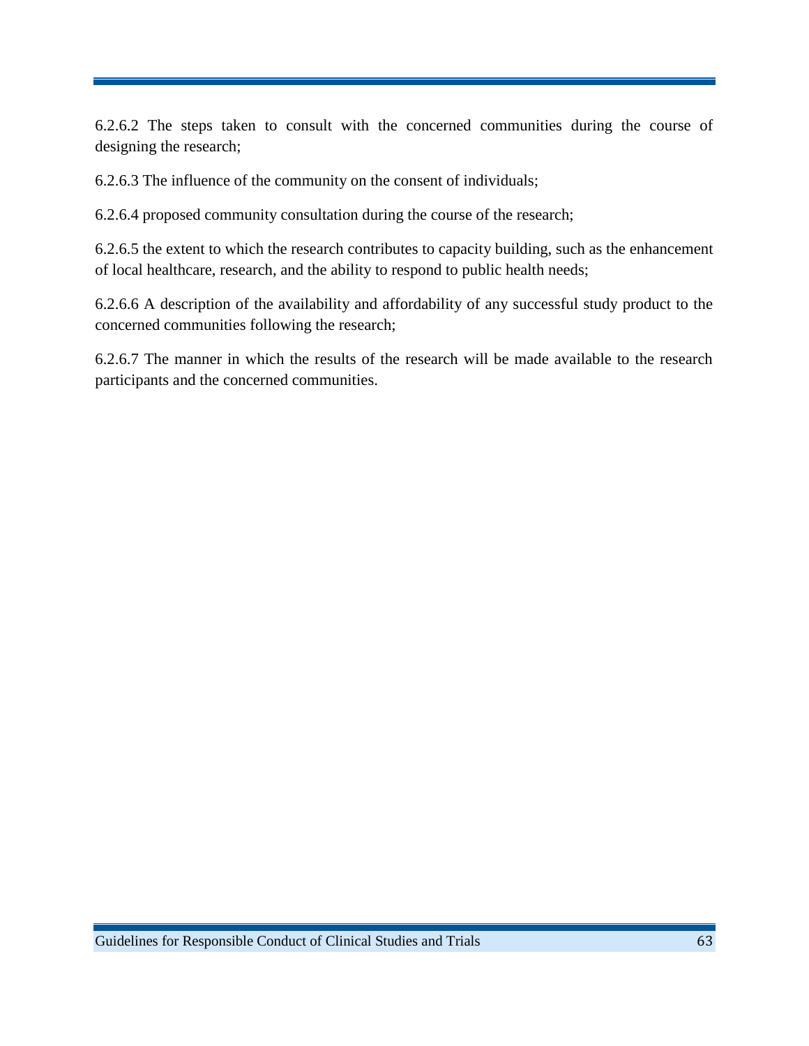6.2.6.2 The steps taken to consult with the concerned communities during the course of designing the research;

6.2.6.3 The influence of the community on the consent of individuals;

6.2.6.4 proposed community consultation during the course of the research;

6.2.6.5 the extent to which the research contributes to capacity building, such as the enhancement of local healthcare, research, and the ability to respond to public health needs;

6.2.6.6 A description of the availability and affordability of any successful study product to the concerned communities following the research;

6.2.6.7 The manner in which the results of the research will be made available to the research participants and the concerned communities.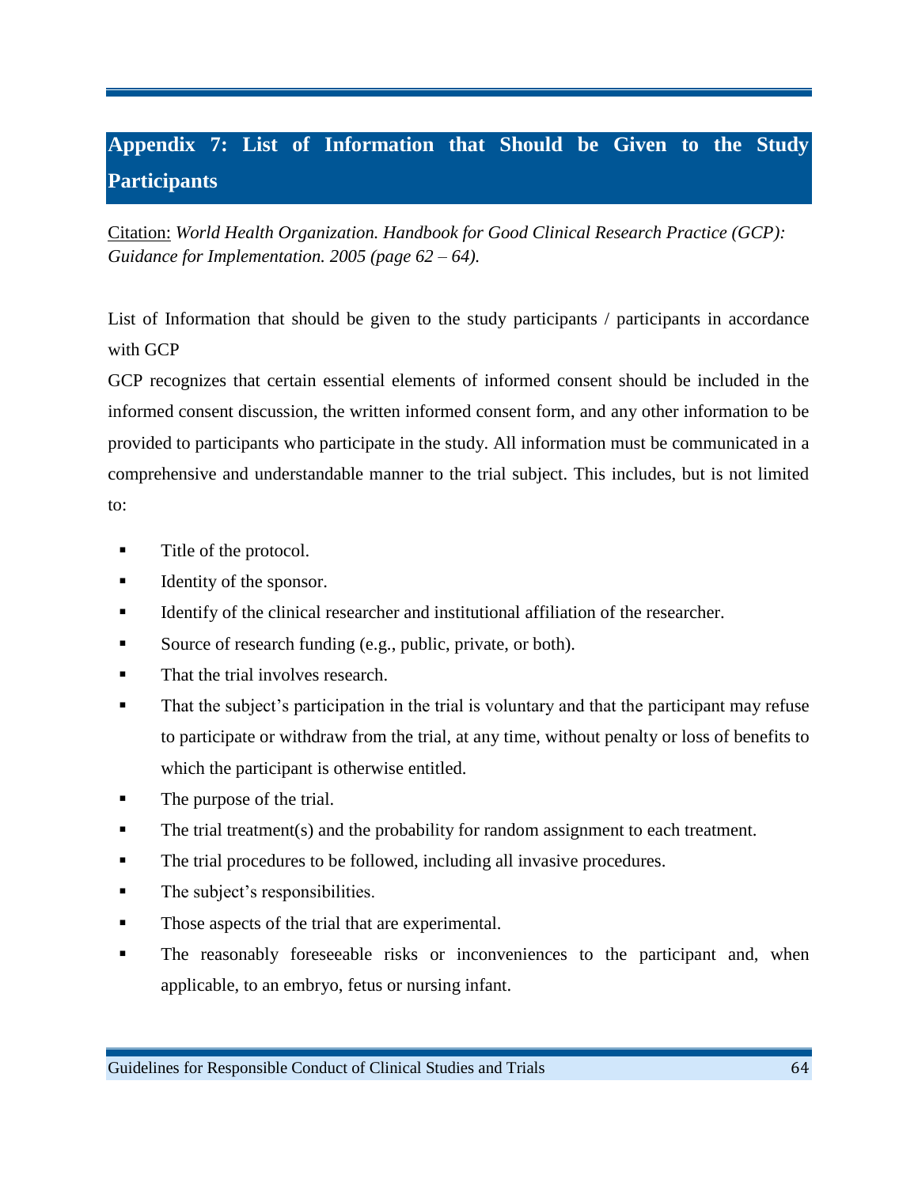# Appendix 7: List of Information that Should be Given to the Study Participants

Citation: *World Health Organization. Handbook for Good Clinical Research Practice (GCP): Guidance for Implementation. 2005 (page 62 – 64).*

List of Information that should be given to the study participants / participants in accordance with GCP

GCP recognizes that certain essential elements of informed consent should be included in the informed consent discussion, the written informed consent form, and any other information to be provided to participants who participate in the study. All information must be communicated in a comprehensive and understandable manner to the trial subject. This includes, but is not limited to:

- Title of the protocol.
- Identity of the sponsor.
- Identify of the clinical researcher and institutional affiliation of the researcher.
- Source of research funding (e.g., public, private, or both).
- That the trial involves research.
- That the subject's participation in the trial is voluntary and that the participant may refuse to participate or withdraw from the trial, at any time, without penalty or loss of benefits to which the participant is otherwise entitled.
- The purpose of the trial.
- The trial treatment(s) and the probability for random assignment to each treatment.
- The trial procedures to be followed, including all invasive procedures.
- The subject's responsibilities.
- Those aspects of the trial that are experimental.
- The reasonably foreseeable risks or inconveniences to the participant and, when applicable, to an embryo, fetus or nursing infant.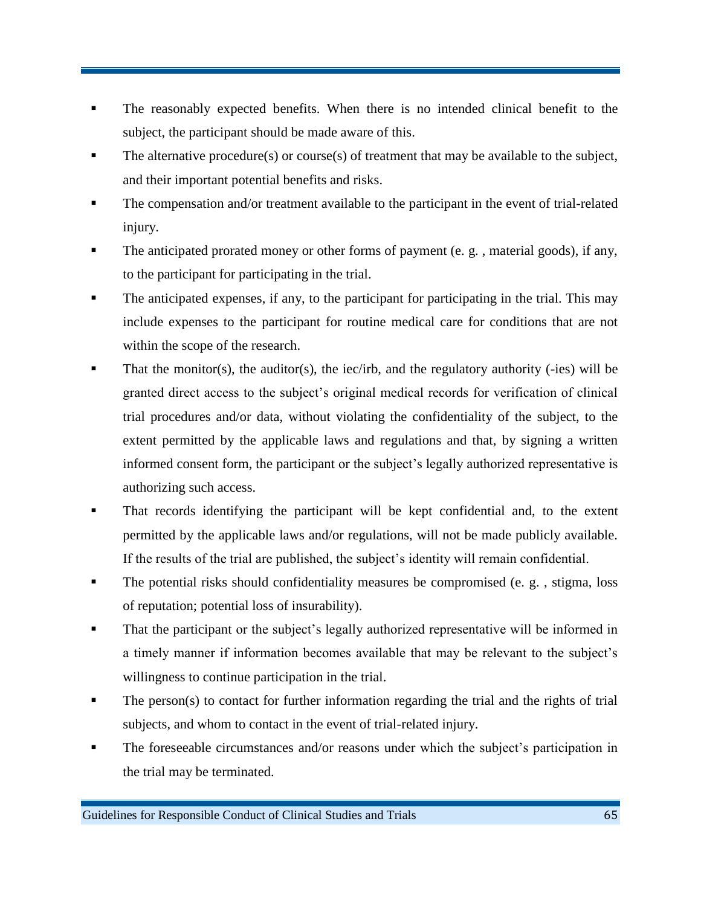- The reasonably expected benefits. When there is no intended clinical benefit to the subject, the participant should be made aware of this.
- The alternative procedure(s) or course(s) of treatment that may be available to the subject, and their important potential benefits and risks.
- The compensation and/or treatment available to the participant in the event of trial-related injury.
- The anticipated prorated money or other forms of payment (e. g. , material goods), if any, to the participant for participating in the trial.
- The anticipated expenses, if any, to the participant for participating in the trial. This may include expenses to the participant for routine medical care for conditions that are not within the scope of the research.
- That the monitor(s), the auditor(s), the iec/irb, and the regulatory authority (-ies) will be granted direct access to the subject's original medical records for verification of clinical trial procedures and/or data, without violating the confidentiality of the subject, to the extent permitted by the applicable laws and regulations and that, by signing a written informed consent form, the participant or the subject's legally authorized representative is authorizing such access.
- That records identifying the participant will be kept confidential and, to the extent permitted by the applicable laws and/or regulations, will not be made publicly available. If the results of the trial are published, the subject's identity will remain confidential.
- The potential risks should confidentiality measures be compromised (e. g. , stigma, loss of reputation; potential loss of insurability).
- That the participant or the subject's legally authorized representative will be informed in a timely manner if information becomes available that may be relevant to the subject's willingness to continue participation in the trial.
- The person(s) to contact for further information regarding the trial and the rights of trial subjects, and whom to contact in the event of trial-related injury.
- The foreseeable circumstances and/or reasons under which the subject's participation in the trial may be terminated.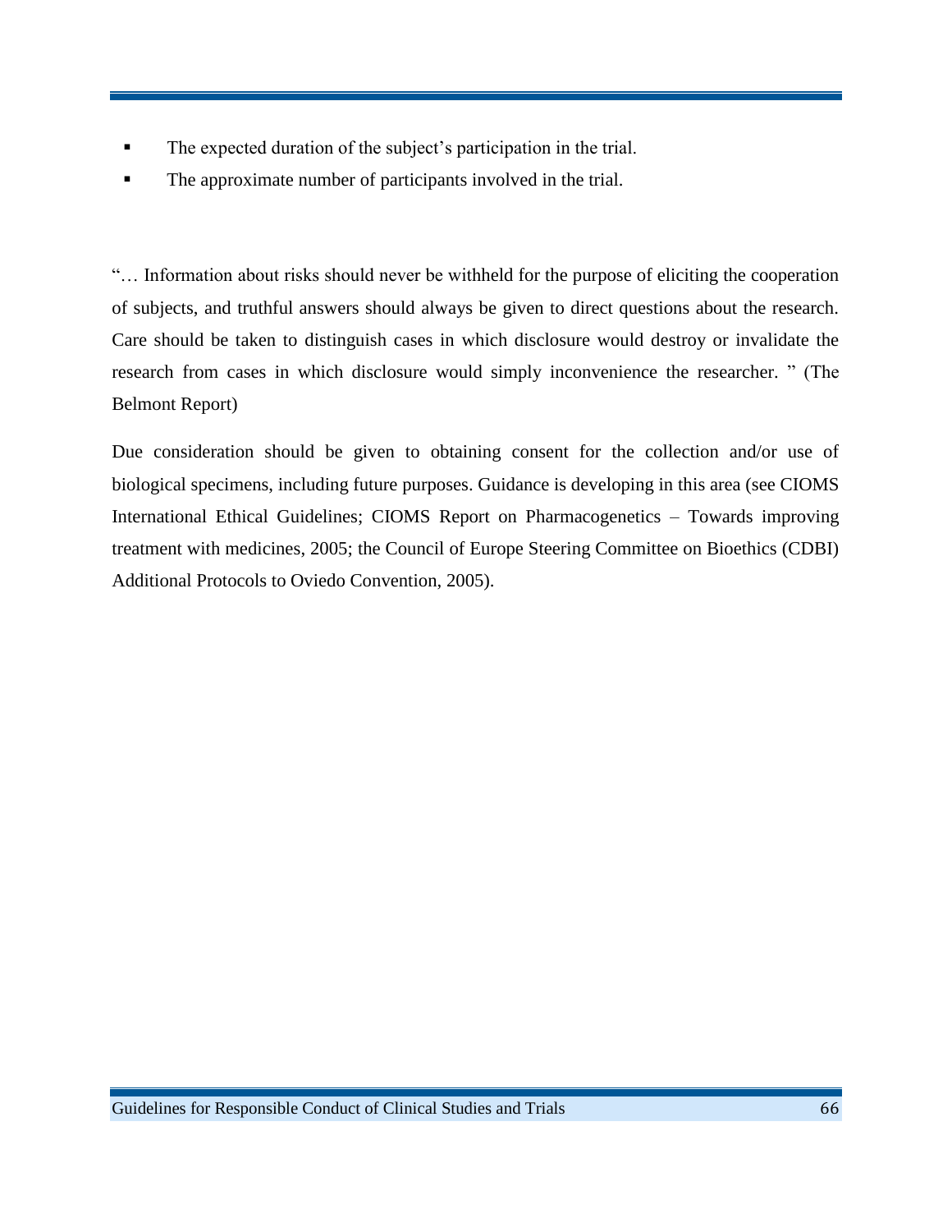- The expected duration of the subject's participation in the trial.
- The approximate number of participants involved in the trial.

"… Information about risks should never be withheld for the purpose of eliciting the cooperation of subjects, and truthful answers should always be given to direct questions about the research. Care should be taken to distinguish cases in which disclosure would destroy or invalidate the research from cases in which disclosure would simply inconvenience the researcher. " (The Belmont Report)

Due consideration should be given to obtaining consent for the collection and/or use of biological specimens, including future purposes. Guidance is developing in this area (see CIOMS International Ethical Guidelines; CIOMS Report on Pharmacogenetics – Towards improving treatment with medicines, 2005; the Council of Europe Steering Committee on Bioethics (CDBI) Additional Protocols to Oviedo Convention, 2005).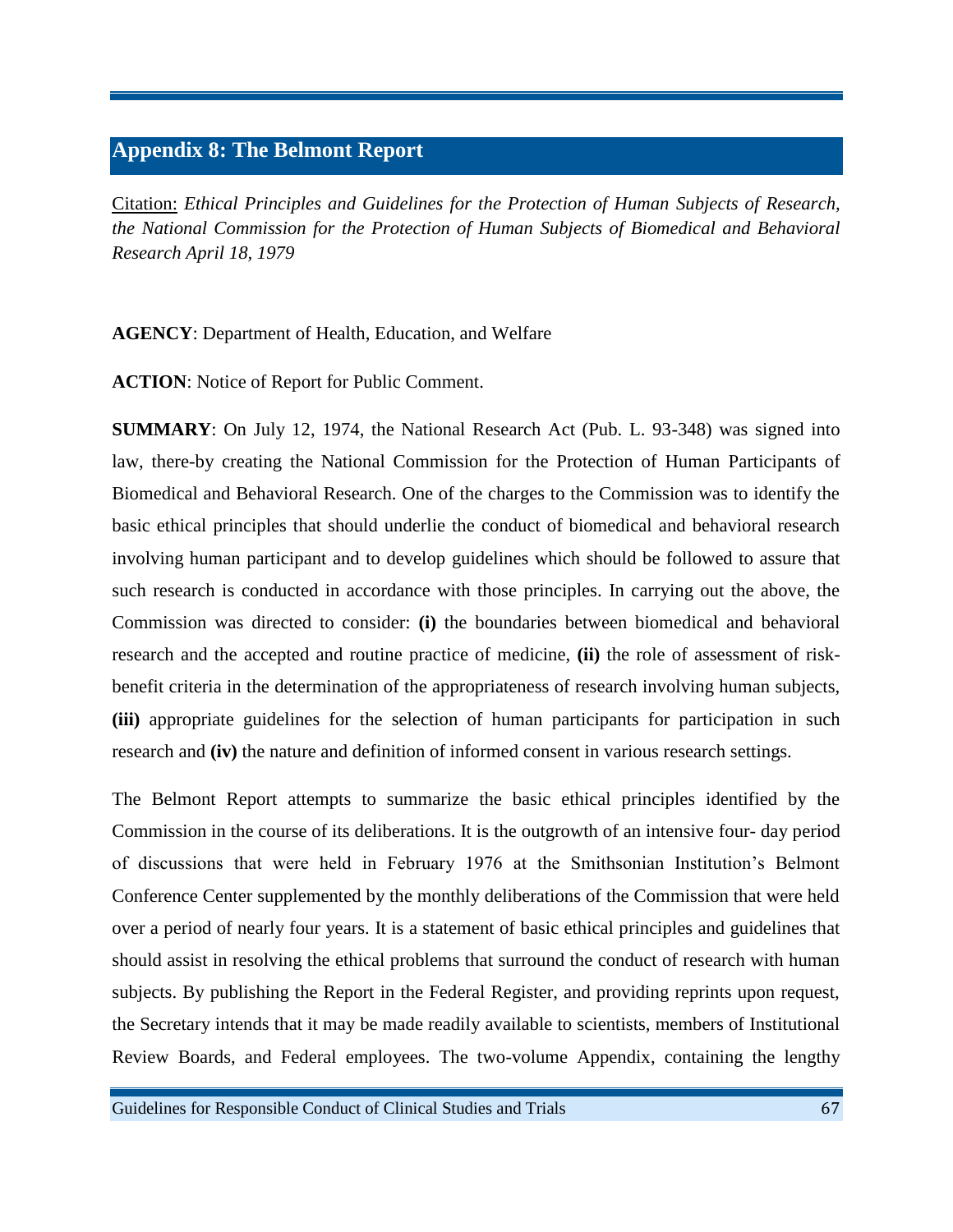## Appendix 8: The Belmont Report

Citation: *Ethical Principles and Guidelines for the Protection of Human Subjects of Research, the National Commission for the Protection of Human Subjects of Biomedical and Behavioral Research April 18, 1979*

**AGENCY**: Department of Health, Education, and Welfare

**ACTION**: Notice of Report for Public Comment.

**SUMMARY**: On July 12, 1974, the National Research Act (Pub. L. 93-348) was signed into law, there-by creating the National Commission for the Protection of Human Participants of Biomedical and Behavioral Research. One of the charges to the Commission was to identify the basic ethical principles that should underlie the conduct of biomedical and behavioral research involving human participant and to develop guidelines which should be followed to assure that such research is conducted in accordance with those principles. In carrying out the above, the Commission was directed to consider: **(i)** the boundaries between biomedical and behavioral research and the accepted and routine practice of medicine, **(ii)** the role of assessment of risk-benefit criteria in the determination of the appropriateness of research involving human subjects, **(iii)** appropriate guidelines for the selection of human participants for participation in such research and **(iv)** the nature and definition of informed consent in various research settings.

The Belmont Report attempts to summarize the basic ethical principles identified by the Commission in the course of its deliberations. It is the outgrowth of an intensive four- day period of discussions that were held in February 1976 at the Smithsonian Institution's Belmont Conference Center supplemented by the monthly deliberations of the Commission that were held over a period of nearly four years. It is a statement of basic ethical principles and guidelines that should assist in resolving the ethical problems that surround the conduct of research with human subjects. By publishing the Report in the Federal Register, and providing reprints upon request, the Secretary intends that it may be made readily available to scientists, members of Institutional Review Boards, and Federal employees. The two-volume Appendix, containing the lengthy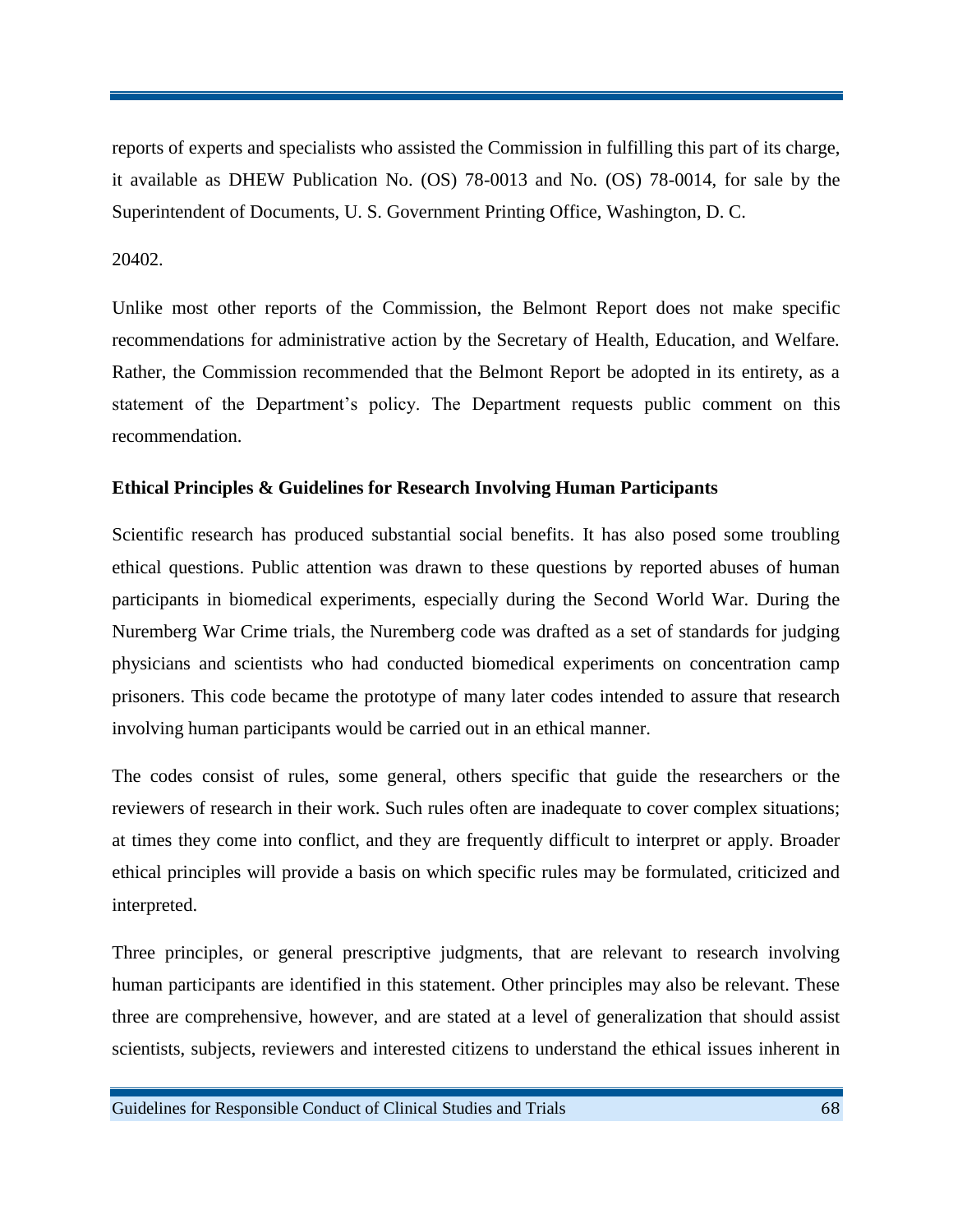reports of experts and specialists who assisted the Commission in fulfilling this part of its charge, it available as DHEW Publication No. (OS) 78-0013 and No. (OS) 78-0014, for sale by the Superintendent of Documents, U. S. Government Printing Office, Washington, D. C.

20402.

Unlike most other reports of the Commission, the Belmont Report does not make specific recommendations for administrative action by the Secretary of Health, Education, and Welfare. Rather, the Commission recommended that the Belmont Report be adopted in its entirety, as a statement of the Department's policy. The Department requests public comment on this recommendation.

**Ethical Principles & Guidelines for Research Involving Human Participants**

Scientific research has produced substantial social benefits. It has also posed some troubling ethical questions. Public attention was drawn to these questions by reported abuses of human participants in biomedical experiments, especially during the Second World War. During the Nuremberg War Crime trials, the Nuremberg code was drafted as a set of standards for judging physicians and scientists who had conducted biomedical experiments on concentration camp prisoners. This code became the prototype of many later codes intended to assure that research involving human participants would be carried out in an ethical manner.

The codes consist of rules, some general, others specific that guide the researchers or the reviewers of research in their work. Such rules often are inadequate to cover complex situations; at times they come into conflict, and they are frequently difficult to interpret or apply. Broader ethical principles will provide a basis on which specific rules may be formulated, criticized and interpreted.

Three principles, or general prescriptive judgments, that are relevant to research involving human participants are identified in this statement. Other principles may also be relevant. These three are comprehensive, however, and are stated at a level of generalization that should assist scientists, subjects, reviewers and interested citizens to understand the ethical issues inherent in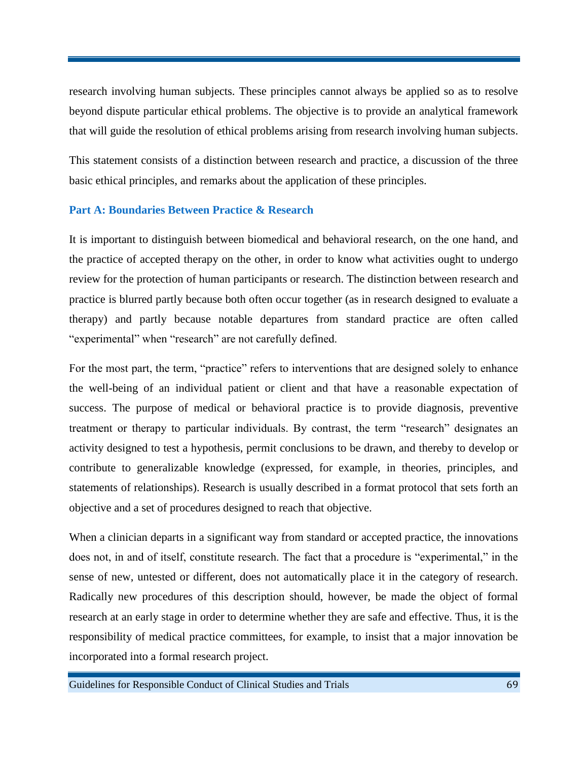research involving human subjects. These principles cannot always be applied so as to resolve beyond dispute particular ethical problems. The objective is to provide an analytical framework that will guide the resolution of ethical problems arising from research involving human subjects.

This statement consists of a distinction between research and practice, a discussion of the three basic ethical principles, and remarks about the application of these principles.

### Part A: Boundaries Between Practice & Research

It is important to distinguish between biomedical and behavioral research, on the one hand, and the practice of accepted therapy on the other, in order to know what activities ought to undergo review for the protection of human participants or research. The distinction between research and practice is blurred partly because both often occur together (as in research designed to evaluate a therapy) and partly because notable departures from standard practice are often called "experimental" when "research" are not carefully defined.

For the most part, the term, "practice" refers to interventions that are designed solely to enhance the well-being of an individual patient or client and that have a reasonable expectation of success. The purpose of medical or behavioral practice is to provide diagnosis, preventive treatment or therapy to particular individuals. By contrast, the term "research" designates an activity designed to test a hypothesis, permit conclusions to be drawn, and thereby to develop or contribute to generalizable knowledge (expressed, for example, in theories, principles, and statements of relationships). Research is usually described in a format protocol that sets forth an objective and a set of procedures designed to reach that objective.

When a clinician departs in a significant way from standard or accepted practice, the innovations does not, in and of itself, constitute research. The fact that a procedure is "experimental," in the sense of new, untested or different, does not automatically place it in the category of research. Radically new procedures of this description should, however, be made the object of formal research at an early stage in order to determine whether they are safe and effective. Thus, it is the responsibility of medical practice committees, for example, to insist that a major innovation be incorporated into a formal research project.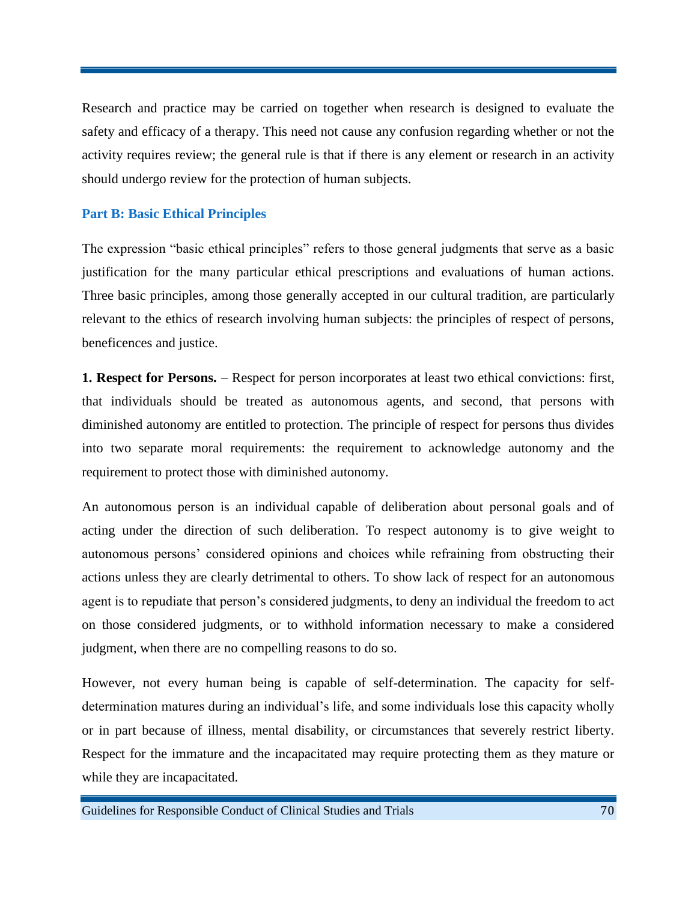Research and practice may be carried on together when research is designed to evaluate the safety and efficacy of a therapy. This need not cause any confusion regarding whether or not the activity requires review; the general rule is that if there is any element or research in an activity should undergo review for the protection of human subjects.

## Part B: Basic Ethical Principles

The expression "basic ethical principles" refers to those general judgments that serve as a basic justification for the many particular ethical prescriptions and evaluations of human actions. Three basic principles, among those generally accepted in our cultural tradition, are particularly relevant to the ethics of research involving human subjects: the principles of respect of persons, beneficences and justice.

**1. Respect for Persons.** – Respect for person incorporates at least two ethical convictions: first, that individuals should be treated as autonomous agents, and second, that persons with diminished autonomy are entitled to protection. The principle of respect for persons thus divides into two separate moral requirements: the requirement to acknowledge autonomy and the requirement to protect those with diminished autonomy.

An autonomous person is an individual capable of deliberation about personal goals and of acting under the direction of such deliberation. To respect autonomy is to give weight to autonomous persons' considered opinions and choices while refraining from obstructing their actions unless they are clearly detrimental to others. To show lack of respect for an autonomous agent is to repudiate that person's considered judgments, to deny an individual the freedom to act on those considered judgments, or to withhold information necessary to make a considered judgment, when there are no compelling reasons to do so.

However, not every human being is capable of self-determination. The capacity for self-determination matures during an individual's life, and some individuals lose this capacity wholly or in part because of illness, mental disability, or circumstances that severely restrict liberty. Respect for the immature and the incapacitated may require protecting them as they mature or while they are incapacitated.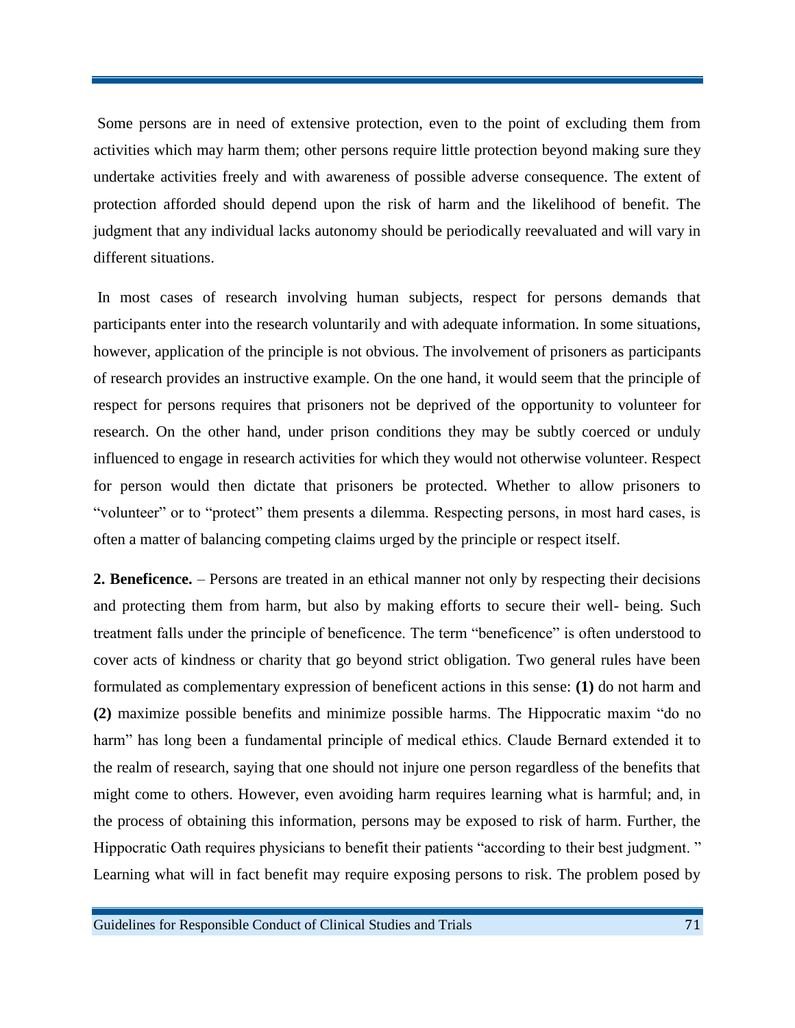Some persons are in need of extensive protection, even to the point of excluding them from activities which may harm them; other persons require little protection beyond making sure they undertake activities freely and with awareness of possible adverse consequence. The extent of protection afforded should depend upon the risk of harm and the likelihood of benefit. The judgment that any individual lacks autonomy should be periodically reevaluated and will vary in different situations.

In most cases of research involving human subjects, respect for persons demands that participants enter into the research voluntarily and with adequate information. In some situations, however, application of the principle is not obvious. The involvement of prisoners as participants of research provides an instructive example. On the one hand, it would seem that the principle of respect for persons requires that prisoners not be deprived of the opportunity to volunteer for research. On the other hand, under prison conditions they may be subtly coerced or unduly influenced to engage in research activities for which they would not otherwise volunteer. Respect for person would then dictate that prisoners be protected. Whether to allow prisoners to "volunteer" or to "protect" them presents a dilemma. Respecting persons, in most hard cases, is often a matter of balancing competing claims urged by the principle or respect itself.

**2. Beneficence.** – Persons are treated in an ethical manner not only by respecting their decisions and protecting them from harm, but also by making efforts to secure their well- being. Such treatment falls under the principle of beneficence. The term "beneficence" is often understood to cover acts of kindness or charity that go beyond strict obligation. Two general rules have been formulated as complementary expression of beneficent actions in this sense: **(1)** do not harm and **(2)** maximize possible benefits and minimize possible harms. The Hippocratic maxim "do no harm" has long been a fundamental principle of medical ethics. Claude Bernard extended it to the realm of research, saying that one should not injure one person regardless of the benefits that might come to others. However, even avoiding harm requires learning what is harmful; and, in the process of obtaining this information, persons may be exposed to risk of harm. Further, the Hippocratic Oath requires physicians to benefit their patients "according to their best judgment. " Learning what will in fact benefit may require exposing persons to risk. The problem posed by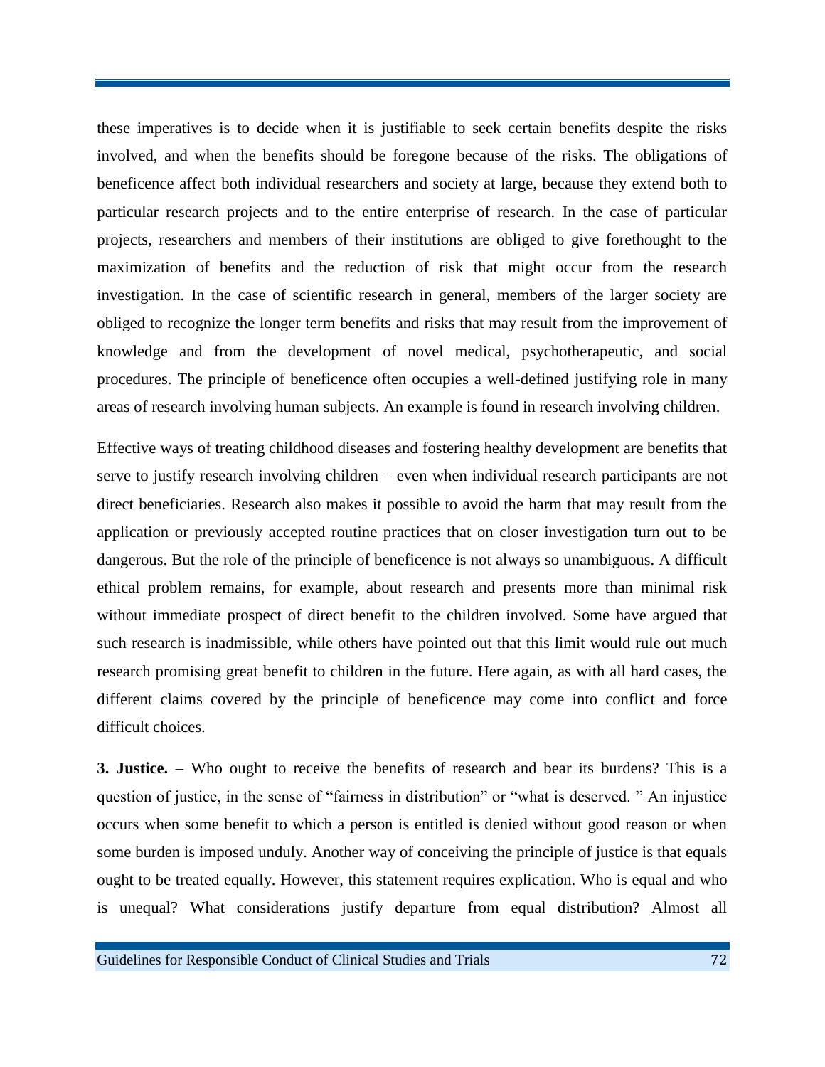these imperatives is to decide when it is justifiable to seek certain benefits despite the risks involved, and when the benefits should be foregone because of the risks. The obligations of beneficence affect both individual researchers and society at large, because they extend both to particular research projects and to the entire enterprise of research. In the case of particular projects, researchers and members of their institutions are obliged to give forethought to the maximization of benefits and the reduction of risk that might occur from the research investigation. In the case of scientific research in general, members of the larger society are obliged to recognize the longer term benefits and risks that may result from the improvement of knowledge and from the development of novel medical, psychotherapeutic, and social procedures. The principle of beneficence often occupies a well-defined justifying role in many areas of research involving human subjects. An example is found in research involving children.

Effective ways of treating childhood diseases and fostering healthy development are benefits that serve to justify research involving children – even when individual research participants are not direct beneficiaries. Research also makes it possible to avoid the harm that may result from the application or previously accepted routine practices that on closer investigation turn out to be dangerous. But the role of the principle of beneficence is not always so unambiguous. A difficult ethical problem remains, for example, about research and presents more than minimal risk without immediate prospect of direct benefit to the children involved. Some have argued that such research is inadmissible, while others have pointed out that this limit would rule out much research promising great benefit to children in the future. Here again, as with all hard cases, the different claims covered by the principle of beneficence may come into conflict and force difficult choices.

**3. Justice. –** Who ought to receive the benefits of research and bear its burdens? This is a question of justice, in the sense of "fairness in distribution" or "what is deserved. " An injustice occurs when some benefit to which a person is entitled is denied without good reason or when some burden is imposed unduly. Another way of conceiving the principle of justice is that equals ought to be treated equally. However, this statement requires explication. Who is equal and who is unequal? What considerations justify departure from equal distribution? Almost all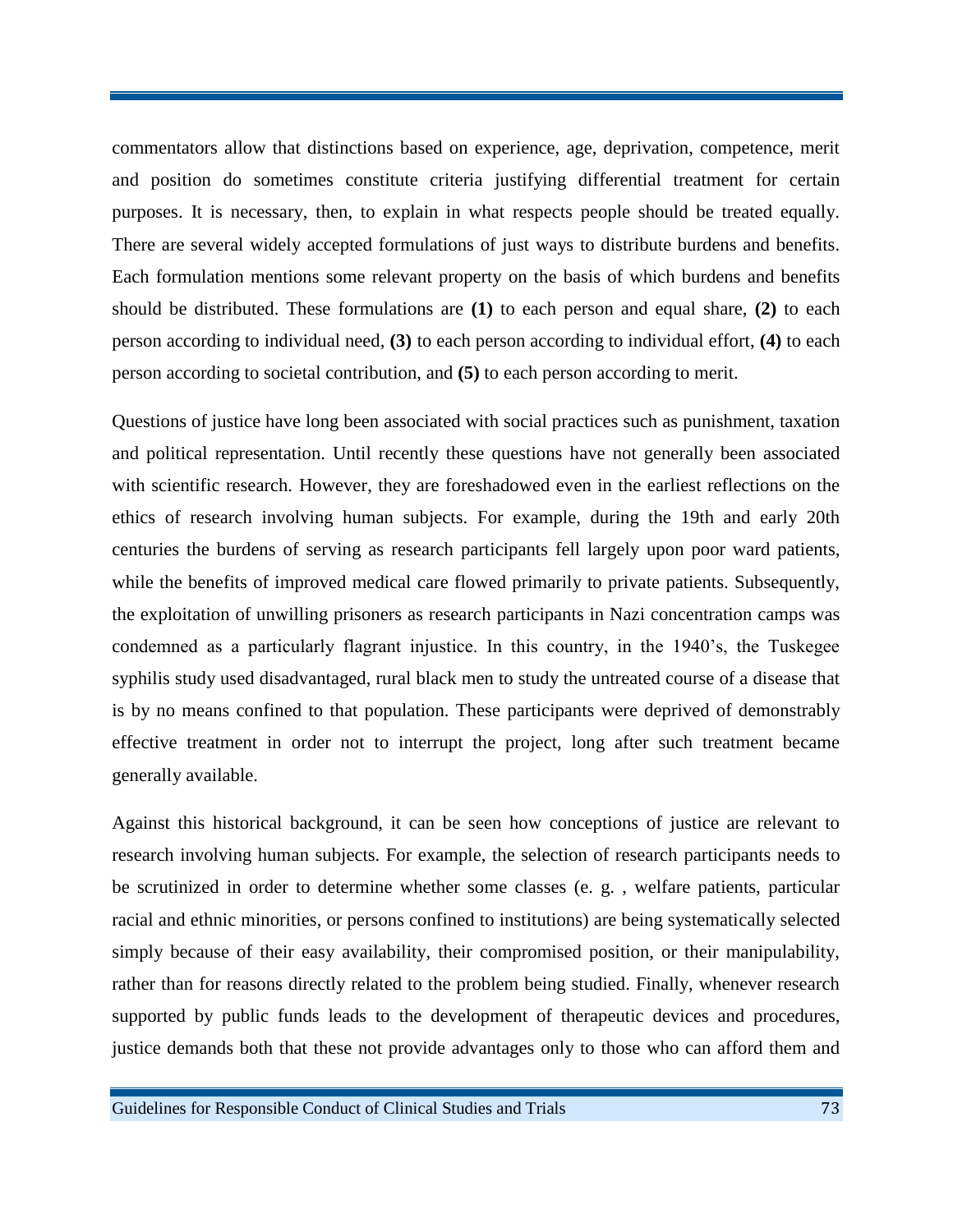commentators allow that distinctions based on experience, age, deprivation, competence, merit and position do sometimes constitute criteria justifying differential treatment for certain purposes. It is necessary, then, to explain in what respects people should be treated equally. There are several widely accepted formulations of just ways to distribute burdens and benefits. Each formulation mentions some relevant property on the basis of which burdens and benefits should be distributed. These formulations are **(1)** to each person and equal share, **(2)** to each person according to individual need, **(3)** to each person according to individual effort, **(4)** to each person according to societal contribution, and **(5)** to each person according to merit.

Questions of justice have long been associated with social practices such as punishment, taxation and political representation. Until recently these questions have not generally been associated with scientific research. However, they are foreshadowed even in the earliest reflections on the ethics of research involving human subjects. For example, during the 19th and early 20th centuries the burdens of serving as research participants fell largely upon poor ward patients, while the benefits of improved medical care flowed primarily to private patients. Subsequently, the exploitation of unwilling prisoners as research participants in Nazi concentration camps was condemned as a particularly flagrant injustice. In this country, in the 1940's, the Tuskegee syphilis study used disadvantaged, rural black men to study the untreated course of a disease that is by no means confined to that population. These participants were deprived of demonstrably effective treatment in order not to interrupt the project, long after such treatment became generally available.

Against this historical background, it can be seen how conceptions of justice are relevant to research involving human subjects. For example, the selection of research participants needs to be scrutinized in order to determine whether some classes (e. g. , welfare patients, particular racial and ethnic minorities, or persons confined to institutions) are being systematically selected simply because of their easy availability, their compromised position, or their manipulability, rather than for reasons directly related to the problem being studied. Finally, whenever research supported by public funds leads to the development of therapeutic devices and procedures, justice demands both that these not provide advantages only to those who can afford them and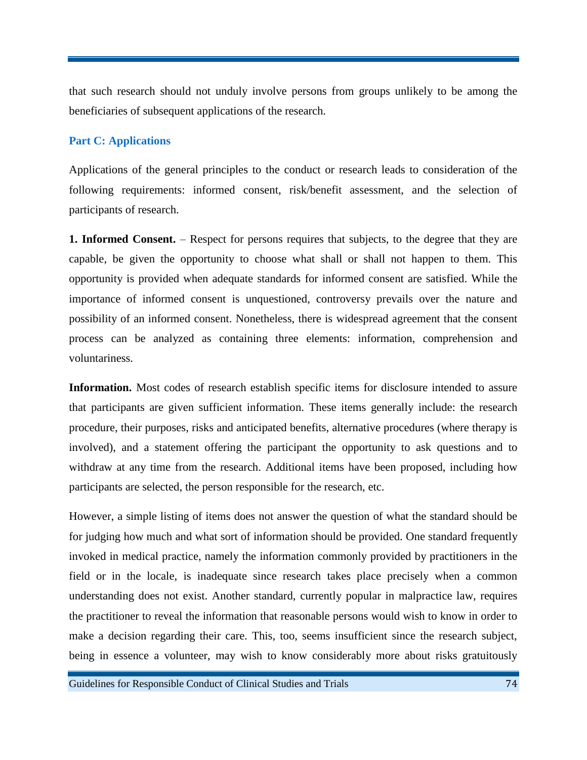that such research should not unduly involve persons from groups unlikely to be among the beneficiaries of subsequent applications of the research.

### Part C: Applications

Applications of the general principles to the conduct or research leads to consideration of the following requirements: informed consent, risk/benefit assessment, and the selection of participants of research.

**1. Informed Consent.** – Respect for persons requires that subjects, to the degree that they are capable, be given the opportunity to choose what shall or shall not happen to them. This opportunity is provided when adequate standards for informed consent are satisfied. While the importance of informed consent is unquestioned, controversy prevails over the nature and possibility of an informed consent. Nonetheless, there is widespread agreement that the consent process can be analyzed as containing three elements: information, comprehension and voluntariness.

**Information.** Most codes of research establish specific items for disclosure intended to assure that participants are given sufficient information. These items generally include: the research procedure, their purposes, risks and anticipated benefits, alternative procedures (where therapy is involved), and a statement offering the participant the opportunity to ask questions and to withdraw at any time from the research. Additional items have been proposed, including how participants are selected, the person responsible for the research, etc.

However, a simple listing of items does not answer the question of what the standard should be for judging how much and what sort of information should be provided. One standard frequently invoked in medical practice, namely the information commonly provided by practitioners in the field or in the locale, is inadequate since research takes place precisely when a common understanding does not exist. Another standard, currently popular in malpractice law, requires the practitioner to reveal the information that reasonable persons would wish to know in order to make a decision regarding their care. This, too, seems insufficient since the research subject, being in essence a volunteer, may wish to know considerably more about risks gratuitously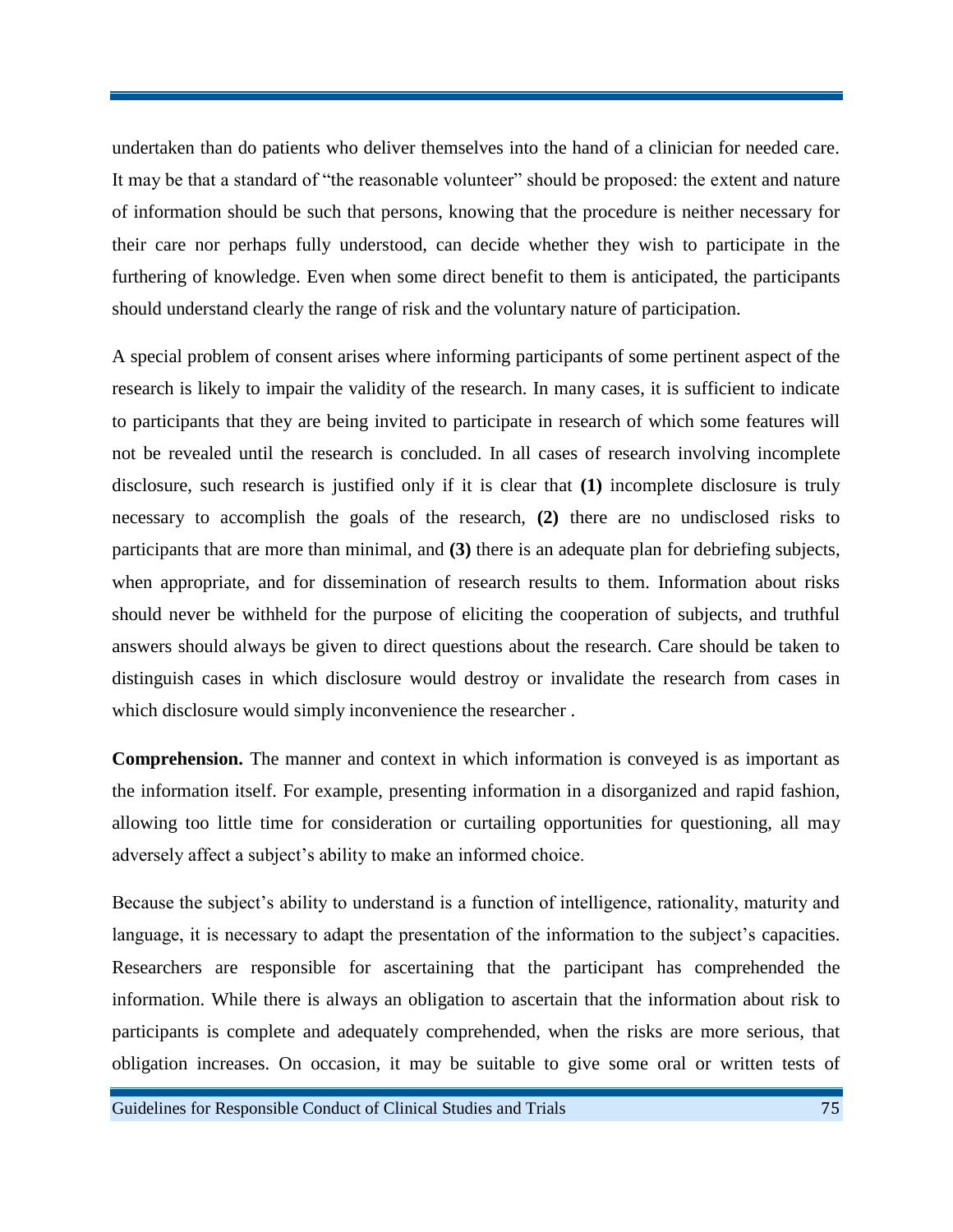undertaken than do patients who deliver themselves into the hand of a clinician for needed care. It may be that a standard of "the reasonable volunteer" should be proposed: the extent and nature of information should be such that persons, knowing that the procedure is neither necessary for their care nor perhaps fully understood, can decide whether they wish to participate in the furthering of knowledge. Even when some direct benefit to them is anticipated, the participants should understand clearly the range of risk and the voluntary nature of participation.

A special problem of consent arises where informing participants of some pertinent aspect of the research is likely to impair the validity of the research. In many cases, it is sufficient to indicate to participants that they are being invited to participate in research of which some features will not be revealed until the research is concluded. In all cases of research involving incomplete disclosure, such research is justified only if it is clear that **(1)** incomplete disclosure is truly necessary to accomplish the goals of the research, **(2)** there are no undisclosed risks to participants that are more than minimal, and **(3)** there is an adequate plan for debriefing subjects, when appropriate, and for dissemination of research results to them. Information about risks should never be withheld for the purpose of eliciting the cooperation of subjects, and truthful answers should always be given to direct questions about the research. Care should be taken to distinguish cases in which disclosure would destroy or invalidate the research from cases in which disclosure would simply inconvenience the researcher .

**Comprehension.** The manner and context in which information is conveyed is as important as the information itself. For example, presenting information in a disorganized and rapid fashion, allowing too little time for consideration or curtailing opportunities for questioning, all may adversely affect a subject's ability to make an informed choice.

Because the subject's ability to understand is a function of intelligence, rationality, maturity and language, it is necessary to adapt the presentation of the information to the subject's capacities. Researchers are responsible for ascertaining that the participant has comprehended the information. While there is always an obligation to ascertain that the information about risk to participants is complete and adequately comprehended, when the risks are more serious, that obligation increases. On occasion, it may be suitable to give some oral or written tests of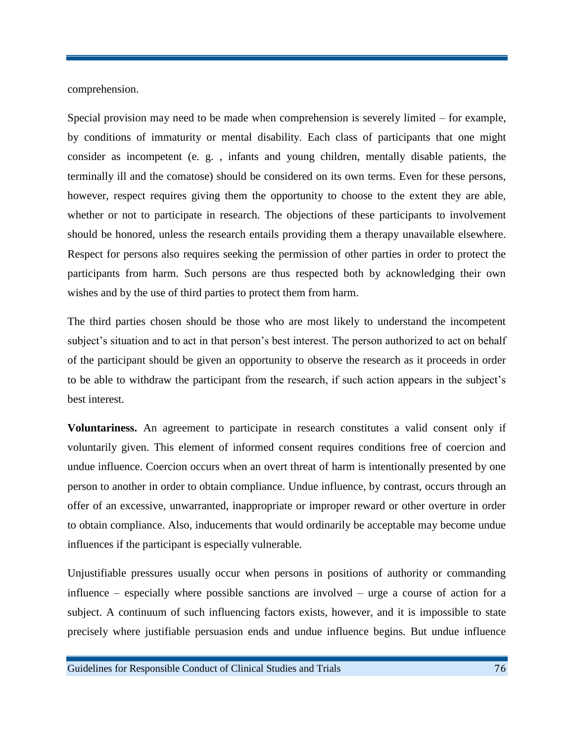comprehension.

Special provision may need to be made when comprehension is severely limited – for example, by conditions of immaturity or mental disability. Each class of participants that one might consider as incompetent (e. g. , infants and young children, mentally disable patients, the terminally ill and the comatose) should be considered on its own terms. Even for these persons, however, respect requires giving them the opportunity to choose to the extent they are able, whether or not to participate in research. The objections of these participants to involvement should be honored, unless the research entails providing them a therapy unavailable elsewhere. Respect for persons also requires seeking the permission of other parties in order to protect the participants from harm. Such persons are thus respected both by acknowledging their own wishes and by the use of third parties to protect them from harm.

The third parties chosen should be those who are most likely to understand the incompetent subject's situation and to act in that person's best interest. The person authorized to act on behalf of the participant should be given an opportunity to observe the research as it proceeds in order to be able to withdraw the participant from the research, if such action appears in the subject's best interest.

**Voluntariness.** An agreement to participate in research constitutes a valid consent only if voluntarily given. This element of informed consent requires conditions free of coercion and undue influence. Coercion occurs when an overt threat of harm is intentionally presented by one person to another in order to obtain compliance. Undue influence, by contrast, occurs through an offer of an excessive, unwarranted, inappropriate or improper reward or other overture in order to obtain compliance. Also, inducements that would ordinarily be acceptable may become undue influences if the participant is especially vulnerable.

Unjustifiable pressures usually occur when persons in positions of authority or commanding influence – especially where possible sanctions are involved – urge a course of action for a subject. A continuum of such influencing factors exists, however, and it is impossible to state precisely where justifiable persuasion ends and undue influence begins. But undue influence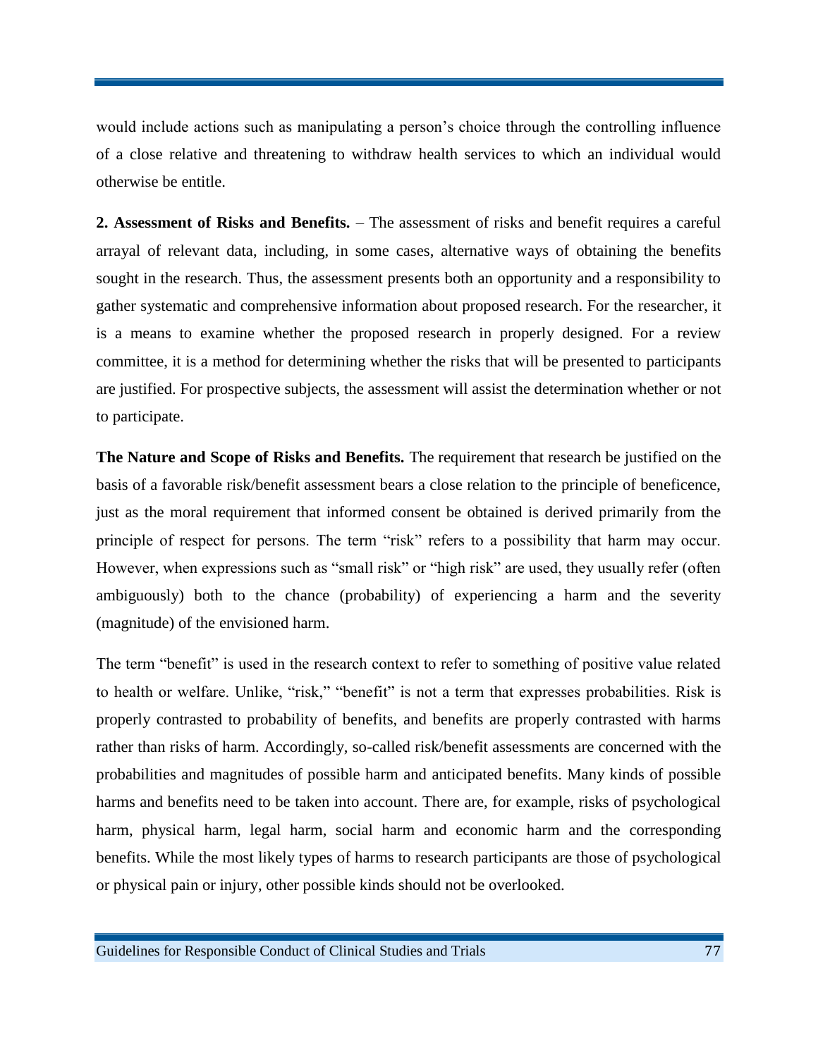would include actions such as manipulating a person's choice through the controlling influence of a close relative and threatening to withdraw health services to which an individual would otherwise be entitle.

**2. Assessment of Risks and Benefits.** – The assessment of risks and benefit requires a careful arrayal of relevant data, including, in some cases, alternative ways of obtaining the benefits sought in the research. Thus, the assessment presents both an opportunity and a responsibility to gather systematic and comprehensive information about proposed research. For the researcher, it is a means to examine whether the proposed research in properly designed. For a review committee, it is a method for determining whether the risks that will be presented to participants are justified. For prospective subjects, the assessment will assist the determination whether or not to participate.

**The Nature and Scope of Risks and Benefits.** The requirement that research be justified on the basis of a favorable risk/benefit assessment bears a close relation to the principle of beneficence, just as the moral requirement that informed consent be obtained is derived primarily from the principle of respect for persons. The term "risk" refers to a possibility that harm may occur. However, when expressions such as "small risk" or "high risk" are used, they usually refer (often ambiguously) both to the chance (probability) of experiencing a harm and the severity (magnitude) of the envisioned harm.

The term "benefit" is used in the research context to refer to something of positive value related to health or welfare. Unlike, "risk," "benefit" is not a term that expresses probabilities. Risk is properly contrasted to probability of benefits, and benefits are properly contrasted with harms rather than risks of harm. Accordingly, so-called risk/benefit assessments are concerned with the probabilities and magnitudes of possible harm and anticipated benefits. Many kinds of possible harms and benefits need to be taken into account. There are, for example, risks of psychological harm, physical harm, legal harm, social harm and economic harm and the corresponding benefits. While the most likely types of harms to research participants are those of psychological or physical pain or injury, other possible kinds should not be overlooked.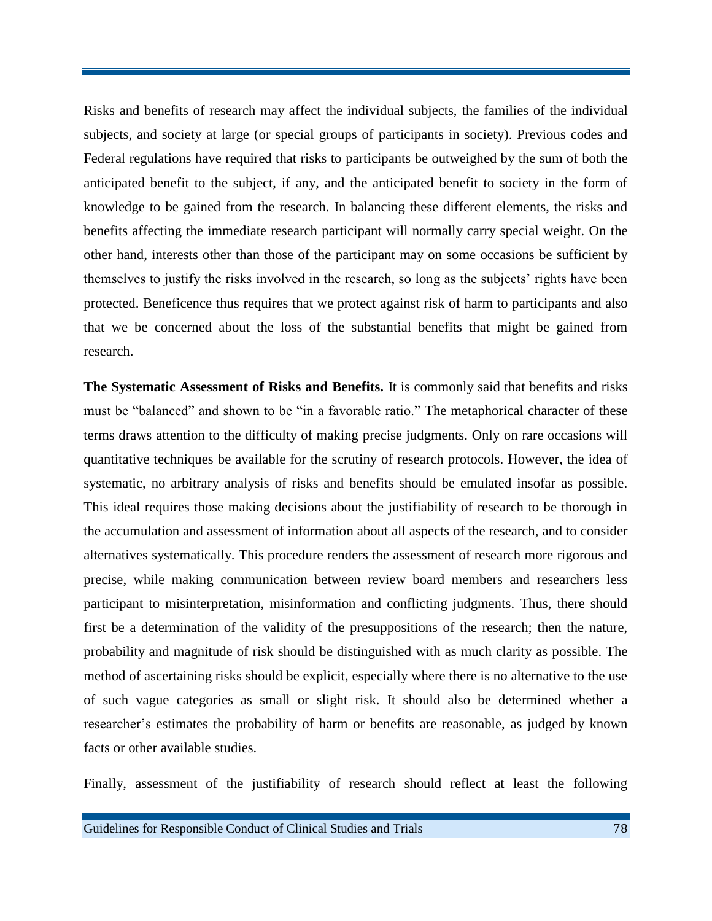Risks and benefits of research may affect the individual subjects, the families of the individual subjects, and society at large (or special groups of participants in society). Previous codes and Federal regulations have required that risks to participants be outweighed by the sum of both the anticipated benefit to the subject, if any, and the anticipated benefit to society in the form of knowledge to be gained from the research. In balancing these different elements, the risks and benefits affecting the immediate research participant will normally carry special weight. On the other hand, interests other than those of the participant may on some occasions be sufficient by themselves to justify the risks involved in the research, so long as the subjects' rights have been protected. Beneficence thus requires that we protect against risk of harm to participants and also that we be concerned about the loss of the substantial benefits that might be gained from research.

**The Systematic Assessment of Risks and Benefits.** It is commonly said that benefits and risks must be "balanced" and shown to be "in a favorable ratio." The metaphorical character of these terms draws attention to the difficulty of making precise judgments. Only on rare occasions will quantitative techniques be available for the scrutiny of research protocols. However, the idea of systematic, no arbitrary analysis of risks and benefits should be emulated insofar as possible. This ideal requires those making decisions about the justifiability of research to be thorough in the accumulation and assessment of information about all aspects of the research, and to consider alternatives systematically. This procedure renders the assessment of research more rigorous and precise, while making communication between review board members and researchers less participant to misinterpretation, misinformation and conflicting judgments. Thus, there should first be a determination of the validity of the presuppositions of the research; then the nature, probability and magnitude of risk should be distinguished with as much clarity as possible. The method of ascertaining risks should be explicit, especially where there is no alternative to the use of such vague categories as small or slight risk. It should also be determined whether a researcher's estimates the probability of harm or benefits are reasonable, as judged by known facts or other available studies.

Finally, assessment of the justifiability of research should reflect at least the following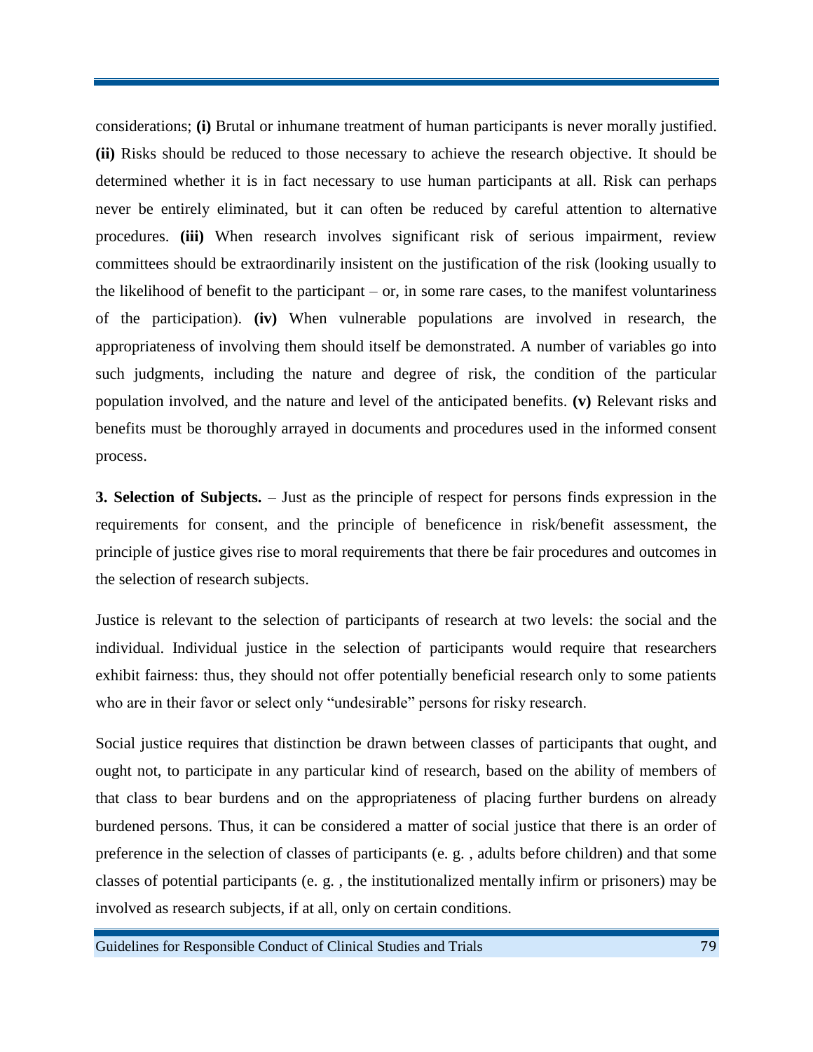considerations; **(i)** Brutal or inhumane treatment of human participants is never morally justified. **(ii)** Risks should be reduced to those necessary to achieve the research objective. It should be determined whether it is in fact necessary to use human participants at all. Risk can perhaps never be entirely eliminated, but it can often be reduced by careful attention to alternative procedures. **(iii)** When research involves significant risk of serious impairment, review committees should be extraordinarily insistent on the justification of the risk (looking usually to the likelihood of benefit to the participant – or, in some rare cases, to the manifest voluntariness of the participation). **(iv)** When vulnerable populations are involved in research, the appropriateness of involving them should itself be demonstrated. A number of variables go into such judgments, including the nature and degree of risk, the condition of the particular population involved, and the nature and level of the anticipated benefits. **(v)** Relevant risks and benefits must be thoroughly arrayed in documents and procedures used in the informed consent process.

**3. Selection of Subjects.** – Just as the principle of respect for persons finds expression in the requirements for consent, and the principle of beneficence in risk/benefit assessment, the principle of justice gives rise to moral requirements that there be fair procedures and outcomes in the selection of research subjects.

Justice is relevant to the selection of participants of research at two levels: the social and the individual. Individual justice in the selection of participants would require that researchers exhibit fairness: thus, they should not offer potentially beneficial research only to some patients who are in their favor or select only "undesirable" persons for risky research.

Social justice requires that distinction be drawn between classes of participants that ought, and ought not, to participate in any particular kind of research, based on the ability of members of that class to bear burdens and on the appropriateness of placing further burdens on already burdened persons. Thus, it can be considered a matter of social justice that there is an order of preference in the selection of classes of participants (e. g. , adults before children) and that some classes of potential participants (e. g. , the institutionalized mentally infirm or prisoners) may be involved as research subjects, if at all, only on certain conditions.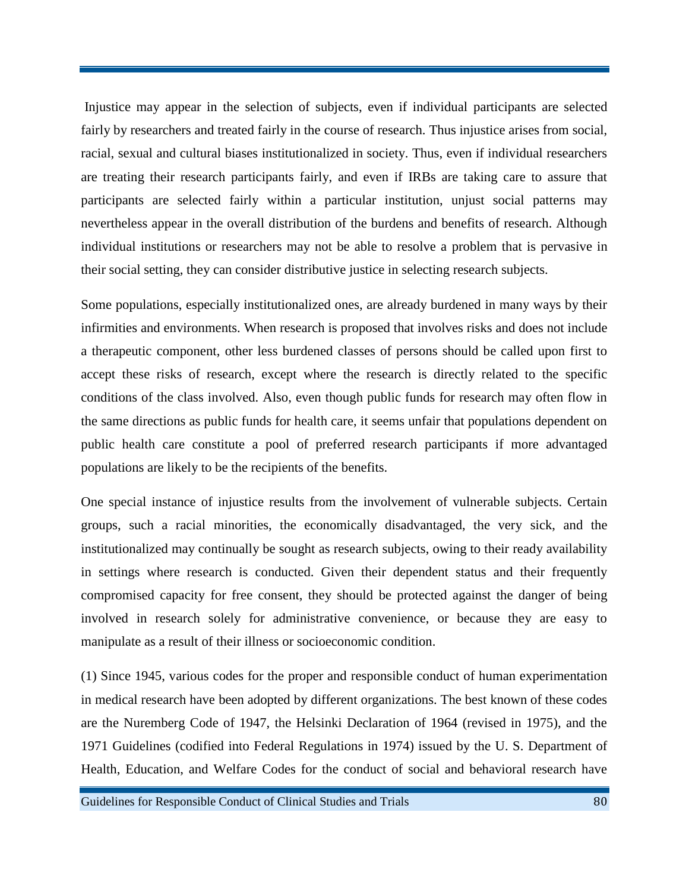Injustice may appear in the selection of subjects, even if individual participants are selected fairly by researchers and treated fairly in the course of research. Thus injustice arises from social, racial, sexual and cultural biases institutionalized in society. Thus, even if individual researchers are treating their research participants fairly, and even if IRBs are taking care to assure that participants are selected fairly within a particular institution, unjust social patterns may nevertheless appear in the overall distribution of the burdens and benefits of research. Although individual institutions or researchers may not be able to resolve a problem that is pervasive in their social setting, they can consider distributive justice in selecting research subjects.

Some populations, especially institutionalized ones, are already burdened in many ways by their infirmities and environments. When research is proposed that involves risks and does not include a therapeutic component, other less burdened classes of persons should be called upon first to accept these risks of research, except where the research is directly related to the specific conditions of the class involved. Also, even though public funds for research may often flow in the same directions as public funds for health care, it seems unfair that populations dependent on public health care constitute a pool of preferred research participants if more advantaged populations are likely to be the recipients of the benefits.

One special instance of injustice results from the involvement of vulnerable subjects. Certain groups, such a racial minorities, the economically disadvantaged, the very sick, and the institutionalized may continually be sought as research subjects, owing to their ready availability in settings where research is conducted. Given their dependent status and their frequently compromised capacity for free consent, they should be protected against the danger of being involved in research solely for administrative convenience, or because they are easy to manipulate as a result of their illness or socioeconomic condition.

(1) Since 1945, various codes for the proper and responsible conduct of human experimentation in medical research have been adopted by different organizations. The best known of these codes are the Nuremberg Code of 1947, the Helsinki Declaration of 1964 (revised in 1975), and the 1971 Guidelines (codified into Federal Regulations in 1974) issued by the U. S. Department of Health, Education, and Welfare Codes for the conduct of social and behavioral research have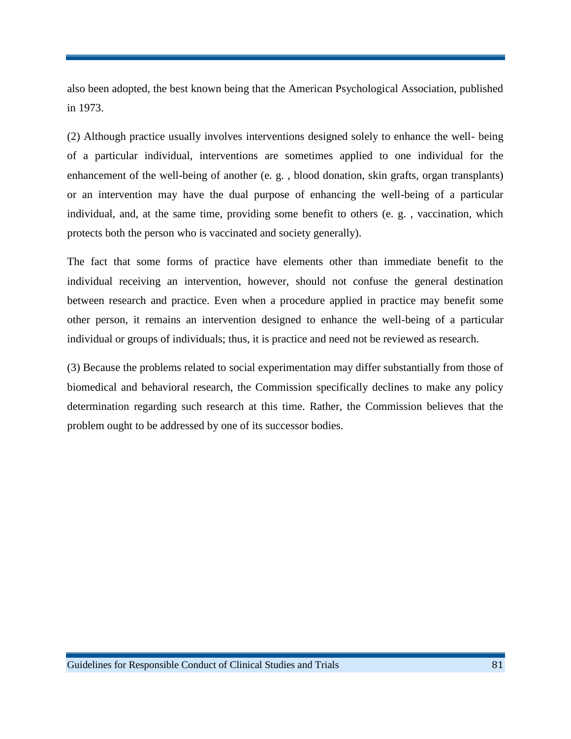also been adopted, the best known being that the American Psychological Association, published in 1973.

(2) Although practice usually involves interventions designed solely to enhance the well- being of a particular individual, interventions are sometimes applied to one individual for the enhancement of the well-being of another (e. g. , blood donation, skin grafts, organ transplants) or an intervention may have the dual purpose of enhancing the well-being of a particular individual, and, at the same time, providing some benefit to others (e. g. , vaccination, which protects both the person who is vaccinated and society generally).

The fact that some forms of practice have elements other than immediate benefit to the individual receiving an intervention, however, should not confuse the general destination between research and practice. Even when a procedure applied in practice may benefit some other person, it remains an intervention designed to enhance the well-being of a particular individual or groups of individuals; thus, it is practice and need not be reviewed as research.

(3) Because the problems related to social experimentation may differ substantially from those of biomedical and behavioral research, the Commission specifically declines to make any policy determination regarding such research at this time. Rather, the Commission believes that the problem ought to be addressed by one of its successor bodies.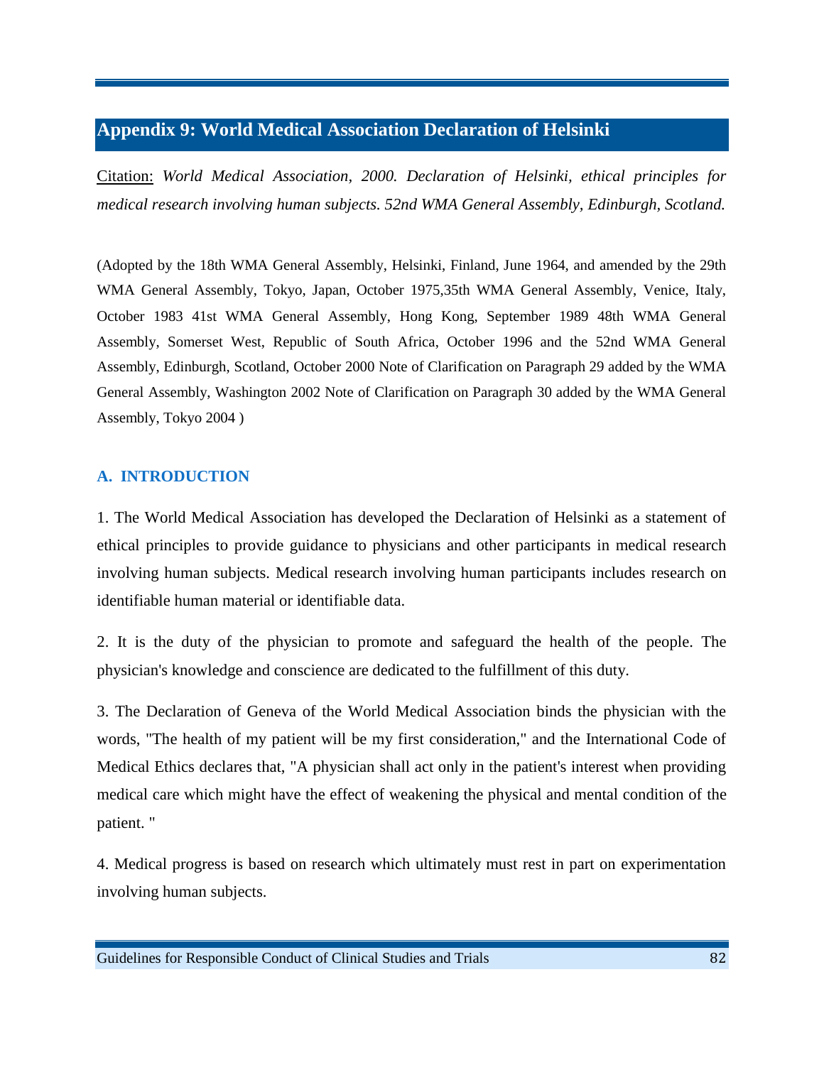# Appendix 9: World Medical Association Declaration of Helsinki

Citation: *World Medical Association, 2000. Declaration of Helsinki, ethical principles for medical research involving human subjects. 52nd WMA General Assembly, Edinburgh, Scotland.*

(Adopted by the 18th WMA General Assembly, Helsinki, Finland, June 1964, and amended by the 29th WMA General Assembly, Tokyo, Japan, October 1975,35th WMA General Assembly, Venice, Italy, October 1983 41st WMA General Assembly, Hong Kong, September 1989 48th WMA General Assembly, Somerset West, Republic of South Africa, October 1996 and the 52nd WMA General Assembly, Edinburgh, Scotland, October 2000 Note of Clarification on Paragraph 29 added by the WMA General Assembly, Washington 2002 Note of Clarification on Paragraph 30 added by the WMA General Assembly, Tokyo 2004 )

## A. INTRODUCTION

1. The World Medical Association has developed the Declaration of Helsinki as a statement of ethical principles to provide guidance to physicians and other participants in medical research involving human subjects. Medical research involving human participants includes research on identifiable human material or identifiable data.

2. It is the duty of the physician to promote and safeguard the health of the people. The physician's knowledge and conscience are dedicated to the fulfillment of this duty.

3. The Declaration of Geneva of the World Medical Association binds the physician with the words, "The health of my patient will be my first consideration," and the International Code of Medical Ethics declares that, "A physician shall act only in the patient's interest when providing medical care which might have the effect of weakening the physical and mental condition of the patient. "

4. Medical progress is based on research which ultimately must rest in part on experimentation involving human subjects.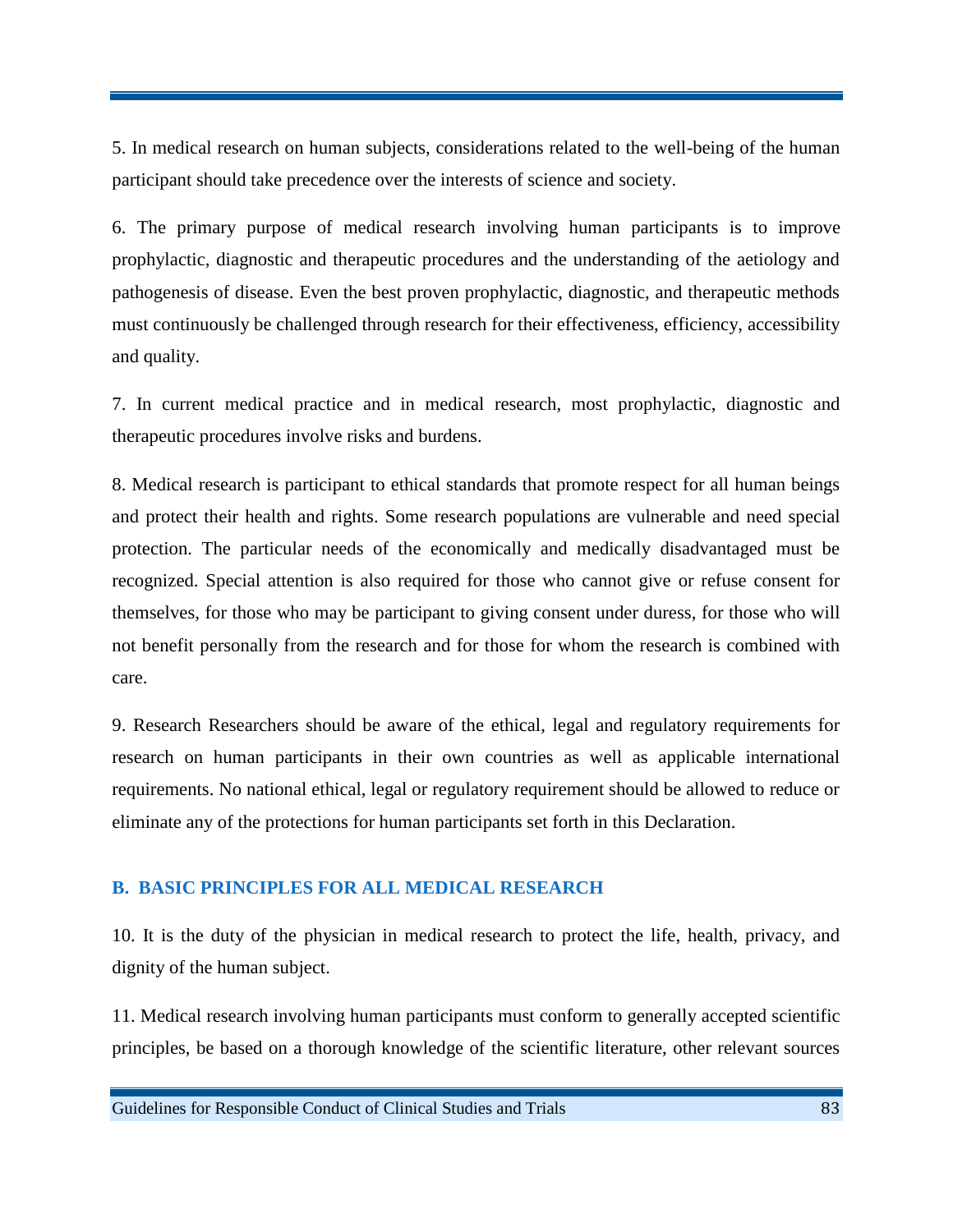5. In medical research on human subjects, considerations related to the well-being of the human participant should take precedence over the interests of science and society.

6. The primary purpose of medical research involving human participants is to improve prophylactic, diagnostic and therapeutic procedures and the understanding of the aetiology and pathogenesis of disease. Even the best proven prophylactic, diagnostic, and therapeutic methods must continuously be challenged through research for their effectiveness, efficiency, accessibility and quality.

7. In current medical practice and in medical research, most prophylactic, diagnostic and therapeutic procedures involve risks and burdens.

8. Medical research is participant to ethical standards that promote respect for all human beings and protect their health and rights. Some research populations are vulnerable and need special protection. The particular needs of the economically and medically disadvantaged must be recognized. Special attention is also required for those who cannot give or refuse consent for themselves, for those who may be participant to giving consent under duress, for those who will not benefit personally from the research and for those for whom the research is combined with care.

9. Research Researchers should be aware of the ethical, legal and regulatory requirements for research on human participants in their own countries as well as applicable international requirements. No national ethical, legal or regulatory requirement should be allowed to reduce or eliminate any of the protections for human participants set forth in this Declaration.

## B. BASIC PRINCIPLES FOR ALL MEDICAL RESEARCH

10. It is the duty of the physician in medical research to protect the life, health, privacy, and dignity of the human subject.

11. Medical research involving human participants must conform to generally accepted scientific principles, be based on a thorough knowledge of the scientific literature, other relevant sources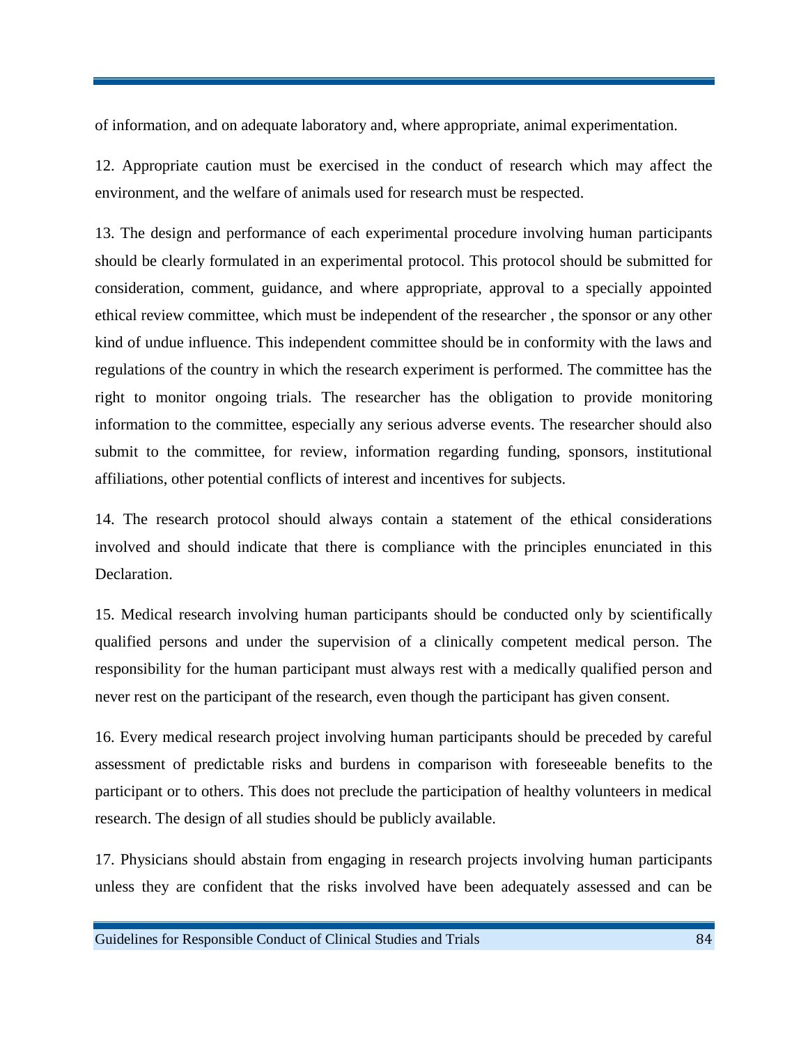of information, and on adequate laboratory and, where appropriate, animal experimentation.

12. Appropriate caution must be exercised in the conduct of research which may affect the environment, and the welfare of animals used for research must be respected.

13. The design and performance of each experimental procedure involving human participants should be clearly formulated in an experimental protocol. This protocol should be submitted for consideration, comment, guidance, and where appropriate, approval to a specially appointed ethical review committee, which must be independent of the researcher , the sponsor or any other kind of undue influence. This independent committee should be in conformity with the laws and regulations of the country in which the research experiment is performed. The committee has the right to monitor ongoing trials. The researcher has the obligation to provide monitoring information to the committee, especially any serious adverse events. The researcher should also submit to the committee, for review, information regarding funding, sponsors, institutional affiliations, other potential conflicts of interest and incentives for subjects.

14. The research protocol should always contain a statement of the ethical considerations involved and should indicate that there is compliance with the principles enunciated in this Declaration.

15. Medical research involving human participants should be conducted only by scientifically qualified persons and under the supervision of a clinically competent medical person. The responsibility for the human participant must always rest with a medically qualified person and never rest on the participant of the research, even though the participant has given consent.

16. Every medical research project involving human participants should be preceded by careful assessment of predictable risks and burdens in comparison with foreseeable benefits to the participant or to others. This does not preclude the participation of healthy volunteers in medical research. The design of all studies should be publicly available.

17. Physicians should abstain from engaging in research projects involving human participants unless they are confident that the risks involved have been adequately assessed and can be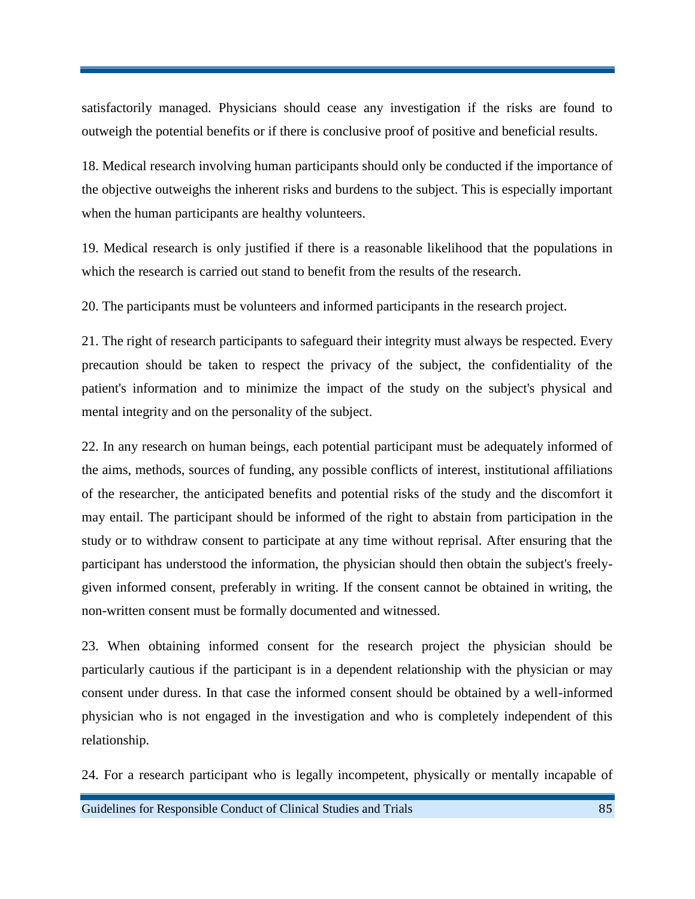satisfactorily managed. Physicians should cease any investigation if the risks are found to outweigh the potential benefits or if there is conclusive proof of positive and beneficial results.

18. Medical research involving human participants should only be conducted if the importance of the objective outweighs the inherent risks and burdens to the subject. This is especially important when the human participants are healthy volunteers.

19. Medical research is only justified if there is a reasonable likelihood that the populations in which the research is carried out stand to benefit from the results of the research.

20. The participants must be volunteers and informed participants in the research project.

21. The right of research participants to safeguard their integrity must always be respected. Every precaution should be taken to respect the privacy of the subject, the confidentiality of the patient's information and to minimize the impact of the study on the subject's physical and mental integrity and on the personality of the subject.

22. In any research on human beings, each potential participant must be adequately informed of the aims, methods, sources of funding, any possible conflicts of interest, institutional affiliations of the researcher, the anticipated benefits and potential risks of the study and the discomfort it may entail. The participant should be informed of the right to abstain from participation in the study or to withdraw consent to participate at any time without reprisal. After ensuring that the participant has understood the information, the physician should then obtain the subject's freely-given informed consent, preferably in writing. If the consent cannot be obtained in writing, the non-written consent must be formally documented and witnessed.

23. When obtaining informed consent for the research project the physician should be particularly cautious if the participant is in a dependent relationship with the physician or may consent under duress. In that case the informed consent should be obtained by a well-informed physician who is not engaged in the investigation and who is completely independent of this relationship.

24. For a research participant who is legally incompetent, physically or mentally incapable of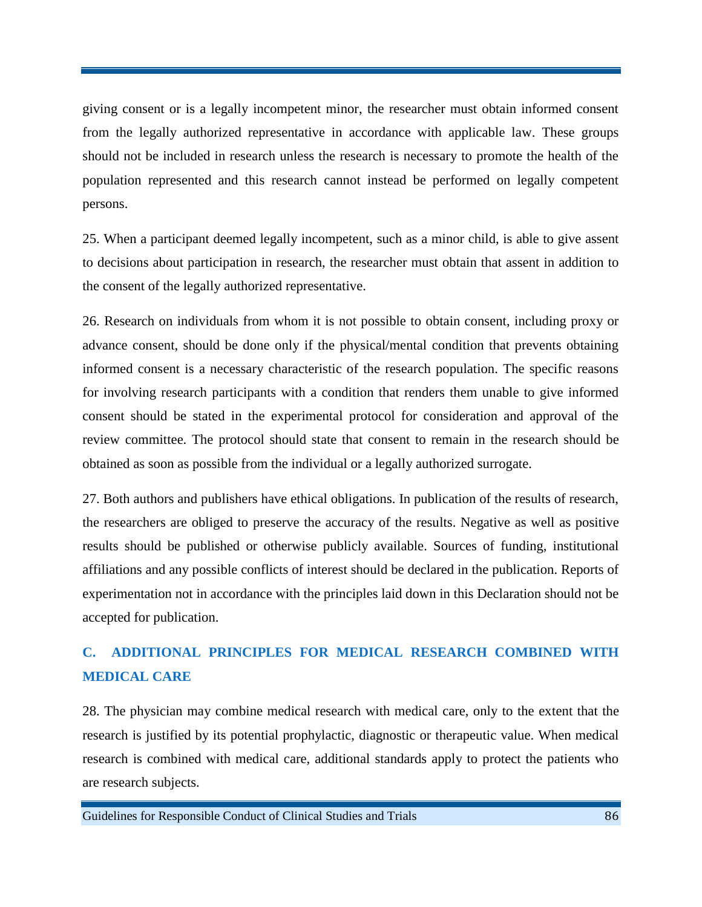giving consent or is a legally incompetent minor, the researcher must obtain informed consent from the legally authorized representative in accordance with applicable law. These groups should not be included in research unless the research is necessary to promote the health of the population represented and this research cannot instead be performed on legally competent persons.

25. When a participant deemed legally incompetent, such as a minor child, is able to give assent to decisions about participation in research, the researcher must obtain that assent in addition to the consent of the legally authorized representative.

26. Research on individuals from whom it is not possible to obtain consent, including proxy or advance consent, should be done only if the physical/mental condition that prevents obtaining informed consent is a necessary characteristic of the research population. The specific reasons for involving research participants with a condition that renders them unable to give informed consent should be stated in the experimental protocol for consideration and approval of the review committee. The protocol should state that consent to remain in the research should be obtained as soon as possible from the individual or a legally authorized surrogate.

27. Both authors and publishers have ethical obligations. In publication of the results of research, the researchers are obliged to preserve the accuracy of the results. Negative as well as positive results should be published or otherwise publicly available. Sources of funding, institutional affiliations and any possible conflicts of interest should be declared in the publication. Reports of experimentation not in accordance with the principles laid down in this Declaration should not be accepted for publication.

## C. ADDITIONAL PRINCIPLES FOR MEDICAL RESEARCH COMBINED WITH MEDICAL CARE

28. The physician may combine medical research with medical care, only to the extent that the research is justified by its potential prophylactic, diagnostic or therapeutic value. When medical research is combined with medical care, additional standards apply to protect the patients who are research subjects.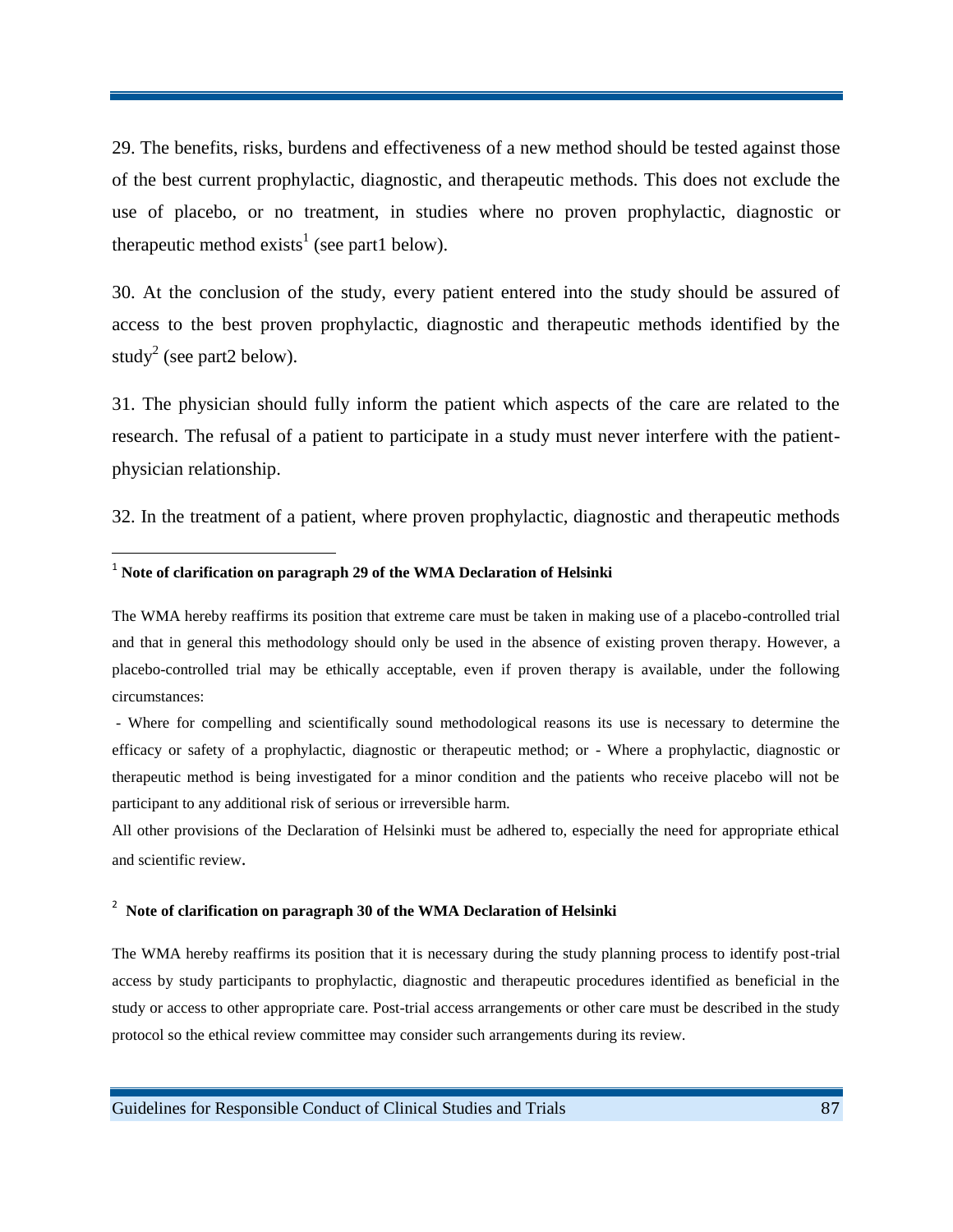29. The benefits, risks, burdens and effectiveness of a new method should be tested against those of the best current prophylactic, diagnostic, and therapeutic methods. This does not exclude the use of placebo, or no treatment, in studies where no proven prophylactic, diagnostic or therapeutic method exists[1] (see part1 below).

30. At the conclusion of the study, every patient entered into the study should be assured of access to the best proven prophylactic, diagnostic and therapeutic methods identified by the study[2] (see part2 below).

31. The physician should fully inform the patient which aspects of the care are related to the research. The refusal of a patient to participate in a study must never interfere with the patient-physician relationship.

32. In the treatment of a patient, where proven prophylactic, diagnostic and therapeutic methods

---

[1] **Note of clarification on paragraph 29 of the WMA Declaration of Helsinki**

The WMA hereby reaffirms its position that extreme care must be taken in making use of a placebo-controlled trial and that in general this methodology should only be used in the absence of existing proven therapy. However, a placebo-controlled trial may be ethically acceptable, even if proven therapy is available, under the following circumstances:

- Where for compelling and scientifically sound methodological reasons its use is necessary to determine the efficacy or safety of a prophylactic, diagnostic or therapeutic method; or - Where a prophylactic, diagnostic or therapeutic method is being investigated for a minor condition and the patients who receive placebo will not be participant to any additional risk of serious or irreversible harm.

All other provisions of the Declaration of Helsinki must be adhered to, especially the need for appropriate ethical and scientific review.

[2] **Note of clarification on paragraph 30 of the WMA Declaration of Helsinki**

The WMA hereby reaffirms its position that it is necessary during the study planning process to identify post-trial access by study participants to prophylactic, diagnostic and therapeutic procedures identified as beneficial in the study or access to other appropriate care. Post-trial access arrangements or other care must be described in the study protocol so the ethical review committee may consider such arrangements during its review.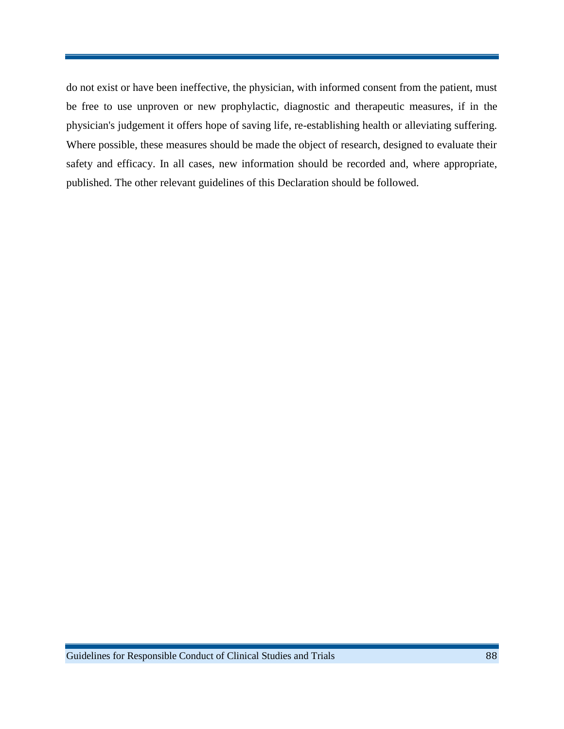do not exist or have been ineffective, the physician, with informed consent from the patient, must be free to use unproven or new prophylactic, diagnostic and therapeutic measures, if in the physician's judgement it offers hope of saving life, re-establishing health or alleviating suffering. Where possible, these measures should be made the object of research, designed to evaluate their safety and efficacy. In all cases, new information should be recorded and, where appropriate, published. The other relevant guidelines of this Declaration should be followed.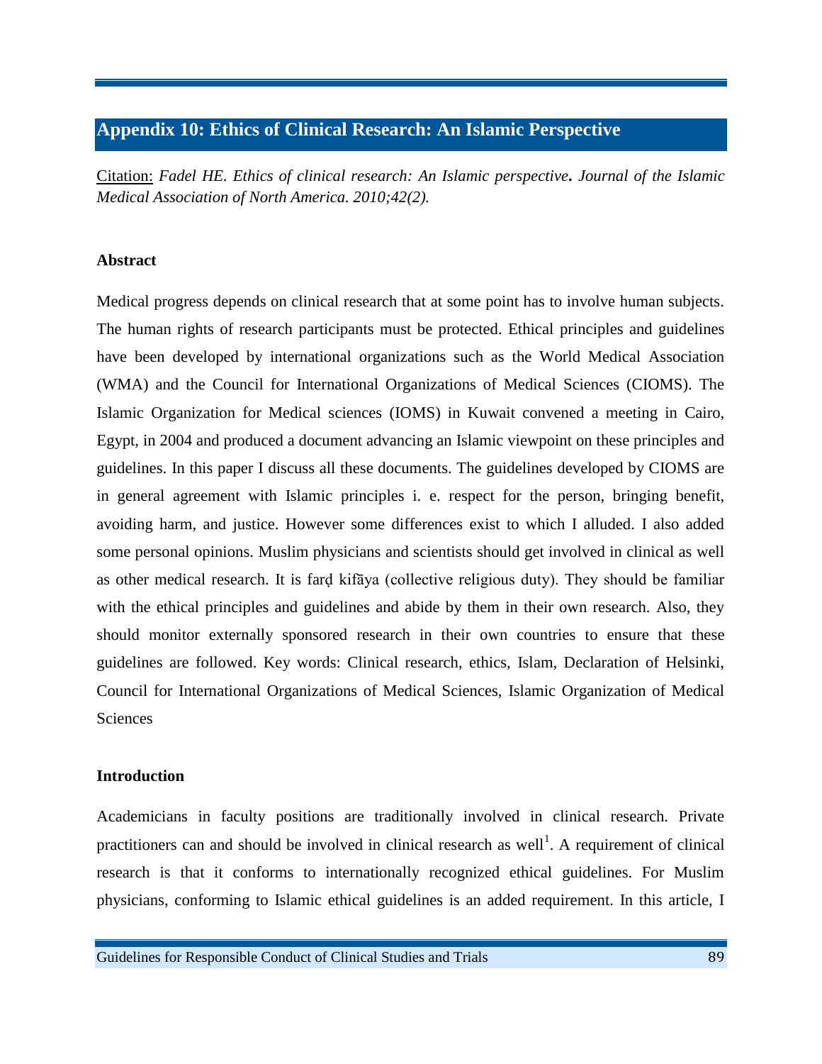## Appendix 10: Ethics of Clinical Research: An Islamic Perspective

Citation: *Fadel HE. Ethics of clinical research: An Islamic perspective. Journal of the Islamic Medical Association of North America. 2010;42(2).*

**Abstract**

Medical progress depends on clinical research that at some point has to involve human subjects. The human rights of research participants must be protected. Ethical principles and guidelines have been developed by international organizations such as the World Medical Association (WMA) and the Council for International Organizations of Medical Sciences (CIOMS). The Islamic Organization for Medical sciences (IOMS) in Kuwait convened a meeting in Cairo, Egypt, in 2004 and produced a document advancing an Islamic viewpoint on these principles and guidelines. In this paper I discuss all these documents. The guidelines developed by CIOMS are in general agreement with Islamic principles i. e. respect for the person, bringing benefit, avoiding harm, and justice. However some differences exist to which I alluded. I also added some personal opinions. Muslim physicians and scientists should get involved in clinical as well as other medical research. It is farḍ kifãya (collective religious duty). They should be familiar with the ethical principles and guidelines and abide by them in their own research. Also, they should monitor externally sponsored research in their own countries to ensure that these guidelines are followed. Key words: Clinical research, ethics, Islam, Declaration of Helsinki, Council for International Organizations of Medical Sciences, Islamic Organization of Medical Sciences

**Introduction**

Academicians in faculty positions are traditionally involved in clinical research. Private practitioners can and should be involved in clinical research as well[1]. A requirement of clinical research is that it conforms to internationally recognized ethical guidelines. For Muslim physicians, conforming to Islamic ethical guidelines is an added requirement. In this article, I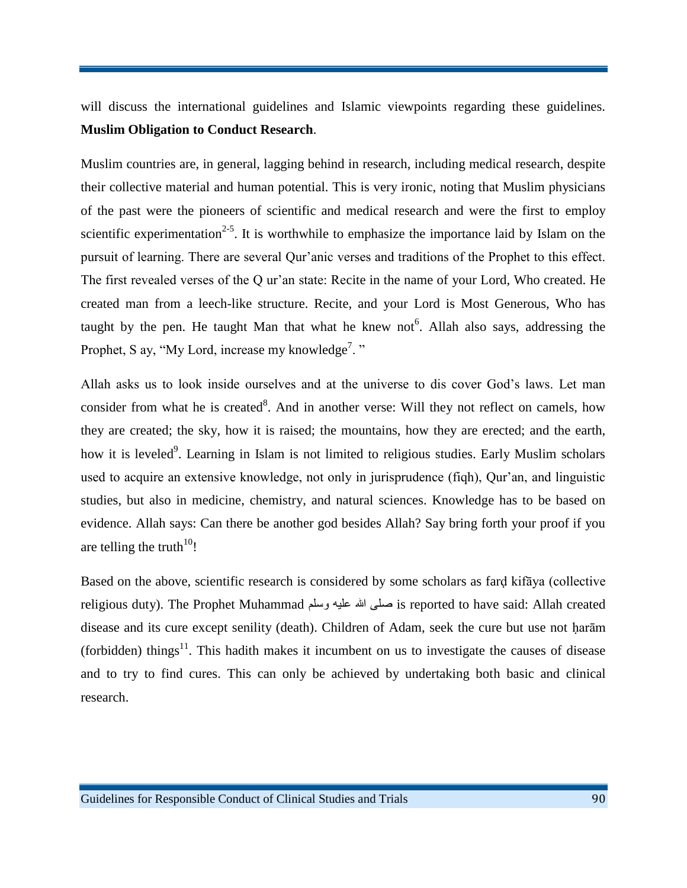will discuss the international guidelines and Islamic viewpoints regarding these guidelines. **Muslim Obligation to Conduct Research**.

Muslim countries are, in general, lagging behind in research, including medical research, despite their collective material and human potential. This is very ironic, noting that Muslim physicians of the past were the pioneers of scientific and medical research and were the first to employ scientific experimentation[2-5]. It is worthwhile to emphasize the importance laid by Islam on the pursuit of learning. There are several Qur'anic verses and traditions of the Prophet to this effect. The first revealed verses of the Q ur'an state: Recite in the name of your Lord, Who created. He created man from a leech-like structure. Recite, and your Lord is Most Generous, Who has taught by the pen. He taught Man that what he knew not[6]. Allah also says, addressing the Prophet, S ay, "My Lord, increase my knowledge[7]. "

Allah asks us to look inside ourselves and at the universe to dis cover God's laws. Let man consider from what he is created[8]. And in another verse: Will they not reflect on camels, how they are created; the sky, how it is raised; the mountains, how they are erected; and the earth, how it is leveled[9]. Learning in Islam is not limited to religious studies. Early Muslim scholars used to acquire an extensive knowledge, not only in jurisprudence (fiqh), Qur'an, and linguistic studies, but also in medicine, chemistry, and natural sciences. Knowledge has to be based on evidence. Allah says: Can there be another god besides Allah? Say bring forth your proof if you are telling the truth[10]!

Based on the above, scientific research is considered by some scholars as farḍ kifāya (collective religious duty). The Prophet Muhammad صلى الله عليه وسلم is reported to have said: Allah created disease and its cure except senility (death). Children of Adam, seek the cure but use not ḥarām (forbidden) things[11]. This hadith makes it incumbent on us to investigate the causes of disease and to try to find cures. This can only be achieved by undertaking both basic and clinical research.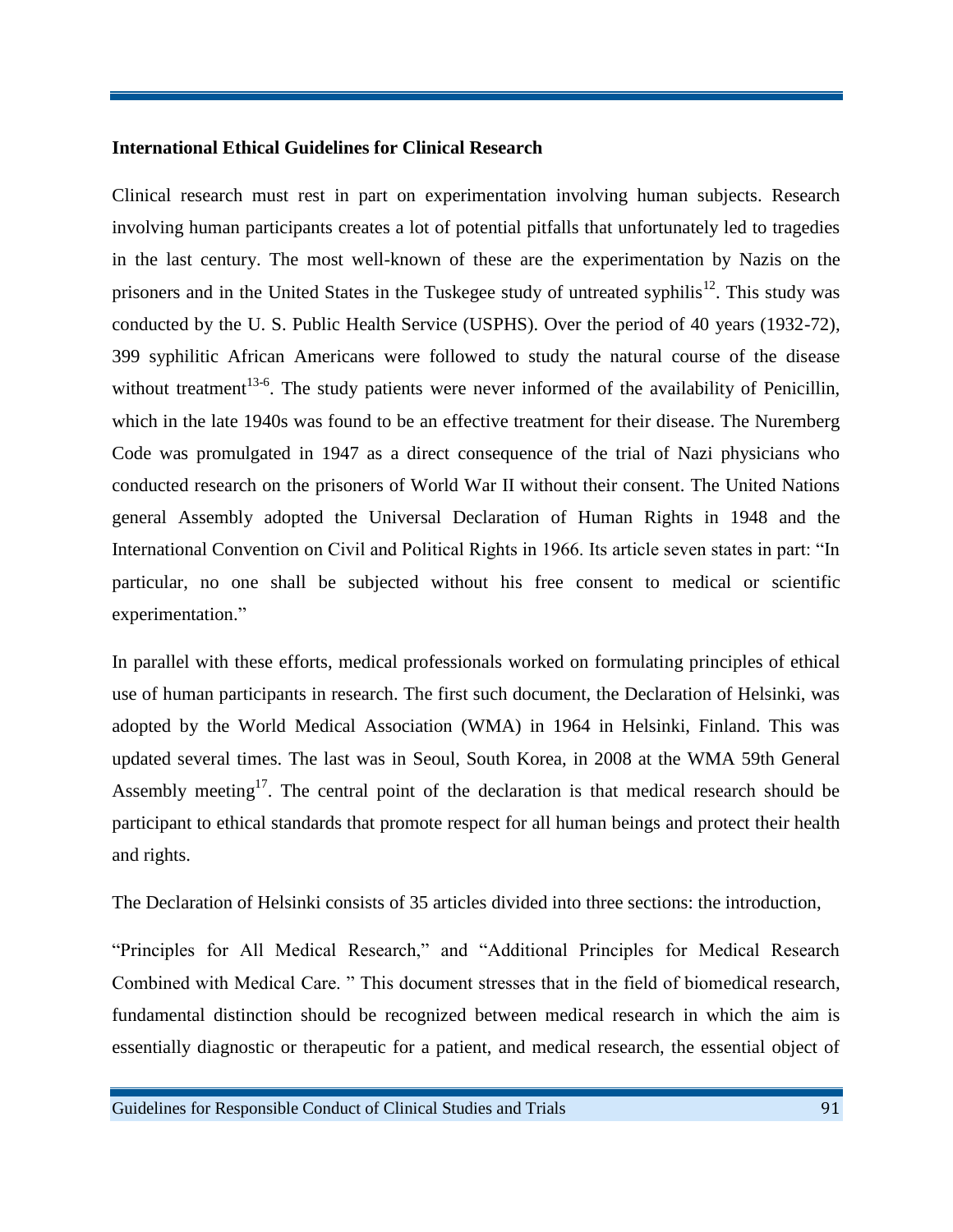**International Ethical Guidelines for Clinical Research**

Clinical research must rest in part on experimentation involving human subjects. Research involving human participants creates a lot of potential pitfalls that unfortunately led to tragedies in the last century. The most well-known of these are the experimentation by Nazis on the prisoners and in the United States in the Tuskegee study of untreated syphilis[12]. This study was conducted by the U. S. Public Health Service (USPHS). Over the period of 40 years (1932-72), 399 syphilitic African Americans were followed to study the natural course of the disease without treatment[13-6]. The study patients were never informed of the availability of Penicillin, which in the late 1940s was found to be an effective treatment for their disease. The Nuremberg Code was promulgated in 1947 as a direct consequence of the trial of Nazi physicians who conducted research on the prisoners of World War II without their consent. The United Nations general Assembly adopted the Universal Declaration of Human Rights in 1948 and the International Convention on Civil and Political Rights in 1966. Its article seven states in part: "In particular, no one shall be subjected without his free consent to medical or scientific experimentation."

In parallel with these efforts, medical professionals worked on formulating principles of ethical use of human participants in research. The first such document, the Declaration of Helsinki, was adopted by the World Medical Association (WMA) in 1964 in Helsinki, Finland. This was updated several times. The last was in Seoul, South Korea, in 2008 at the WMA 59th General Assembly meeting[17]. The central point of the declaration is that medical research should be participant to ethical standards that promote respect for all human beings and protect their health and rights.

The Declaration of Helsinki consists of 35 articles divided into three sections: the introduction,

"Principles for All Medical Research," and "Additional Principles for Medical Research Combined with Medical Care. " This document stresses that in the field of biomedical research, fundamental distinction should be recognized between medical research in which the aim is essentially diagnostic or therapeutic for a patient, and medical research, the essential object of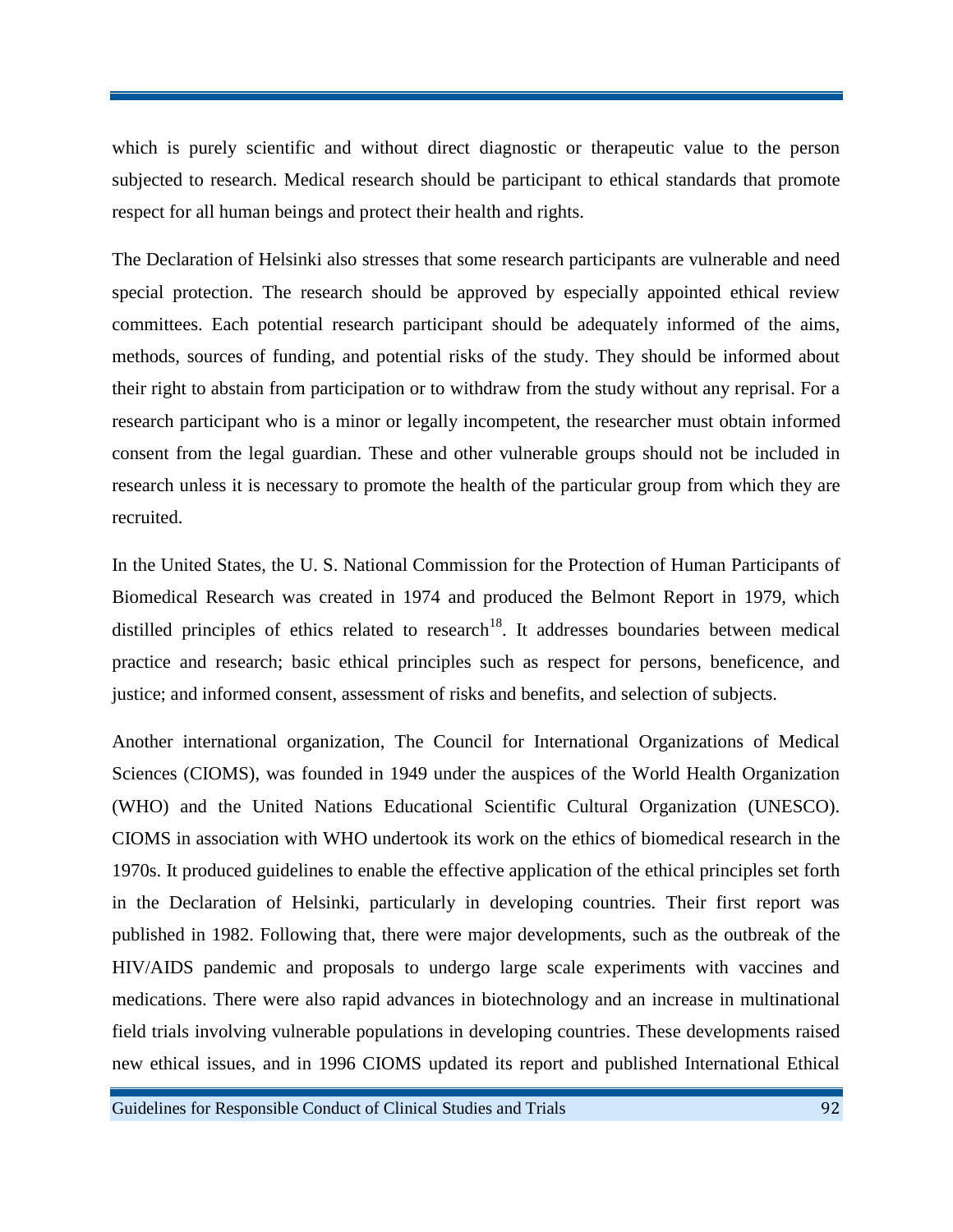which is purely scientific and without direct diagnostic or therapeutic value to the person subjected to research. Medical research should be participant to ethical standards that promote respect for all human beings and protect their health and rights.

The Declaration of Helsinki also stresses that some research participants are vulnerable and need special protection. The research should be approved by especially appointed ethical review committees. Each potential research participant should be adequately informed of the aims, methods, sources of funding, and potential risks of the study. They should be informed about their right to abstain from participation or to withdraw from the study without any reprisal. For a research participant who is a minor or legally incompetent, the researcher must obtain informed consent from the legal guardian. These and other vulnerable groups should not be included in research unless it is necessary to promote the health of the particular group from which they are recruited.

In the United States, the U. S. National Commission for the Protection of Human Participants of Biomedical Research was created in 1974 and produced the Belmont Report in 1979, which distilled principles of ethics related to research[18]. It addresses boundaries between medical practice and research; basic ethical principles such as respect for persons, beneficence, and justice; and informed consent, assessment of risks and benefits, and selection of subjects.

Another international organization, The Council for International Organizations of Medical Sciences (CIOMS), was founded in 1949 under the auspices of the World Health Organization (WHO) and the United Nations Educational Scientific Cultural Organization (UNESCO). CIOMS in association with WHO undertook its work on the ethics of biomedical research in the 1970s. It produced guidelines to enable the effective application of the ethical principles set forth in the Declaration of Helsinki, particularly in developing countries. Their first report was published in 1982. Following that, there were major developments, such as the outbreak of the HIV/AIDS pandemic and proposals to undergo large scale experiments with vaccines and medications. There were also rapid advances in biotechnology and an increase in multinational field trials involving vulnerable populations in developing countries. These developments raised new ethical issues, and in 1996 CIOMS updated its report and published International Ethical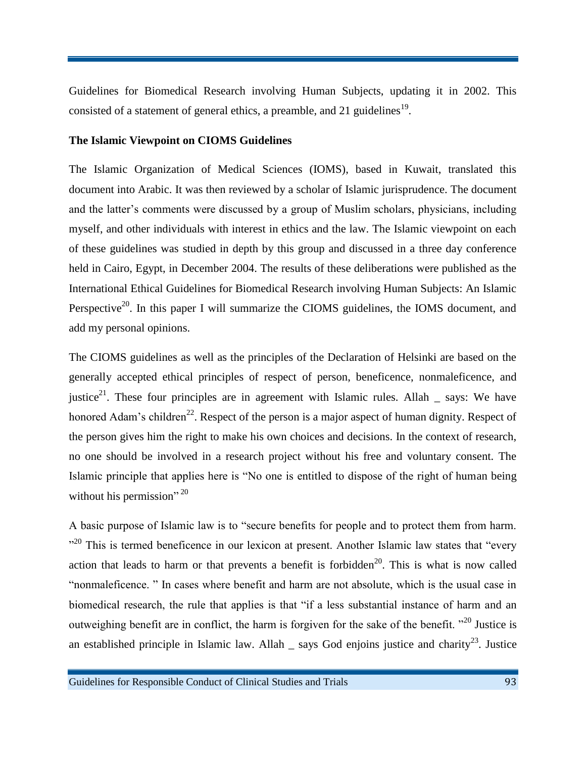Guidelines for Biomedical Research involving Human Subjects, updating it in 2002. This consisted of a statement of general ethics, a preamble, and 21 guidelines[19].

**The Islamic Viewpoint on CIOMS Guidelines**

The Islamic Organization of Medical Sciences (IOMS), based in Kuwait, translated this document into Arabic. It was then reviewed by a scholar of Islamic jurisprudence. The document and the latter's comments were discussed by a group of Muslim scholars, physicians, including myself, and other individuals with interest in ethics and the law. The Islamic viewpoint on each of these guidelines was studied in depth by this group and discussed in a three day conference held in Cairo, Egypt, in December 2004. The results of these deliberations were published as the International Ethical Guidelines for Biomedical Research involving Human Subjects: An Islamic Perspective[20]. In this paper I will summarize the CIOMS guidelines, the IOMS document, and add my personal opinions.

The CIOMS guidelines as well as the principles of the Declaration of Helsinki are based on the generally accepted ethical principles of respect of person, beneficence, nonmaleficence, and justice[21]. These four principles are in agreement with Islamic rules. Allah _ says: We have honored Adam's children[22]. Respect of the person is a major aspect of human dignity. Respect of the person gives him the right to make his own choices and decisions. In the context of research, no one should be involved in a research project without his free and voluntary consent. The Islamic principle that applies here is "No one is entitled to dispose of the right of human being without his permission"[20]

A basic purpose of Islamic law is to "secure benefits for people and to protect them from harm."[20] This is termed beneficence in our lexicon at present. Another Islamic law states that "every action that leads to harm or that prevents a benefit is forbidden[20]. This is what is now called "nonmaleficence." In cases where benefit and harm are not absolute, which is the usual case in biomedical research, the rule that applies is that "if a less substantial instance of harm and an outweighing benefit are in conflict, the harm is forgiven for the sake of the benefit."[20] Justice is an established principle in Islamic law. Allah _ says God enjoins justice and charity[23]. Justice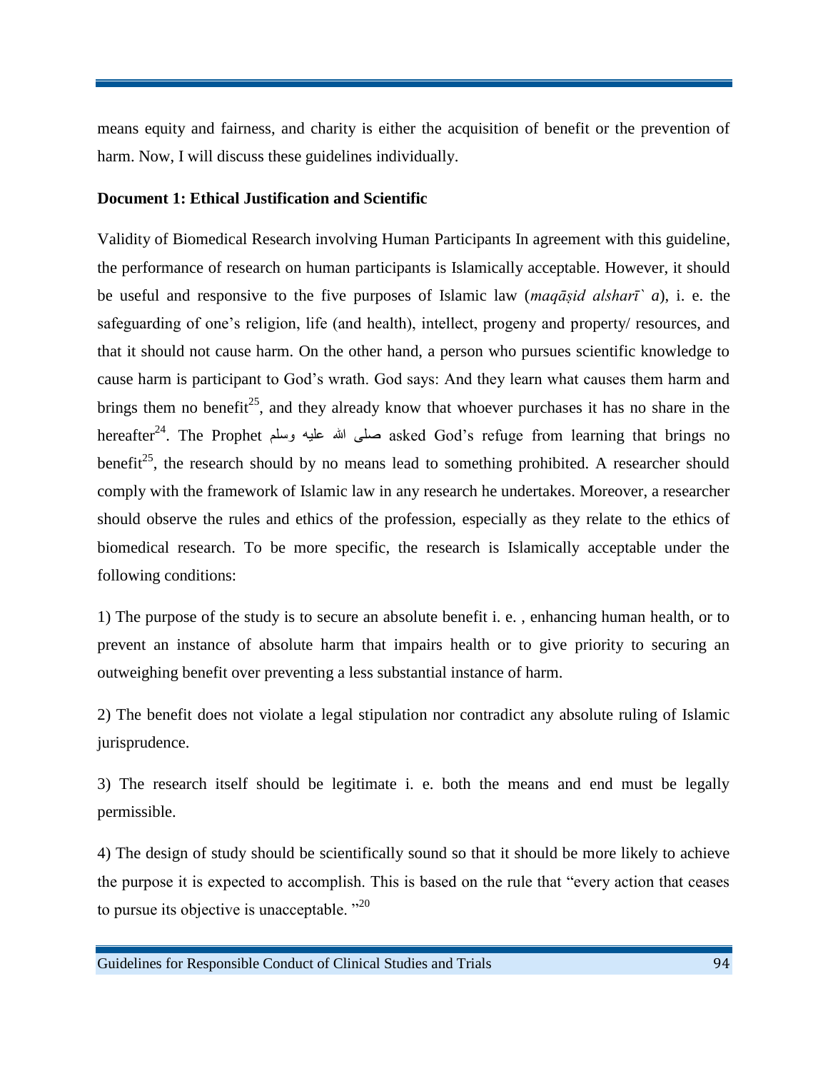means equity and fairness, and charity is either the acquisition of benefit or the prevention of harm. Now, I will discuss these guidelines individually.

**Document 1: Ethical Justification and Scientific**

Validity of Biomedical Research involving Human Participants In agreement with this guideline, the performance of research on human participants is Islamically acceptable. However, it should be useful and responsive to the five purposes of Islamic law (*maqāṣid alsharī` a*), i. e. the safeguarding of one's religion, life (and health), intellect, progeny and property/ resources, and that it should not cause harm. On the other hand, a person who pursues scientific knowledge to cause harm is participant to God's wrath. God says: And they learn what causes them harm and brings them no benefit[25], and they already know that whoever purchases it has no share in the hereafter[24]. The Prophet صلى الله عليه وسلم asked God's refuge from learning that brings no benefit[25], the research should by no means lead to something prohibited. A researcher should comply with the framework of Islamic law in any research he undertakes. Moreover, a researcher should observe the rules and ethics of the profession, especially as they relate to the ethics of biomedical research. To be more specific, the research is Islamically acceptable under the following conditions:

1) The purpose of the study is to secure an absolute benefit i. e. , enhancing human health, or to prevent an instance of absolute harm that impairs health or to give priority to securing an outweighing benefit over preventing a less substantial instance of harm.

2) The benefit does not violate a legal stipulation nor contradict any absolute ruling of Islamic jurisprudence.

3) The research itself should be legitimate i. e. both the means and end must be legally permissible.

4) The design of study should be scientifically sound so that it should be more likely to achieve the purpose it is expected to accomplish. This is based on the rule that "every action that ceases to pursue its objective is unacceptable. "[20]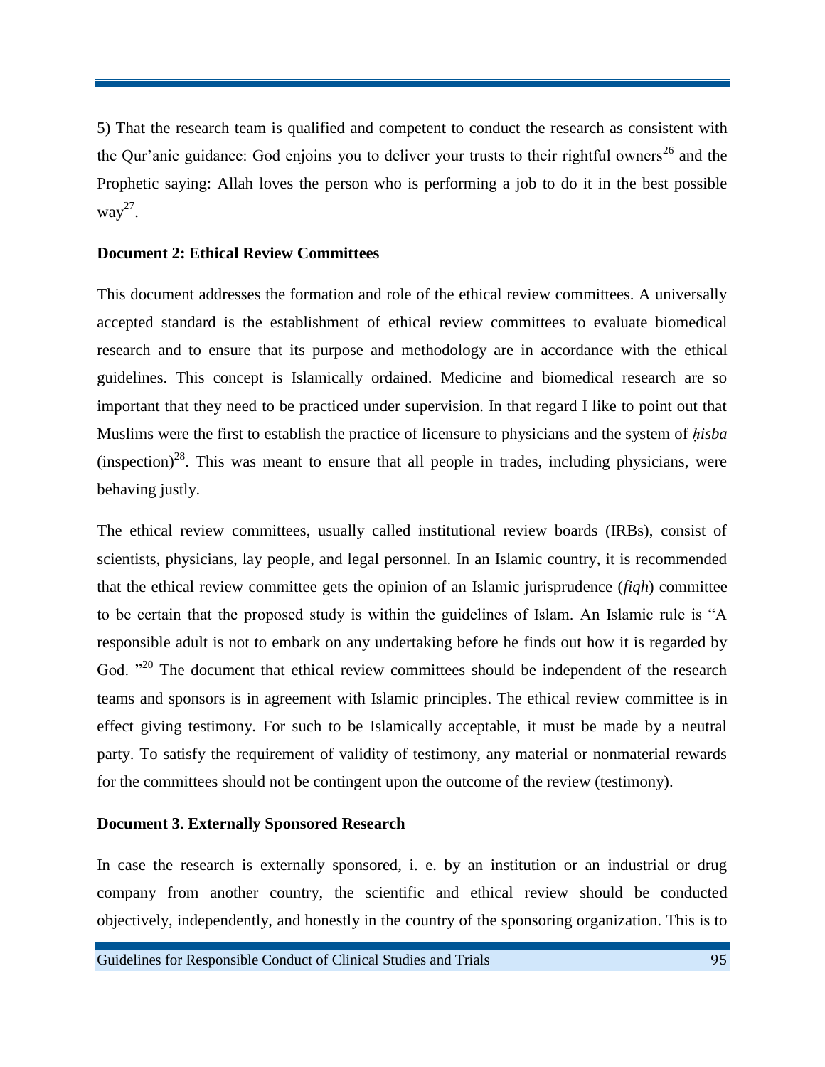5) That the research team is qualified and competent to conduct the research as consistent with the Qur'anic guidance: God enjoins you to deliver your trusts to their rightful owners[26] and the Prophetic saying: Allah loves the person who is performing a job to do it in the best possible way[27].

**Document 2: Ethical Review Committees**

This document addresses the formation and role of the ethical review committees. A universally accepted standard is the establishment of ethical review committees to evaluate biomedical research and to ensure that its purpose and methodology are in accordance with the ethical guidelines. This concept is Islamically ordained. Medicine and biomedical research are so important that they need to be practiced under supervision. In that regard I like to point out that Muslims were the first to establish the practice of licensure to physicians and the system of *ḥisba* (inspection)[28]. This was meant to ensure that all people in trades, including physicians, were behaving justly.

The ethical review committees, usually called institutional review boards (IRBs), consist of scientists, physicians, lay people, and legal personnel. In an Islamic country, it is recommended that the ethical review committee gets the opinion of an Islamic jurisprudence (*fiqh*) committee to be certain that the proposed study is within the guidelines of Islam. An Islamic rule is "A responsible adult is not to embark on any undertaking before he finds out how it is regarded by God. "[20] The document that ethical review committees should be independent of the research teams and sponsors is in agreement with Islamic principles. The ethical review committee is in effect giving testimony. For such to be Islamically acceptable, it must be made by a neutral party. To satisfy the requirement of validity of testimony, any material or nonmaterial rewards for the committees should not be contingent upon the outcome of the review (testimony).

**Document 3. Externally Sponsored Research**

In case the research is externally sponsored, i. e. by an institution or an industrial or drug company from another country, the scientific and ethical review should be conducted objectively, independently, and honestly in the country of the sponsoring organization. This is to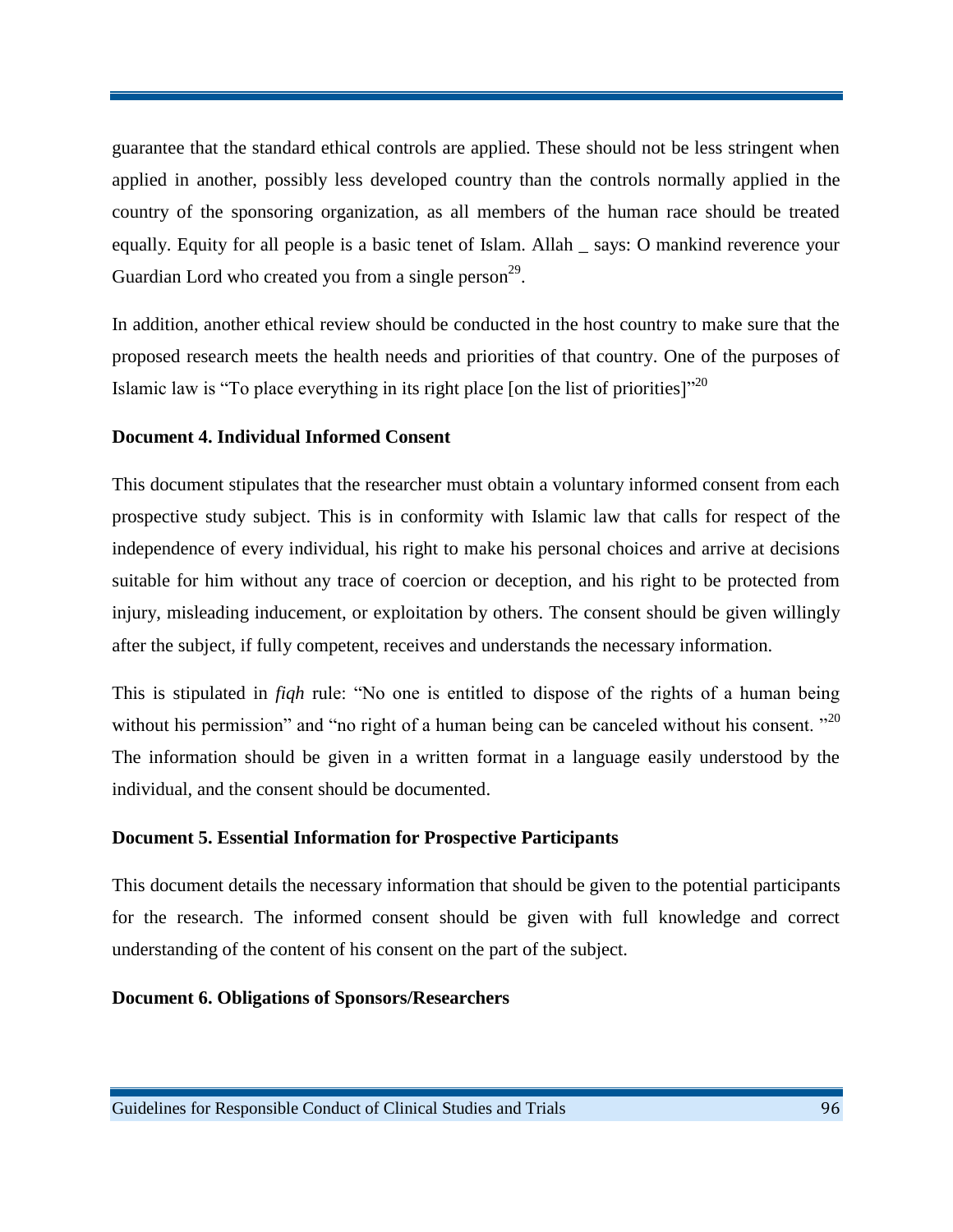guarantee that the standard ethical controls are applied. These should not be less stringent when applied in another, possibly less developed country than the controls normally applied in the country of the sponsoring organization, as all members of the human race should be treated equally. Equity for all people is a basic tenet of Islam. Allah _ says: O mankind reverence your Guardian Lord who created you from a single person[29].

In addition, another ethical review should be conducted in the host country to make sure that the proposed research meets the health needs and priorities of that country. One of the purposes of Islamic law is "To place everything in its right place [on the list of priorities]"[20]

**Document 4. Individual Informed Consent**

This document stipulates that the researcher must obtain a voluntary informed consent from each prospective study subject. This is in conformity with Islamic law that calls for respect of the independence of every individual, his right to make his personal choices and arrive at decisions suitable for him without any trace of coercion or deception, and his right to be protected from injury, misleading inducement, or exploitation by others. The consent should be given willingly after the subject, if fully competent, receives and understands the necessary information.

This is stipulated in *fiqh* rule: "No one is entitled to dispose of the rights of a human being without his permission" and "no right of a human being can be canceled without his consent. "[20] The information should be given in a written format in a language easily understood by the individual, and the consent should be documented.

**Document 5. Essential Information for Prospective Participants**

This document details the necessary information that should be given to the potential participants for the research. The informed consent should be given with full knowledge and correct understanding of the content of his consent on the part of the subject.

**Document 6. Obligations of Sponsors/Researchers**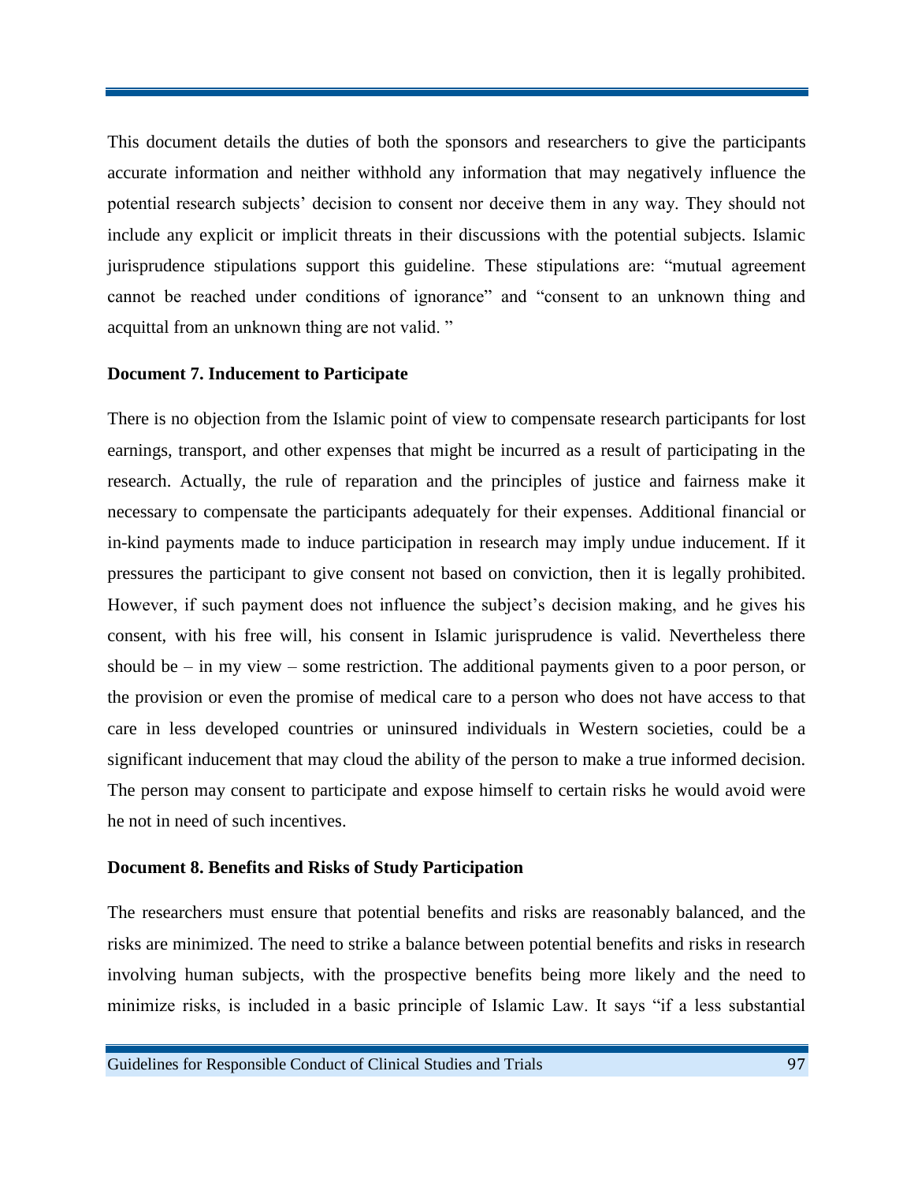This document details the duties of both the sponsors and researchers to give the participants accurate information and neither withhold any information that may negatively influence the potential research subjects' decision to consent nor deceive them in any way. They should not include any explicit or implicit threats in their discussions with the potential subjects. Islamic jurisprudence stipulations support this guideline. These stipulations are: "mutual agreement cannot be reached under conditions of ignorance" and "consent to an unknown thing and acquittal from an unknown thing are not valid. "

**Document 7. Inducement to Participate**

There is no objection from the Islamic point of view to compensate research participants for lost earnings, transport, and other expenses that might be incurred as a result of participating in the research. Actually, the rule of reparation and the principles of justice and fairness make it necessary to compensate the participants adequately for their expenses. Additional financial or in-kind payments made to induce participation in research may imply undue inducement. If it pressures the participant to give consent not based on conviction, then it is legally prohibited. However, if such payment does not influence the subject's decision making, and he gives his consent, with his free will, his consent in Islamic jurisprudence is valid. Nevertheless there should be – in my view – some restriction. The additional payments given to a poor person, or the provision or even the promise of medical care to a person who does not have access to that care in less developed countries or uninsured individuals in Western societies, could be a significant inducement that may cloud the ability of the person to make a true informed decision. The person may consent to participate and expose himself to certain risks he would avoid were he not in need of such incentives.

**Document 8. Benefits and Risks of Study Participation**

The researchers must ensure that potential benefits and risks are reasonably balanced, and the risks are minimized. The need to strike a balance between potential benefits and risks in research involving human subjects, with the prospective benefits being more likely and the need to minimize risks, is included in a basic principle of Islamic Law. It says "if a less substantial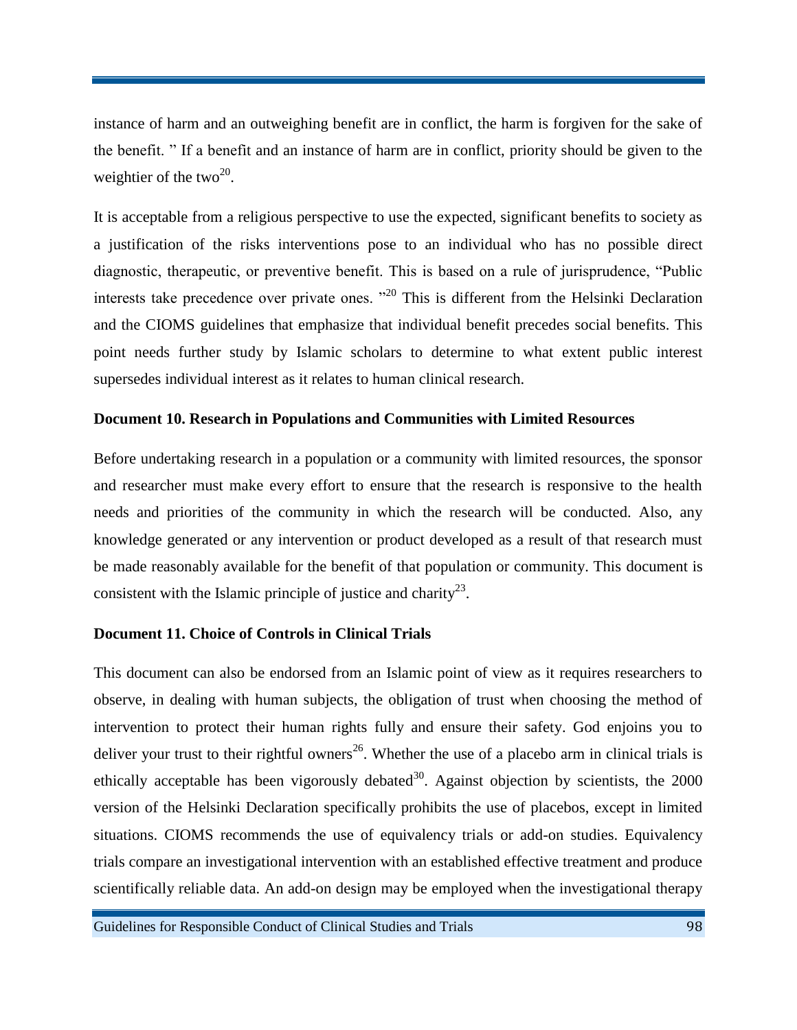instance of harm and an outweighing benefit are in conflict, the harm is forgiven for the sake of the benefit. " If a benefit and an instance of harm are in conflict, priority should be given to the weightier of the two[20].

It is acceptable from a religious perspective to use the expected, significant benefits to society as a justification of the risks interventions pose to an individual who has no possible direct diagnostic, therapeutic, or preventive benefit. This is based on a rule of jurisprudence, "Public interests take precedence over private ones. "[20] This is different from the Helsinki Declaration and the CIOMS guidelines that emphasize that individual benefit precedes social benefits. This point needs further study by Islamic scholars to determine to what extent public interest supersedes individual interest as it relates to human clinical research.

**Document 10. Research in Populations and Communities with Limited Resources**

Before undertaking research in a population or a community with limited resources, the sponsor and researcher must make every effort to ensure that the research is responsive to the health needs and priorities of the community in which the research will be conducted. Also, any knowledge generated or any intervention or product developed as a result of that research must be made reasonably available for the benefit of that population or community. This document is consistent with the Islamic principle of justice and charity[23].

**Document 11. Choice of Controls in Clinical Trials**

This document can also be endorsed from an Islamic point of view as it requires researchers to observe, in dealing with human subjects, the obligation of trust when choosing the method of intervention to protect their human rights fully and ensure their safety. God enjoins you to deliver your trust to their rightful owners[26]. Whether the use of a placebo arm in clinical trials is ethically acceptable has been vigorously debated[30]. Against objection by scientists, the 2000 version of the Helsinki Declaration specifically prohibits the use of placebos, except in limited situations. CIOMS recommends the use of equivalency trials or add-on studies. Equivalency trials compare an investigational intervention with an established effective treatment and produce scientifically reliable data. An add-on design may be employed when the investigational therapy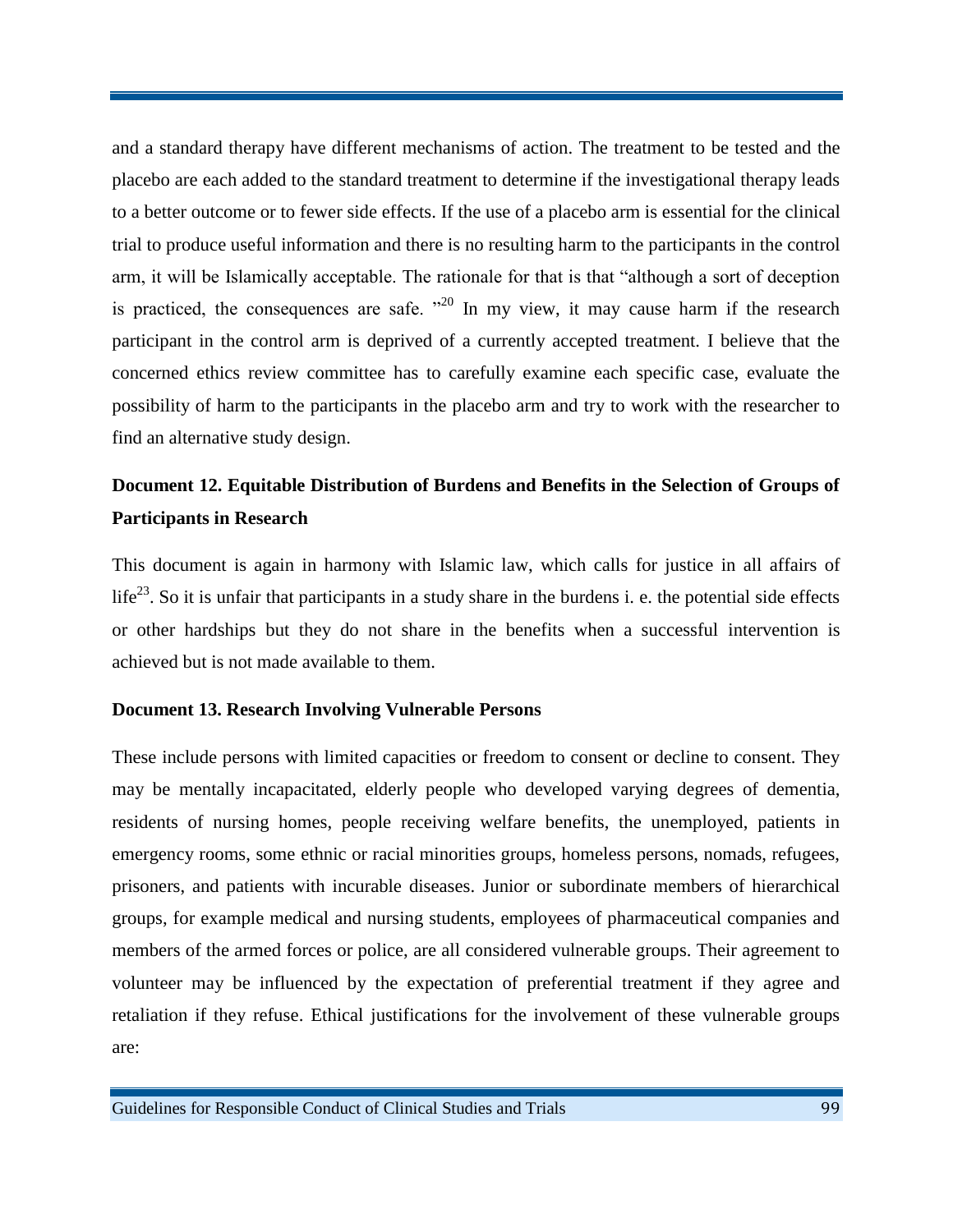and a standard therapy have different mechanisms of action. The treatment to be tested and the placebo are each added to the standard treatment to determine if the investigational therapy leads to a better outcome or to fewer side effects. If the use of a placebo arm is essential for the clinical trial to produce useful information and there is no resulting harm to the participants in the control arm, it will be Islamically acceptable. The rationale for that is that "although a sort of deception is practiced, the consequences are safe. "[20] In my view, it may cause harm if the research participant in the control arm is deprived of a currently accepted treatment. I believe that the concerned ethics review committee has to carefully examine each specific case, evaluate the possibility of harm to the participants in the placebo arm and try to work with the researcher to find an alternative study design.

## Document 12. Equitable Distribution of Burdens and Benefits in the Selection of Groups of Participants in Research

This document is again in harmony with Islamic law, which calls for justice in all affairs of life[23]. So it is unfair that participants in a study share in the burdens i. e. the potential side effects or other hardships but they do not share in the benefits when a successful intervention is achieved but is not made available to them.

### Document 13. Research Involving Vulnerable Persons

These include persons with limited capacities or freedom to consent or decline to consent. They may be mentally incapacitated, elderly people who developed varying degrees of dementia, residents of nursing homes, people receiving welfare benefits, the unemployed, patients in emergency rooms, some ethnic or racial minorities groups, homeless persons, nomads, refugees, prisoners, and patients with incurable diseases. Junior or subordinate members of hierarchical groups, for example medical and nursing students, employees of pharmaceutical companies and members of the armed forces or police, are all considered vulnerable groups. Their agreement to volunteer may be influenced by the expectation of preferential treatment if they agree and retaliation if they refuse. Ethical justifications for the involvement of these vulnerable groups are: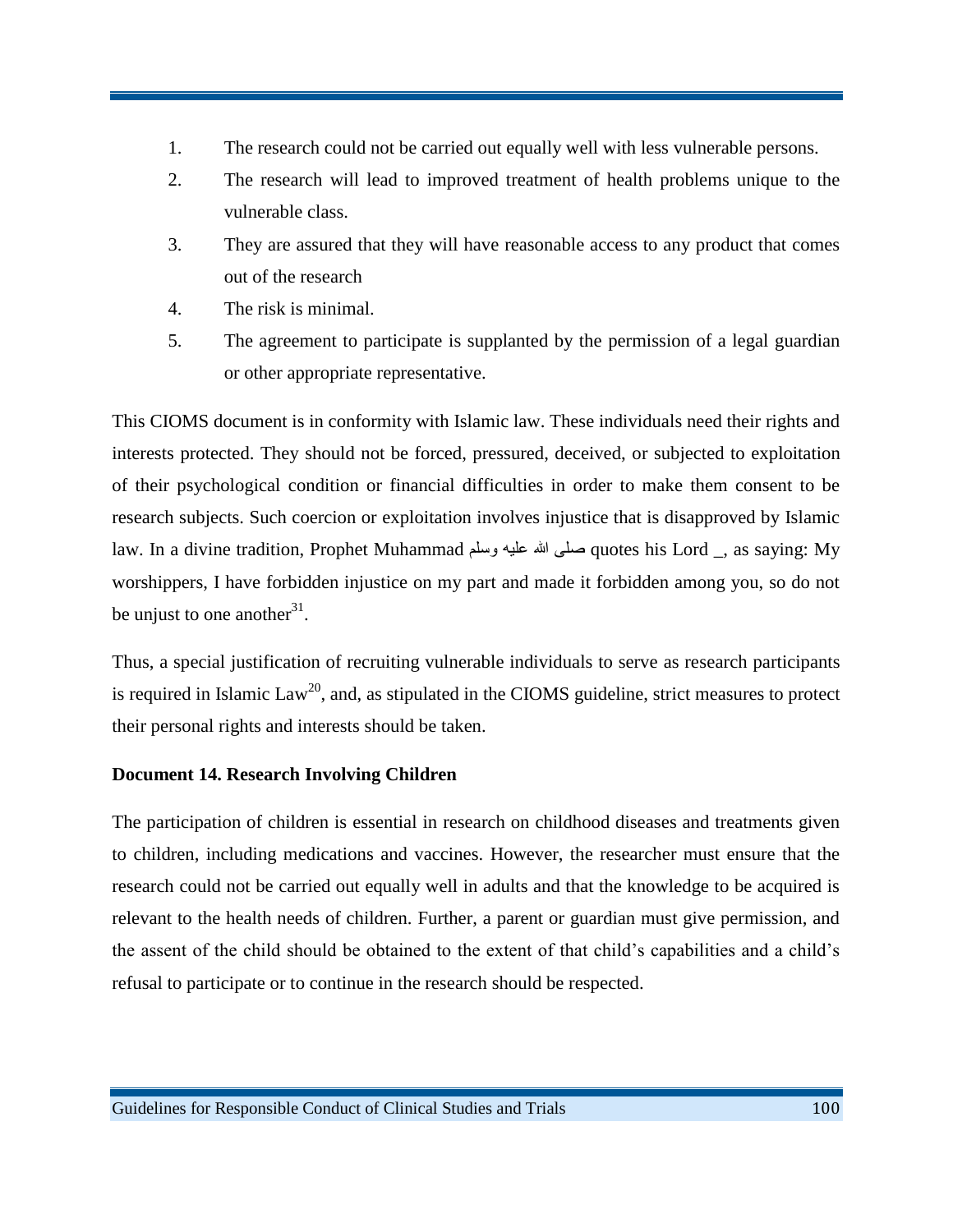1. The research could not be carried out equally well with less vulnerable persons.
2. The research will lead to improved treatment of health problems unique to the vulnerable class.
3. They are assured that they will have reasonable access to any product that comes out of the research
4. The risk is minimal.
5. The agreement to participate is supplanted by the permission of a legal guardian or other appropriate representative.

This CIOMS document is in conformity with Islamic law. These individuals need their rights and interests protected. They should not be forced, pressured, deceived, or subjected to exploitation of their psychological condition or financial difficulties in order to make them consent to be research subjects. Such coercion or exploitation involves injustice that is disapproved by Islamic law. In a divine tradition, Prophet Muhammad صلى الله عليه وسلم quotes his Lord _, as saying: My worshippers, I have forbidden injustice on my part and made it forbidden among you, so do not be unjust to one another[31].

Thus, a special justification of recruiting vulnerable individuals to serve as research participants is required in Islamic Law[20], and, as stipulated in the CIOMS guideline, strict measures to protect their personal rights and interests should be taken.

**Document 14. Research Involving Children**

The participation of children is essential in research on childhood diseases and treatments given to children, including medications and vaccines. However, the researcher must ensure that the research could not be carried out equally well in adults and that the knowledge to be acquired is relevant to the health needs of children. Further, a parent or guardian must give permission, and the assent of the child should be obtained to the extent of that child's capabilities and a child's refusal to participate or to continue in the research should be respected.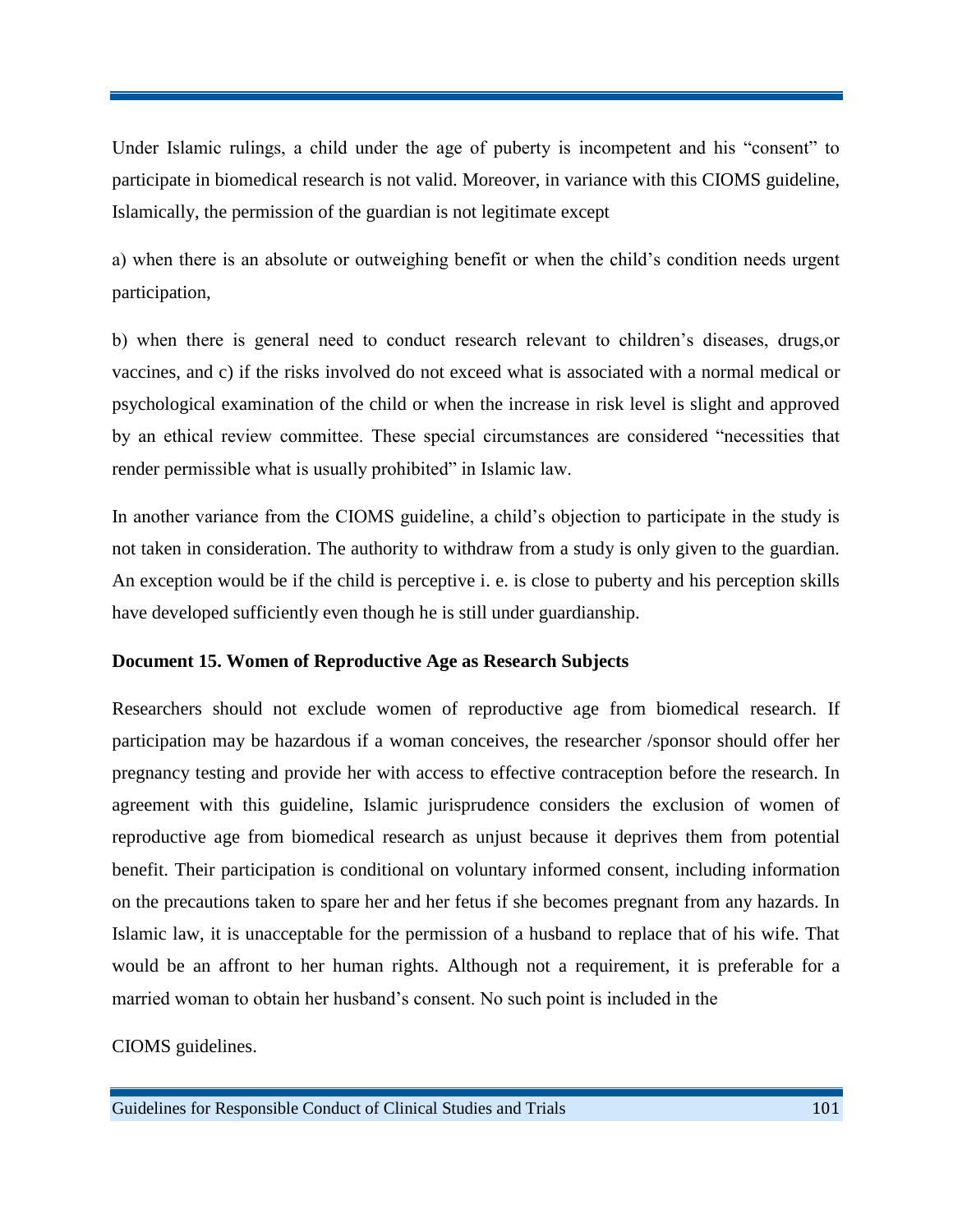Under Islamic rulings, a child under the age of puberty is incompetent and his "consent" to participate in biomedical research is not valid. Moreover, in variance with this CIOMS guideline, Islamically, the permission of the guardian is not legitimate except

a) when there is an absolute or outweighing benefit or when the child's condition needs urgent participation,

b) when there is general need to conduct research relevant to children's diseases, drugs,or vaccines, and c) if the risks involved do not exceed what is associated with a normal medical or psychological examination of the child or when the increase in risk level is slight and approved by an ethical review committee. These special circumstances are considered "necessities that render permissible what is usually prohibited" in Islamic law.

In another variance from the CIOMS guideline, a child's objection to participate in the study is not taken in consideration. The authority to withdraw from a study is only given to the guardian. An exception would be if the child is perceptive i. e. is close to puberty and his perception skills have developed sufficiently even though he is still under guardianship.

**Document 15. Women of Reproductive Age as Research Subjects**

Researchers should not exclude women of reproductive age from biomedical research. If participation may be hazardous if a woman conceives, the researcher /sponsor should offer her pregnancy testing and provide her with access to effective contraception before the research. In agreement with this guideline, Islamic jurisprudence considers the exclusion of women of reproductive age from biomedical research as unjust because it deprives them from potential benefit. Their participation is conditional on voluntary informed consent, including information on the precautions taken to spare her and her fetus if she becomes pregnant from any hazards. In Islamic law, it is unacceptable for the permission of a husband to replace that of his wife. That would be an affront to her human rights. Although not a requirement, it is preferable for a married woman to obtain her husband's consent. No such point is included in the

CIOMS guidelines.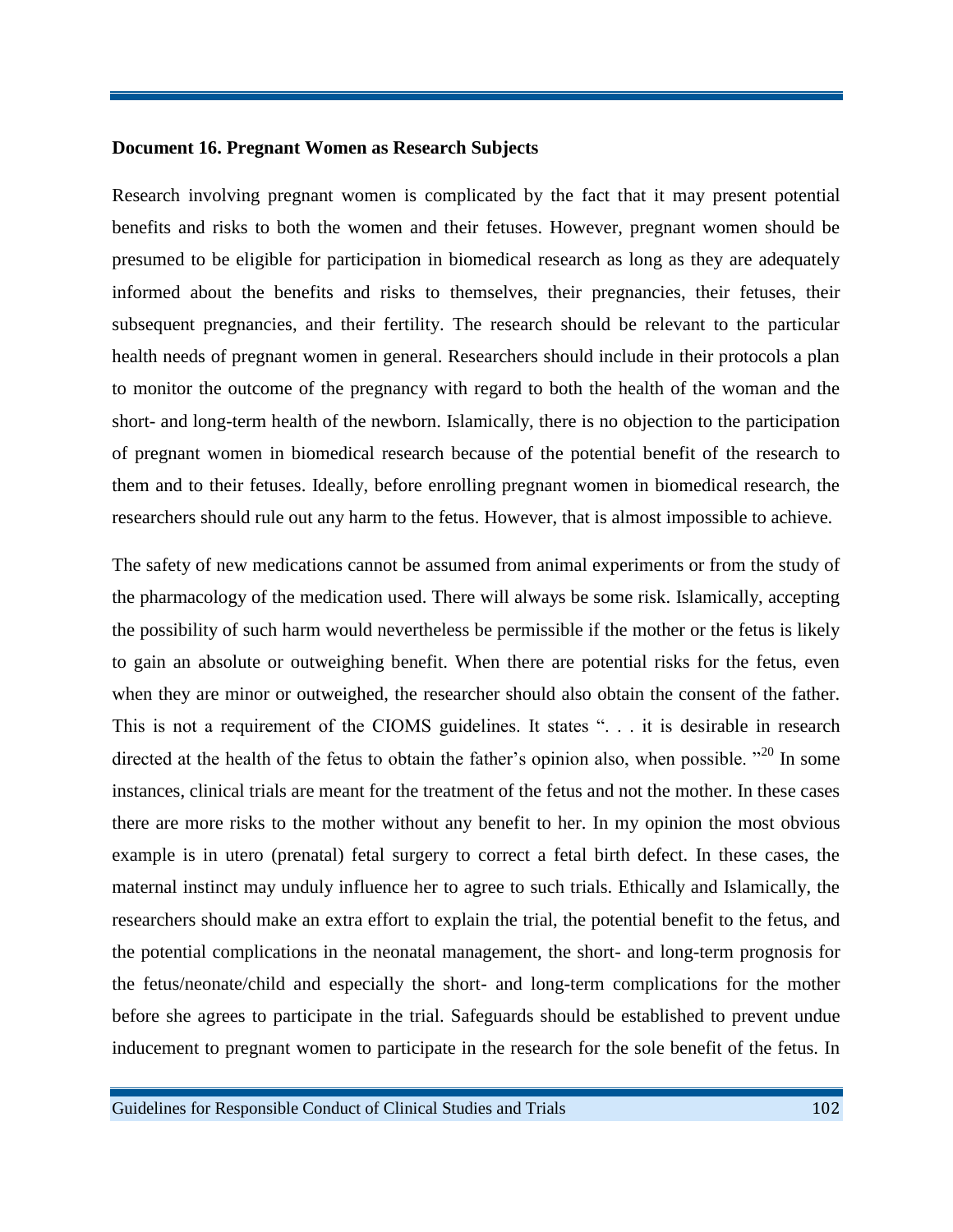### Document 16. Pregnant Women as Research Subjects

Research involving pregnant women is complicated by the fact that it may present potential benefits and risks to both the women and their fetuses. However, pregnant women should be presumed to be eligible for participation in biomedical research as long as they are adequately informed about the benefits and risks to themselves, their pregnancies, their fetuses, their subsequent pregnancies, and their fertility. The research should be relevant to the particular health needs of pregnant women in general. Researchers should include in their protocols a plan to monitor the outcome of the pregnancy with regard to both the health of the woman and the short- and long-term health of the newborn. Islamically, there is no objection to the participation of pregnant women in biomedical research because of the potential benefit of the research to them and to their fetuses. Ideally, before enrolling pregnant women in biomedical research, the researchers should rule out any harm to the fetus. However, that is almost impossible to achieve.

The safety of new medications cannot be assumed from animal experiments or from the study of the pharmacology of the medication used. There will always be some risk. Islamically, accepting the possibility of such harm would nevertheless be permissible if the mother or the fetus is likely to gain an absolute or outweighing benefit. When there are potential risks for the fetus, even when they are minor or outweighed, the researcher should also obtain the consent of the father. This is not a requirement of the CIOMS guidelines. It states ". . . it is desirable in research directed at the health of the fetus to obtain the father's opinion also, when possible. "[20] In some instances, clinical trials are meant for the treatment of the fetus and not the mother. In these cases there are more risks to the mother without any benefit to her. In my opinion the most obvious example is in utero (prenatal) fetal surgery to correct a fetal birth defect. In these cases, the maternal instinct may unduly influence her to agree to such trials. Ethically and Islamically, the researchers should make an extra effort to explain the trial, the potential benefit to the fetus, and the potential complications in the neonatal management, the short- and long-term prognosis for the fetus/neonate/child and especially the short- and long-term complications for the mother before she agrees to participate in the trial. Safeguards should be established to prevent undue inducement to pregnant women to participate in the research for the sole benefit of the fetus. In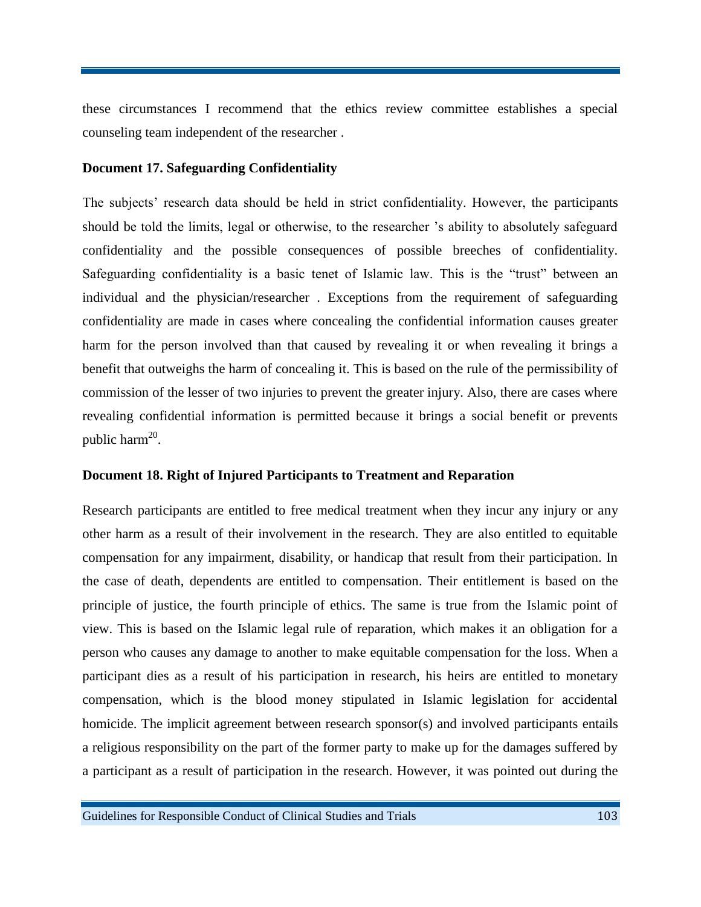these circumstances I recommend that the ethics review committee establishes a special counseling team independent of the researcher .

### Document 17. Safeguarding Confidentiality

The subjects' research data should be held in strict confidentiality. However, the participants should be told the limits, legal or otherwise, to the researcher 's ability to absolutely safeguard confidentiality and the possible consequences of possible breeches of confidentiality. Safeguarding confidentiality is a basic tenet of Islamic law. This is the "trust" between an individual and the physician/researcher . Exceptions from the requirement of safeguarding confidentiality are made in cases where concealing the confidential information causes greater harm for the person involved than that caused by revealing it or when revealing it brings a benefit that outweighs the harm of concealing it. This is based on the rule of the permissibility of commission of the lesser of two injuries to prevent the greater injury. Also, there are cases where revealing confidential information is permitted because it brings a social benefit or prevents public harm[20].

### Document 18. Right of Injured Participants to Treatment and Reparation

Research participants are entitled to free medical treatment when they incur any injury or any other harm as a result of their involvement in the research. They are also entitled to equitable compensation for any impairment, disability, or handicap that result from their participation. In the case of death, dependents are entitled to compensation. Their entitlement is based on the principle of justice, the fourth principle of ethics. The same is true from the Islamic point of view. This is based on the Islamic legal rule of reparation, which makes it an obligation for a person who causes any damage to another to make equitable compensation for the loss. When a participant dies as a result of his participation in research, his heirs are entitled to monetary compensation, which is the blood money stipulated in Islamic legislation for accidental homicide. The implicit agreement between research sponsor(s) and involved participants entails a religious responsibility on the part of the former party to make up for the damages suffered by a participant as a result of participation in the research. However, it was pointed out during the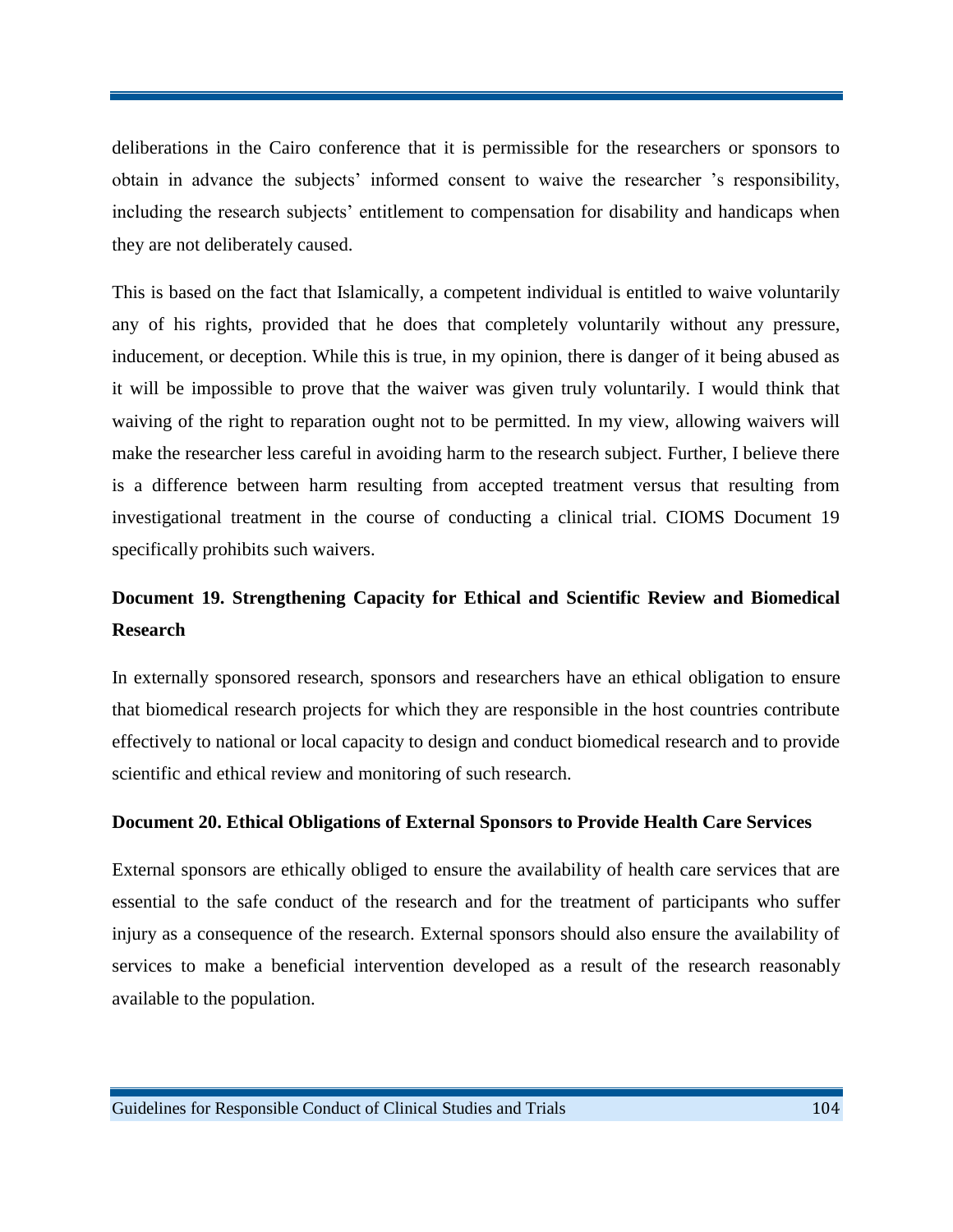deliberations in the Cairo conference that it is permissible for the researchers or sponsors to obtain in advance the subjects' informed consent to waive the researcher 's responsibility, including the research subjects' entitlement to compensation for disability and handicaps when they are not deliberately caused.

This is based on the fact that Islamically, a competent individual is entitled to waive voluntarily any of his rights, provided that he does that completely voluntarily without any pressure, inducement, or deception. While this is true, in my opinion, there is danger of it being abused as it will be impossible to prove that the waiver was given truly voluntarily. I would think that waiving of the right to reparation ought not to be permitted. In my view, allowing waivers will make the researcher less careful in avoiding harm to the research subject. Further, I believe there is a difference between harm resulting from accepted treatment versus that resulting from investigational treatment in the course of conducting a clinical trial. CIOMS Document 19 specifically prohibits such waivers.

### Document 19. Strengthening Capacity for Ethical and Scientific Review and Biomedical Research

In externally sponsored research, sponsors and researchers have an ethical obligation to ensure that biomedical research projects for which they are responsible in the host countries contribute effectively to national or local capacity to design and conduct biomedical research and to provide scientific and ethical review and monitoring of such research.

### Document 20. Ethical Obligations of External Sponsors to Provide Health Care Services

External sponsors are ethically obliged to ensure the availability of health care services that are essential to the safe conduct of the research and for the treatment of participants who suffer injury as a consequence of the research. External sponsors should also ensure the availability of services to make a beneficial intervention developed as a result of the research reasonably available to the population.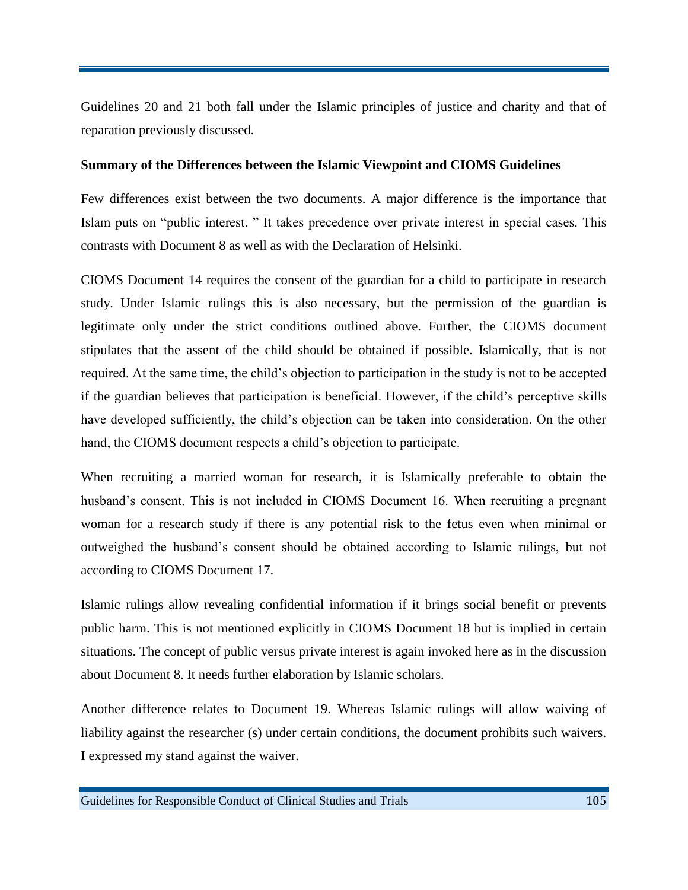Guidelines 20 and 21 both fall under the Islamic principles of justice and charity and that of reparation previously discussed.

**Summary of the Differences between the Islamic Viewpoint and CIOMS Guidelines**

Few differences exist between the two documents. A major difference is the importance that Islam puts on "public interest. " It takes precedence over private interest in special cases. This contrasts with Document 8 as well as with the Declaration of Helsinki.

CIOMS Document 14 requires the consent of the guardian for a child to participate in research study. Under Islamic rulings this is also necessary, but the permission of the guardian is legitimate only under the strict conditions outlined above. Further, the CIOMS document stipulates that the assent of the child should be obtained if possible. Islamically, that is not required. At the same time, the child's objection to participation in the study is not to be accepted if the guardian believes that participation is beneficial. However, if the child's perceptive skills have developed sufficiently, the child's objection can be taken into consideration. On the other hand, the CIOMS document respects a child's objection to participate.

When recruiting a married woman for research, it is Islamically preferable to obtain the husband's consent. This is not included in CIOMS Document 16. When recruiting a pregnant woman for a research study if there is any potential risk to the fetus even when minimal or outweighed the husband's consent should be obtained according to Islamic rulings, but not according to CIOMS Document 17.

Islamic rulings allow revealing confidential information if it brings social benefit or prevents public harm. This is not mentioned explicitly in CIOMS Document 18 but is implied in certain situations. The concept of public versus private interest is again invoked here as in the discussion about Document 8. It needs further elaboration by Islamic scholars.

Another difference relates to Document 19. Whereas Islamic rulings will allow waiving of liability against the researcher (s) under certain conditions, the document prohibits such waivers. I expressed my stand against the waiver.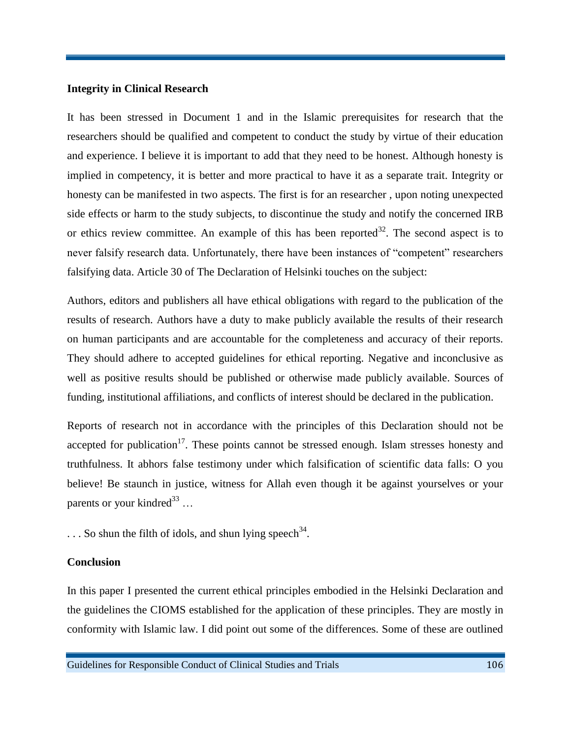**Integrity in Clinical Research**

It has been stressed in Document 1 and in the Islamic prerequisites for research that the researchers should be qualified and competent to conduct the study by virtue of their education and experience. I believe it is important to add that they need to be honest. Although honesty is implied in competency, it is better and more practical to have it as a separate trait. Integrity or honesty can be manifested in two aspects. The first is for an researcher , upon noting unexpected side effects or harm to the study subjects, to discontinue the study and notify the concerned IRB or ethics review committee. An example of this has been reported[32]. The second aspect is to never falsify research data. Unfortunately, there have been instances of "competent" researchers falsifying data. Article 30 of The Declaration of Helsinki touches on the subject:

Authors, editors and publishers all have ethical obligations with regard to the publication of the results of research. Authors have a duty to make publicly available the results of their research on human participants and are accountable for the completeness and accuracy of their reports. They should adhere to accepted guidelines for ethical reporting. Negative and inconclusive as well as positive results should be published or otherwise made publicly available. Sources of funding, institutional affiliations, and conflicts of interest should be declared in the publication.

Reports of research not in accordance with the principles of this Declaration should not be accepted for publication[17]. These points cannot be stressed enough. Islam stresses honesty and truthfulness. It abhors false testimony under which falsification of scientific data falls: O you believe! Be staunch in justice, witness for Allah even though it be against yourselves or your parents or your kindred[33] …

. . . So shun the filth of idols, and shun lying speech[34].

**Conclusion**

In this paper I presented the current ethical principles embodied in the Helsinki Declaration and the guidelines the CIOMS established for the application of these principles. They are mostly in conformity with Islamic law. I did point out some of the differences. Some of these are outlined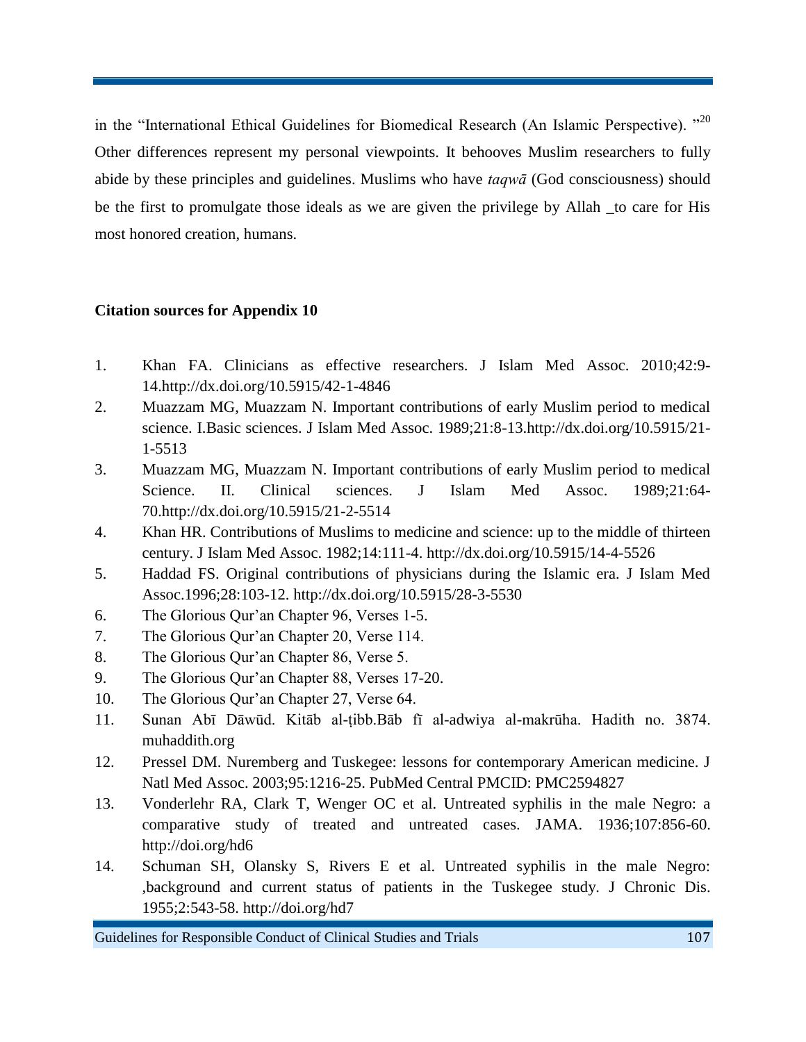in the "International Ethical Guidelines for Biomedical Research (An Islamic Perspective). "[20] Other differences represent my personal viewpoints. It behooves Muslim researchers to fully abide by these principles and guidelines. Muslims who have *taqwā* (God consciousness) should be the first to promulgate those ideals as we are given the privilege by Allah _to care for His most honored creation, humans.

**Citation sources for Appendix 10**

1. Khan FA. Clinicians as effective researchers. J Islam Med Assoc. 2010;42:9-14.http://dx.doi.org/10.5915/42-1-4846
2. Muazzam MG, Muazzam N. Important contributions of early Muslim period to medical science. I.Basic sciences. J Islam Med Assoc. 1989;21:8-13.http://dx.doi.org/10.5915/21-1-5513
3. Muazzam MG, Muazzam N. Important contributions of early Muslim period to medical Science. II. Clinical sciences. J Islam Med Assoc. 1989;21:64-70.http://dx.doi.org/10.5915/21-2-5514
4. Khan HR. Contributions of Muslims to medicine and science: up to the middle of thirteen century. J Islam Med Assoc. 1982;14:111-4. http://dx.doi.org/10.5915/14-4-5526
5. Haddad FS. Original contributions of physicians during the Islamic era. J Islam Med Assoc.1996;28:103-12. http://dx.doi.org/10.5915/28-3-5530
6. The Glorious Qur'an Chapter 96, Verses 1-5.
7. The Glorious Qur'an Chapter 20, Verse 114.
8. The Glorious Qur'an Chapter 86, Verse 5.
9. The Glorious Qur'an Chapter 88, Verses 17-20.
10. The Glorious Qur'an Chapter 27, Verse 64.
11. Sunan Abī Dāwūd. Kitāb al-ṭibb.Bāb fĩ al-adwiya al-makrūha. Hadith no. 3874. muhaddith.org
12. Pressel DM. Nuremberg and Tuskegee: lessons for contemporary American medicine. J Natl Med Assoc. 2003;95:1216-25. PubMed Central PMCID: PMC2594827
13. Vonderlehr RA, Clark T, Wenger OC et al. Untreated syphilis in the male Negro: a comparative study of treated and untreated cases. JAMA. 1936;107:856-60. http://doi.org/hd6
14. Schuman SH, Olansky S, Rivers E et al. Untreated syphilis in the male Negro: ,background and current status of patients in the Tuskegee study. J Chronic Dis. 1955;2:543-58. http://doi.org/hd7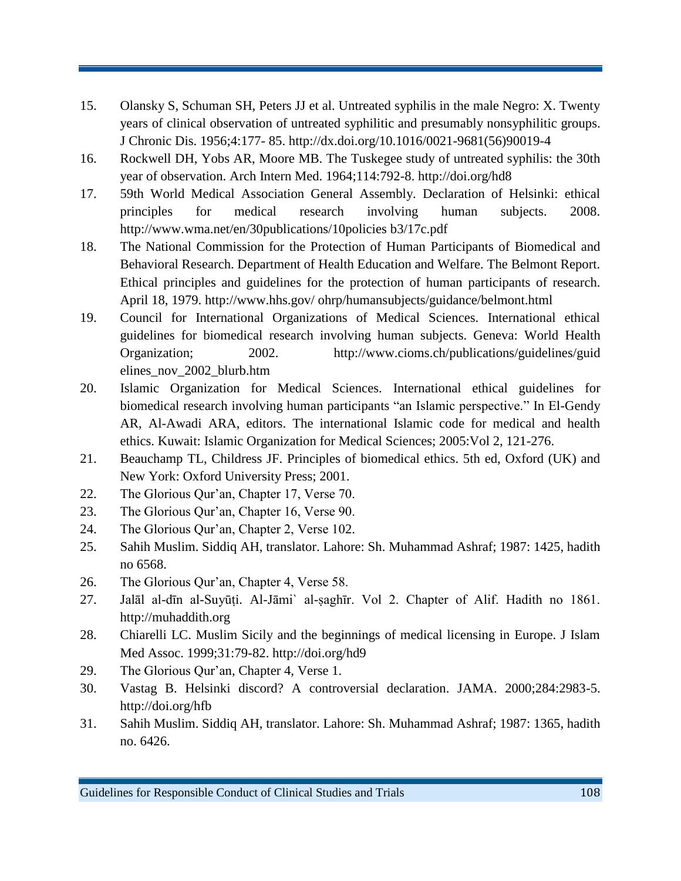15. Olansky S, Schuman SH, Peters JJ et al. Untreated syphilis in the male Negro: X. Twenty years of clinical observation of untreated syphilitic and presumably nonsyphilitic groups. J Chronic Dis. 1956;4:177- 85. http://dx.doi.org/10.1016/0021-9681(56)90019-4
16. Rockwell DH, Yobs AR, Moore MB. The Tuskegee study of untreated syphilis: the 30th year of observation. Arch Intern Med. 1964;114:792-8. http://doi.org/hd8
17. 59th World Medical Association General Assembly. Declaration of Helsinki: ethical principles for medical research involving human subjects. 2008. http://www.wma.net/en/30publications/10policies b3/17c.pdf
18. The National Commission for the Protection of Human Participants of Biomedical and Behavioral Research. Department of Health Education and Welfare. The Belmont Report. Ethical principles and guidelines for the protection of human participants of research. April 18, 1979. http://www.hhs.gov/ ohrp/humansubjects/guidance/belmont.html
19. Council for International Organizations of Medical Sciences. International ethical guidelines for biomedical research involving human subjects. Geneva: World Health Organization; 2002. http://www.cioms.ch/publications/guidelines/guidelines_nov_2002_blurb.htm
20. Islamic Organization for Medical Sciences. International ethical guidelines for biomedical research involving human participants "an Islamic perspective." In El-Gendy AR, Al-Awadi ARA, editors. The international Islamic code for medical and health ethics. Kuwait: Islamic Organization for Medical Sciences; 2005:Vol 2, 121-276.
21. Beauchamp TL, Childress JF. Principles of biomedical ethics. 5th ed, Oxford (UK) and New York: Oxford University Press; 2001.
22. The Glorious Qur'an, Chapter 17, Verse 70.
23. The Glorious Qur'an, Chapter 16, Verse 90.
24. The Glorious Qur'an, Chapter 2, Verse 102.
25. Sahih Muslim. Siddiq AH, translator. Lahore: Sh. Muhammad Ashraf; 1987: 1425, hadith no 6568.
26. The Glorious Qur'an, Chapter 4, Verse 58.
27. Jalāl al-dīn al-Suyūṭi. Al-Jāmi` al-ṣaghīr. Vol 2. Chapter of Alif. Hadith no 1861. http://muhaddith.org
28. Chiarelli LC. Muslim Sicily and the beginnings of medical licensing in Europe. J Islam Med Assoc. 1999;31:79-82. http://doi.org/hd9
29. The Glorious Qur'an, Chapter 4, Verse 1.
30. Vastag B. Helsinki discord? A controversial declaration. JAMA. 2000;284:2983-5. http://doi.org/hfb
31. Sahih Muslim. Siddiq AH, translator. Lahore: Sh. Muhammad Ashraf; 1987: 1365, hadith no. 6426.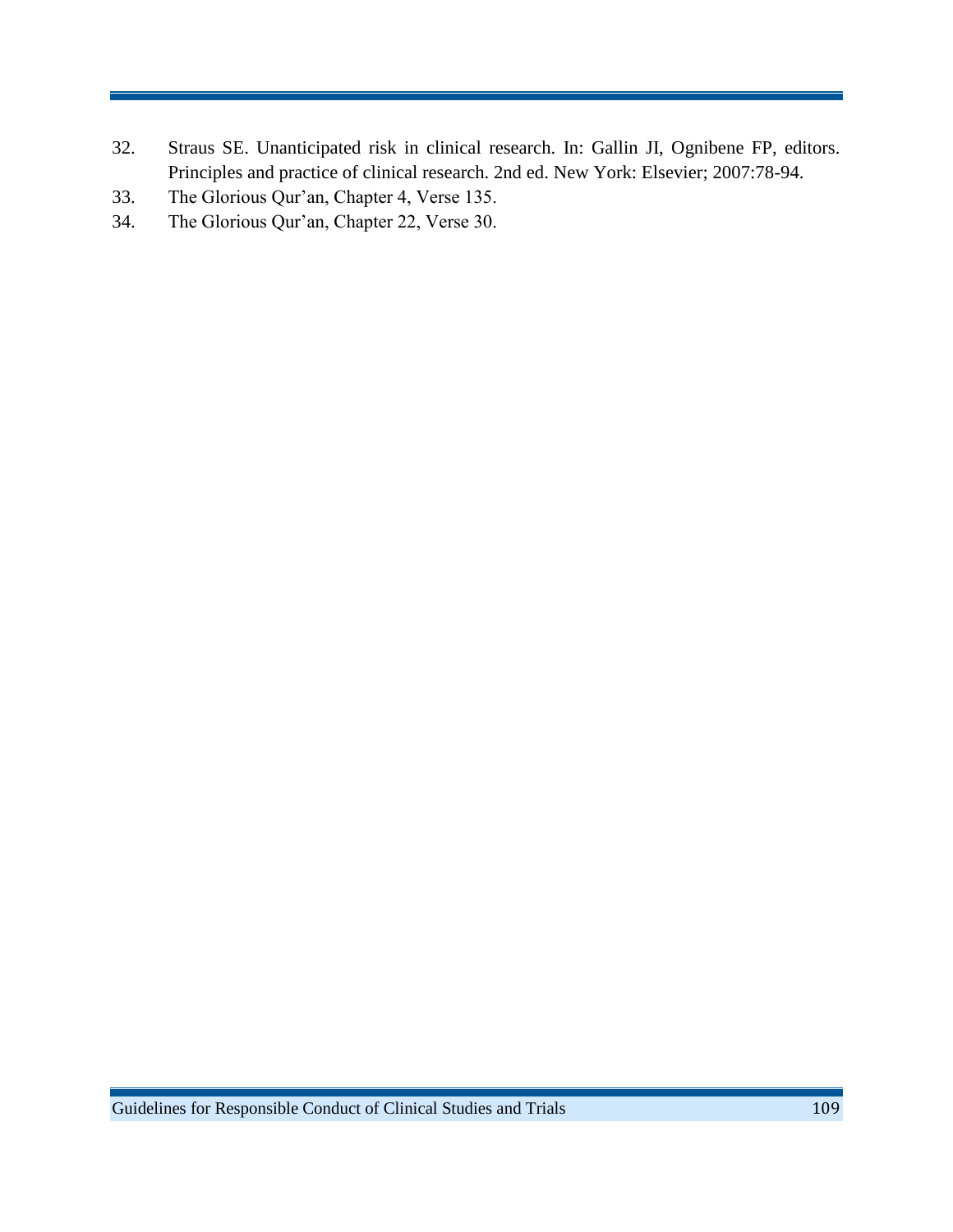32. Straus SE. Unanticipated risk in clinical research. In: Gallin JI, Ognibene FP, editors. Principles and practice of clinical research. 2nd ed. New York: Elsevier; 2007:78-94.
33. The Glorious Qur'an, Chapter 4, Verse 135.
34. The Glorious Qur'an, Chapter 22, Verse 30.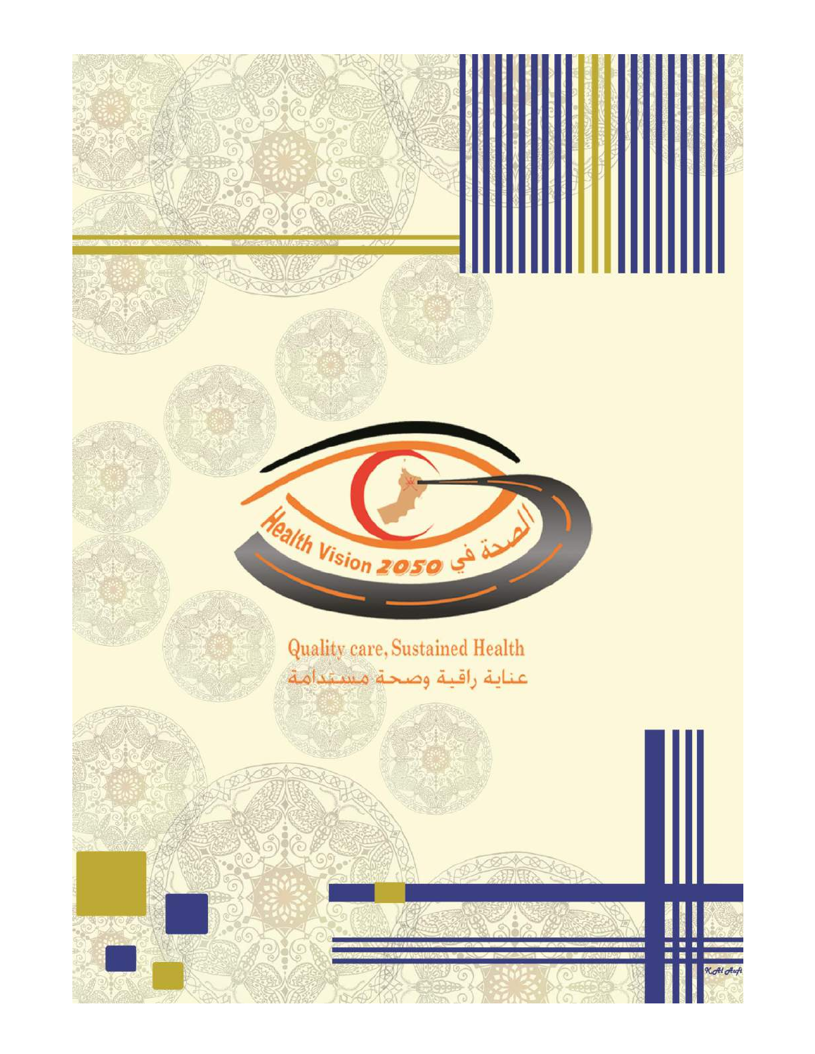Health Vision 2050 الصحة في

Quality care, Sustained Health

عناية راقية وصحة مستدامة